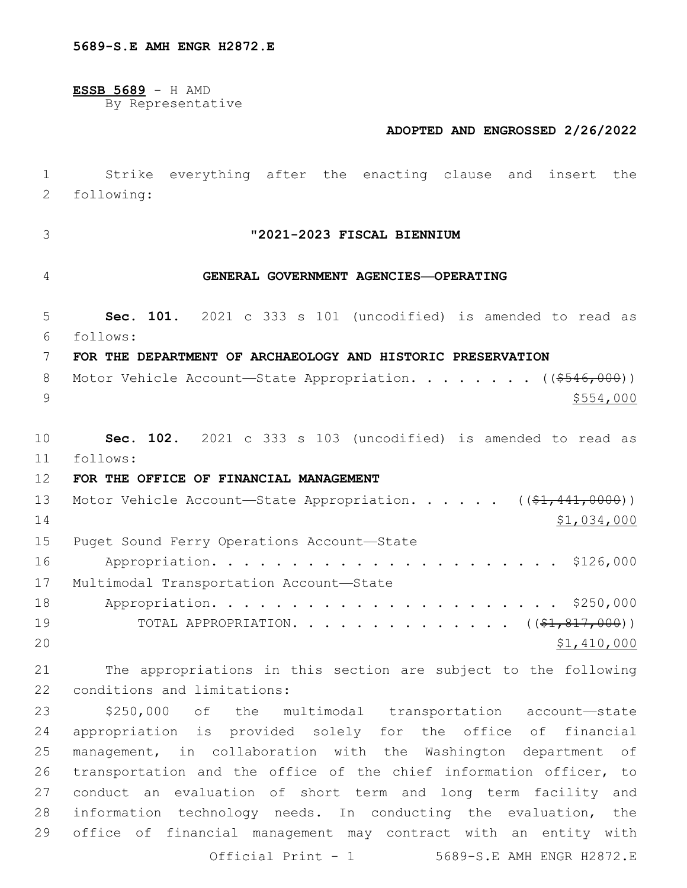5689-S.E AMH ENGR H2872.E

**ESSB 5689** - H AMD
By Representative

**ADOPTED AND ENGROSSED 2/26/2022**

Strike everything after the enacting clause and insert the following:

## "2021-2023 FISCAL BIENNIUM

## GENERAL GOVERNMENT AGENCIES—OPERATING

**Sec. 101.** 2021 c 333 s 101 (uncodified) is amended to read as follows:

**FOR THE DEPARTMENT OF ARCHAEOLOGY AND HISTORIC PRESERVATION**

Motor Vehicle Account—State Appropriation. . . . . . . . (( ~~$546,000~~ ))
$554,000

**Sec. 102.** 2021 c 333 s 103 (uncodified) is amended to read as follows:

**FOR THE OFFICE OF FINANCIAL MANAGEMENT**

Motor Vehicle Account—State Appropriation. . . . . . (( ~~$1,441,0000~~ ))
$1,034,000

Puget Sound Ferry Operations Account—State
Appropriation. . . . . . . . . . . . . . . . . . . . . . . $126,000

Multimodal Transportation Account—State
Appropriation. . . . . . . . . . . . . . . . . . . . . . . $250,000

TOTAL APPROPRIATION. . . . . . . . . . . . . . . (( ~~$1,817,000~~ ))
$1,410,000

The appropriations in this section are subject to the following conditions and limitations:

$250,000 of the multimodal transportation account—state appropriation is provided solely for the office of financial management, in collaboration with the Washington department of transportation and the office of the chief information officer, to conduct an evaluation of short term and long term facility and information technology needs. In conducting the evaluation, the office of financial management may contract with an entity with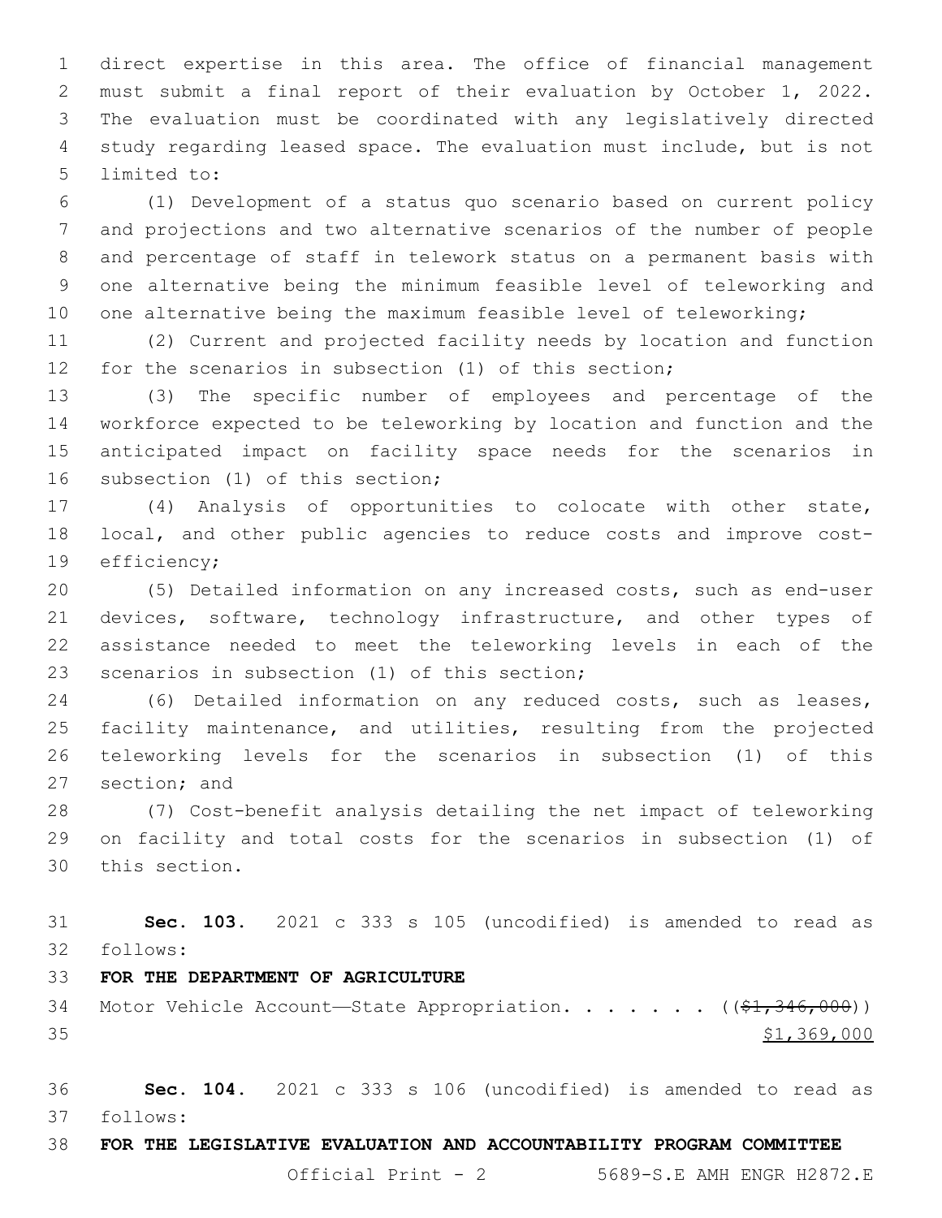direct expertise in this area. The office of financial management must submit a final report of their evaluation by October 1, 2022. The evaluation must be coordinated with any legislatively directed study regarding leased space. The evaluation must include, but is not limited to:

(1) Development of a status quo scenario based on current policy and projections and two alternative scenarios of the number of people and percentage of staff in telework status on a permanent basis with one alternative being the minimum feasible level of teleworking and one alternative being the maximum feasible level of teleworking;

(2) Current and projected facility needs by location and function for the scenarios in subsection (1) of this section;

(3) The specific number of employees and percentage of the workforce expected to be teleworking by location and function and the anticipated impact on facility space needs for the scenarios in subsection (1) of this section;

(4) Analysis of opportunities to colocate with other state, local, and other public agencies to reduce costs and improve cost-efficiency;

(5) Detailed information on any increased costs, such as end-user devices, software, technology infrastructure, and other types of assistance needed to meet the teleworking levels in each of the scenarios in subsection (1) of this section;

(6) Detailed information on any reduced costs, such as leases, facility maintenance, and utilities, resulting from the projected teleworking levels for the scenarios in subsection (1) of this section; and

(7) Cost-benefit analysis detailing the net impact of teleworking on facility and total costs for the scenarios in subsection (1) of this section.

**Sec. 103.** 2021 c 333 s 105 (uncodified) is amended to read as follows:

**FOR THE DEPARTMENT OF AGRICULTURE**

Motor Vehicle Account—State Appropriation. . . . . . . ((~~$1,346,000~~))
<u>$1,369,000</u>

**Sec. 104.** 2021 c 333 s 106 (uncodified) is amended to read as follows:

**FOR THE LEGISLATIVE EVALUATION AND ACCOUNTABILITY PROGRAM COMMITTEE**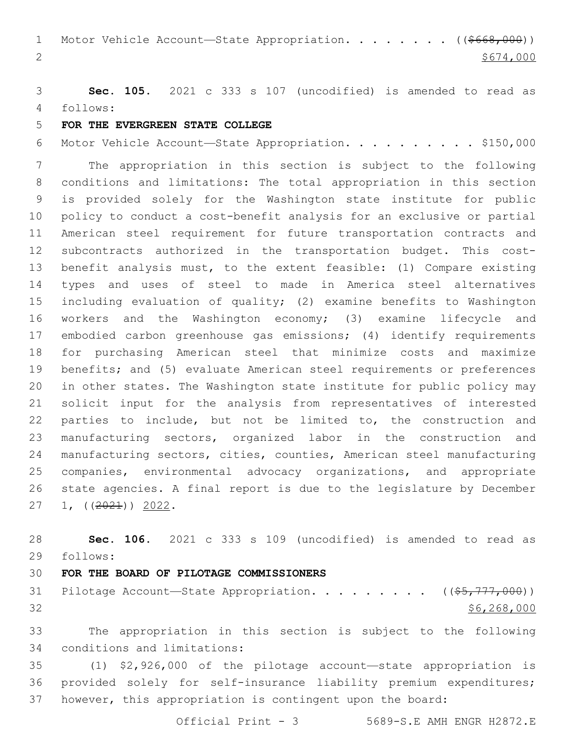Motor Vehicle Account—State Appropriation. . . . . . . . ((~~$668,000~~))
<u>$674,000</u>

**Sec. 105.** 2021 c 333 s 107 (uncodified) is amended to read as follows:

**FOR THE EVERGREEN STATE COLLEGE**

Motor Vehicle Account—State Appropriation. . . . . . . . . . $150,000

The appropriation in this section is subject to the following conditions and limitations: The total appropriation in this section is provided solely for the Washington state institute for public policy to conduct a cost-benefit analysis for an exclusive or partial American steel requirement for future transportation contracts and subcontracts authorized in the transportation budget. This cost-benefit analysis must, to the extent feasible: (1) Compare existing types and uses of steel to made in America steel alternatives including evaluation of quality; (2) examine benefits to Washington workers and the Washington economy; (3) examine lifecycle and embodied carbon greenhouse gas emissions; (4) identify requirements for purchasing American steel that minimize costs and maximize benefits; and (5) evaluate American steel requirements or preferences in other states. The Washington state institute for public policy may solicit input for the analysis from representatives of interested parties to include, but not be limited to, the construction and manufacturing sectors, organized labor in the construction and manufacturing sectors, cities, counties, American steel manufacturing companies, environmental advocacy organizations, and appropriate state agencies. A final report is due to the legislature by December 1, ((~~2021~~)) <u>2022</u>.

**Sec. 106.** 2021 c 333 s 109 (uncodified) is amended to read as follows:

**FOR THE BOARD OF PILOTAGE COMMISSIONERS**

Pilotage Account—State Appropriation. . . . . . . . . ((~~$5,777,000~~))
<u>$6,268,000</u>

The appropriation in this section is subject to the following conditions and limitations:

(1) $2,926,000 of the pilotage account—state appropriation is provided solely for self-insurance liability premium expenditures; however, this appropriation is contingent upon the board: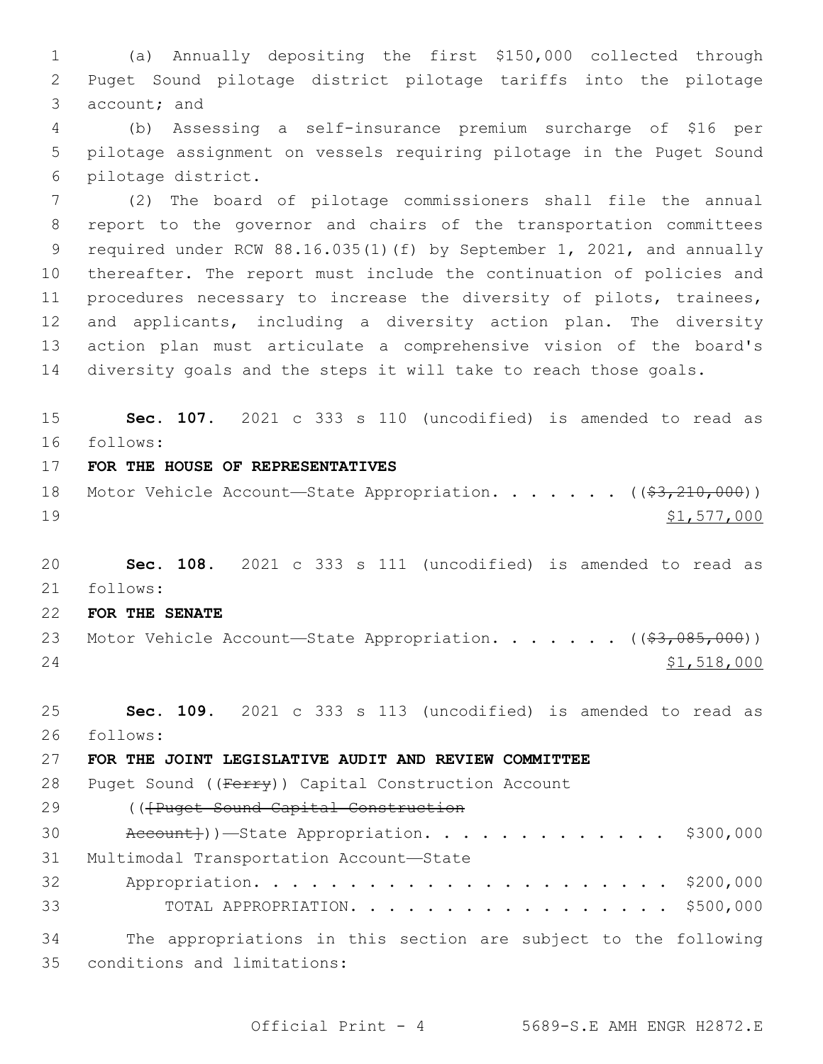(a) Annually depositing the first $150,000 collected through Puget Sound pilotage district pilotage tariffs into the pilotage account; and

(b) Assessing a self-insurance premium surcharge of $16 per pilotage assignment on vessels requiring pilotage in the Puget Sound pilotage district.

(2) The board of pilotage commissioners shall file the annual report to the governor and chairs of the transportation committees required under RCW 88.16.035(1)(f) by September 1, 2021, and annually thereafter. The report must include the continuation of policies and procedures necessary to increase the diversity of pilots, trainees, and applicants, including a diversity action plan. The diversity action plan must articulate a comprehensive vision of the board's diversity goals and the steps it will take to reach those goals.

**Sec. 107.** 2021 c 333 s 110 (uncodified) is amended to read as follows:

**FOR THE HOUSE OF REPRESENTATIVES**

Motor Vehicle Account—State Appropriation. . . . . . . (( ~~$3,210,000~~ ))
<u>$1,577,000</u>

**Sec. 108.** 2021 c 333 s 111 (uncodified) is amended to read as follows:

**FOR THE SENATE**

Motor Vehicle Account—State Appropriation. . . . . . . (( ~~$3,085,000~~ ))
<u>$1,518,000</u>

**Sec. 109.** 2021 c 333 s 113 (uncodified) is amended to read as follows:

**FOR THE JOINT LEGISLATIVE AUDIT AND REVIEW COMMITTEE**

Puget Sound (( ~~Ferry~~ )) Capital Construction Account (( ~~[Puget Sound Capital Construction Account]~~ ))—State Appropriation. . . . . . . . . . . . . $300,000

Multimodal Transportation Account—State Appropriation. . . . . . . . . . . . . . . . . . . . . . $200,000

TOTAL APPROPRIATION. . . . . . . . . . . . . . . . . . $500,000

The appropriations in this section are subject to the following conditions and limitations: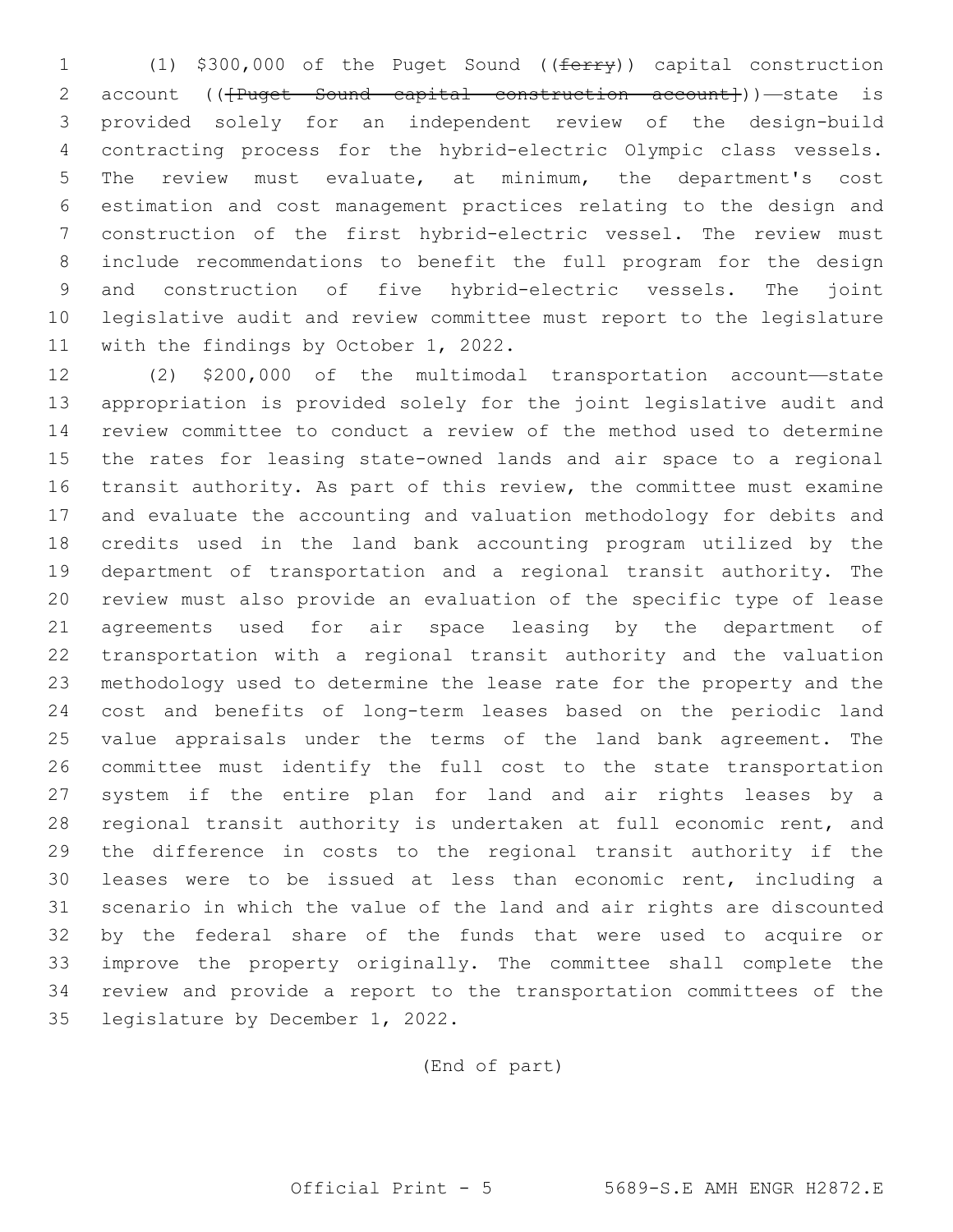(1) $300,000 of the Puget Sound ((~~ferry~~)) capital construction account ((~~[Puget Sound capital construction account]~~))—state is provided solely for an independent review of the design-build contracting process for the hybrid-electric Olympic class vessels. The review must evaluate, at minimum, the department's cost estimation and cost management practices relating to the design and construction of the first hybrid-electric vessel. The review must include recommendations to benefit the full program for the design and construction of five hybrid-electric vessels. The joint legislative audit and review committee must report to the legislature with the findings by October 1, 2022.

(2) $200,000 of the multimodal transportation account—state appropriation is provided solely for the joint legislative audit and review committee to conduct a review of the method used to determine the rates for leasing state-owned lands and air space to a regional transit authority. As part of this review, the committee must examine and evaluate the accounting and valuation methodology for debits and credits used in the land bank accounting program utilized by the department of transportation and a regional transit authority. The review must also provide an evaluation of the specific type of lease agreements used for air space leasing by the department of transportation with a regional transit authority and the valuation methodology used to determine the lease rate for the property and the cost and benefits of long-term leases based on the periodic land value appraisals under the terms of the land bank agreement. The committee must identify the full cost to the state transportation system if the entire plan for land and air rights leases by a regional transit authority is undertaken at full economic rent, and the difference in costs to the regional transit authority if the leases were to be issued at less than economic rent, including a scenario in which the value of the land and air rights are discounted by the federal share of the funds that were used to acquire or improve the property originally. The committee shall complete the review and provide a report to the transportation committees of the legislature by December 1, 2022.

(End of part)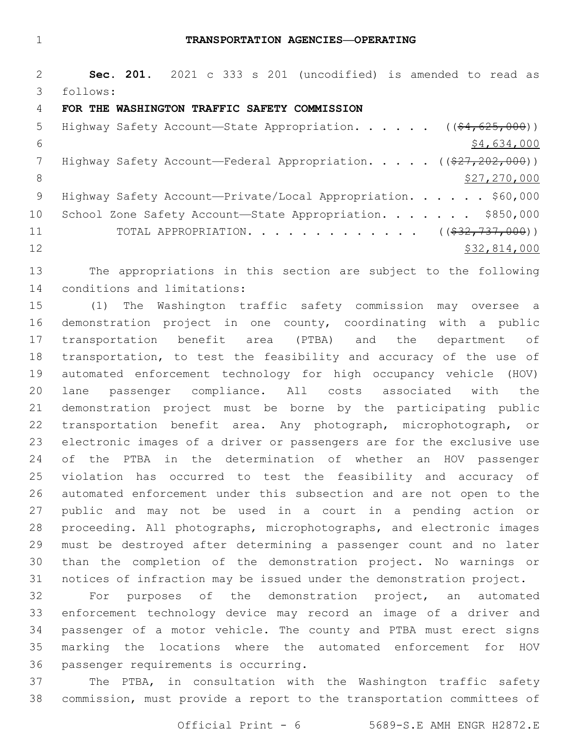## TRANSPORTATION AGENCIES—OPERATING

**Sec. 201.** 2021 c 333 s 201 (uncodified) is amended to read as follows:

**FOR THE WASHINGTON TRAFFIC SAFETY COMMISSION**

Highway Safety Account—State Appropriation. . . . . . ((~~$4,625,000~~))
<u>$4,634,000</u>

Highway Safety Account—Federal Appropriation. . . . . ((~~$27,202,000~~))
<u>$27,270,000</u>

Highway Safety Account—Private/Local Appropriation. . . . . . $60,000

School Zone Safety Account—State Appropriation. . . . . . . $850,000

TOTAL APPROPRIATION. . . . . . . . . . . . . ((~~$32,737,000~~))
<u>$32,814,000</u>

The appropriations in this section are subject to the following conditions and limitations:

(1) The Washington traffic safety commission may oversee a demonstration project in one county, coordinating with a public transportation benefit area (PTBA) and the department of transportation, to test the feasibility and accuracy of the use of automated enforcement technology for high occupancy vehicle (HOV) lane passenger compliance. All costs associated with the demonstration project must be borne by the participating public transportation benefit area. Any photograph, microphotograph, or electronic images of a driver or passengers are for the exclusive use of the PTBA in the determination of whether an HOV passenger violation has occurred to test the feasibility and accuracy of automated enforcement under this subsection and are not open to the public and may not be used in a court in a pending action or proceeding. All photographs, microphotographs, and electronic images must be destroyed after determining a passenger count and no later than the completion of the demonstration project. No warnings or notices of infraction may be issued under the demonstration project.

For purposes of the demonstration project, an automated enforcement technology device may record an image of a driver and passenger of a motor vehicle. The county and PTBA must erect signs marking the locations where the automated enforcement for HOV passenger requirements is occurring.

The PTBA, in consultation with the Washington traffic safety commission, must provide a report to the transportation committees of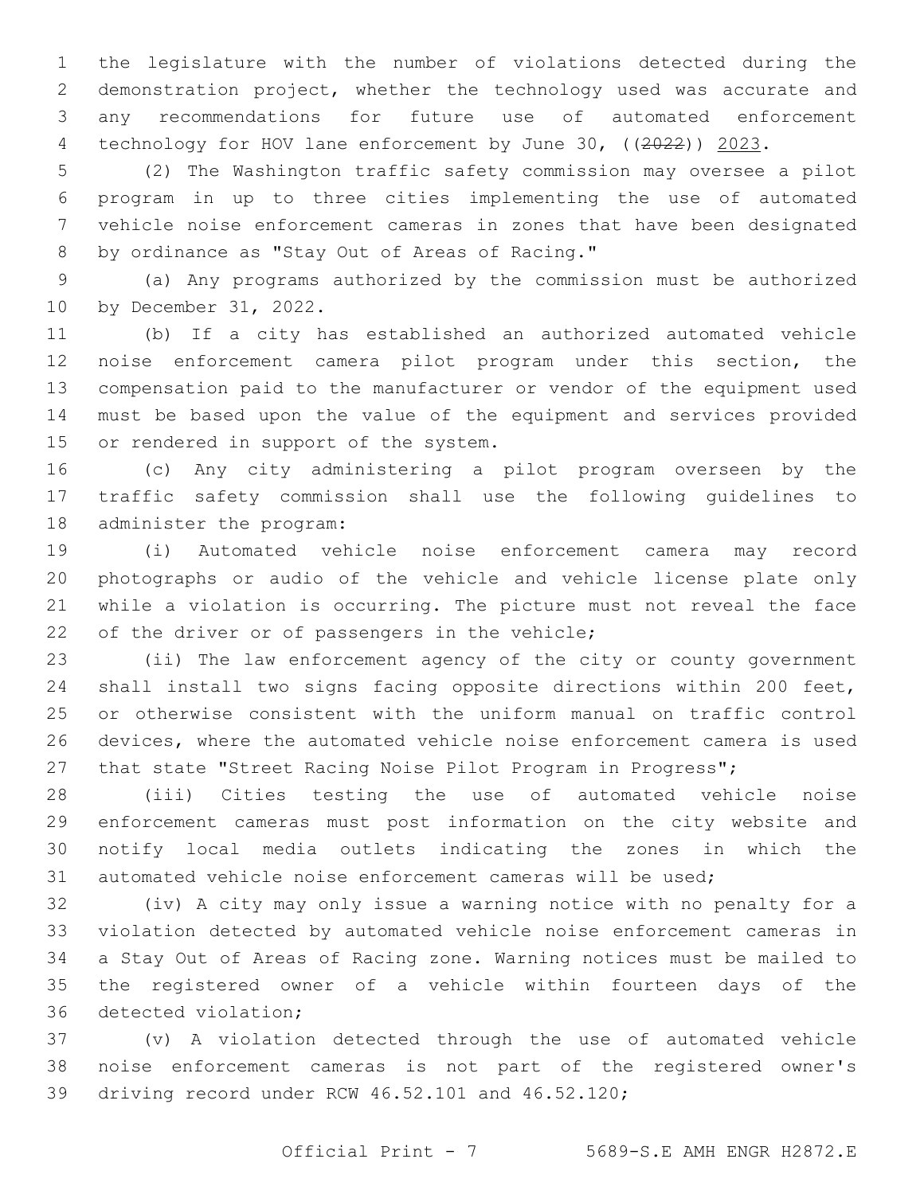the legislature with the number of violations detected during the demonstration project, whether the technology used was accurate and any recommendations for future use of automated enforcement technology for HOV lane enforcement by June 30, ((~~2022~~)) 2023.

(2) The Washington traffic safety commission may oversee a pilot program in up to three cities implementing the use of automated vehicle noise enforcement cameras in zones that have been designated by ordinance as "Stay Out of Areas of Racing."

(a) Any programs authorized by the commission must be authorized by December 31, 2022.

(b) If a city has established an authorized automated vehicle noise enforcement camera pilot program under this section, the compensation paid to the manufacturer or vendor of the equipment used must be based upon the value of the equipment and services provided or rendered in support of the system.

(c) Any city administering a pilot program overseen by the traffic safety commission shall use the following guidelines to administer the program:

(i) Automated vehicle noise enforcement camera may record photographs or audio of the vehicle and vehicle license plate only while a violation is occurring. The picture must not reveal the face of the driver or of passengers in the vehicle;

(ii) The law enforcement agency of the city or county government shall install two signs facing opposite directions within 200 feet, or otherwise consistent with the uniform manual on traffic control devices, where the automated vehicle noise enforcement camera is used that state "Street Racing Noise Pilot Program in Progress";

(iii) Cities testing the use of automated vehicle noise enforcement cameras must post information on the city website and notify local media outlets indicating the zones in which the automated vehicle noise enforcement cameras will be used;

(iv) A city may only issue a warning notice with no penalty for a violation detected by automated vehicle noise enforcement cameras in a Stay Out of Areas of Racing zone. Warning notices must be mailed to the registered owner of a vehicle within fourteen days of the detected violation;

(v) A violation detected through the use of automated vehicle noise enforcement cameras is not part of the registered owner's driving record under RCW 46.52.101 and 46.52.120;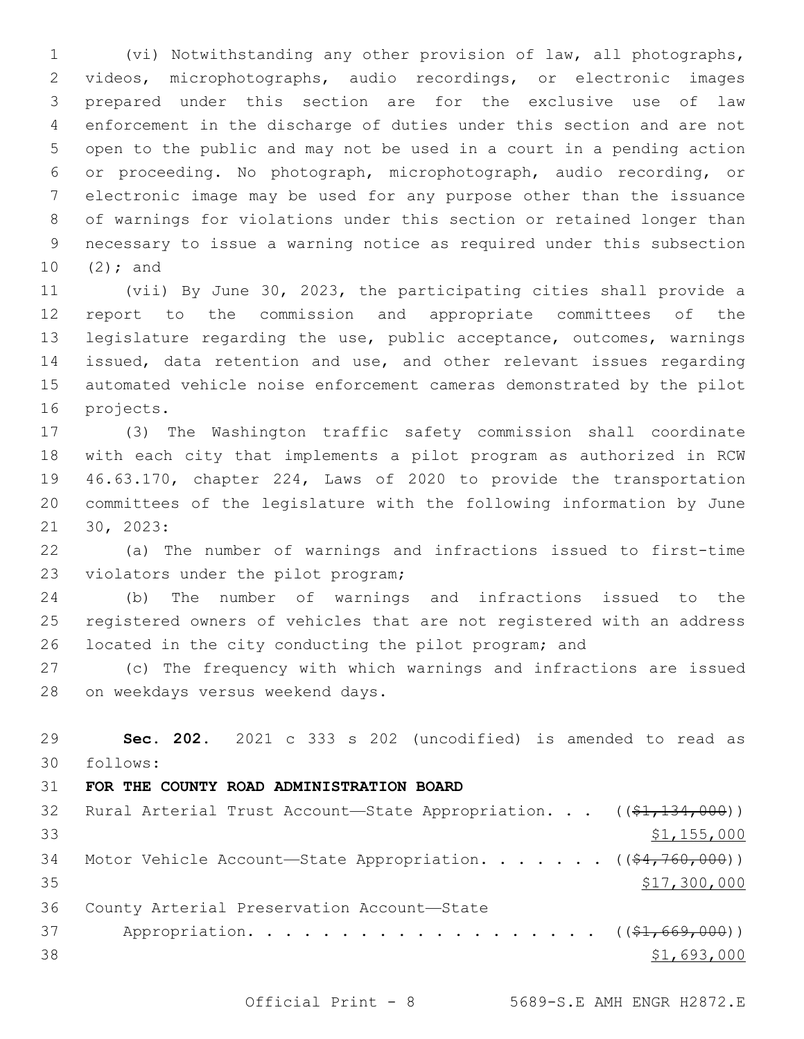(vi) Notwithstanding any other provision of law, all photographs, videos, microphotographs, audio recordings, or electronic images prepared under this section are for the exclusive use of law enforcement in the discharge of duties under this section and are not open to the public and may not be used in a court in a pending action or proceeding. No photograph, microphotograph, audio recording, or electronic image may be used for any purpose other than the issuance of warnings for violations under this section or retained longer than necessary to issue a warning notice as required under this subsection (2); and

(vii) By June 30, 2023, the participating cities shall provide a report to the commission and appropriate committees of the legislature regarding the use, public acceptance, outcomes, warnings issued, data retention and use, and other relevant issues regarding automated vehicle noise enforcement cameras demonstrated by the pilot projects.

(3) The Washington traffic safety commission shall coordinate with each city that implements a pilot program as authorized in RCW 46.63.170, chapter 224, Laws of 2020 to provide the transportation committees of the legislature with the following information by June 30, 2023:

(a) The number of warnings and infractions issued to first-time violators under the pilot program;

(b) The number of warnings and infractions issued to the registered owners of vehicles that are not registered with an address located in the city conducting the pilot program; and

(c) The frequency with which warnings and infractions are issued on weekdays versus weekend days.

**Sec. 202.** 2021 c 333 s 202 (uncodified) is amended to read as follows:

**FOR THE COUNTY ROAD ADMINISTRATION BOARD**

Rural Arterial Trust Account—State Appropriation. . . ((~~$1,134,000~~))
$1,155,000

Motor Vehicle Account—State Appropriation. . . . . . . ((~~$4,760,000~~))
$17,300,000

County Arterial Preservation Account—State
Appropriation. . . . . . . . . . . . . . . . . . . ((~~$1,669,000~~))
$1,693,000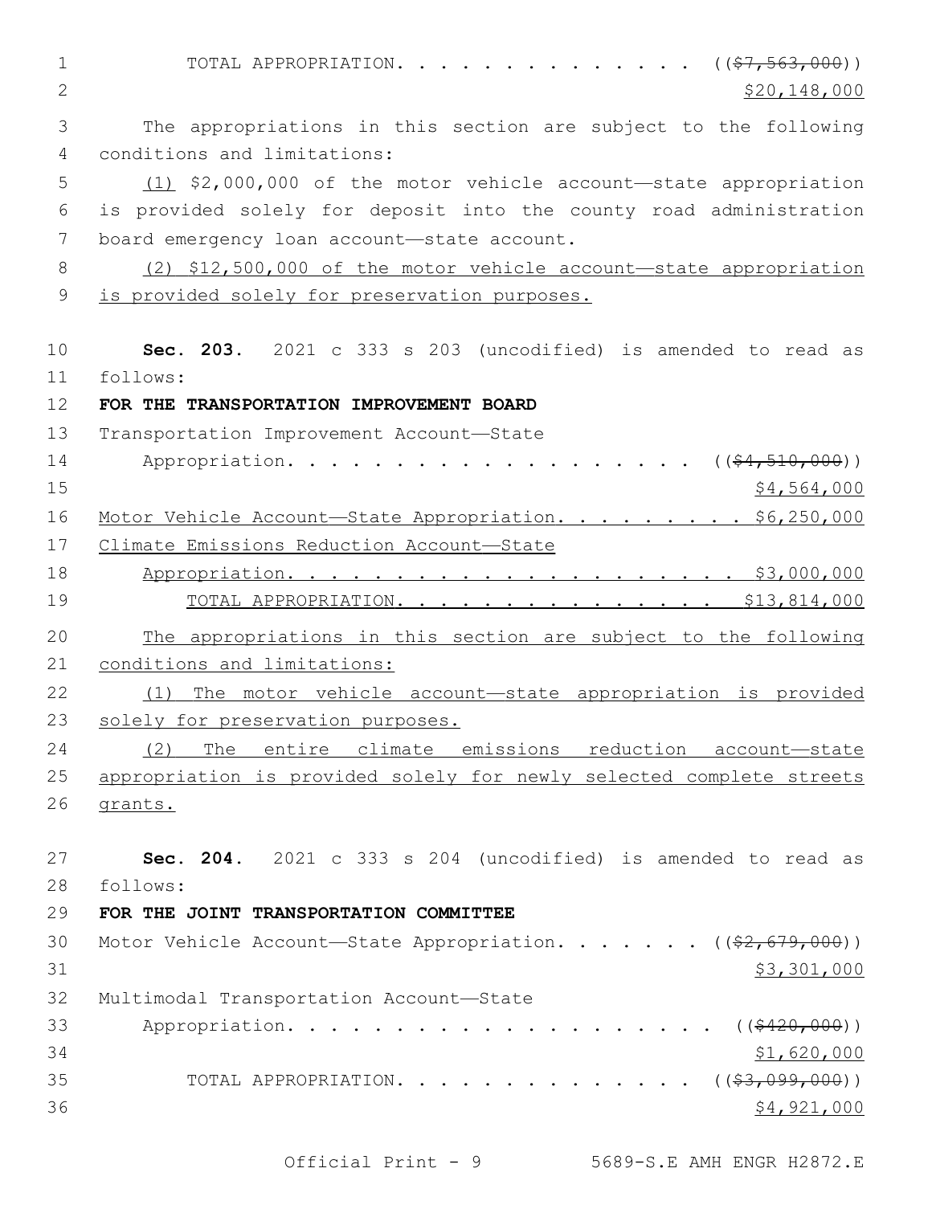TOTAL APPROPRIATION. . . . . . . . . . . . . . . ((~~$7,563,000~~))
$20,148,000

The appropriations in this section are subject to the following conditions and limitations:

(1) $2,000,000 of the motor vehicle account—state appropriation is provided solely for deposit into the county road administration board emergency loan account—state account.

(2) $12,500,000 of the motor vehicle account—state appropriation is provided solely for preservation purposes.

**Sec. 203.** 2021 c 333 s 203 (uncodified) is amended to read as follows:

**FOR THE TRANSPORTATION IMPROVEMENT BOARD**

Transportation Improvement Account—State
Appropriation. . . . . . . . . . . . . . . . . . . . ((~~$4,510,000~~))
$4,564,000

Motor Vehicle Account—State Appropriation. . . . . . . . . $6,250,000

Climate Emissions Reduction Account—State
Appropriation. . . . . . . . . . . . . . . . . . . . . . $3,000,000

TOTAL APPROPRIATION. . . . . . . . . . . . . . . . $13,814,000

The appropriations in this section are subject to the following conditions and limitations:

(1) The motor vehicle account—state appropriation is provided solely for preservation purposes.

(2) The entire climate emissions reduction account—state appropriation is provided solely for newly selected complete streets grants.

**Sec. 204.** 2021 c 333 s 204 (uncodified) is amended to read as follows:

**FOR THE JOINT TRANSPORTATION COMMITTEE**

Motor Vehicle Account—State Appropriation. . . . . . . ((~~$2,679,000~~))
$3,301,000

Multimodal Transportation Account—State
Appropriation. . . . . . . . . . . . . . . . . . . . . ((~~$420,000~~))
$1,620,000

TOTAL APPROPRIATION. . . . . . . . . . . . . . . ((~~$3,099,000~~))
$4,921,000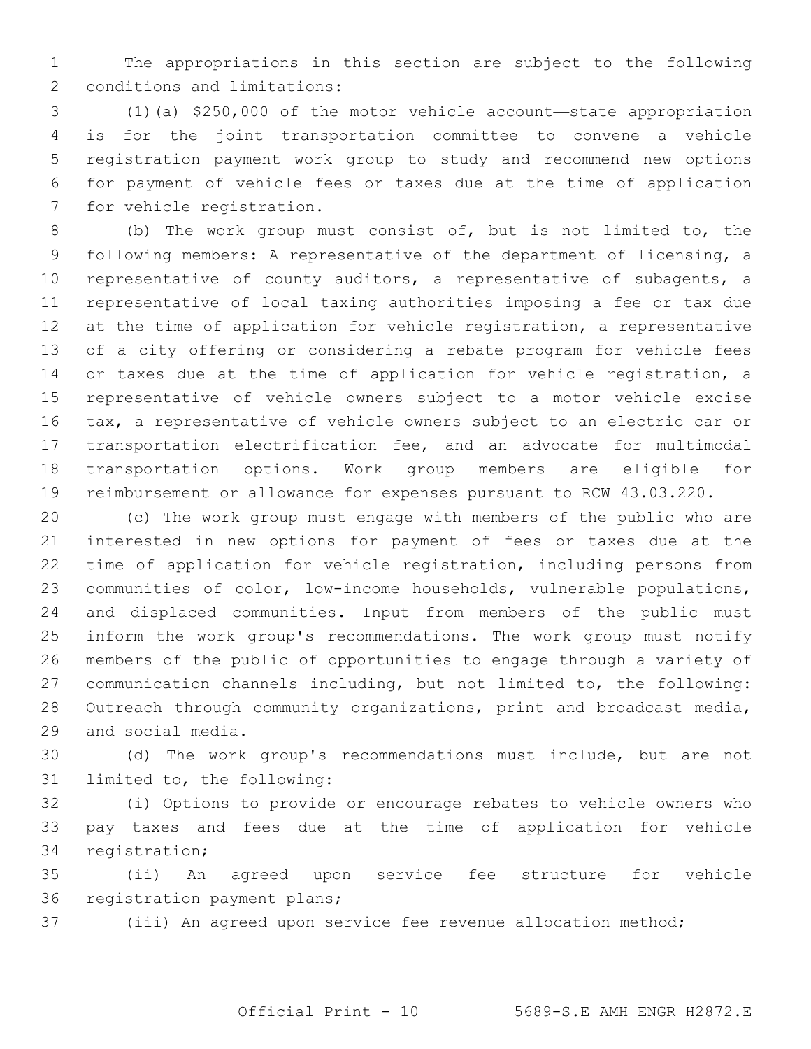The appropriations in this section are subject to the following conditions and limitations:

(1)(a) $250,000 of the motor vehicle account—state appropriation is for the joint transportation committee to convene a vehicle registration payment work group to study and recommend new options for payment of vehicle fees or taxes due at the time of application for vehicle registration.

(b) The work group must consist of, but is not limited to, the following members: A representative of the department of licensing, a representative of county auditors, a representative of subagents, a representative of local taxing authorities imposing a fee or tax due at the time of application for vehicle registration, a representative of a city offering or considering a rebate program for vehicle fees or taxes due at the time of application for vehicle registration, a representative of vehicle owners subject to a motor vehicle excise tax, a representative of vehicle owners subject to an electric car or transportation electrification fee, and an advocate for multimodal transportation options. Work group members are eligible for reimbursement or allowance for expenses pursuant to RCW 43.03.220.

(c) The work group must engage with members of the public who are interested in new options for payment of fees or taxes due at the time of application for vehicle registration, including persons from communities of color, low-income households, vulnerable populations, and displaced communities. Input from members of the public must inform the work group's recommendations. The work group must notify members of the public of opportunities to engage through a variety of communication channels including, but not limited to, the following: Outreach through community organizations, print and broadcast media, and social media.

(d) The work group's recommendations must include, but are not limited to, the following:

(i) Options to provide or encourage rebates to vehicle owners who pay taxes and fees due at the time of application for vehicle registration;

(ii) An agreed upon service fee structure for vehicle registration payment plans;

(iii) An agreed upon service fee revenue allocation method;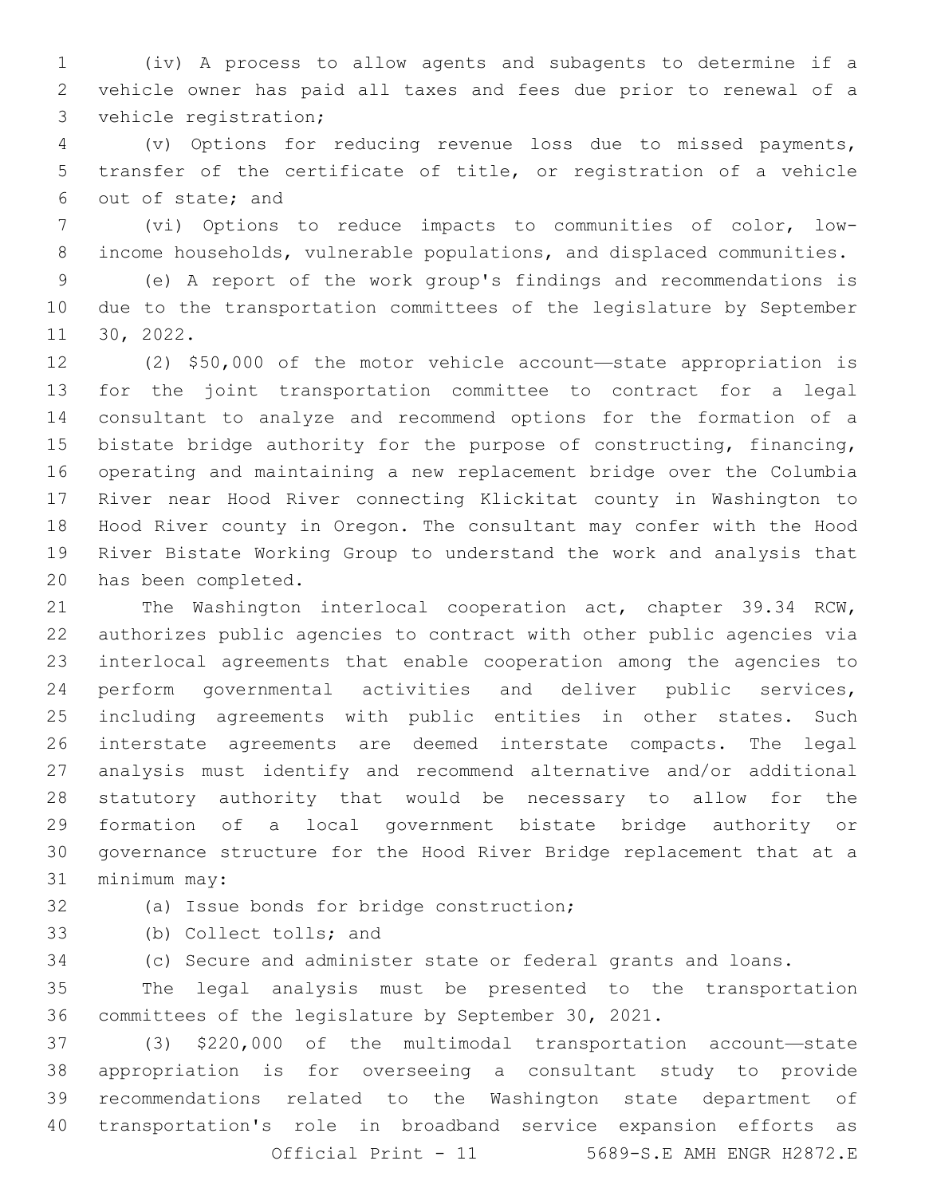(iv) A process to allow agents and subagents to determine if a vehicle owner has paid all taxes and fees due prior to renewal of a vehicle registration;

(v) Options for reducing revenue loss due to missed payments, transfer of the certificate of title, or registration of a vehicle out of state; and

(vi) Options to reduce impacts to communities of color, low-income households, vulnerable populations, and displaced communities.

(e) A report of the work group's findings and recommendations is due to the transportation committees of the legislature by September 30, 2022.

(2) $50,000 of the motor vehicle account—state appropriation is for the joint transportation committee to contract for a legal consultant to analyze and recommend options for the formation of a bistate bridge authority for the purpose of constructing, financing, operating and maintaining a new replacement bridge over the Columbia River near Hood River connecting Klickitat county in Washington to Hood River county in Oregon. The consultant may confer with the Hood River Bistate Working Group to understand the work and analysis that has been completed.

The Washington interlocal cooperation act, chapter 39.34 RCW, authorizes public agencies to contract with other public agencies via interlocal agreements that enable cooperation among the agencies to perform governmental activities and deliver public services, including agreements with public entities in other states. Such interstate agreements are deemed interstate compacts. The legal analysis must identify and recommend alternative and/or additional statutory authority that would be necessary to allow for the formation of a local government bistate bridge authority or governance structure for the Hood River Bridge replacement that at a minimum may:

(a) Issue bonds for bridge construction;

(b) Collect tolls; and

(c) Secure and administer state or federal grants and loans.

The legal analysis must be presented to the transportation committees of the legislature by September 30, 2021.

(3) $220,000 of the multimodal transportation account—state appropriation is for overseeing a consultant study to provide recommendations related to the Washington state department of transportation's role in broadband service expansion efforts as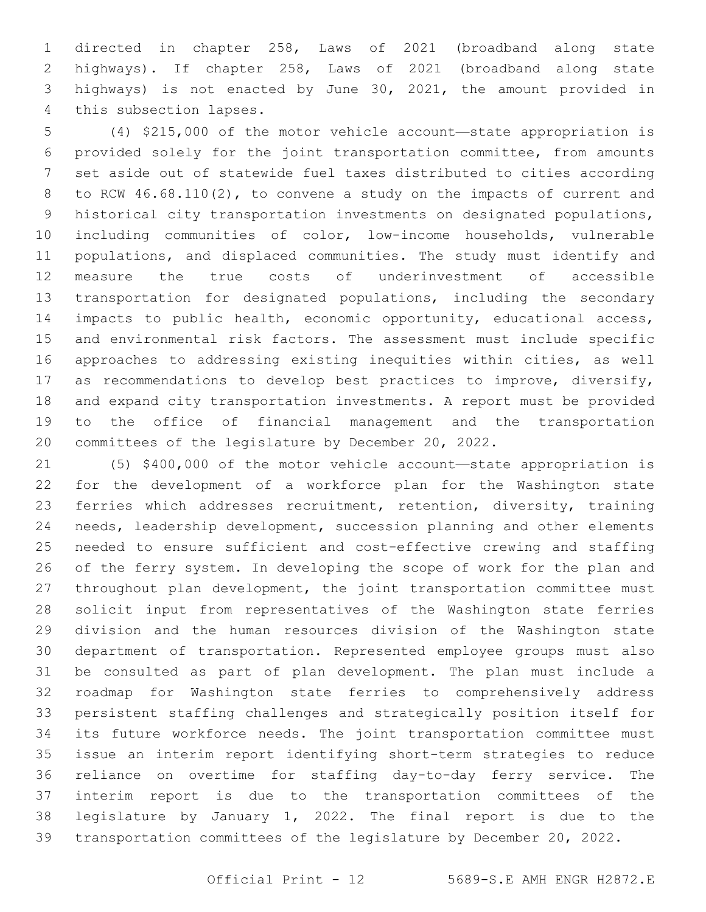directed in chapter 258, Laws of 2021 (broadband along state highways). If chapter 258, Laws of 2021 (broadband along state highways) is not enacted by June 30, 2021, the amount provided in this subsection lapses.

(4) $215,000 of the motor vehicle account—state appropriation is provided solely for the joint transportation committee, from amounts set aside out of statewide fuel taxes distributed to cities according to RCW 46.68.110(2), to convene a study on the impacts of current and historical city transportation investments on designated populations, including communities of color, low-income households, vulnerable populations, and displaced communities. The study must identify and measure the true costs of underinvestment of accessible transportation for designated populations, including the secondary impacts to public health, economic opportunity, educational access, and environmental risk factors. The assessment must include specific approaches to addressing existing inequities within cities, as well as recommendations to develop best practices to improve, diversify, and expand city transportation investments. A report must be provided to the office of financial management and the transportation committees of the legislature by December 20, 2022.

(5) $400,000 of the motor vehicle account—state appropriation is for the development of a workforce plan for the Washington state ferries which addresses recruitment, retention, diversity, training needs, leadership development, succession planning and other elements needed to ensure sufficient and cost-effective crewing and staffing of the ferry system. In developing the scope of work for the plan and throughout plan development, the joint transportation committee must solicit input from representatives of the Washington state ferries division and the human resources division of the Washington state department of transportation. Represented employee groups must also be consulted as part of plan development. The plan must include a roadmap for Washington state ferries to comprehensively address persistent staffing challenges and strategically position itself for its future workforce needs. The joint transportation committee must issue an interim report identifying short-term strategies to reduce reliance on overtime for staffing day-to-day ferry service. The interim report is due to the transportation committees of the legislature by January 1, 2022. The final report is due to the transportation committees of the legislature by December 20, 2022.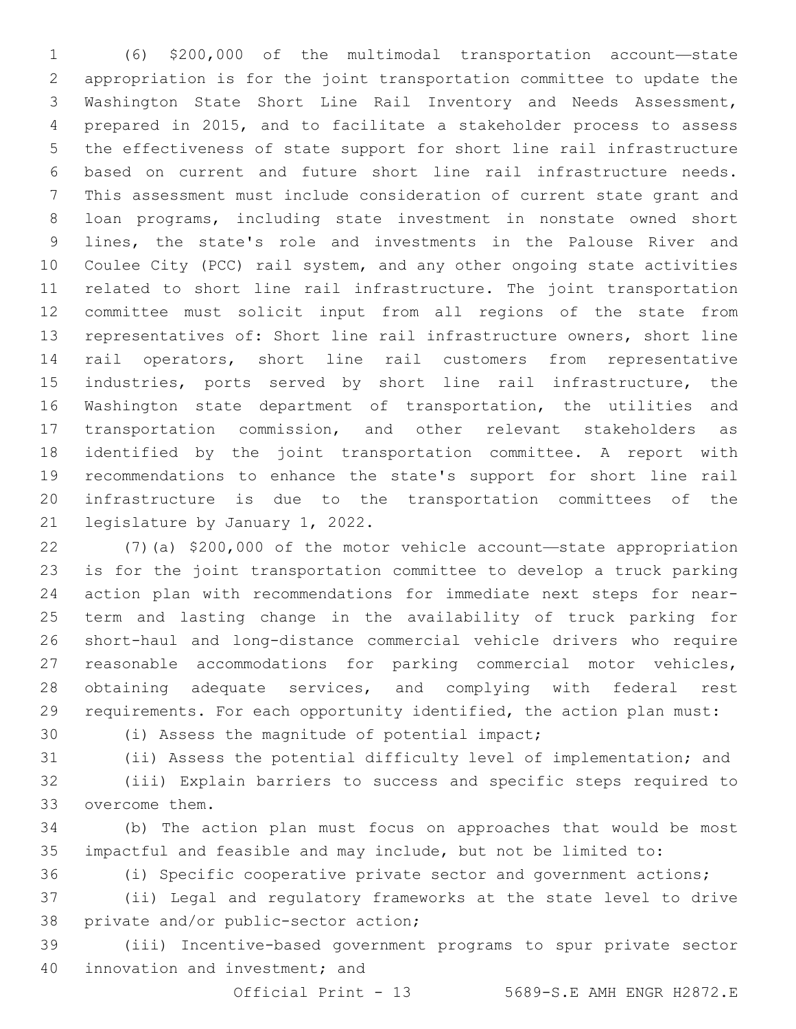(6) $200,000 of the multimodal transportation account—state appropriation is for the joint transportation committee to update the Washington State Short Line Rail Inventory and Needs Assessment, prepared in 2015, and to facilitate a stakeholder process to assess the effectiveness of state support for short line rail infrastructure based on current and future short line rail infrastructure needs. This assessment must include consideration of current state grant and loan programs, including state investment in nonstate owned short lines, the state's role and investments in the Palouse River and Coulee City (PCC) rail system, and any other ongoing state activities related to short line rail infrastructure. The joint transportation committee must solicit input from all regions of the state from representatives of: Short line rail infrastructure owners, short line rail operators, short line rail customers from representative industries, ports served by short line rail infrastructure, the Washington state department of transportation, the utilities and transportation commission, and other relevant stakeholders as identified by the joint transportation committee. A report with recommendations to enhance the state's support for short line rail infrastructure is due to the transportation committees of the legislature by January 1, 2022.

(7)(a) $200,000 of the motor vehicle account—state appropriation is for the joint transportation committee to develop a truck parking action plan with recommendations for immediate next steps for near-term and lasting change in the availability of truck parking for short-haul and long-distance commercial vehicle drivers who require reasonable accommodations for parking commercial motor vehicles, obtaining adequate services, and complying with federal rest requirements. For each opportunity identified, the action plan must:

(i) Assess the magnitude of potential impact;

(ii) Assess the potential difficulty level of implementation; and

(iii) Explain barriers to success and specific steps required to overcome them.

(b) The action plan must focus on approaches that would be most impactful and feasible and may include, but not be limited to:

(i) Specific cooperative private sector and government actions;

(ii) Legal and regulatory frameworks at the state level to drive private and/or public-sector action;

(iii) Incentive-based government programs to spur private sector innovation and investment; and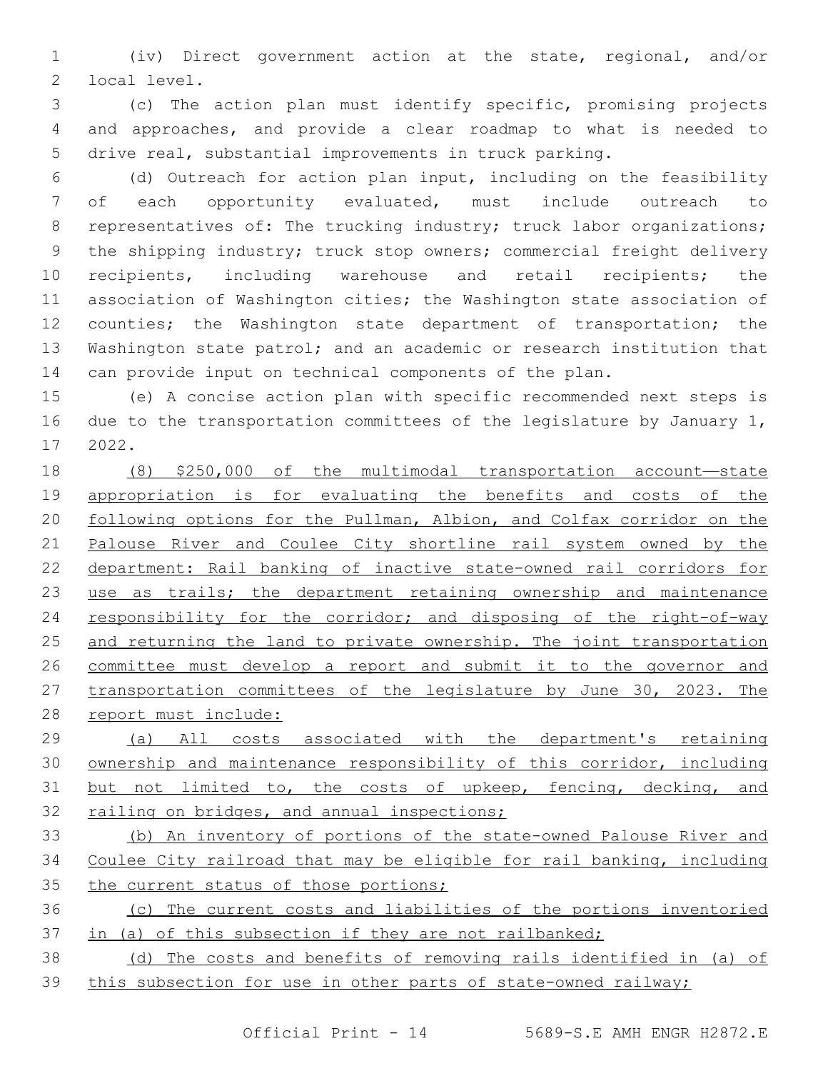(iv) Direct government action at the state, regional, and/or local level.

(c) The action plan must identify specific, promising projects and approaches, and provide a clear roadmap to what is needed to drive real, substantial improvements in truck parking.

(d) Outreach for action plan input, including on the feasibility of each opportunity evaluated, must include outreach to representatives of: The trucking industry; truck labor organizations; the shipping industry; truck stop owners; commercial freight delivery recipients, including warehouse and retail recipients; the association of Washington cities; the Washington state association of counties; the Washington state department of transportation; the Washington state patrol; and an academic or research institution that can provide input on technical components of the plan.

(e) A concise action plan with specific recommended next steps is due to the transportation committees of the legislature by January 1, 2022.

(8) $250,000 of the multimodal transportation account—state appropriation is for evaluating the benefits and costs of the following options for the Pullman, Albion, and Colfax corridor on the Palouse River and Coulee City shortline rail system owned by the department: Rail banking of inactive state-owned rail corridors for use as trails; the department retaining ownership and maintenance responsibility for the corridor; and disposing of the right-of-way and returning the land to private ownership. The joint transportation committee must develop a report and submit it to the governor and transportation committees of the legislature by June 30, 2023. The report must include:

(a) All costs associated with the department's retaining ownership and maintenance responsibility of this corridor, including but not limited to, the costs of upkeep, fencing, decking, and railing on bridges, and annual inspections;

(b) An inventory of portions of the state-owned Palouse River and Coulee City railroad that may be eligible for rail banking, including the current status of those portions;

(c) The current costs and liabilities of the portions inventoried in (a) of this subsection if they are not railbanked;

(d) The costs and benefits of removing rails identified in (a) of this subsection for use in other parts of state-owned railway;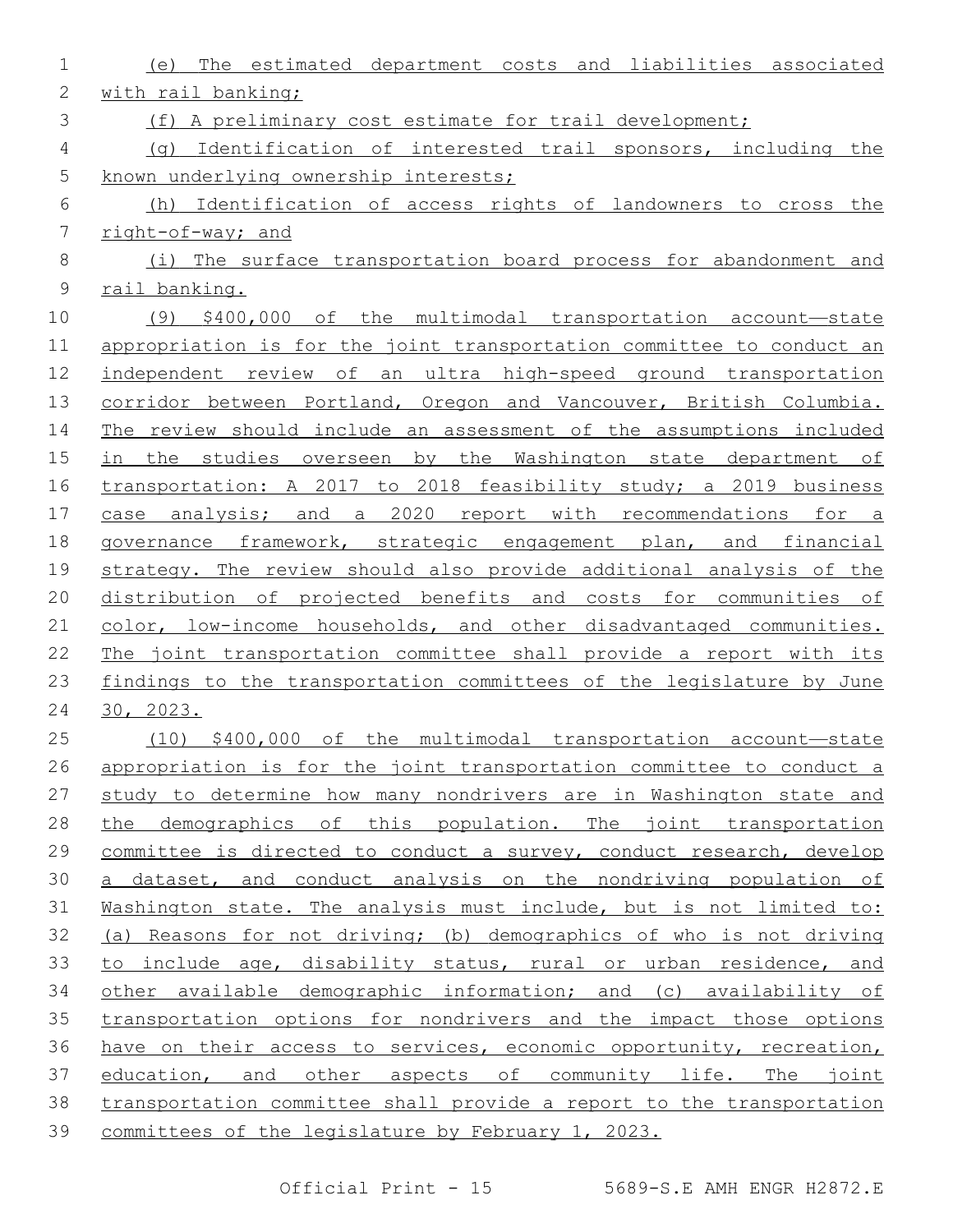(e) The estimated department costs and liabilities associated with rail banking;

(f) A preliminary cost estimate for trail development;

(g) Identification of interested trail sponsors, including the known underlying ownership interests;

(h) Identification of access rights of landowners to cross the right-of-way; and

(i) The surface transportation board process for abandonment and rail banking.

(9) $400,000 of the multimodal transportation account—state appropriation is for the joint transportation committee to conduct an independent review of an ultra high-speed ground transportation corridor between Portland, Oregon and Vancouver, British Columbia. The review should include an assessment of the assumptions included in the studies overseen by the Washington state department of transportation: A 2017 to 2018 feasibility study; a 2019 business case analysis; and a 2020 report with recommendations for a governance framework, strategic engagement plan, and financial strategy. The review should also provide additional analysis of the distribution of projected benefits and costs for communities of color, low-income households, and other disadvantaged communities. The joint transportation committee shall provide a report with its findings to the transportation committees of the legislature by June 30, 2023.

(10) $400,000 of the multimodal transportation account—state appropriation is for the joint transportation committee to conduct a study to determine how many nondrivers are in Washington state and the demographics of this population. The joint transportation committee is directed to conduct a survey, conduct research, develop a dataset, and conduct analysis on the nondriving population of Washington state. The analysis must include, but is not limited to: (a) Reasons for not driving; (b) demographics of who is not driving to include age, disability status, rural or urban residence, and other available demographic information; and (c) availability of transportation options for nondrivers and the impact those options have on their access to services, economic opportunity, recreation, education, and other aspects of community life. The joint transportation committee shall provide a report to the transportation committees of the legislature by February 1, 2023.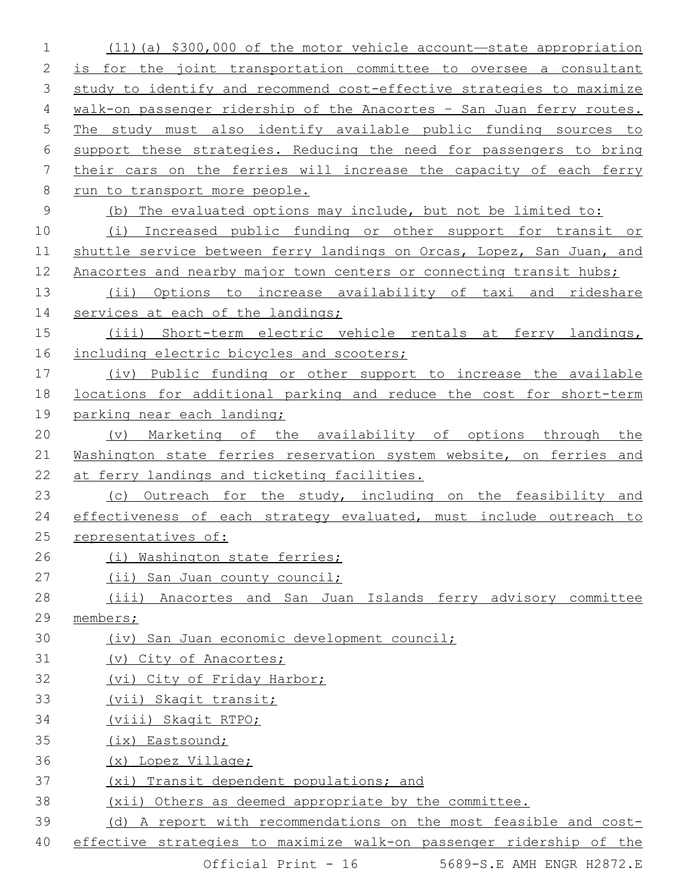(11)(a) $300,000 of the motor vehicle account—state appropriation is for the joint transportation committee to oversee a consultant study to identify and recommend cost-effective strategies to maximize walk-on passenger ridership of the Anacortes - San Juan ferry routes. The study must also identify available public funding sources to support these strategies. Reducing the need for passengers to bring their cars on the ferries will increase the capacity of each ferry run to transport more people.

(b) The evaluated options may include, but not be limited to:

(i) Increased public funding or other support for transit or shuttle service between ferry landings on Orcas, Lopez, San Juan, and Anacortes and nearby major town centers or connecting transit hubs;

(ii) Options to increase availability of taxi and rideshare services at each of the landings;

(iii) Short-term electric vehicle rentals at ferry landings, including electric bicycles and scooters;

(iv) Public funding or other support to increase the available locations for additional parking and reduce the cost for short-term parking near each landing;

(v) Marketing of the availability of options through the Washington state ferries reservation system website, on ferries and at ferry landings and ticketing facilities.

(c) Outreach for the study, including on the feasibility and effectiveness of each strategy evaluated, must include outreach to representatives of:

(i) Washington state ferries;

(ii) San Juan county council;

(iii) Anacortes and San Juan Islands ferry advisory committee members;

(iv) San Juan economic development council;

(v) City of Anacortes;

(vi) City of Friday Harbor;

(vii) Skagit transit;

(viii) Skagit RTPO;

(ix) Eastsound;

(x) Lopez Village;

(xi) Transit dependent populations; and

(xii) Others as deemed appropriate by the committee.

(d) A report with recommendations on the most feasible and cost-effective strategies to maximize walk-on passenger ridership of the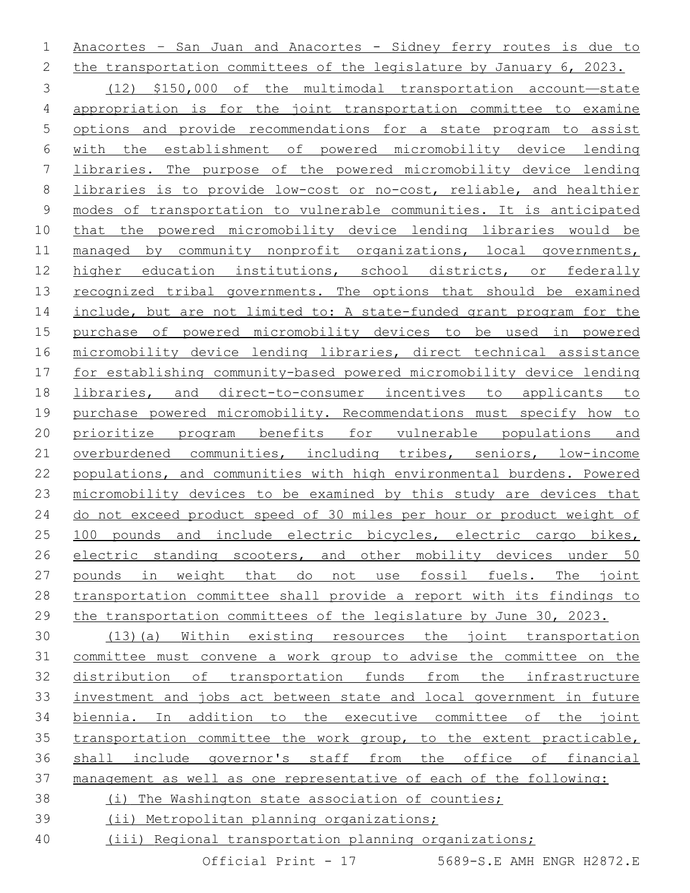Anacortes - San Juan and Anacortes - Sidney ferry routes is due to the transportation committees of the legislature by January 6, 2023.

(12) $150,000 of the multimodal transportation account—state appropriation is for the joint transportation committee to examine options and provide recommendations for a state program to assist with the establishment of powered micromobility device lending libraries. The purpose of the powered micromobility device lending libraries is to provide low-cost or no-cost, reliable, and healthier modes of transportation to vulnerable communities. It is anticipated that the powered micromobility device lending libraries would be managed by community nonprofit organizations, local governments, higher education institutions, school districts, or federally recognized tribal governments. The options that should be examined include, but are not limited to: A state-funded grant program for the purchase of powered micromobility devices to be used in powered micromobility device lending libraries, direct technical assistance for establishing community-based powered micromobility device lending libraries, and direct-to-consumer incentives to applicants to purchase powered micromobility. Recommendations must specify how to prioritize program benefits for vulnerable populations and overburdened communities, including tribes, seniors, low-income populations, and communities with high environmental burdens. Powered micromobility devices to be examined by this study are devices that do not exceed product speed of 30 miles per hour or product weight of 100 pounds and include electric bicycles, electric cargo bikes, electric standing scooters, and other mobility devices under 50 pounds in weight that do not use fossil fuels. The joint transportation committee shall provide a report with its findings to the transportation committees of the legislature by June 30, 2023.

(13)(a) Within existing resources the joint transportation committee must convene a work group to advise the committee on the distribution of transportation funds from the infrastructure investment and jobs act between state and local government in future biennia. In addition to the executive committee of the joint transportation committee the work group, to the extent practicable, shall include governor's staff from the office of financial management as well as one representative of each of the following:

(i) The Washington state association of counties;

(ii) Metropolitan planning organizations;

(iii) Regional transportation planning organizations;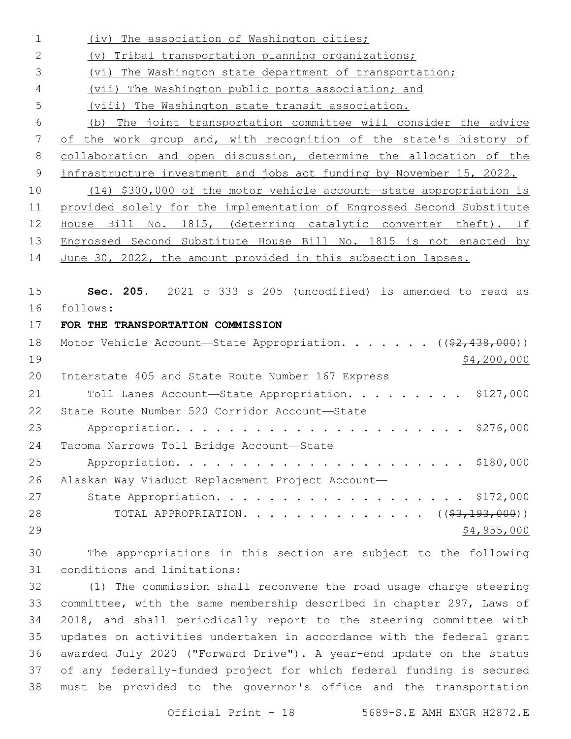(iv) The association of Washington cities;

(v) Tribal transportation planning organizations;

(vi) The Washington state department of transportation;

(vii) The Washington public ports association; and

(viii) The Washington state transit association.

(b) The joint transportation committee will consider the advice of the work group and, with recognition of the state's history of collaboration and open discussion, determine the allocation of the infrastructure investment and jobs act funding by November 15, 2022.

(14) $300,000 of the motor vehicle account—state appropriation is provided solely for the implementation of Engrossed Second Substitute House Bill No. 1815, (deterring catalytic converter theft). If Engrossed Second Substitute House Bill No. 1815 is not enacted by June 30, 2022, the amount provided in this subsection lapses.

**Sec. 205.** 2021 c 333 s 205 (uncodified) is amended to read as follows:

**FOR THE TRANSPORTATION COMMISSION**

Motor Vehicle Account—State Appropriation. . . . . . . (($2,438,000)) $4,200,000

Interstate 405 and State Route Number 167 Express Toll Lanes Account—State Appropriation. . . . . . . . . $127,000

State Route Number 520 Corridor Account—State Appropriation. . . . . . . . . . . . . . . . . . . . . . $276,000

Tacoma Narrows Toll Bridge Account—State Appropriation. . . . . . . . . . . . . . . . . . . . . . $180,000

Alaskan Way Viaduct Replacement Project Account—State Appropriation. . . . . . . . . . . . . . . . . . . $172,000

TOTAL APPROPRIATION. . . . . . . . . . . . . . . (($3,193,000)) $4,955,000

The appropriations in this section are subject to the following conditions and limitations:

(1) The commission shall reconvene the road usage charge steering committee, with the same membership described in chapter 297, Laws of 2018, and shall periodically report to the steering committee with updates on activities undertaken in accordance with the federal grant awarded July 2020 ("Forward Drive"). A year-end update on the status of any federally-funded project for which federal funding is secured must be provided to the governor's office and the transportation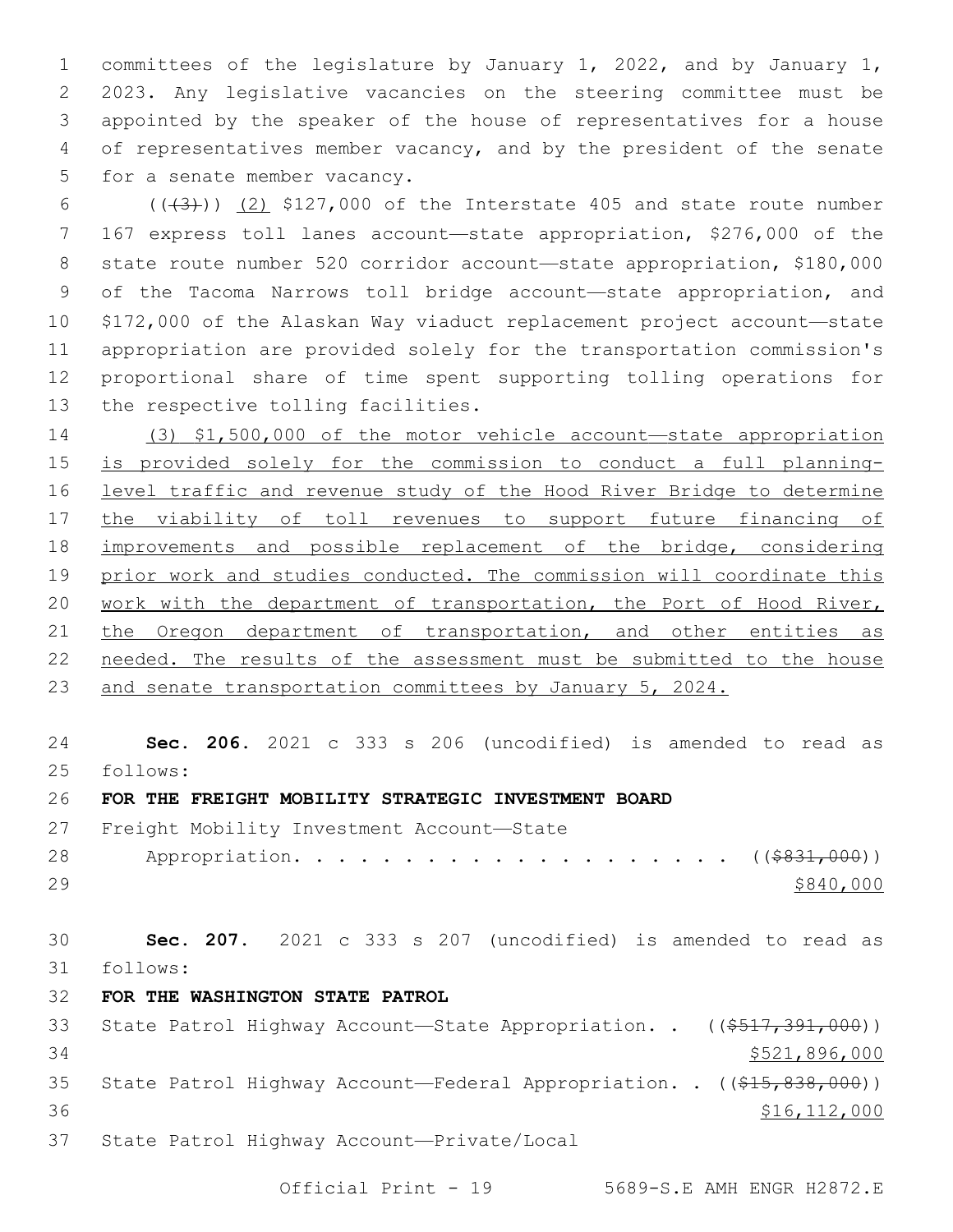committees of the legislature by January 1, 2022, and by January 1, 2023. Any legislative vacancies on the steering committee must be appointed by the speaker of the house of representatives for a house of representatives member vacancy, and by the president of the senate for a senate member vacancy.

(((3))) (2) $127,000 of the Interstate 405 and state route number 167 express toll lanes account—state appropriation, $276,000 of the state route number 520 corridor account—state appropriation, $180,000 of the Tacoma Narrows toll bridge account—state appropriation, and $172,000 of the Alaskan Way viaduct replacement project account—state appropriation are provided solely for the transportation commission's proportional share of time spent supporting tolling operations for the respective tolling facilities.

(3) $1,500,000 of the motor vehicle account—state appropriation is provided solely for the commission to conduct a full planning-level traffic and revenue study of the Hood River Bridge to determine the viability of toll revenues to support future financing of improvements and possible replacement of the bridge, considering prior work and studies conducted. The commission will coordinate this work with the department of transportation, the Port of Hood River, the Oregon department of transportation, and other entities as needed. The results of the assessment must be submitted to the house and senate transportation committees by January 5, 2024.

**Sec. 206.** 2021 c 333 s 206 (uncodified) is amended to read as follows:

**FOR THE FREIGHT MOBILITY STRATEGIC INVESTMENT BOARD**

Freight Mobility Investment Account—State Appropriation. . . . . . . . . . . . . . . . . . . . (($831,000)) $840,000

**Sec. 207.** 2021 c 333 s 207 (uncodified) is amended to read as follows:

**FOR THE WASHINGTON STATE PATROL**

State Patrol Highway Account—State Appropriation. . (($517,391,000)) $521,896,000

State Patrol Highway Account—Federal Appropriation. . (($15,838,000)) $16,112,000

State Patrol Highway Account—Private/Local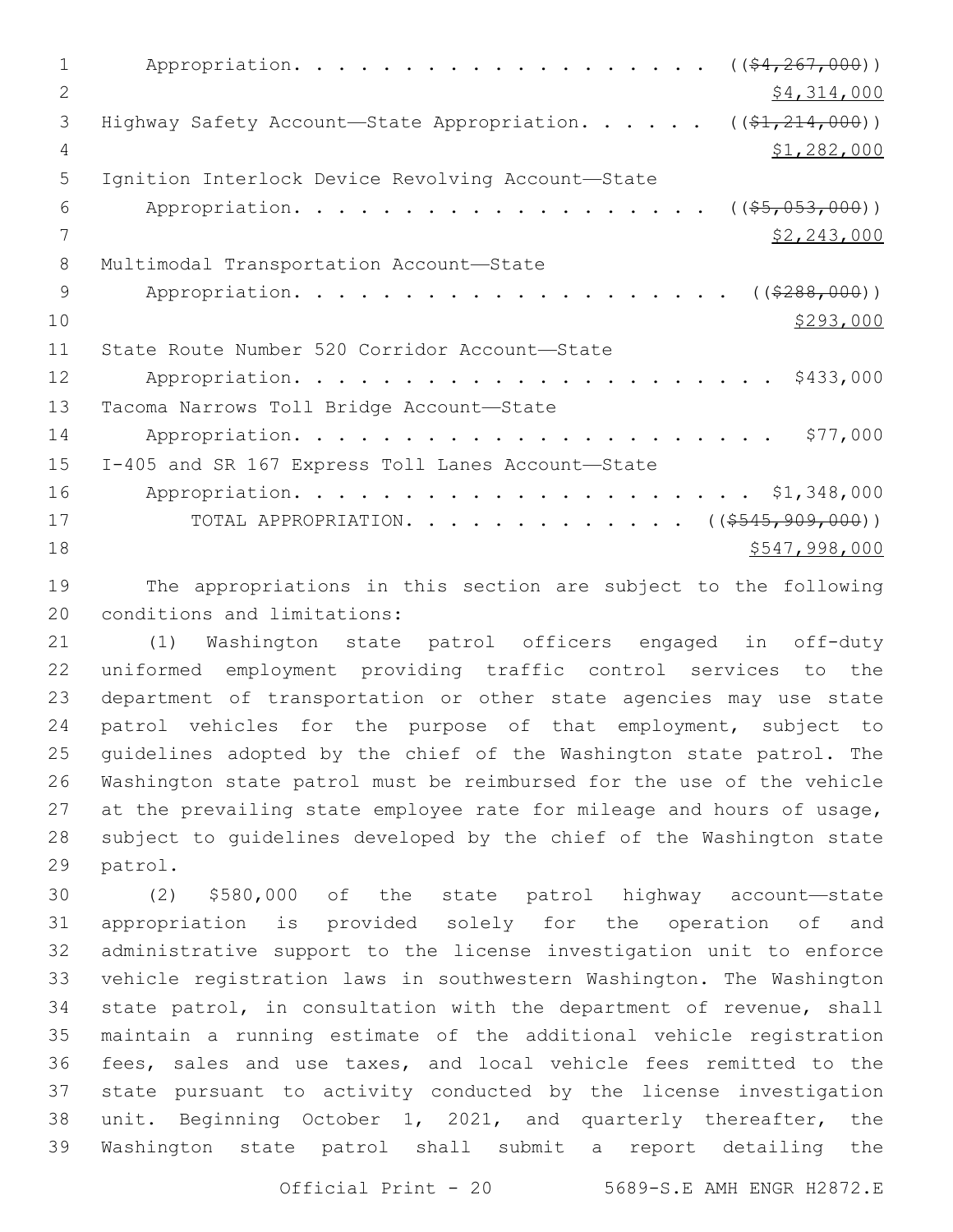Appropriation. . . . . . . . . . . . . . . . . . . . ((~~$4,267,000~~))
<u>$4,314,000</u>

Highway Safety Account—State Appropriation. . . . . . ((~~$1,214,000~~))
<u>$1,282,000</u>

Ignition Interlock Device Revolving Account—State
Appropriation. . . . . . . . . . . . . . . . . . . . ((~~$5,053,000~~))
<u>$2,243,000</u>

Multimodal Transportation Account—State
Appropriation. . . . . . . . . . . . . . . . . . . . . ((~~$288,000~~))
<u>$293,000</u>

State Route Number 520 Corridor Account—State
Appropriation. . . . . . . . . . . . . . . . . . . . . . . $433,000

Tacoma Narrows Toll Bridge Account—State
Appropriation. . . . . . . . . . . . . . . . . . . . . . . $77,000

I-405 and SR 167 Express Toll Lanes Account—State
Appropriation. . . . . . . . . . . . . . . . . . . . . . . $1,348,000

TOTAL APPROPRIATION. . . . . . . . . . . . . . ((~~$545,909,000~~))
<u>$547,998,000</u>

The appropriations in this section are subject to the following conditions and limitations:

(1) Washington state patrol officers engaged in off-duty uniformed employment providing traffic control services to the department of transportation or other state agencies may use state patrol vehicles for the purpose of that employment, subject to guidelines adopted by the chief of the Washington state patrol. The Washington state patrol must be reimbursed for the use of the vehicle at the prevailing state employee rate for mileage and hours of usage, subject to guidelines developed by the chief of the Washington state patrol.

(2) $580,000 of the state patrol highway account—state appropriation is provided solely for the operation of and administrative support to the license investigation unit to enforce vehicle registration laws in southwestern Washington. The Washington state patrol, in consultation with the department of revenue, shall maintain a running estimate of the additional vehicle registration fees, sales and use taxes, and local vehicle fees remitted to the state pursuant to activity conducted by the license investigation unit. Beginning October 1, 2021, and quarterly thereafter, the Washington state patrol shall submit a report detailing the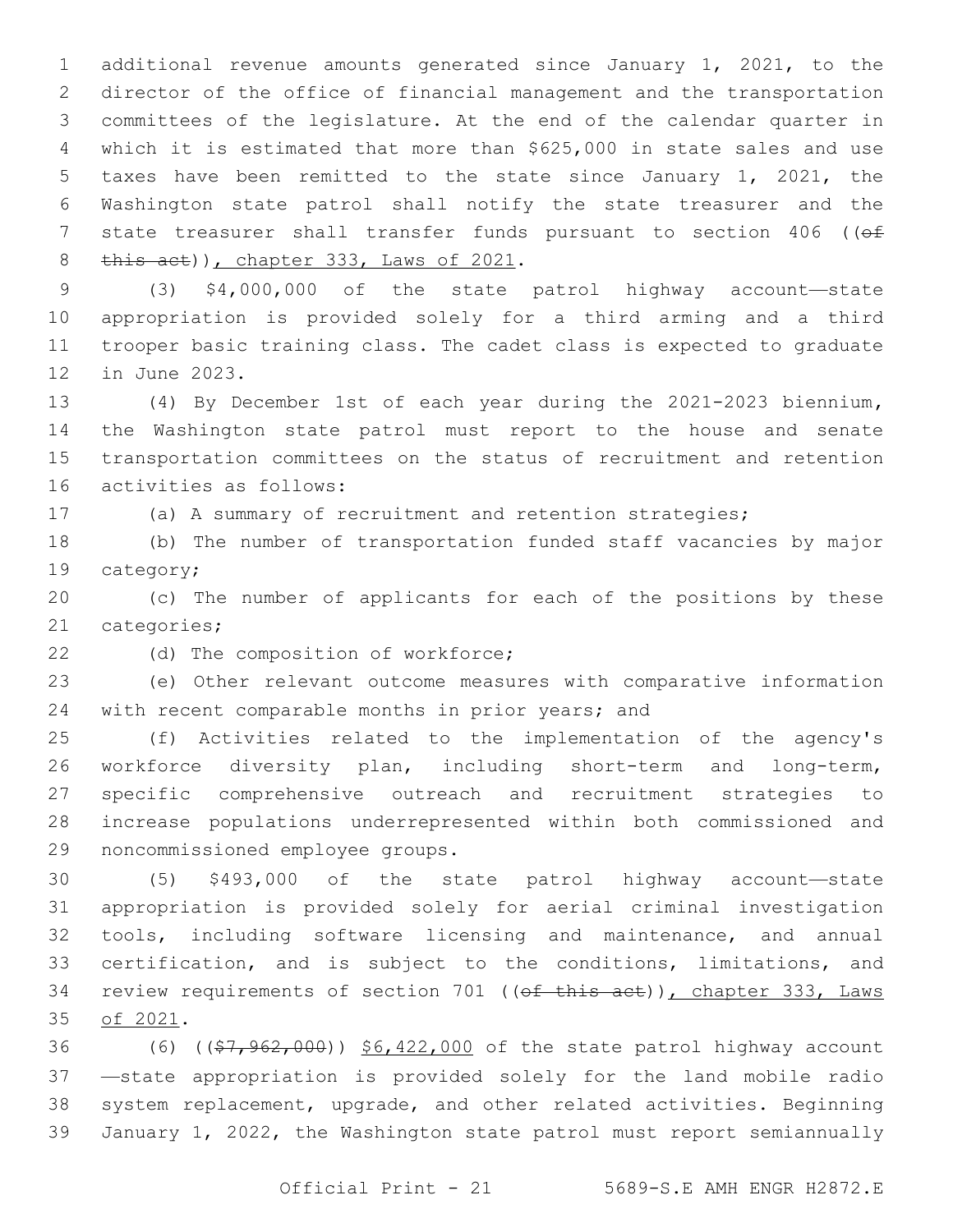additional revenue amounts generated since January 1, 2021, to the director of the office of financial management and the transportation committees of the legislature. At the end of the calendar quarter in which it is estimated that more than $625,000 in state sales and use taxes have been remitted to the state since January 1, 2021, the Washington state patrol shall notify the state treasurer and the state treasurer shall transfer funds pursuant to section 406 ((~~of this act~~)), chapter 333, Laws of 2021.

(3) $4,000,000 of the state patrol highway account—state appropriation is provided solely for a third arming and a third trooper basic training class. The cadet class is expected to graduate in June 2023.

(4) By December 1st of each year during the 2021-2023 biennium, the Washington state patrol must report to the house and senate transportation committees on the status of recruitment and retention activities as follows:

(a) A summary of recruitment and retention strategies;

(b) The number of transportation funded staff vacancies by major category;

(c) The number of applicants for each of the positions by these categories;

(d) The composition of workforce;

(e) Other relevant outcome measures with comparative information with recent comparable months in prior years; and

(f) Activities related to the implementation of the agency's workforce diversity plan, including short-term and long-term, specific comprehensive outreach and recruitment strategies to increase populations underrepresented within both commissioned and noncommissioned employee groups.

(5) $493,000 of the state patrol highway account—state appropriation is provided solely for aerial criminal investigation tools, including software licensing and maintenance, and annual certification, and is subject to the conditions, limitations, and review requirements of section 701 ((~~of this act~~)), chapter 333, Laws of 2021.

(6) ((~~$7,962,000~~)) $6,422,000 of the state patrol highway account—state appropriation is provided solely for the land mobile radio system replacement, upgrade, and other related activities. Beginning January 1, 2022, the Washington state patrol must report semiannually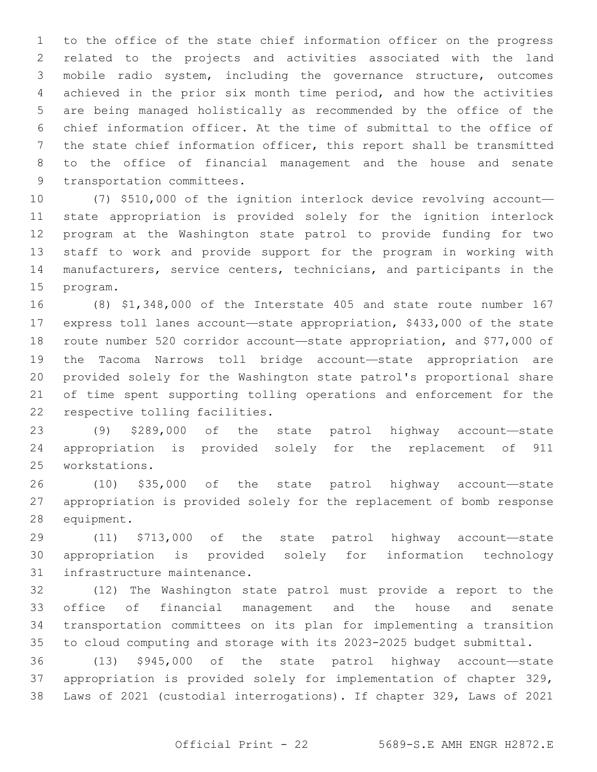to the office of the state chief information officer on the progress related to the projects and activities associated with the land mobile radio system, including the governance structure, outcomes achieved in the prior six month time period, and how the activities are being managed holistically as recommended by the office of the chief information officer. At the time of submittal to the office of the state chief information officer, this report shall be transmitted to the office of financial management and the house and senate transportation committees.

(7) $510,000 of the ignition interlock device revolving account—state appropriation is provided solely for the ignition interlock program at the Washington state patrol to provide funding for two staff to work and provide support for the program in working with manufacturers, service centers, technicians, and participants in the program.

(8) $1,348,000 of the Interstate 405 and state route number 167 express toll lanes account—state appropriation, $433,000 of the state route number 520 corridor account—state appropriation, and $77,000 of the Tacoma Narrows toll bridge account—state appropriation are provided solely for the Washington state patrol's proportional share of time spent supporting tolling operations and enforcement for the respective tolling facilities.

(9) $289,000 of the state patrol highway account—state appropriation is provided solely for the replacement of 911 workstations.

(10) $35,000 of the state patrol highway account—state appropriation is provided solely for the replacement of bomb response equipment.

(11) $713,000 of the state patrol highway account—state appropriation is provided solely for information technology infrastructure maintenance.

(12) The Washington state patrol must provide a report to the office of financial management and the house and senate transportation committees on its plan for implementing a transition to cloud computing and storage with its 2023-2025 budget submittal.

(13) $945,000 of the state patrol highway account—state appropriation is provided solely for implementation of chapter 329, Laws of 2021 (custodial interrogations). If chapter 329, Laws of 2021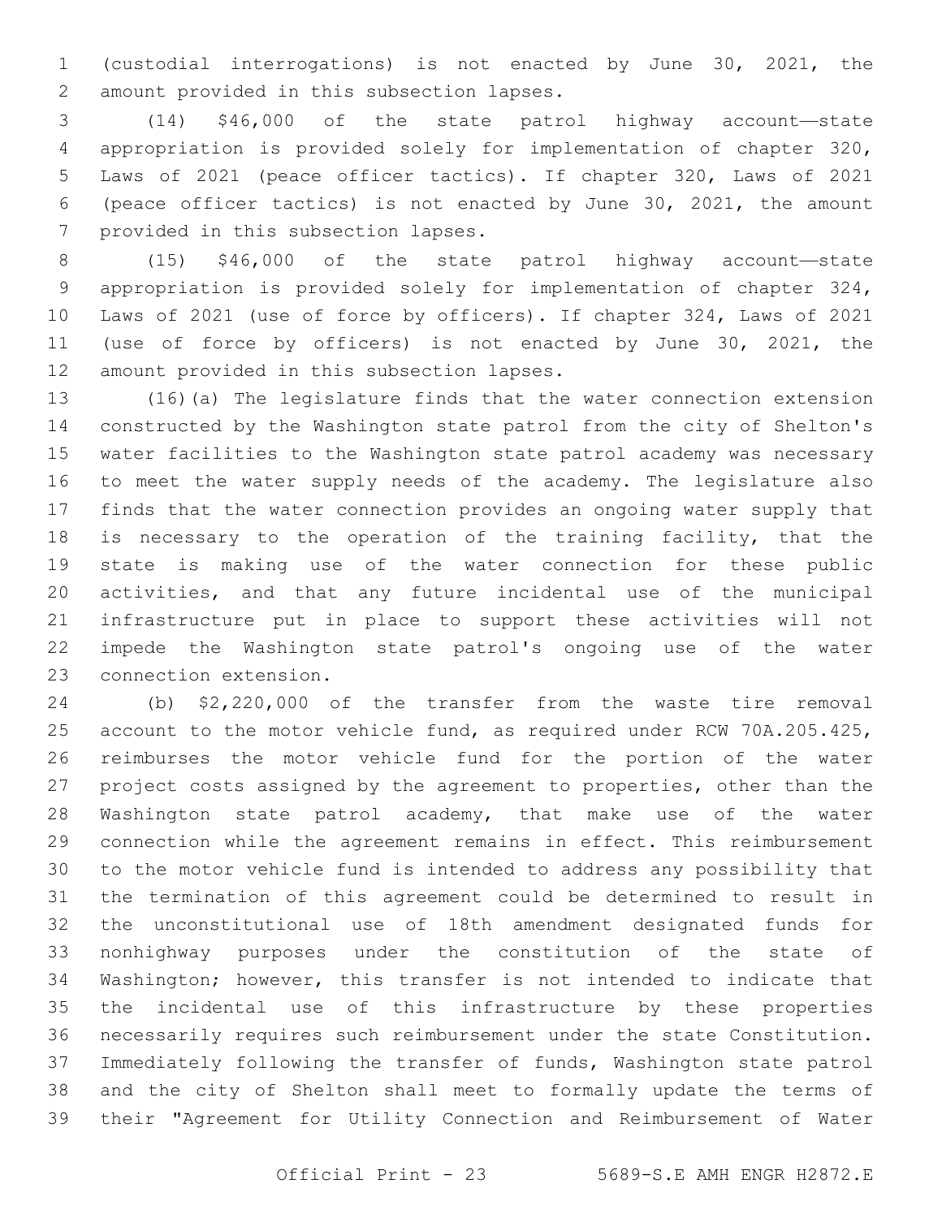(custodial interrogations) is not enacted by June 30, 2021, the amount provided in this subsection lapses.

(14) $46,000 of the state patrol highway account—state appropriation is provided solely for implementation of chapter 320, Laws of 2021 (peace officer tactics). If chapter 320, Laws of 2021 (peace officer tactics) is not enacted by June 30, 2021, the amount provided in this subsection lapses.

(15) $46,000 of the state patrol highway account—state appropriation is provided solely for implementation of chapter 324, Laws of 2021 (use of force by officers). If chapter 324, Laws of 2021 (use of force by officers) is not enacted by June 30, 2021, the amount provided in this subsection lapses.

(16)(a) The legislature finds that the water connection extension constructed by the Washington state patrol from the city of Shelton's water facilities to the Washington state patrol academy was necessary to meet the water supply needs of the academy. The legislature also finds that the water connection provides an ongoing water supply that is necessary to the operation of the training facility, that the state is making use of the water connection for these public activities, and that any future incidental use of the municipal infrastructure put in place to support these activities will not impede the Washington state patrol's ongoing use of the water connection extension.

(b) $2,220,000 of the transfer from the waste tire removal account to the motor vehicle fund, as required under RCW 70A.205.425, reimburses the motor vehicle fund for the portion of the water project costs assigned by the agreement to properties, other than the Washington state patrol academy, that make use of the water connection while the agreement remains in effect. This reimbursement to the motor vehicle fund is intended to address any possibility that the termination of this agreement could be determined to result in the unconstitutional use of 18th amendment designated funds for nonhighway purposes under the constitution of the state of Washington; however, this transfer is not intended to indicate that the incidental use of this infrastructure by these properties necessarily requires such reimbursement under the state Constitution. Immediately following the transfer of funds, Washington state patrol and the city of Shelton shall meet to formally update the terms of their "Agreement for Utility Connection and Reimbursement of Water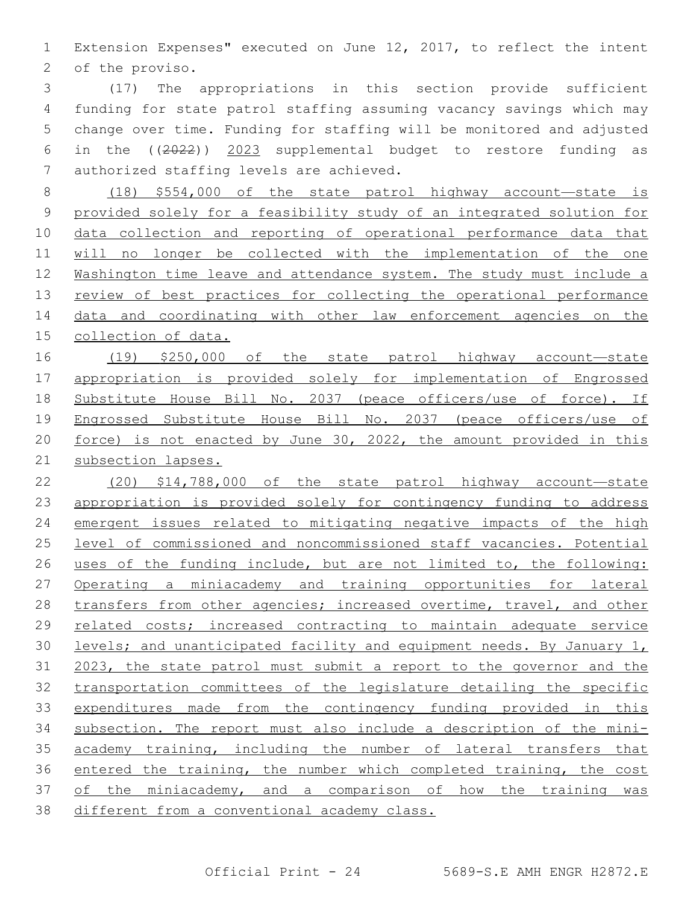Extension Expenses" executed on June 12, 2017, to reflect the intent of the proviso.

(17) The appropriations in this section provide sufficient funding for state patrol staffing assuming vacancy savings which may change over time. Funding for staffing will be monitored and adjusted in the ((~~2022~~)) 2023 supplemental budget to restore funding as authorized staffing levels are achieved.

(18) $554,000 of the state patrol highway account—state is provided solely for a feasibility study of an integrated solution for data collection and reporting of operational performance data that will no longer be collected with the implementation of the one Washington time leave and attendance system. The study must include a review of best practices for collecting the operational performance data and coordinating with other law enforcement agencies on the collection of data.

(19) $250,000 of the state patrol highway account—state appropriation is provided solely for implementation of Engrossed Substitute House Bill No. 2037 (peace officers/use of force). If Engrossed Substitute House Bill No. 2037 (peace officers/use of force) is not enacted by June 30, 2022, the amount provided in this subsection lapses.

(20) $14,788,000 of the state patrol highway account—state appropriation is provided solely for contingency funding to address emergent issues related to mitigating negative impacts of the high level of commissioned and noncommissioned staff vacancies. Potential uses of the funding include, but are not limited to, the following: Operating a miniacademy and training opportunities for lateral transfers from other agencies; increased overtime, travel, and other related costs; increased contracting to maintain adequate service levels; and unanticipated facility and equipment needs. By January 1, 2023, the state patrol must submit a report to the governor and the transportation committees of the legislature detailing the specific expenditures made from the contingency funding provided in this subsection. The report must also include a description of the mini-academy training, including the number of lateral transfers that entered the training, the number which completed training, the cost of the miniacademy, and a comparison of how the training was different from a conventional academy class.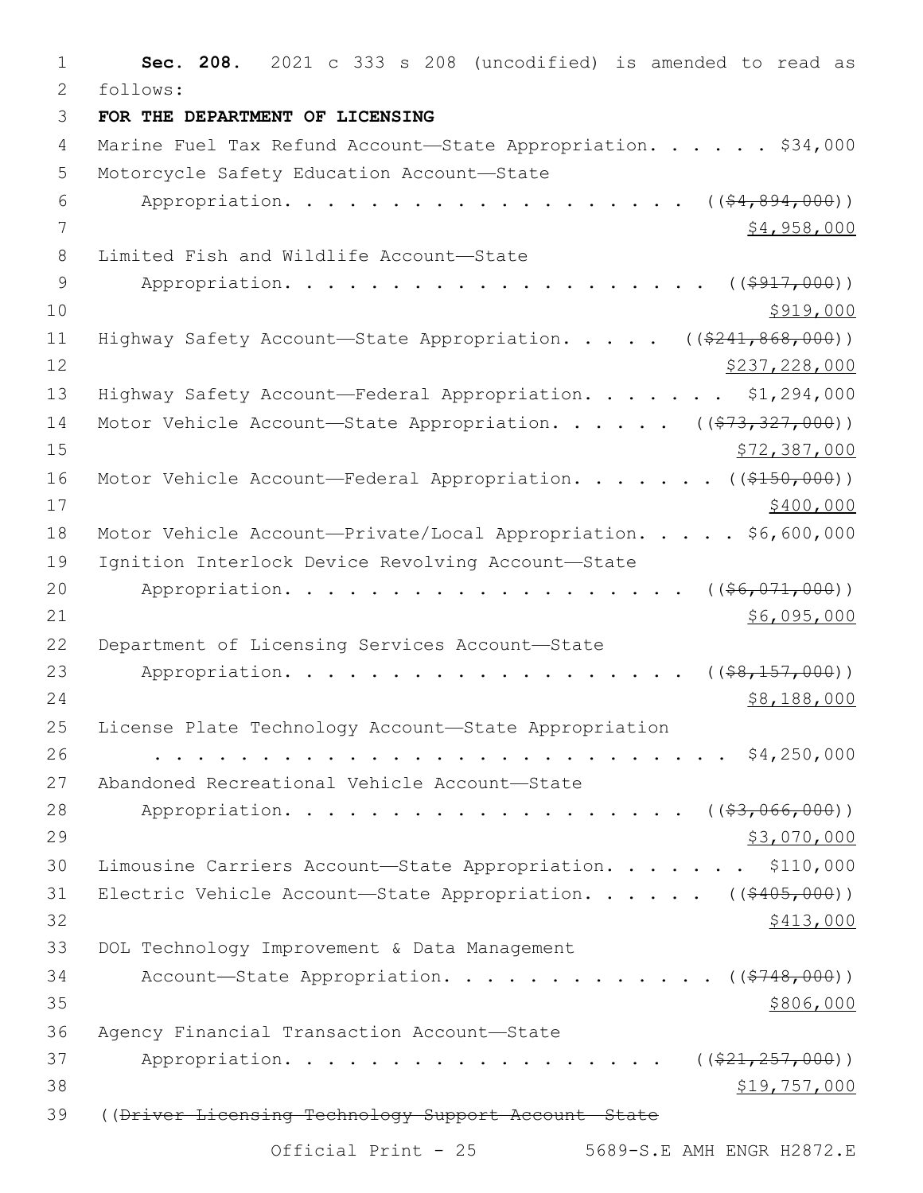**Sec. 208.** 2021 c 333 s 208 (uncodified) is amended to read as follows:

**FOR THE DEPARTMENT OF LICENSING**

Marine Fuel Tax Refund Account—State Appropriation. . . . . . $34,000

Motorcycle Safety Education Account—State Appropriation. . . . . . . . . . . . . . . . . . ((~~$4,894,000~~)) $4,958,000

Limited Fish and Wildlife Account—State Appropriation. . . . . . . . . . . . . . . . . . . . ((~~$917,000~~)) $919,000

Highway Safety Account—State Appropriation. . . . . ((~~$241,868,000~~)) $237,228,000

Highway Safety Account—Federal Appropriation. . . . . . . $1,294,000

Motor Vehicle Account—State Appropriation. . . . . . ((~~$73,327,000~~)) $72,387,000

Motor Vehicle Account—Federal Appropriation. . . . . . . ((~~$150,000~~)) $400,000

Motor Vehicle Account—Private/Local Appropriation. . . . . $6,600,000

Ignition Interlock Device Revolving Account—State Appropriation. . . . . . . . . . . . . . . . . . ((~~$6,071,000~~)) $6,095,000

Department of Licensing Services Account—State Appropriation. . . . . . . . . . . . . . . . . . ((~~$8,157,000~~)) $8,188,000

License Plate Technology Account—State Appropriation . . . . . . . . . . . . . . . . . . . . . . . . . . . $4,250,000

Abandoned Recreational Vehicle Account—State Appropriation. . . . . . . . . . . . . . . . . . ((~~$3,066,000~~)) $3,070,000

Limousine Carriers Account—State Appropriation. . . . . . . $110,000

Electric Vehicle Account—State Appropriation. . . . . . ((~~$405,000~~)) $413,000

DOL Technology Improvement & Data Management Account—State Appropriation. . . . . . . . . . . . . ((~~$748,000~~)) $806,000

Agency Financial Transaction Account—State Appropriation. . . . . . . . . . . . . . . . . . ((~~$21,257,000~~)) $19,757,000

((~~Driver Licensing Technology Support Account—State~~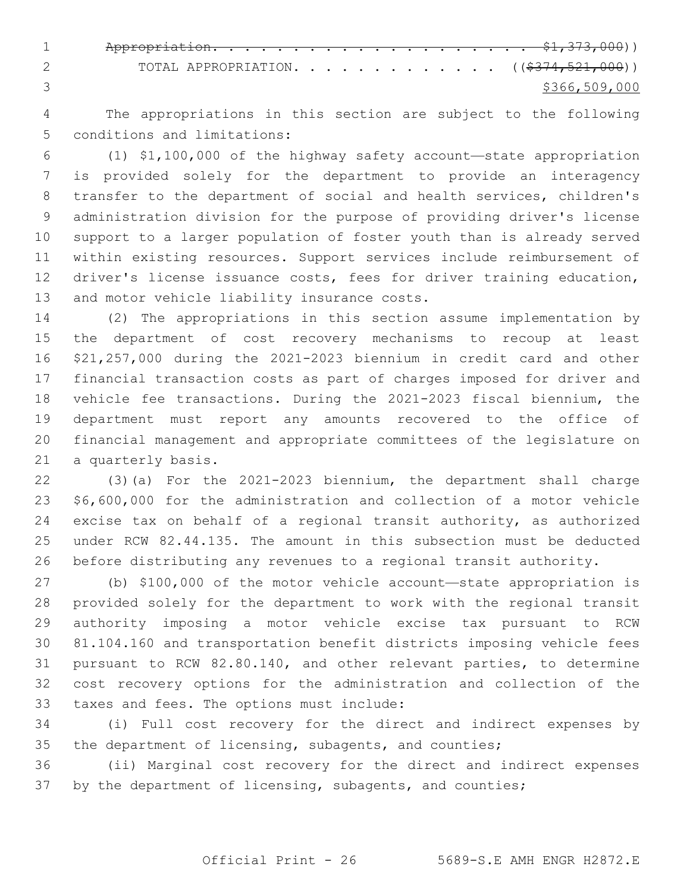~~Appropriation. . . . . . . . . . . . . . . . . . . . . . $1,373,000~~))

TOTAL APPROPRIATION. . . . . . . . . . . . . . ((~~$374,521,000~~))

$366,509,000

The appropriations in this section are subject to the following conditions and limitations:

(1) $1,100,000 of the highway safety account—state appropriation is provided solely for the department to provide an interagency transfer to the department of social and health services, children's administration division for the purpose of providing driver's license support to a larger population of foster youth than is already served within existing resources. Support services include reimbursement of driver's license issuance costs, fees for driver training education, and motor vehicle liability insurance costs.

(2) The appropriations in this section assume implementation by the department of cost recovery mechanisms to recoup at least $21,257,000 during the 2021-2023 biennium in credit card and other financial transaction costs as part of charges imposed for driver and vehicle fee transactions. During the 2021-2023 fiscal biennium, the department must report any amounts recovered to the office of financial management and appropriate committees of the legislature on a quarterly basis.

(3)(a) For the 2021-2023 biennium, the department shall charge $6,600,000 for the administration and collection of a motor vehicle excise tax on behalf of a regional transit authority, as authorized under RCW 82.44.135. The amount in this subsection must be deducted before distributing any revenues to a regional transit authority.

(b) $100,000 of the motor vehicle account—state appropriation is provided solely for the department to work with the regional transit authority imposing a motor vehicle excise tax pursuant to RCW 81.104.160 and transportation benefit districts imposing vehicle fees pursuant to RCW 82.80.140, and other relevant parties, to determine cost recovery options for the administration and collection of the taxes and fees. The options must include:

(i) Full cost recovery for the direct and indirect expenses by the department of licensing, subagents, and counties;

(ii) Marginal cost recovery for the direct and indirect expenses by the department of licensing, subagents, and counties;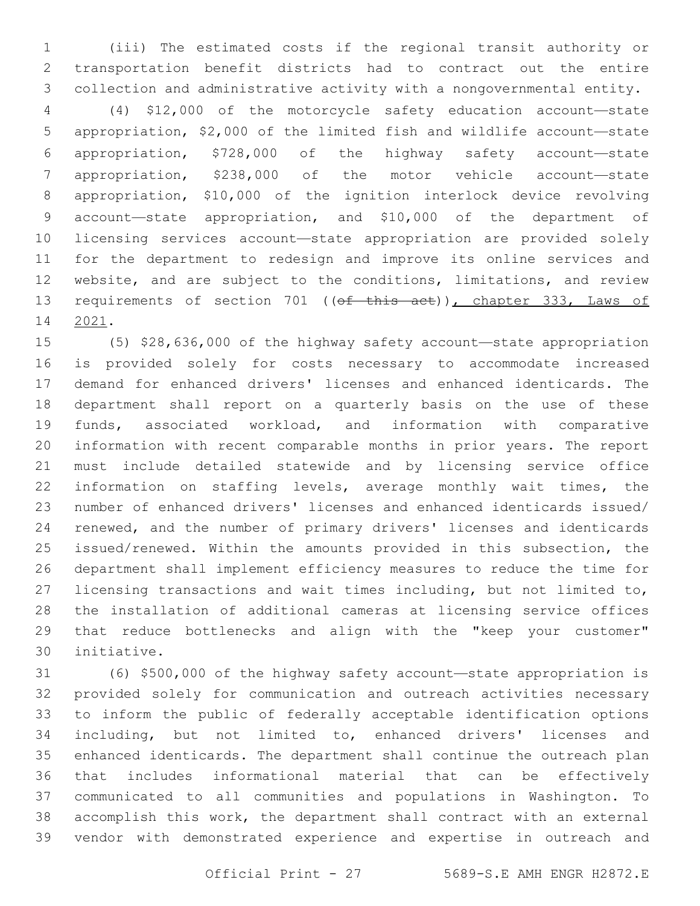(iii) The estimated costs if the regional transit authority or transportation benefit districts had to contract out the entire collection and administrative activity with a nongovernmental entity.

(4) $12,000 of the motorcycle safety education account—state appropriation, $2,000 of the limited fish and wildlife account—state appropriation, $728,000 of the highway safety account—state appropriation, $238,000 of the motor vehicle account—state appropriation, $10,000 of the ignition interlock device revolving account—state appropriation, and $10,000 of the department of licensing services account—state appropriation are provided solely for the department to redesign and improve its online services and website, and are subject to the conditions, limitations, and review requirements of section 701 ((~~of this act~~)), chapter 333, Laws of 2021.

(5) $28,636,000 of the highway safety account—state appropriation is provided solely for costs necessary to accommodate increased demand for enhanced drivers' licenses and enhanced identicards. The department shall report on a quarterly basis on the use of these funds, associated workload, and information with comparative information with recent comparable months in prior years. The report must include detailed statewide and by licensing service office information on staffing levels, average monthly wait times, the number of enhanced drivers' licenses and enhanced identicards issued/renewed, and the number of primary drivers' licenses and identicards issued/renewed. Within the amounts provided in this subsection, the department shall implement efficiency measures to reduce the time for licensing transactions and wait times including, but not limited to, the installation of additional cameras at licensing service offices that reduce bottlenecks and align with the "keep your customer" initiative.

(6) $500,000 of the highway safety account—state appropriation is provided solely for communication and outreach activities necessary to inform the public of federally acceptable identification options including, but not limited to, enhanced drivers' licenses and enhanced identicards. The department shall continue the outreach plan that includes informational material that can be effectively communicated to all communities and populations in Washington. To accomplish this work, the department shall contract with an external vendor with demonstrated experience and expertise in outreach and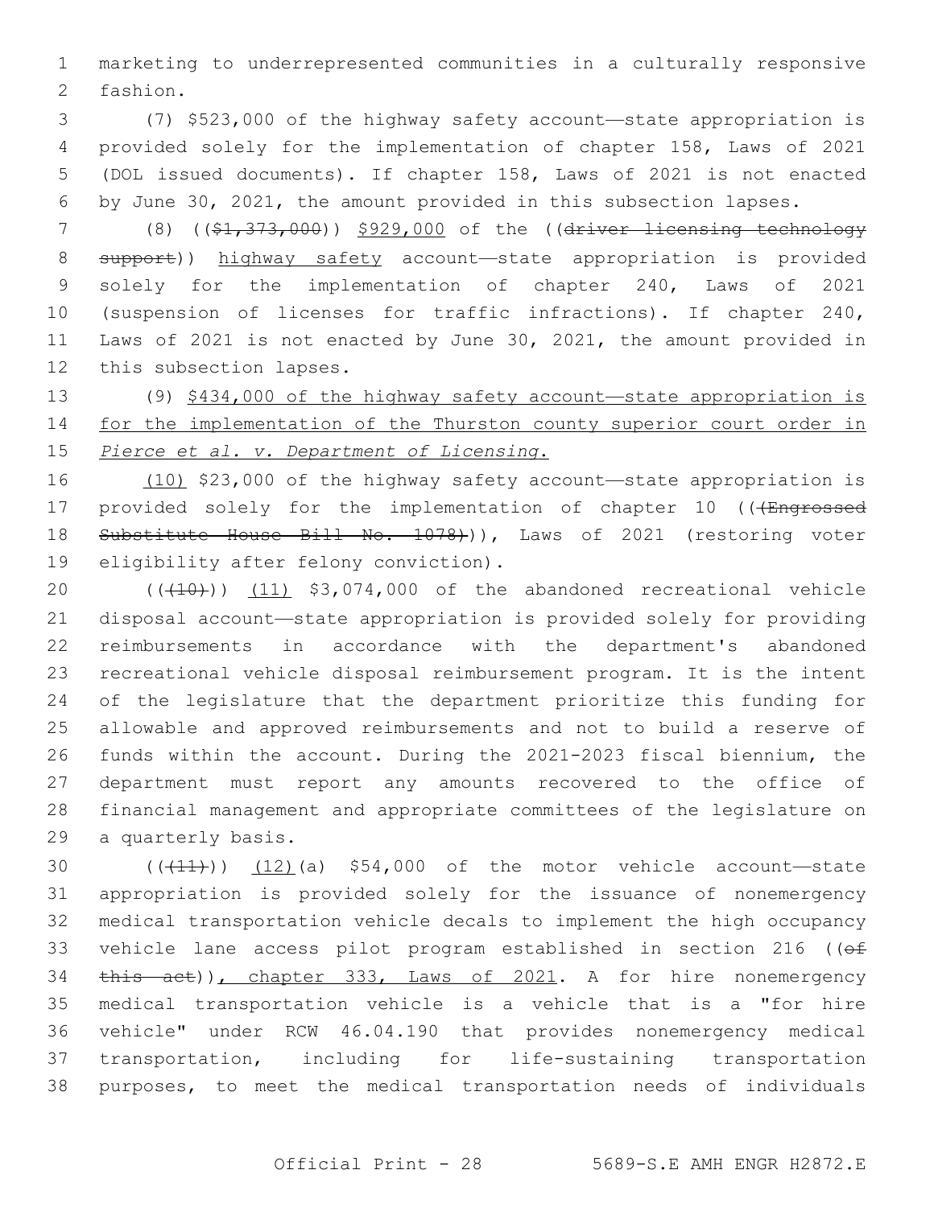marketing to underrepresented communities in a culturally responsive fashion.

(7) $523,000 of the highway safety account—state appropriation is provided solely for the implementation of chapter 158, Laws of 2021 (DOL issued documents). If chapter 158, Laws of 2021 is not enacted by June 30, 2021, the amount provided in this subsection lapses.

(8) (($1,373,000)) $929,000 of the ((driver licensing technology support)) highway safety account—state appropriation is provided solely for the implementation of chapter 240, Laws of 2021 (suspension of licenses for traffic infractions). If chapter 240, Laws of 2021 is not enacted by June 30, 2021, the amount provided in this subsection lapses.

(9) $434,000 of the highway safety account—state appropriation is for the implementation of the Thurston county superior court order in *Pierce et al. v. Department of Licensing*.

(10) $23,000 of the highway safety account—state appropriation is provided solely for the implementation of chapter 10 (((Engrossed Substitute House Bill No. 1078))), Laws of 2021 (restoring voter eligibility after felony conviction).

(((10))) (11) $3,074,000 of the abandoned recreational vehicle disposal account—state appropriation is provided solely for providing reimbursements in accordance with the department's abandoned recreational vehicle disposal reimbursement program. It is the intent of the legislature that the department prioritize this funding for allowable and approved reimbursements and not to build a reserve of funds within the account. During the 2021-2023 fiscal biennium, the department must report any amounts recovered to the office of financial management and appropriate committees of the legislature on a quarterly basis.

(((11))) (12)(a) $54,000 of the motor vehicle account—state appropriation is provided solely for the issuance of nonemergency medical transportation vehicle decals to implement the high occupancy vehicle lane access pilot program established in section 216 ((of this act)), chapter 333, Laws of 2021. A for hire nonemergency medical transportation vehicle is a vehicle that is a "for hire vehicle" under RCW 46.04.190 that provides nonemergency medical transportation, including for life-sustaining transportation purposes, to meet the medical transportation needs of individuals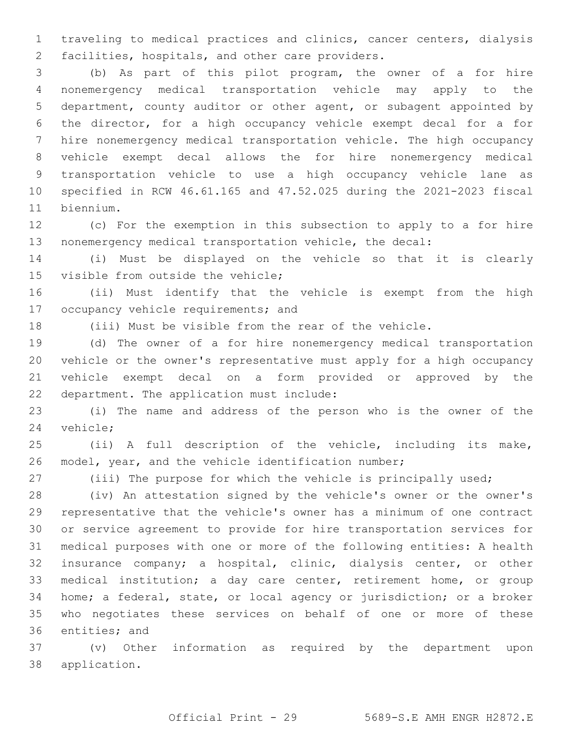traveling to medical practices and clinics, cancer centers, dialysis facilities, hospitals, and other care providers.

(b) As part of this pilot program, the owner of a for hire nonemergency medical transportation vehicle may apply to the department, county auditor or other agent, or subagent appointed by the director, for a high occupancy vehicle exempt decal for a for hire nonemergency medical transportation vehicle. The high occupancy vehicle exempt decal allows the for hire nonemergency medical transportation vehicle to use a high occupancy vehicle lane as specified in RCW 46.61.165 and 47.52.025 during the 2021-2023 fiscal biennium.

(c) For the exemption in this subsection to apply to a for hire nonemergency medical transportation vehicle, the decal:

(i) Must be displayed on the vehicle so that it is clearly visible from outside the vehicle;

(ii) Must identify that the vehicle is exempt from the high occupancy vehicle requirements; and

(iii) Must be visible from the rear of the vehicle.

(d) The owner of a for hire nonemergency medical transportation vehicle or the owner's representative must apply for a high occupancy vehicle exempt decal on a form provided or approved by the department. The application must include:

(i) The name and address of the person who is the owner of the vehicle;

(ii) A full description of the vehicle, including its make, model, year, and the vehicle identification number;

(iii) The purpose for which the vehicle is principally used;

(iv) An attestation signed by the vehicle's owner or the owner's representative that the vehicle's owner has a minimum of one contract or service agreement to provide for hire transportation services for medical purposes with one or more of the following entities: A health insurance company; a hospital, clinic, dialysis center, or other medical institution; a day care center, retirement home, or group home; a federal, state, or local agency or jurisdiction; or a broker who negotiates these services on behalf of one or more of these entities; and

(v) Other information as required by the department upon application.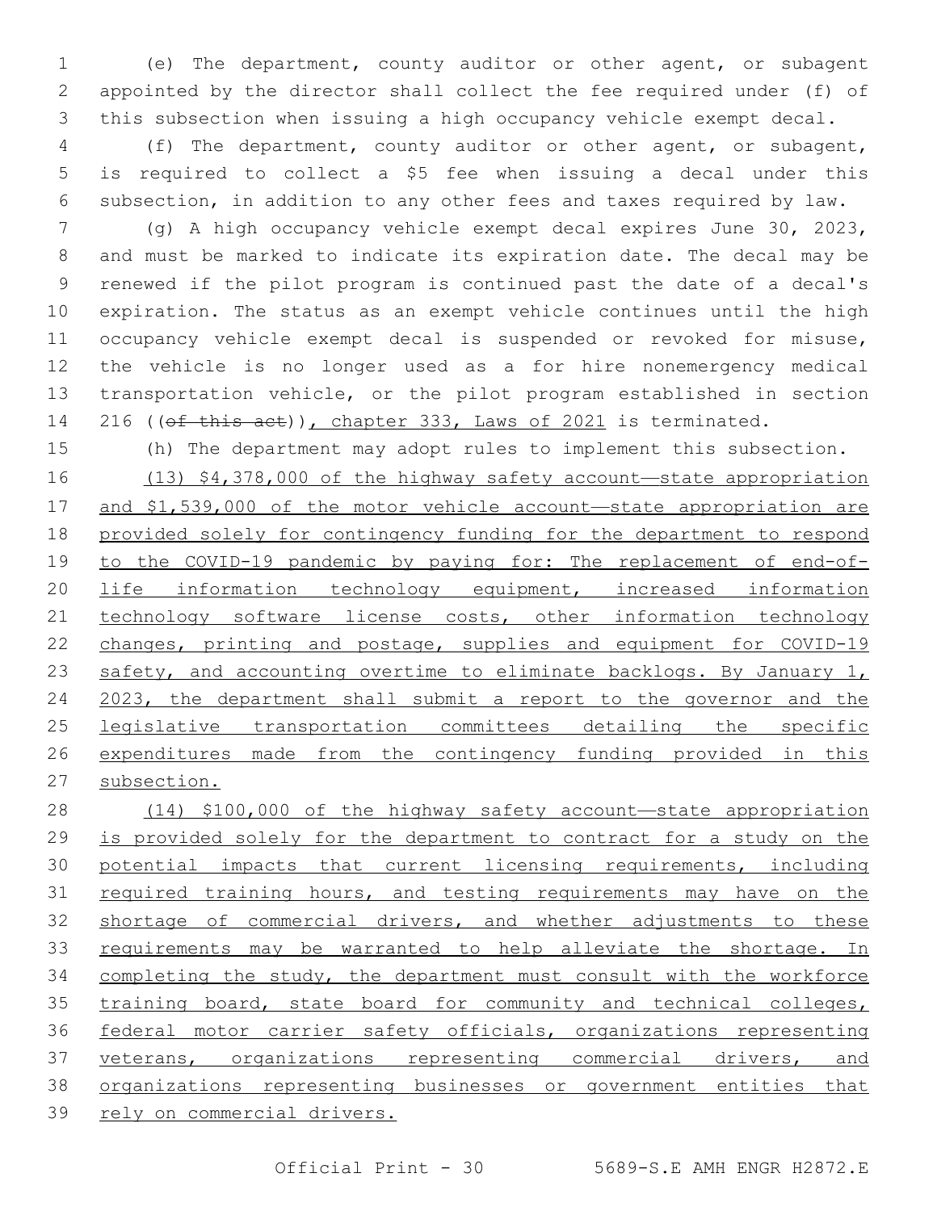(e) The department, county auditor or other agent, or subagent appointed by the director shall collect the fee required under (f) of this subsection when issuing a high occupancy vehicle exempt decal.

(f) The department, county auditor or other agent, or subagent, is required to collect a $5 fee when issuing a decal under this subsection, in addition to any other fees and taxes required by law.

(g) A high occupancy vehicle exempt decal expires June 30, 2023, and must be marked to indicate its expiration date. The decal may be renewed if the pilot program is continued past the date of a decal's expiration. The status as an exempt vehicle continues until the high occupancy vehicle exempt decal is suspended or revoked for misuse, the vehicle is no longer used as a for hire nonemergency medical transportation vehicle, or the pilot program established in section 216 ((~~of this act~~)), chapter 333, Laws of 2021 is terminated.

(h) The department may adopt rules to implement this subsection.

(13) $4,378,000 of the highway safety account—state appropriation and $1,539,000 of the motor vehicle account—state appropriation are provided solely for contingency funding for the department to respond to the COVID-19 pandemic by paying for: The replacement of end-of-life information technology equipment, increased information technology software license costs, other information technology changes, printing and postage, supplies and equipment for COVID-19 safety, and accounting overtime to eliminate backlogs. By January 1, 2023, the department shall submit a report to the governor and the legislative transportation committees detailing the specific expenditures made from the contingency funding provided in this subsection.

(14) $100,000 of the highway safety account—state appropriation is provided solely for the department to contract for a study on the potential impacts that current licensing requirements, including required training hours, and testing requirements may have on the shortage of commercial drivers, and whether adjustments to these requirements may be warranted to help alleviate the shortage. In completing the study, the department must consult with the workforce training board, state board for community and technical colleges, federal motor carrier safety officials, organizations representing veterans, organizations representing commercial drivers, and organizations representing businesses or government entities that rely on commercial drivers.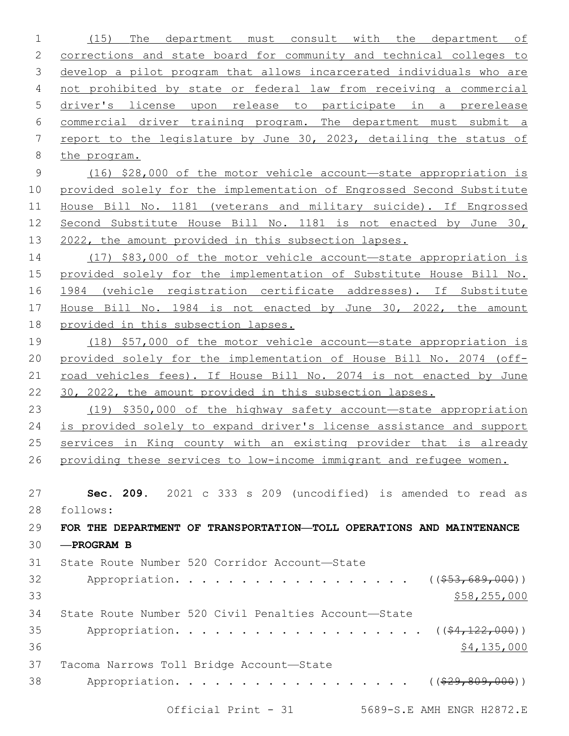(15) The department must consult with the department of corrections and state board for community and technical colleges to develop a pilot program that allows incarcerated individuals who are not prohibited by state or federal law from receiving a commercial driver's license upon release to participate in a prerelease commercial driver training program. The department must submit a report to the legislature by June 30, 2023, detailing the status of the program.

(16) $28,000 of the motor vehicle account—state appropriation is provided solely for the implementation of Engrossed Second Substitute House Bill No. 1181 (veterans and military suicide). If Engrossed Second Substitute House Bill No. 1181 is not enacted by June 30, 2022, the amount provided in this subsection lapses.

(17) $83,000 of the motor vehicle account—state appropriation is provided solely for the implementation of Substitute House Bill No. 1984 (vehicle registration certificate addresses). If Substitute House Bill No. 1984 is not enacted by June 30, 2022, the amount provided in this subsection lapses.

(18) $57,000 of the motor vehicle account—state appropriation is provided solely for the implementation of House Bill No. 2074 (off-road vehicles fees). If House Bill No. 2074 is not enacted by June 30, 2022, the amount provided in this subsection lapses.

(19) $350,000 of the highway safety account—state appropriation is provided solely to expand driver's license assistance and support services in King county with an existing provider that is already providing these services to low-income immigrant and refugee women.

**Sec. 209.** 2021 c 333 s 209 (uncodified) is amended to read as follows:

**FOR THE DEPARTMENT OF TRANSPORTATION—TOLL OPERATIONS AND MAINTENANCE —PROGRAM B**

State Route Number 520 Corridor Account—State Appropriation. . . . . . . . . . . . . . . . . . . ((~~$53,689,000~~)) $58,255,000

State Route Number 520 Civil Penalties Account—State Appropriation. . . . . . . . . . . . . . . . . . . ((~~$4,122,000~~)) $4,135,000

Tacoma Narrows Toll Bridge Account—State Appropriation. . . . . . . . . . . . . . . . . . . ((~~$29,809,000~~))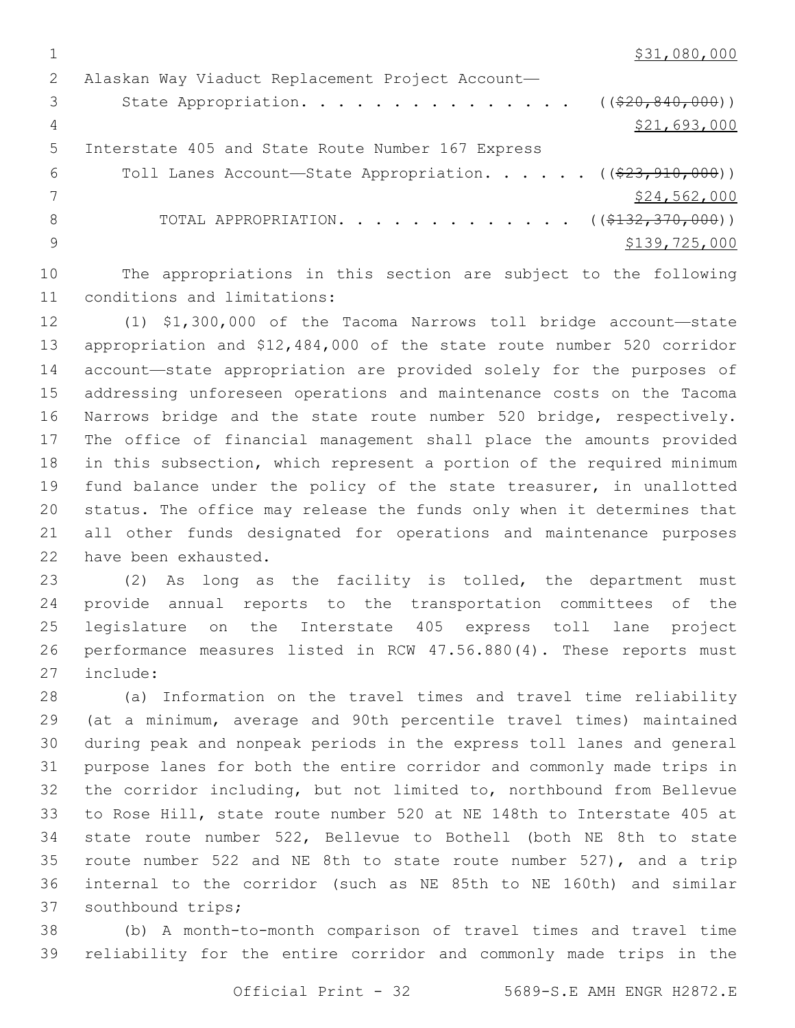$31,080,000

Alaskan Way Viaduct Replacement Project Account—
State Appropriation. . . . . . . . . . . . . . . ((~~$20,840,000~~))
$21,693,000

Interstate 405 and State Route Number 167 Express
Toll Lanes Account—State Appropriation. . . . . . ((~~$23,910,000~~))
$24,562,000

TOTAL APPROPRIATION. . . . . . . . . . . . . ((~~$132,370,000~~))
$139,725,000

The appropriations in this section are subject to the following conditions and limitations:

(1) $1,300,000 of the Tacoma Narrows toll bridge account—state appropriation and $12,484,000 of the state route number 520 corridor account—state appropriation are provided solely for the purposes of addressing unforeseen operations and maintenance costs on the Tacoma Narrows bridge and the state route number 520 bridge, respectively. The office of financial management shall place the amounts provided in this subsection, which represent a portion of the required minimum fund balance under the policy of the state treasurer, in unallotted status. The office may release the funds only when it determines that all other funds designated for operations and maintenance purposes have been exhausted.

(2) As long as the facility is tolled, the department must provide annual reports to the transportation committees of the legislature on the Interstate 405 express toll lane project performance measures listed in RCW 47.56.880(4). These reports must include:

(a) Information on the travel times and travel time reliability (at a minimum, average and 90th percentile travel times) maintained during peak and nonpeak periods in the express toll lanes and general purpose lanes for both the entire corridor and commonly made trips in the corridor including, but not limited to, northbound from Bellevue to Rose Hill, state route number 520 at NE 148th to Interstate 405 at state route number 522, Bellevue to Bothell (both NE 8th to state route number 522 and NE 8th to state route number 527), and a trip internal to the corridor (such as NE 85th to NE 160th) and similar southbound trips;

(b) A month-to-month comparison of travel times and travel time reliability for the entire corridor and commonly made trips in the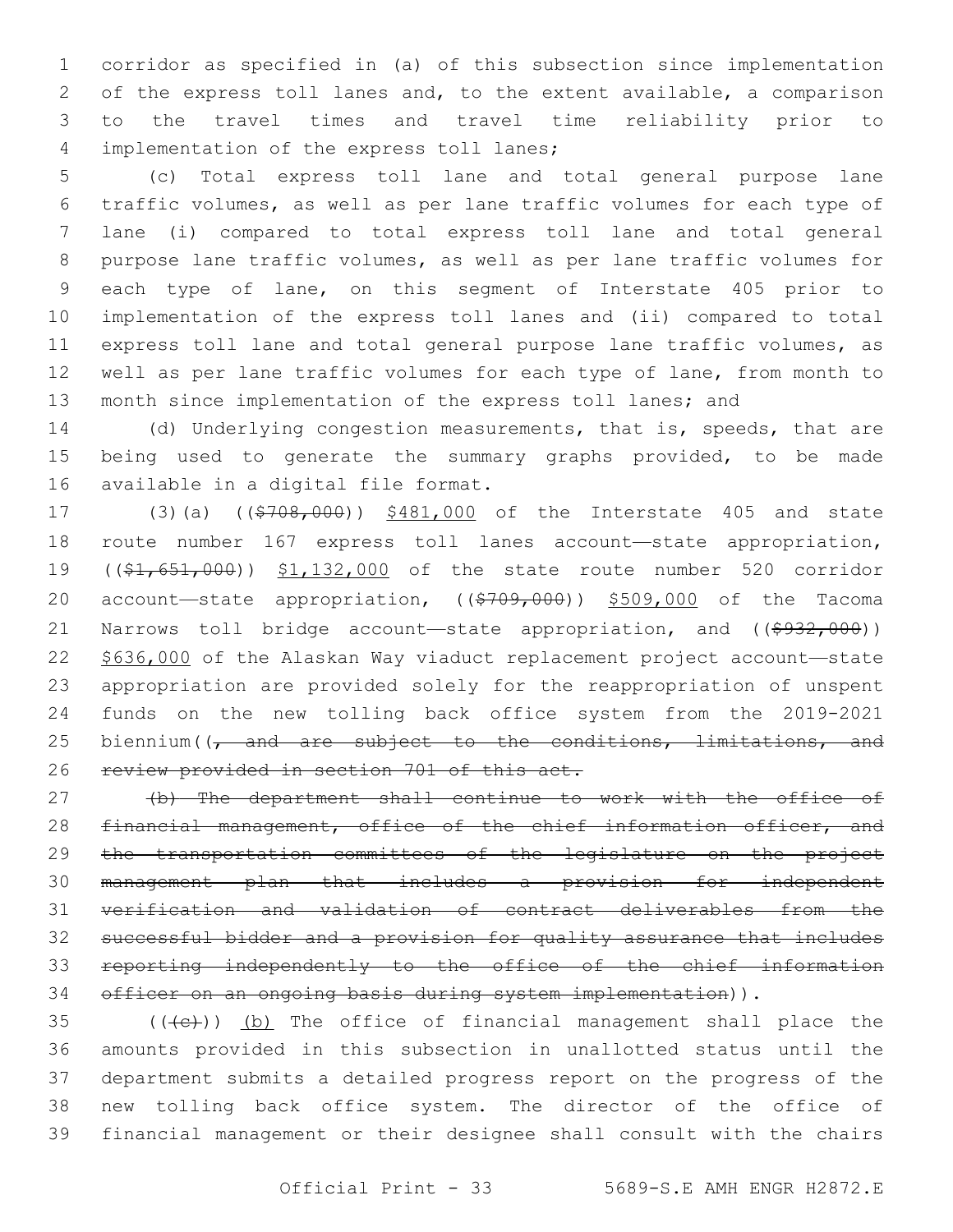corridor as specified in (a) of this subsection since implementation of the express toll lanes and, to the extent available, a comparison to the travel times and travel time reliability prior to implementation of the express toll lanes;

(c) Total express toll lane and total general purpose lane traffic volumes, as well as per lane traffic volumes for each type of lane (i) compared to total express toll lane and total general purpose lane traffic volumes, as well as per lane traffic volumes for each type of lane, on this segment of Interstate 405 prior to implementation of the express toll lanes and (ii) compared to total express toll lane and total general purpose lane traffic volumes, as well as per lane traffic volumes for each type of lane, from month to month since implementation of the express toll lanes; and

(d) Underlying congestion measurements, that is, speeds, that are being used to generate the summary graphs provided, to be made available in a digital file format.

(3)(a) ((~~$708,000~~)) <u>$481,000</u> of the Interstate 405 and state route number 167 express toll lanes account—state appropriation, ((~~$1,651,000~~)) <u>$1,132,000</u> of the state route number 520 corridor account—state appropriation, ((~~$709,000~~)) <u>$509,000</u> of the Tacoma Narrows toll bridge account—state appropriation, and ((~~$932,000~~)) <u>$636,000</u> of the Alaskan Way viaduct replacement project account—state appropriation are provided solely for the reappropriation of unspent funds on the new tolling back office system from the 2019-2021 biennium((~~, and are subject to the conditions, limitations, and review provided in section 701 of this act.~~

~~(b) The department shall continue to work with the office of financial management, office of the chief information officer, and the transportation committees of the legislature on the project management plan that includes a provision for independent verification and validation of contract deliverables from the successful bidder and a provision for quality assurance that includes reporting independently to the office of the chief information officer on an ongoing basis during system implementation~~)).

((~~(c)~~)) <u>(b)</u> The office of financial management shall place the amounts provided in this subsection in unallotted status until the department submits a detailed progress report on the progress of the new tolling back office system. The director of the office of financial management or their designee shall consult with the chairs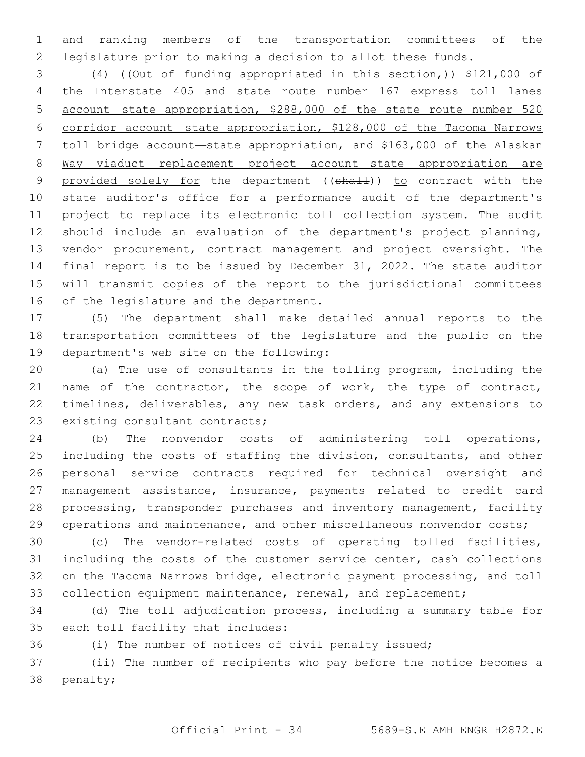and ranking members of the transportation committees of the legislature prior to making a decision to allot these funds.

(4) ((~~Out of funding appropriated in this section,~~)) <u>$121,000 of the Interstate 405 and state route number 167 express toll lanes account—state appropriation, $288,000 of the state route number 520 corridor account—state appropriation, $128,000 of the Tacoma Narrows toll bridge account—state appropriation, and $163,000 of the Alaskan Way viaduct replacement project account—state appropriation are provided solely for</u> the department ((~~shall~~)) <u>to</u> contract with the state auditor's office for a performance audit of the department's project to replace its electronic toll collection system. The audit should include an evaluation of the department's project planning, vendor procurement, contract management and project oversight. The final report is to be issued by December 31, 2022. The state auditor will transmit copies of the report to the jurisdictional committees of the legislature and the department.

(5) The department shall make detailed annual reports to the transportation committees of the legislature and the public on the department's web site on the following:

(a) The use of consultants in the tolling program, including the name of the contractor, the scope of work, the type of contract, timelines, deliverables, any new task orders, and any extensions to existing consultant contracts;

(b) The nonvendor costs of administering toll operations, including the costs of staffing the division, consultants, and other personal service contracts required for technical oversight and management assistance, insurance, payments related to credit card processing, transponder purchases and inventory management, facility operations and maintenance, and other miscellaneous nonvendor costs;

(c) The vendor-related costs of operating tolled facilities, including the costs of the customer service center, cash collections on the Tacoma Narrows bridge, electronic payment processing, and toll collection equipment maintenance, renewal, and replacement;

(d) The toll adjudication process, including a summary table for each toll facility that includes:

(i) The number of notices of civil penalty issued;

(ii) The number of recipients who pay before the notice becomes a penalty;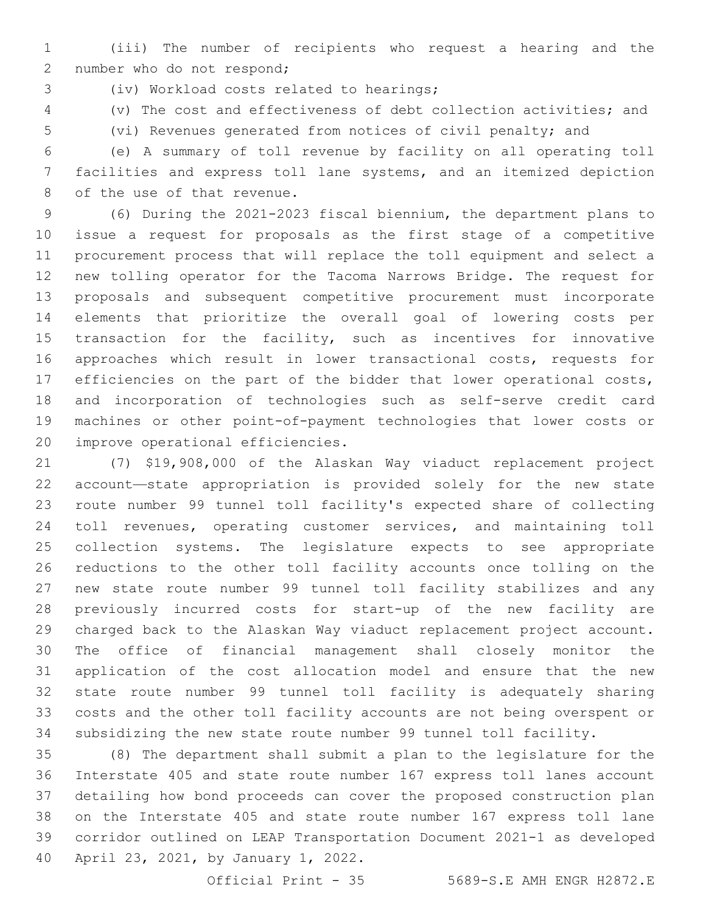(iii) The number of recipients who request a hearing and the number who do not respond;

(iv) Workload costs related to hearings;

(v) The cost and effectiveness of debt collection activities; and

(vi) Revenues generated from notices of civil penalty; and

(e) A summary of toll revenue by facility on all operating toll facilities and express toll lane systems, and an itemized depiction of the use of that revenue.

(6) During the 2021-2023 fiscal biennium, the department plans to issue a request for proposals as the first stage of a competitive procurement process that will replace the toll equipment and select a new tolling operator for the Tacoma Narrows Bridge. The request for proposals and subsequent competitive procurement must incorporate elements that prioritize the overall goal of lowering costs per transaction for the facility, such as incentives for innovative approaches which result in lower transactional costs, requests for efficiencies on the part of the bidder that lower operational costs, and incorporation of technologies such as self-serve credit card machines or other point-of-payment technologies that lower costs or improve operational efficiencies.

(7) $19,908,000 of the Alaskan Way viaduct replacement project account—state appropriation is provided solely for the new state route number 99 tunnel toll facility's expected share of collecting toll revenues, operating customer services, and maintaining toll collection systems. The legislature expects to see appropriate reductions to the other toll facility accounts once tolling on the new state route number 99 tunnel toll facility stabilizes and any previously incurred costs for start-up of the new facility are charged back to the Alaskan Way viaduct replacement project account. The office of financial management shall closely monitor the application of the cost allocation model and ensure that the new state route number 99 tunnel toll facility is adequately sharing costs and the other toll facility accounts are not being overspent or subsidizing the new state route number 99 tunnel toll facility.

(8) The department shall submit a plan to the legislature for the Interstate 405 and state route number 167 express toll lanes account detailing how bond proceeds can cover the proposed construction plan on the Interstate 405 and state route number 167 express toll lane corridor outlined on LEAP Transportation Document 2021-1 as developed April 23, 2021, by January 1, 2022.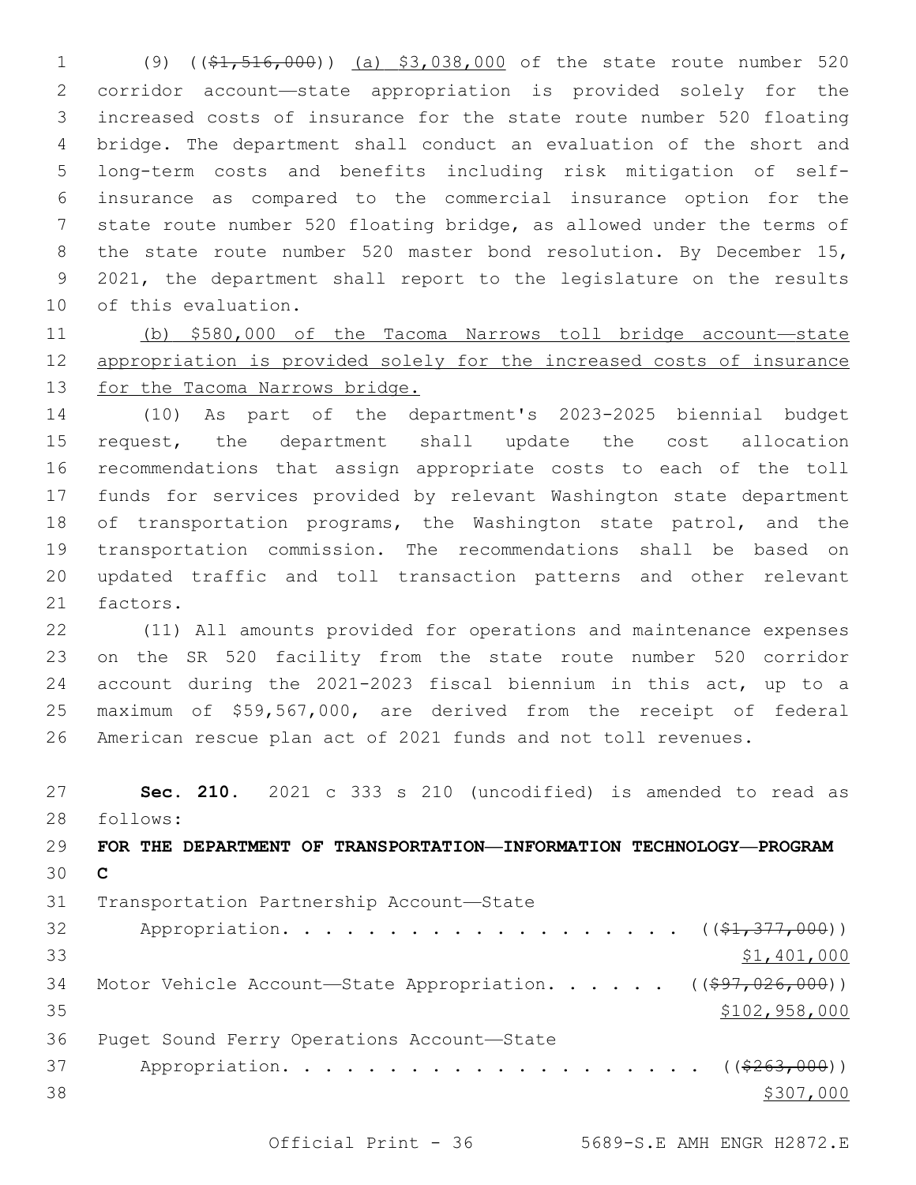(9) ((~~$1,516,000~~)) <u>(a) $3,038,000</u> of the state route number 520 corridor account—state appropriation is provided solely for the increased costs of insurance for the state route number 520 floating bridge. The department shall conduct an evaluation of the short and long-term costs and benefits including risk mitigation of self-insurance as compared to the commercial insurance option for the state route number 520 floating bridge, as allowed under the terms of the state route number 520 master bond resolution. By December 15, 2021, the department shall report to the legislature on the results of this evaluation.

<u>(b) $580,000 of the Tacoma Narrows toll bridge account—state appropriation is provided solely for the increased costs of insurance for the Tacoma Narrows bridge.</u>

(10) As part of the department's 2023-2025 biennial budget request, the department shall update the cost allocation recommendations that assign appropriate costs to each of the toll funds for services provided by relevant Washington state department of transportation programs, the Washington state patrol, and the transportation commission. The recommendations shall be based on updated traffic and toll transaction patterns and other relevant factors.

(11) All amounts provided for operations and maintenance expenses on the SR 520 facility from the state route number 520 corridor account during the 2021-2023 fiscal biennium in this act, up to a maximum of $59,567,000, are derived from the receipt of federal American rescue plan act of 2021 funds and not toll revenues.

**Sec. 210.** 2021 c 333 s 210 (uncodified) is amended to read as follows:

**FOR THE DEPARTMENT OF TRANSPORTATION—INFORMATION TECHNOLOGY—PROGRAM C**

Transportation Partnership Account—State Appropriation. . . . . . . . . . . . . . . . . . . ((~~$1,377,000~~))
<u>$1,401,000</u>

Motor Vehicle Account—State Appropriation. . . . . . ((~~$97,026,000~~))
<u>$102,958,000</u>

Puget Sound Ferry Operations Account—State Appropriation. . . . . . . . . . . . . . . . . . . . ((~~$263,000~~))
<u>$307,000</u>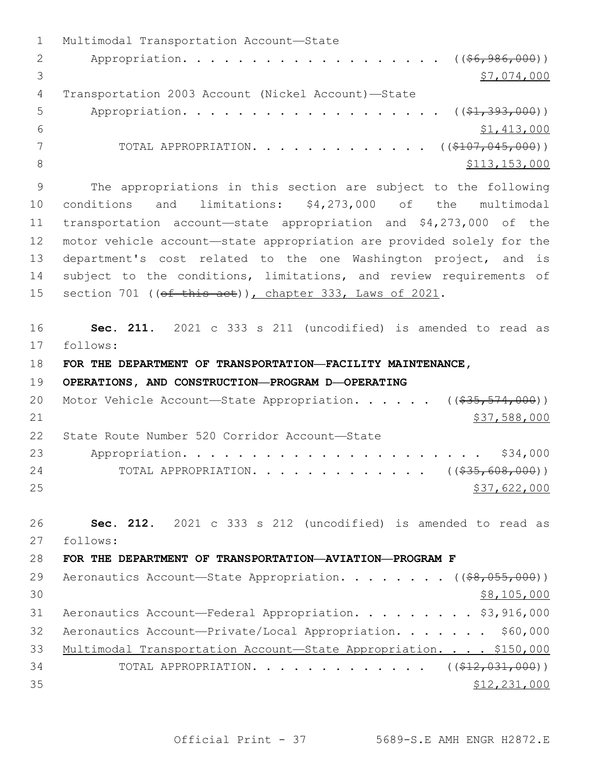Multimodal Transportation Account—State Appropriation. . . . . . . . . . . . . . . . . . . . ((~~$6,986,000~~))
<u>$7,074,000</u>

Transportation 2003 Account (Nickel Account)—State Appropriation. . . . . . . . . . . . . . . . . . . . ((~~$1,393,000~~))
<u>$1,413,000</u>

TOTAL APPROPRIATION. . . . . . . . . . . . . . ((~~$107,045,000~~))
<u>$113,153,000</u>

The appropriations in this section are subject to the following conditions and limitations: $4,273,000 of the multimodal transportation account—state appropriation and $4,273,000 of the motor vehicle account—state appropriation are provided solely for the department's cost related to the one Washington project, and is subject to the conditions, limitations, and review requirements of section 701 ((~~of this act~~))<u>, chapter 333, Laws of 2021</u>.

**Sec. 211.** 2021 c 333 s 211 (uncodified) is amended to read as follows:

**FOR THE DEPARTMENT OF TRANSPORTATION—FACILITY MAINTENANCE, OPERATIONS, AND CONSTRUCTION—PROGRAM D—OPERATING**

Motor Vehicle Account—State Appropriation. . . . . . ((~~$35,574,000~~))
<u>$37,588,000</u>

State Route Number 520 Corridor Account—State Appropriation. . . . . . . . . . . . . . . . . . . . . . . . $34,000

TOTAL APPROPRIATION. . . . . . . . . . . . . . ((~~$35,608,000~~))
<u>$37,622,000</u>

**Sec. 212.** 2021 c 333 s 212 (uncodified) is amended to read as follows:

**FOR THE DEPARTMENT OF TRANSPORTATION—AVIATION—PROGRAM F**

Aeronautics Account—State Appropriation. . . . . . . . ((~~$8,055,000~~))
<u>$8,105,000</u>

Aeronautics Account—Federal Appropriation. . . . . . . . . $3,916,000

Aeronautics Account—Private/Local Appropriation. . . . . . . $60,000

<u>Multimodal Transportation Account—State Appropriation. . . . $150,000</u>

TOTAL APPROPRIATION. . . . . . . . . . . . . . ((~~$12,031,000~~))
<u>$12,231,000</u>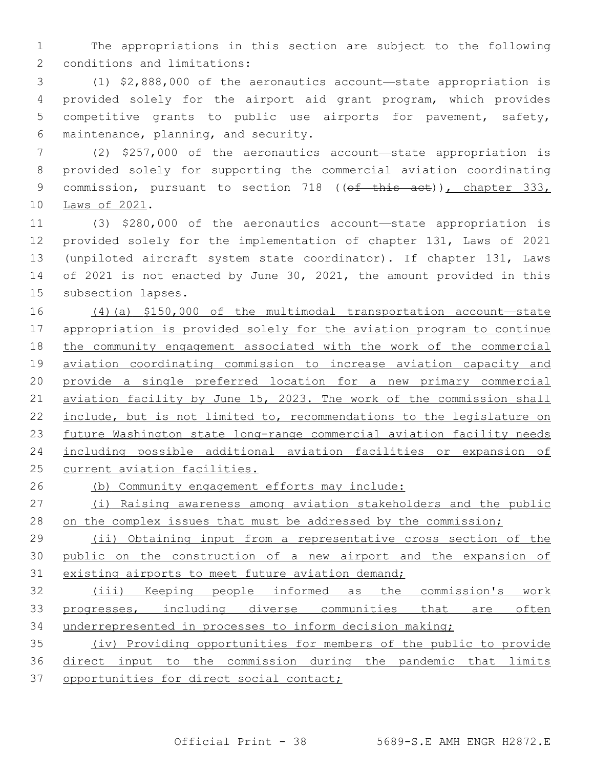The appropriations in this section are subject to the following conditions and limitations:

(1) $2,888,000 of the aeronautics account—state appropriation is provided solely for the airport aid grant program, which provides competitive grants to public use airports for pavement, safety, maintenance, planning, and security.

(2) $257,000 of the aeronautics account—state appropriation is provided solely for supporting the commercial aviation coordinating commission, pursuant to section 718 ((~~of this act~~)), chapter 333, Laws of 2021.

(3) $280,000 of the aeronautics account—state appropriation is provided solely for the implementation of chapter 131, Laws of 2021 (unpiloted aircraft system state coordinator). If chapter 131, Laws of 2021 is not enacted by June 30, 2021, the amount provided in this subsection lapses.

(4)(a) $150,000 of the multimodal transportation account—state appropriation is provided solely for the aviation program to continue the community engagement associated with the work of the commercial aviation coordinating commission to increase aviation capacity and provide a single preferred location for a new primary commercial aviation facility by June 15, 2023. The work of the commission shall include, but is not limited to, recommendations to the legislature on future Washington state long-range commercial aviation facility needs including possible additional aviation facilities or expansion of current aviation facilities.

(b) Community engagement efforts may include:

(i) Raising awareness among aviation stakeholders and the public on the complex issues that must be addressed by the commission;

(ii) Obtaining input from a representative cross section of the public on the construction of a new airport and the expansion of existing airports to meet future aviation demand;

(iii) Keeping people informed as the commission's work progresses, including diverse communities that are often underrepresented in processes to inform decision making;

(iv) Providing opportunities for members of the public to provide direct input to the commission during the pandemic that limits opportunities for direct social contact;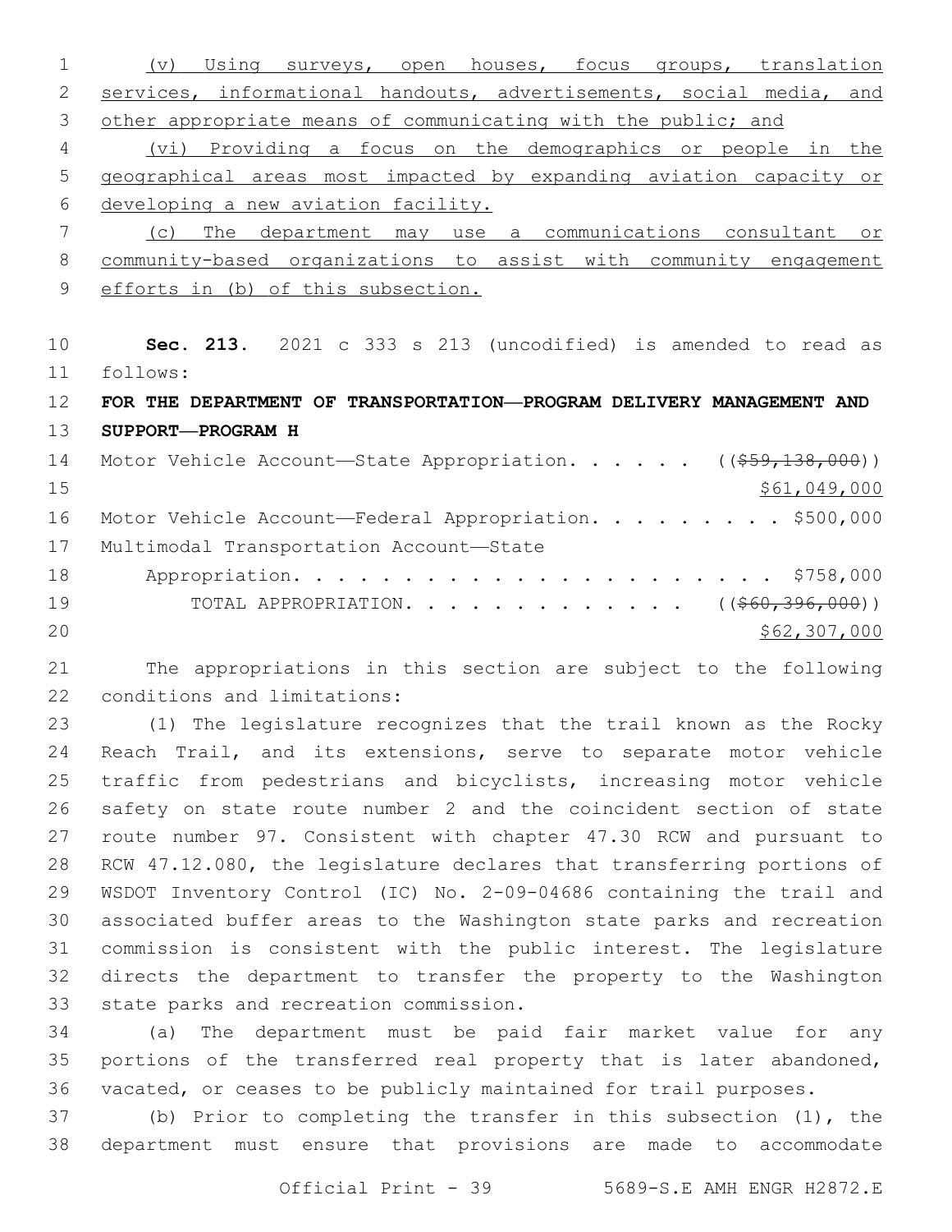(v) Using surveys, open houses, focus groups, translation services, informational handouts, advertisements, social media, and other appropriate means of communicating with the public; and

(vi) Providing a focus on the demographics or people in the geographical areas most impacted by expanding aviation capacity or developing a new aviation facility.

(c) The department may use a communications consultant or community-based organizations to assist with community engagement efforts in (b) of this subsection.

**Sec. 213.** 2021 c 333 s 213 (uncodified) is amended to read as follows:

**FOR THE DEPARTMENT OF TRANSPORTATION—PROGRAM DELIVERY MANAGEMENT AND SUPPORT—PROGRAM H**

Motor Vehicle Account—State Appropriation. . . . . . ((~~$59,138,000~~))
$61,049,000

Motor Vehicle Account—Federal Appropriation. . . . . . . . . $500,000

Multimodal Transportation Account—State Appropriation. . . . . . . . . . . . . . . . . . . . . . $758,000

TOTAL APPROPRIATION. . . . . . . . . . . . . . ((~~$60,396,000~~))
$62,307,000

The appropriations in this section are subject to the following conditions and limitations:

(1) The legislature recognizes that the trail known as the Rocky Reach Trail, and its extensions, serve to separate motor vehicle traffic from pedestrians and bicyclists, increasing motor vehicle safety on state route number 2 and the coincident section of state route number 97. Consistent with chapter 47.30 RCW and pursuant to RCW 47.12.080, the legislature declares that transferring portions of WSDOT Inventory Control (IC) No. 2-09-04686 containing the trail and associated buffer areas to the Washington state parks and recreation commission is consistent with the public interest. The legislature directs the department to transfer the property to the Washington state parks and recreation commission.

(a) The department must be paid fair market value for any portions of the transferred real property that is later abandoned, vacated, or ceases to be publicly maintained for trail purposes.

(b) Prior to completing the transfer in this subsection (1), the department must ensure that provisions are made to accommodate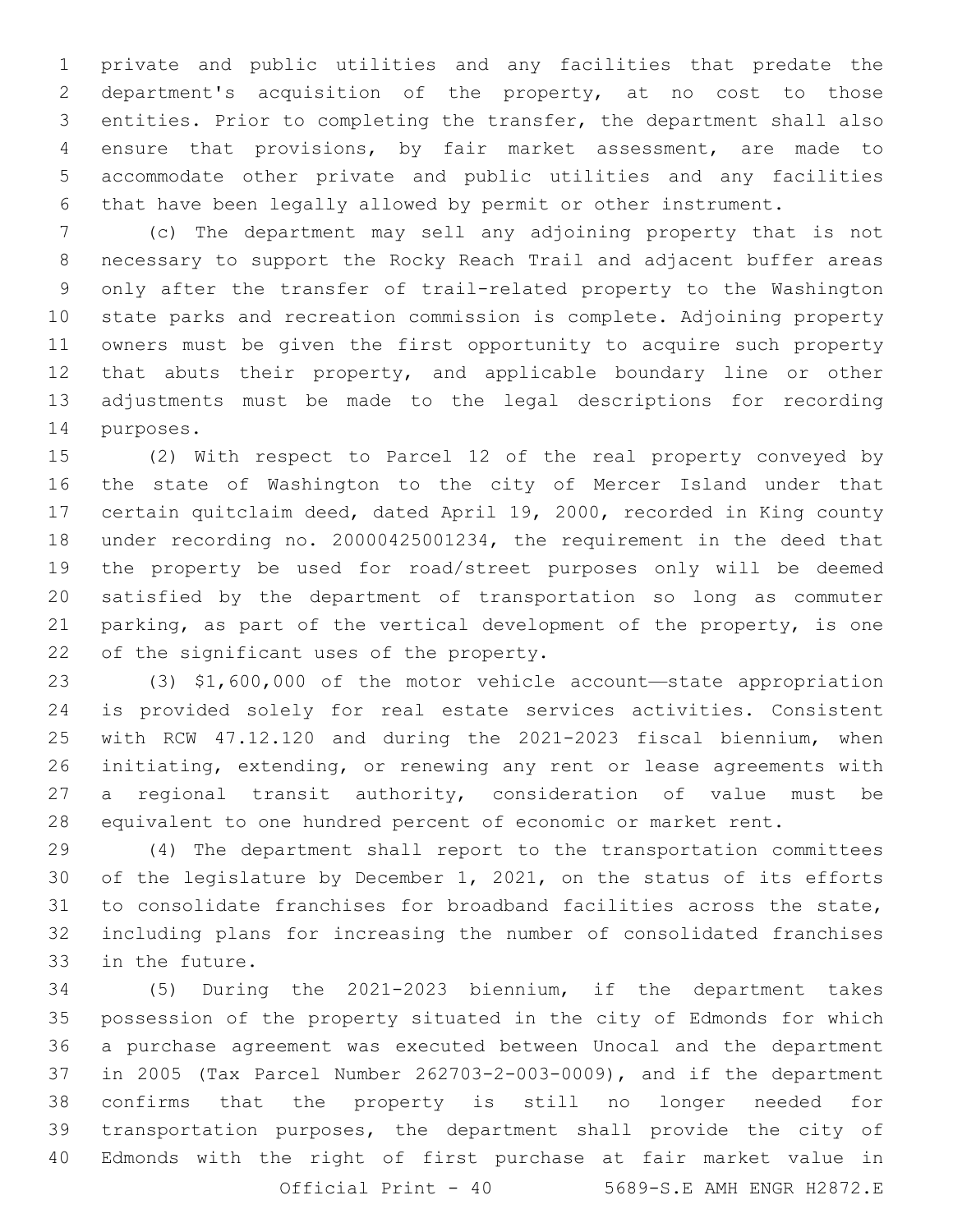private and public utilities and any facilities that predate the department's acquisition of the property, at no cost to those entities. Prior to completing the transfer, the department shall also ensure that provisions, by fair market assessment, are made to accommodate other private and public utilities and any facilities that have been legally allowed by permit or other instrument.

(c) The department may sell any adjoining property that is not necessary to support the Rocky Reach Trail and adjacent buffer areas only after the transfer of trail-related property to the Washington state parks and recreation commission is complete. Adjoining property owners must be given the first opportunity to acquire such property that abuts their property, and applicable boundary line or other adjustments must be made to the legal descriptions for recording purposes.

(2) With respect to Parcel 12 of the real property conveyed by the state of Washington to the city of Mercer Island under that certain quitclaim deed, dated April 19, 2000, recorded in King county under recording no. 20000425001234, the requirement in the deed that the property be used for road/street purposes only will be deemed satisfied by the department of transportation so long as commuter parking, as part of the vertical development of the property, is one of the significant uses of the property.

(3) $1,600,000 of the motor vehicle account—state appropriation is provided solely for real estate services activities. Consistent with RCW 47.12.120 and during the 2021-2023 fiscal biennium, when initiating, extending, or renewing any rent or lease agreements with a regional transit authority, consideration of value must be equivalent to one hundred percent of economic or market rent.

(4) The department shall report to the transportation committees of the legislature by December 1, 2021, on the status of its efforts to consolidate franchises for broadband facilities across the state, including plans for increasing the number of consolidated franchises in the future.

(5) During the 2021-2023 biennium, if the department takes possession of the property situated in the city of Edmonds for which a purchase agreement was executed between Unocal and the department in 2005 (Tax Parcel Number 262703-2-003-0009), and if the department confirms that the property is still no longer needed for transportation purposes, the department shall provide the city of Edmonds with the right of first purchase at fair market value in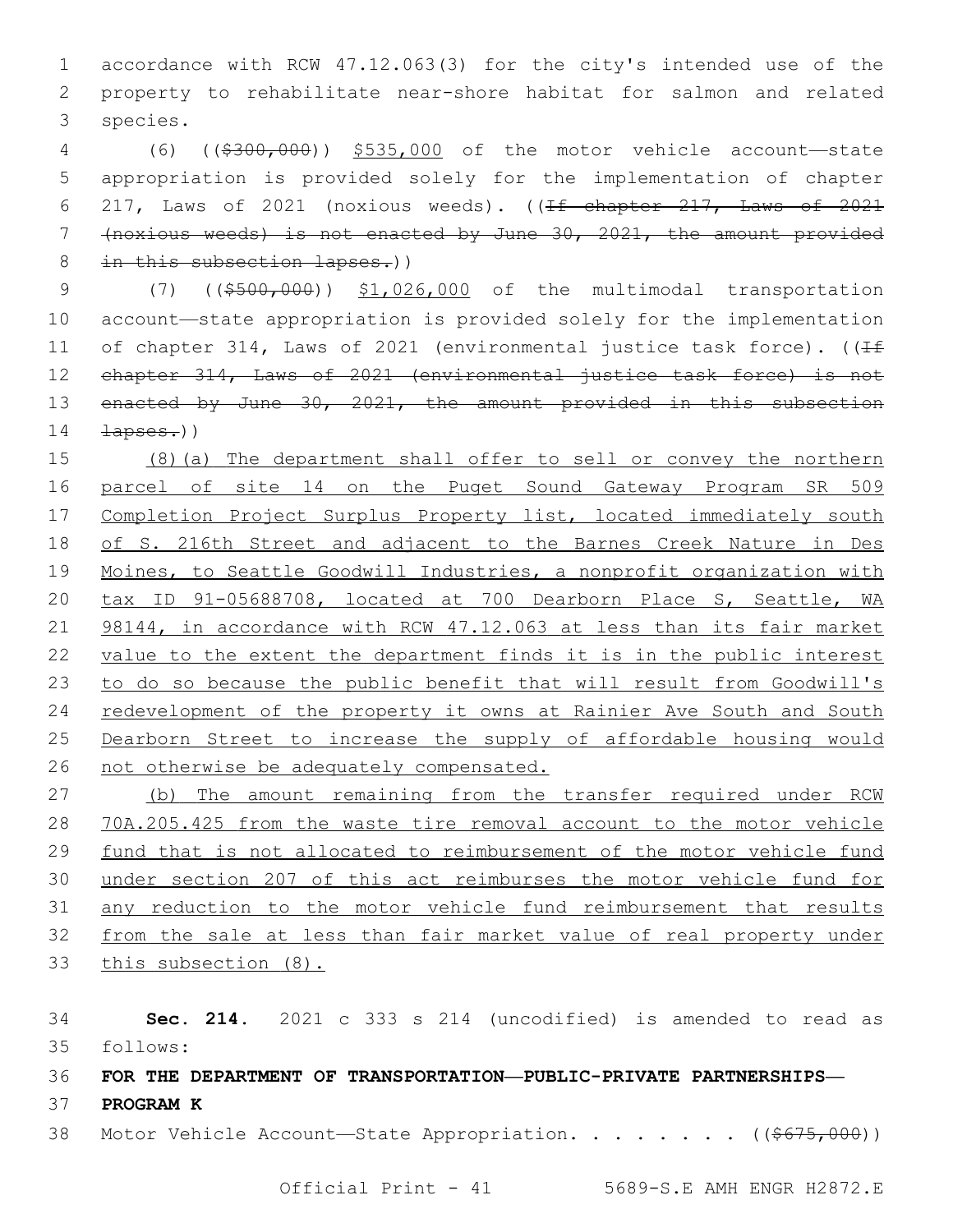accordance with RCW 47.12.063(3) for the city's intended use of the property to rehabilitate near-shore habitat for salmon and related species.

(6) ((~~$300,000~~)) <u>$535,000</u> of the motor vehicle account—state appropriation is provided solely for the implementation of chapter 217, Laws of 2021 (noxious weeds). ((~~If chapter 217, Laws of 2021 (noxious weeds) is not enacted by June 30, 2021, the amount provided in this subsection lapses.~~))

(7) ((~~$500,000~~)) <u>$1,026,000</u> of the multimodal transportation account—state appropriation is provided solely for the implementation of chapter 314, Laws of 2021 (environmental justice task force). ((~~If chapter 314, Laws of 2021 (environmental justice task force) is not enacted by June 30, 2021, the amount provided in this subsection lapses.~~))

<u>(8)(a) The department shall offer to sell or convey the northern parcel of site 14 on the Puget Sound Gateway Program SR 509 Completion Project Surplus Property list, located immediately south of S. 216th Street and adjacent to the Barnes Creek Nature in Des Moines, to Seattle Goodwill Industries, a nonprofit organization with tax ID 91-05688708, located at 700 Dearborn Place S, Seattle, WA 98144, in accordance with RCW 47.12.063 at less than its fair market value to the extent the department finds it is in the public interest to do so because the public benefit that will result from Goodwill's redevelopment of the property it owns at Rainier Ave South and South Dearborn Street to increase the supply of affordable housing would not otherwise be adequately compensated.</u>

<u>(b) The amount remaining from the transfer required under RCW 70A.205.425 from the waste tire removal account to the motor vehicle fund that is not allocated to reimbursement of the motor vehicle fund under section 207 of this act reimburses the motor vehicle fund for any reduction to the motor vehicle fund reimbursement that results from the sale at less than fair market value of real property under this subsection (8).</u>

**Sec. 214.** 2021 c 333 s 214 (uncodified) is amended to read as follows:

**FOR THE DEPARTMENT OF TRANSPORTATION—PUBLIC-PRIVATE PARTNERSHIPS—PROGRAM K**

Motor Vehicle Account—State Appropriation. . . . . . . . ((~~$675,000~~))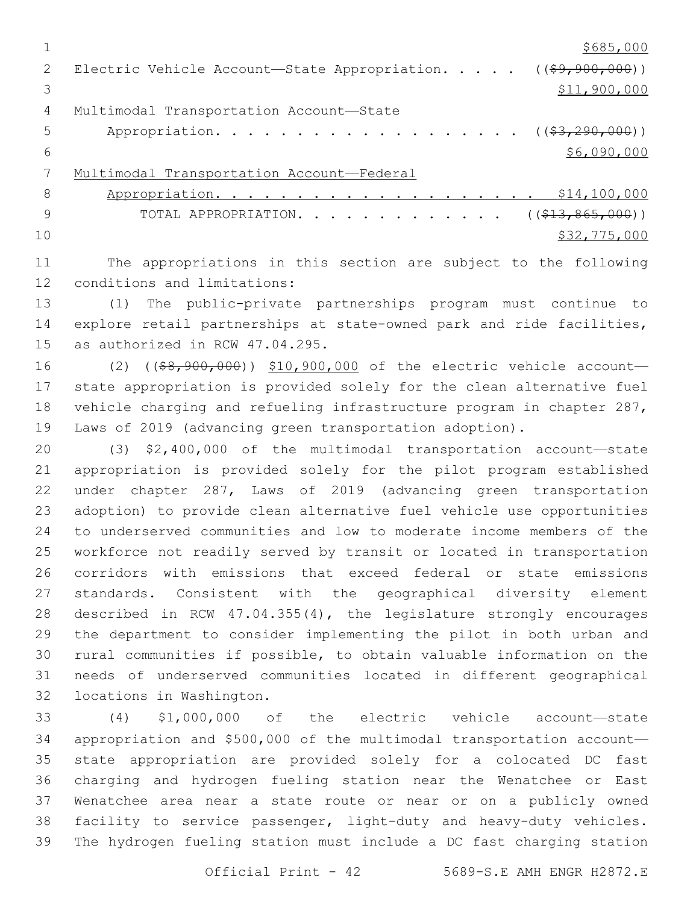$685,000

Electric Vehicle Account—State Appropriation. . . . . ((~~$9,900,000~~))
$11,900,000

Multimodal Transportation Account—State
Appropriation. . . . . . . . . . . . . . . . . . . ((~~$3,290,000~~))
$6,090,000

Multimodal Transportation Account—Federal
Appropriation. . . . . . . . . . . . . . . . . . . . $14,100,000

TOTAL APPROPRIATION. . . . . . . . . . . . . . ((~~$13,865,000~~))
$32,775,000

The appropriations in this section are subject to the following conditions and limitations:

(1) The public-private partnerships program must continue to explore retail partnerships at state-owned park and ride facilities, as authorized in RCW 47.04.295.

(2) ((~~$8,900,000~~)) $10,900,000 of the electric vehicle account—state appropriation is provided solely for the clean alternative fuel vehicle charging and refueling infrastructure program in chapter 287, Laws of 2019 (advancing green transportation adoption).

(3) $2,400,000 of the multimodal transportation account—state appropriation is provided solely for the pilot program established under chapter 287, Laws of 2019 (advancing green transportation adoption) to provide clean alternative fuel vehicle use opportunities to underserved communities and low to moderate income members of the workforce not readily served by transit or located in transportation corridors with emissions that exceed federal or state emissions standards. Consistent with the geographical diversity element described in RCW 47.04.355(4), the legislature strongly encourages the department to consider implementing the pilot in both urban and rural communities if possible, to obtain valuable information on the needs of underserved communities located in different geographical locations in Washington.

(4) $1,000,000 of the electric vehicle account—state appropriation and $500,000 of the multimodal transportation account—state appropriation are provided solely for a colocated DC fast charging and hydrogen fueling station near the Wenatchee or East Wenatchee area near a state route or near or on a publicly owned facility to service passenger, light-duty and heavy-duty vehicles. The hydrogen fueling station must include a DC fast charging station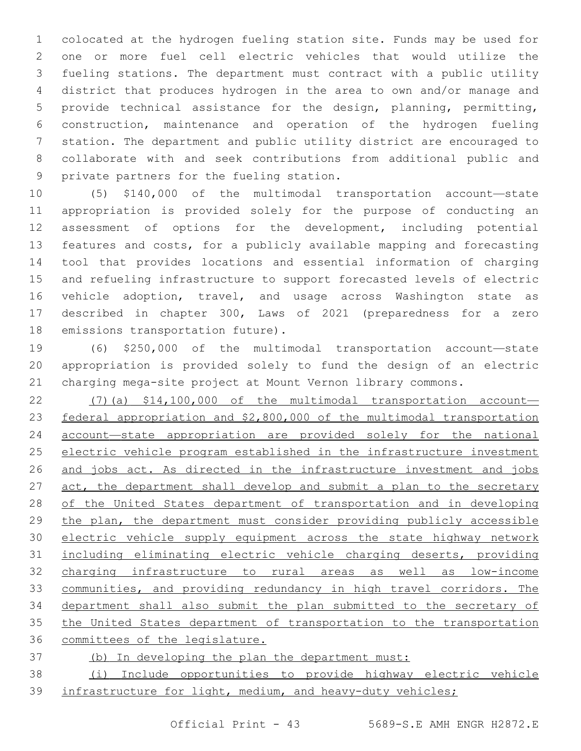colocated at the hydrogen fueling station site. Funds may be used for one or more fuel cell electric vehicles that would utilize the fueling stations. The department must contract with a public utility district that produces hydrogen in the area to own and/or manage and provide technical assistance for the design, planning, permitting, construction, maintenance and operation of the hydrogen fueling station. The department and public utility district are encouraged to collaborate with and seek contributions from additional public and private partners for the fueling station.

(5) $140,000 of the multimodal transportation account—state appropriation is provided solely for the purpose of conducting an assessment of options for the development, including potential features and costs, for a publicly available mapping and forecasting tool that provides locations and essential information of charging and refueling infrastructure to support forecasted levels of electric vehicle adoption, travel, and usage across Washington state as described in chapter 300, Laws of 2021 (preparedness for a zero emissions transportation future).

(6) $250,000 of the multimodal transportation account—state appropriation is provided solely to fund the design of an electric charging mega-site project at Mount Vernon library commons.

<u>(7)(a) $14,100,000 of the multimodal transportation account—federal appropriation and $2,800,000 of the multimodal transportation account—state appropriation are provided solely for the national electric vehicle program established in the infrastructure investment and jobs act. As directed in the infrastructure investment and jobs act, the department shall develop and submit a plan to the secretary of the United States department of transportation and in developing the plan, the department must consider providing publicly accessible electric vehicle supply equipment across the state highway network including eliminating electric vehicle charging deserts, providing charging infrastructure to rural areas as well as low-income communities, and providing redundancy in high travel corridors. The department shall also submit the plan submitted to the secretary of the United States department of transportation to the transportation committees of the legislature.</u>

<u>(b) In developing the plan the department must:</u>

<u>(i) Include opportunities to provide highway electric vehicle infrastructure for light, medium, and heavy-duty vehicles;</u>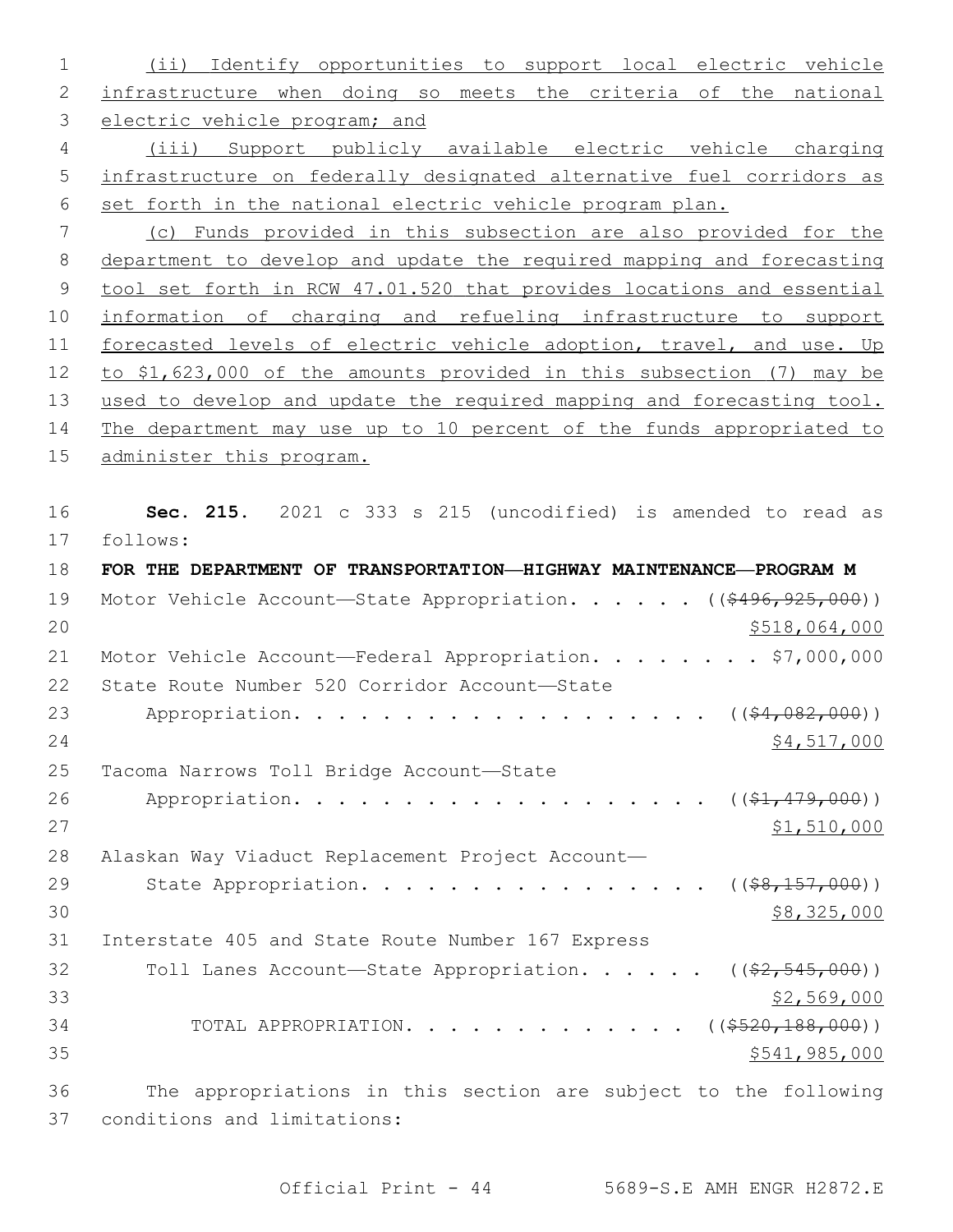(ii) Identify opportunities to support local electric vehicle infrastructure when doing so meets the criteria of the national electric vehicle program; and

(iii) Support publicly available electric vehicle charging infrastructure on federally designated alternative fuel corridors as set forth in the national electric vehicle program plan.

(c) Funds provided in this subsection are also provided for the department to develop and update the required mapping and forecasting tool set forth in RCW 47.01.520 that provides locations and essential information of charging and refueling infrastructure to support forecasted levels of electric vehicle adoption, travel, and use. Up to $1,623,000 of the amounts provided in this subsection (7) may be used to develop and update the required mapping and forecasting tool. The department may use up to 10 percent of the funds appropriated to administer this program.

**Sec. 215.** 2021 c 333 s 215 (uncodified) is amended to read as follows:

**FOR THE DEPARTMENT OF TRANSPORTATION—HIGHWAY MAINTENANCE—PROGRAM M**

Motor Vehicle Account—State Appropriation. . . . . . (($496,925,000)) $518,064,000

Motor Vehicle Account—Federal Appropriation. . . . . . . . $7,000,000

State Route Number 520 Corridor Account—State Appropriation. . . . . . . . . . . . . . . . . . . (($4,082,000)) $4,517,000

Tacoma Narrows Toll Bridge Account—State Appropriation. . . . . . . . . . . . . . . . . . . (($1,479,000)) $1,510,000

Alaskan Way Viaduct Replacement Project Account—State Appropriation. . . . . . . . . . . . . . . . (($8,157,000)) $8,325,000

Interstate 405 and State Route Number 167 Express Toll Lanes Account—State Appropriation. . . . . . (($2,545,000)) $2,569,000

TOTAL APPROPRIATION. . . . . . . . . . . . . (($520,188,000)) $541,985,000

The appropriations in this section are subject to the following conditions and limitations: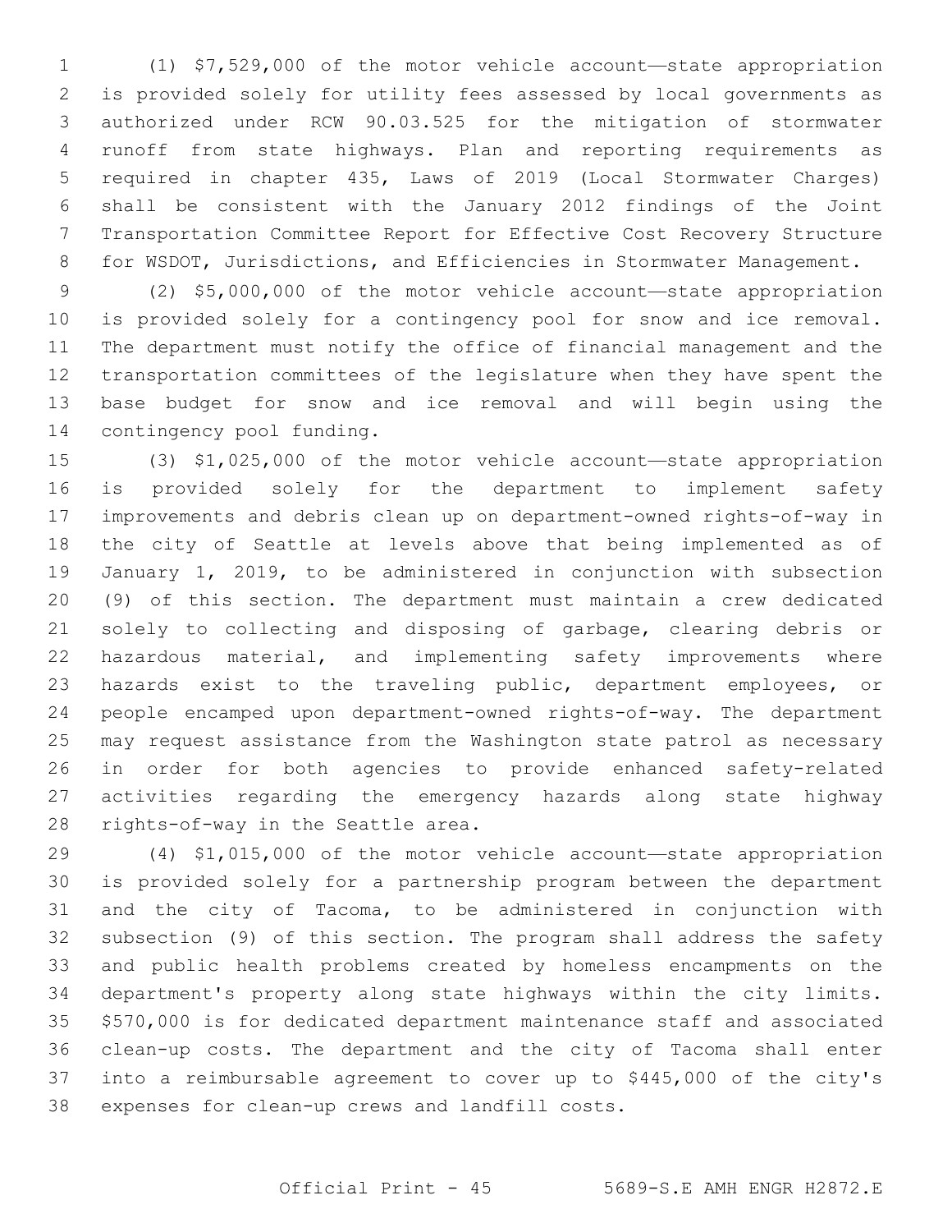(1) $7,529,000 of the motor vehicle account—state appropriation is provided solely for utility fees assessed by local governments as authorized under RCW 90.03.525 for the mitigation of stormwater runoff from state highways. Plan and reporting requirements as required in chapter 435, Laws of 2019 (Local Stormwater Charges) shall be consistent with the January 2012 findings of the Joint Transportation Committee Report for Effective Cost Recovery Structure for WSDOT, Jurisdictions, and Efficiencies in Stormwater Management.

(2) $5,000,000 of the motor vehicle account—state appropriation is provided solely for a contingency pool for snow and ice removal. The department must notify the office of financial management and the transportation committees of the legislature when they have spent the base budget for snow and ice removal and will begin using the contingency pool funding.

(3) $1,025,000 of the motor vehicle account—state appropriation is provided solely for the department to implement safety improvements and debris clean up on department-owned rights-of-way in the city of Seattle at levels above that being implemented as of January 1, 2019, to be administered in conjunction with subsection (9) of this section. The department must maintain a crew dedicated solely to collecting and disposing of garbage, clearing debris or hazardous material, and implementing safety improvements where hazards exist to the traveling public, department employees, or people encamped upon department-owned rights-of-way. The department may request assistance from the Washington state patrol as necessary in order for both agencies to provide enhanced safety-related activities regarding the emergency hazards along state highway rights-of-way in the Seattle area.

(4) $1,015,000 of the motor vehicle account—state appropriation is provided solely for a partnership program between the department and the city of Tacoma, to be administered in conjunction with subsection (9) of this section. The program shall address the safety and public health problems created by homeless encampments on the department's property along state highways within the city limits. $570,000 is for dedicated department maintenance staff and associated clean-up costs. The department and the city of Tacoma shall enter into a reimbursable agreement to cover up to $445,000 of the city's expenses for clean-up crews and landfill costs.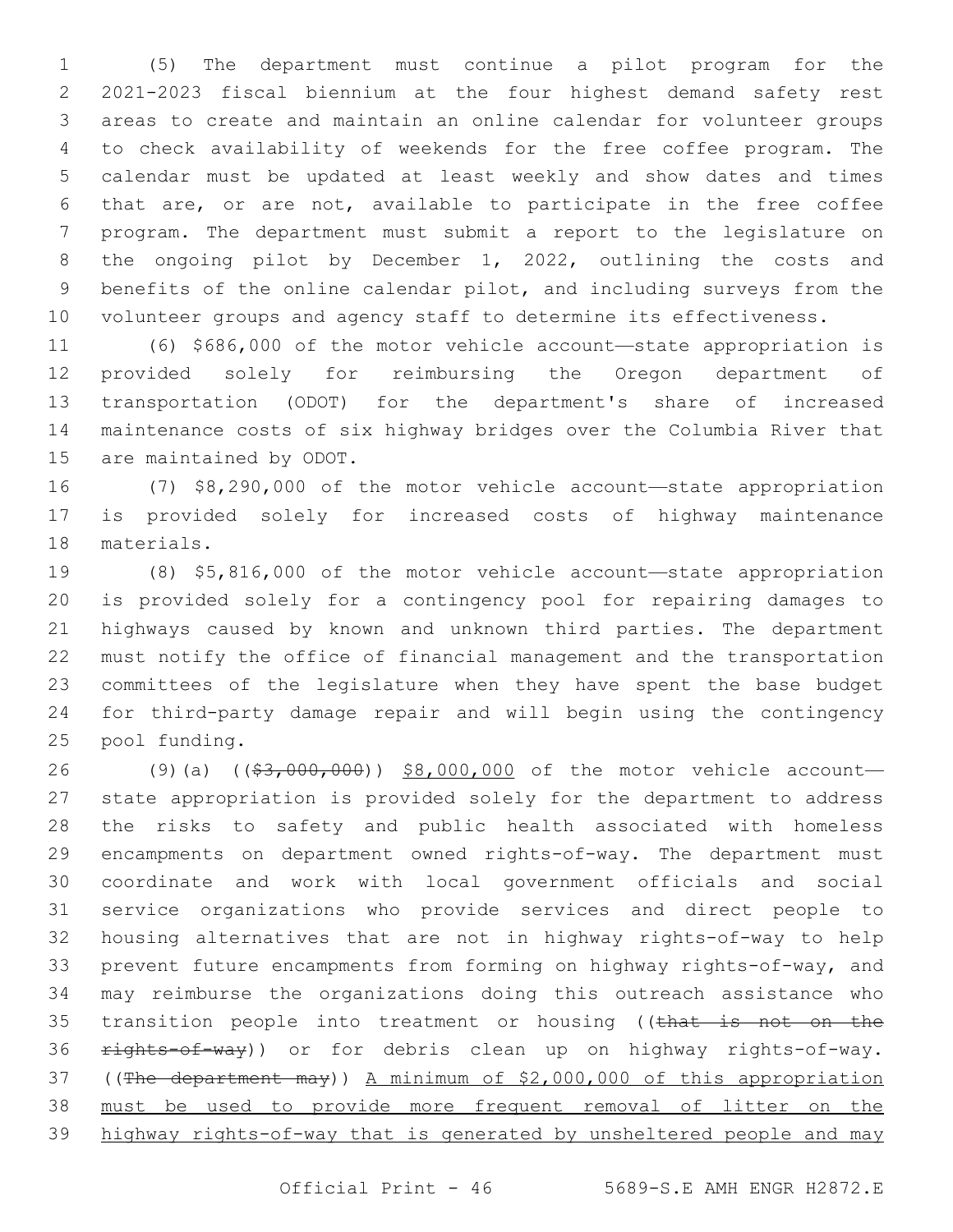(5) The department must continue a pilot program for the 2021-2023 fiscal biennium at the four highest demand safety rest areas to create and maintain an online calendar for volunteer groups to check availability of weekends for the free coffee program. The calendar must be updated at least weekly and show dates and times that are, or are not, available to participate in the free coffee program. The department must submit a report to the legislature on the ongoing pilot by December 1, 2022, outlining the costs and benefits of the online calendar pilot, and including surveys from the volunteer groups and agency staff to determine its effectiveness.

(6) $686,000 of the motor vehicle account—state appropriation is provided solely for reimbursing the Oregon department of transportation (ODOT) for the department's share of increased maintenance costs of six highway bridges over the Columbia River that are maintained by ODOT.

(7) $8,290,000 of the motor vehicle account—state appropriation is provided solely for increased costs of highway maintenance materials.

(8) $5,816,000 of the motor vehicle account—state appropriation is provided solely for a contingency pool for repairing damages to highways caused by known and unknown third parties. The department must notify the office of financial management and the transportation committees of the legislature when they have spent the base budget for third-party damage repair and will begin using the contingency pool funding.

(9)(a) ((~~$3,000,000~~)) <u>$8,000,000</u> of the motor vehicle account—state appropriation is provided solely for the department to address the risks to safety and public health associated with homeless encampments on department owned rights-of-way. The department must coordinate and work with local government officials and social service organizations who provide services and direct people to housing alternatives that are not in highway rights-of-way to help prevent future encampments from forming on highway rights-of-way, and may reimburse the organizations doing this outreach assistance who transition people into treatment or housing ((~~that is not on the rights-of-way~~)) or for debris clean up on highway rights-of-way. ((~~The department may~~)) <u>A minimum of $2,000,000 of this appropriation must be used to provide more frequent removal of litter on the highway rights-of-way that is generated by unsheltered people and may</u>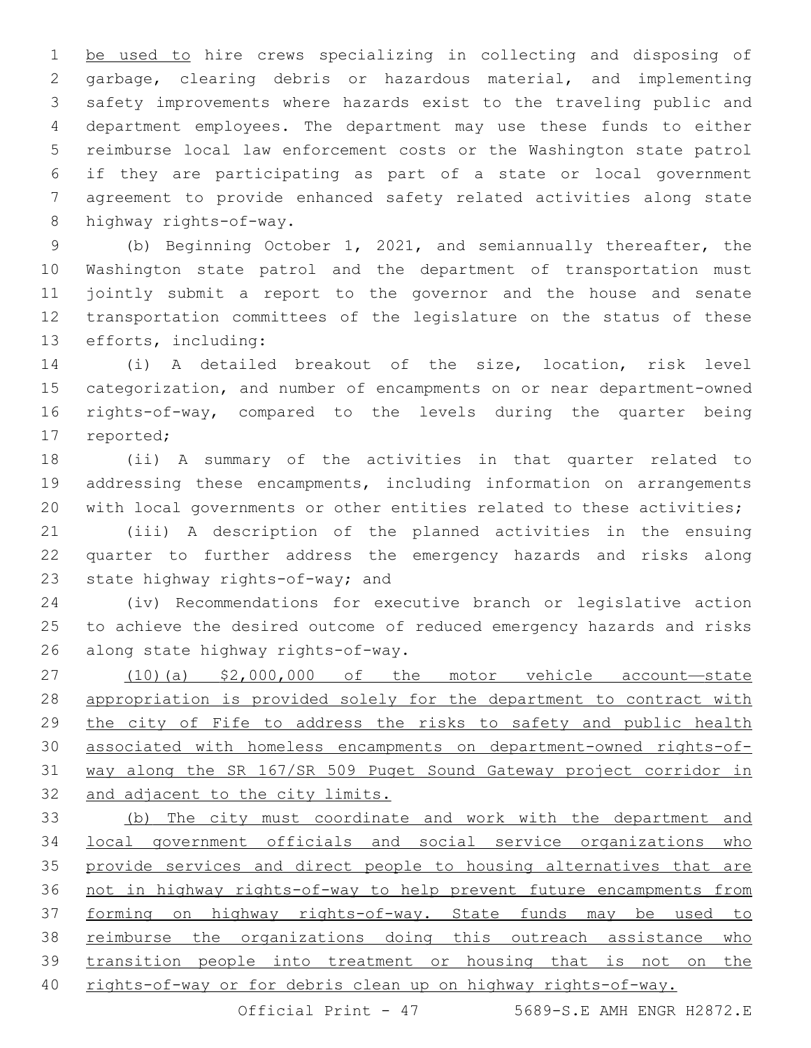be used to hire crews specializing in collecting and disposing of garbage, clearing debris or hazardous material, and implementing safety improvements where hazards exist to the traveling public and department employees. The department may use these funds to either reimburse local law enforcement costs or the Washington state patrol if they are participating as part of a state or local government agreement to provide enhanced safety related activities along state highway rights-of-way.

(b) Beginning October 1, 2021, and semiannually thereafter, the Washington state patrol and the department of transportation must jointly submit a report to the governor and the house and senate transportation committees of the legislature on the status of these efforts, including:

(i) A detailed breakout of the size, location, risk level categorization, and number of encampments on or near department-owned rights-of-way, compared to the levels during the quarter being reported;

(ii) A summary of the activities in that quarter related to addressing these encampments, including information on arrangements with local governments or other entities related to these activities;

(iii) A description of the planned activities in the ensuing quarter to further address the emergency hazards and risks along state highway rights-of-way; and

(iv) Recommendations for executive branch or legislative action to achieve the desired outcome of reduced emergency hazards and risks along state highway rights-of-way.

(10)(a) $2,000,000 of the motor vehicle account—state appropriation is provided solely for the department to contract with the city of Fife to address the risks to safety and public health associated with homeless encampments on department-owned rights-of-way along the SR 167/SR 509 Puget Sound Gateway project corridor in and adjacent to the city limits.

(b) The city must coordinate and work with the department and local government officials and social service organizations who provide services and direct people to housing alternatives that are not in highway rights-of-way to help prevent future encampments from forming on highway rights-of-way. State funds may be used to reimburse the organizations doing this outreach assistance who transition people into treatment or housing that is not on the rights-of-way or for debris clean up on highway rights-of-way.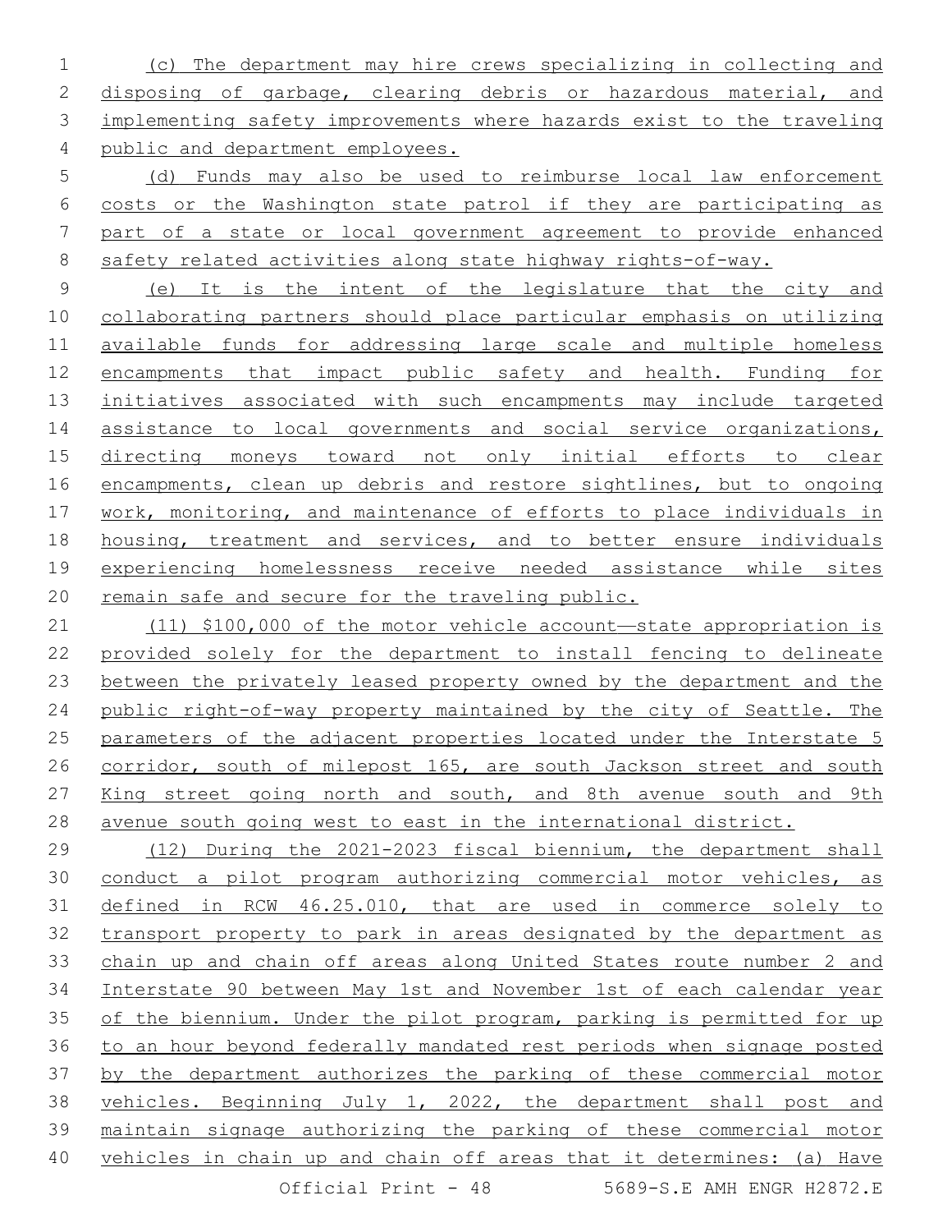(c) The department may hire crews specializing in collecting and disposing of garbage, clearing debris or hazardous material, and implementing safety improvements where hazards exist to the traveling public and department employees.

(d) Funds may also be used to reimburse local law enforcement costs or the Washington state patrol if they are participating as part of a state or local government agreement to provide enhanced safety related activities along state highway rights-of-way.

(e) It is the intent of the legislature that the city and collaborating partners should place particular emphasis on utilizing available funds for addressing large scale and multiple homeless encampments that impact public safety and health. Funding for initiatives associated with such encampments may include targeted assistance to local governments and social service organizations, directing moneys toward not only initial efforts to clear encampments, clean up debris and restore sightlines, but to ongoing work, monitoring, and maintenance of efforts to place individuals in housing, treatment and services, and to better ensure individuals experiencing homelessness receive needed assistance while sites remain safe and secure for the traveling public.

(11) $100,000 of the motor vehicle account—state appropriation is provided solely for the department to install fencing to delineate between the privately leased property owned by the department and the public right-of-way property maintained by the city of Seattle. The parameters of the adjacent properties located under the Interstate 5 corridor, south of milepost 165, are south Jackson street and south King street going north and south, and 8th avenue south and 9th avenue south going west to east in the international district.

(12) During the 2021-2023 fiscal biennium, the department shall conduct a pilot program authorizing commercial motor vehicles, as defined in RCW 46.25.010, that are used in commerce solely to transport property to park in areas designated by the department as chain up and chain off areas along United States route number 2 and Interstate 90 between May 1st and November 1st of each calendar year of the biennium. Under the pilot program, parking is permitted for up to an hour beyond federally mandated rest periods when signage posted by the department authorizes the parking of these commercial motor vehicles. Beginning July 1, 2022, the department shall post and maintain signage authorizing the parking of these commercial motor vehicles in chain up and chain off areas that it determines: (a) Have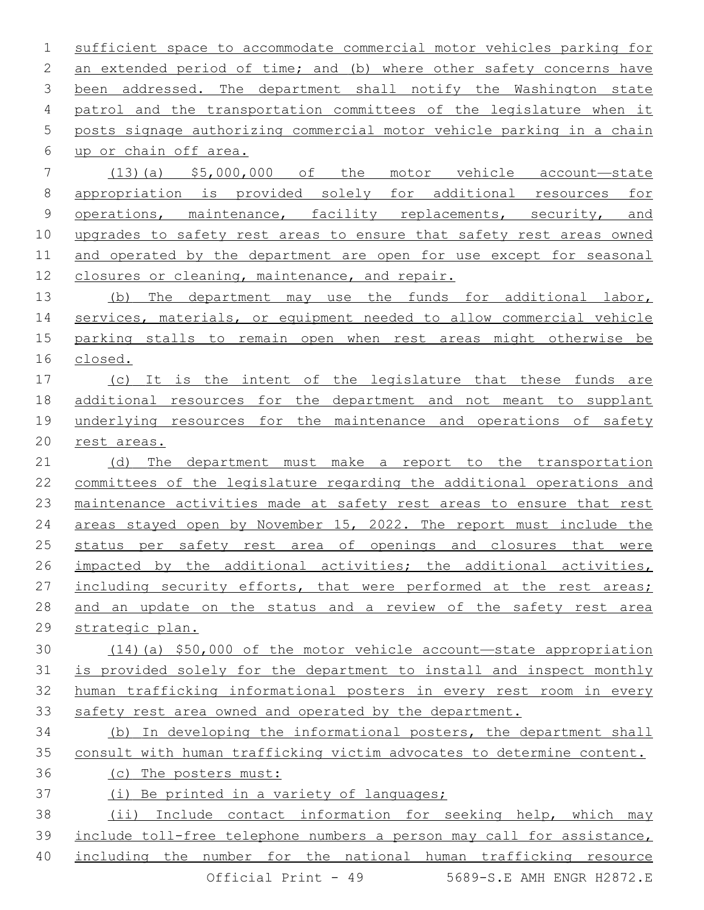sufficient space to accommodate commercial motor vehicles parking for an extended period of time; and (b) where other safety concerns have been addressed. The department shall notify the Washington state patrol and the transportation committees of the legislature when it posts signage authorizing commercial motor vehicle parking in a chain up or chain off area.

(13)(a) $5,000,000 of the motor vehicle account—state appropriation is provided solely for additional resources for operations, maintenance, facility replacements, security, and upgrades to safety rest areas to ensure that safety rest areas owned and operated by the department are open for use except for seasonal closures or cleaning, maintenance, and repair.

(b) The department may use the funds for additional labor, services, materials, or equipment needed to allow commercial vehicle parking stalls to remain open when rest areas might otherwise be closed.

(c) It is the intent of the legislature that these funds are additional resources for the department and not meant to supplant underlying resources for the maintenance and operations of safety rest areas.

(d) The department must make a report to the transportation committees of the legislature regarding the additional operations and maintenance activities made at safety rest areas to ensure that rest areas stayed open by November 15, 2022. The report must include the status per safety rest area of openings and closures that were impacted by the additional activities; the additional activities, including security efforts, that were performed at the rest areas; and an update on the status and a review of the safety rest area strategic plan.

(14)(a) $50,000 of the motor vehicle account—state appropriation is provided solely for the department to install and inspect monthly human trafficking informational posters in every rest room in every safety rest area owned and operated by the department.

(b) In developing the informational posters, the department shall consult with human trafficking victim advocates to determine content.

(c) The posters must:

(i) Be printed in a variety of languages;

(ii) Include contact information for seeking help, which may include toll-free telephone numbers a person may call for assistance, including the number for the national human trafficking resource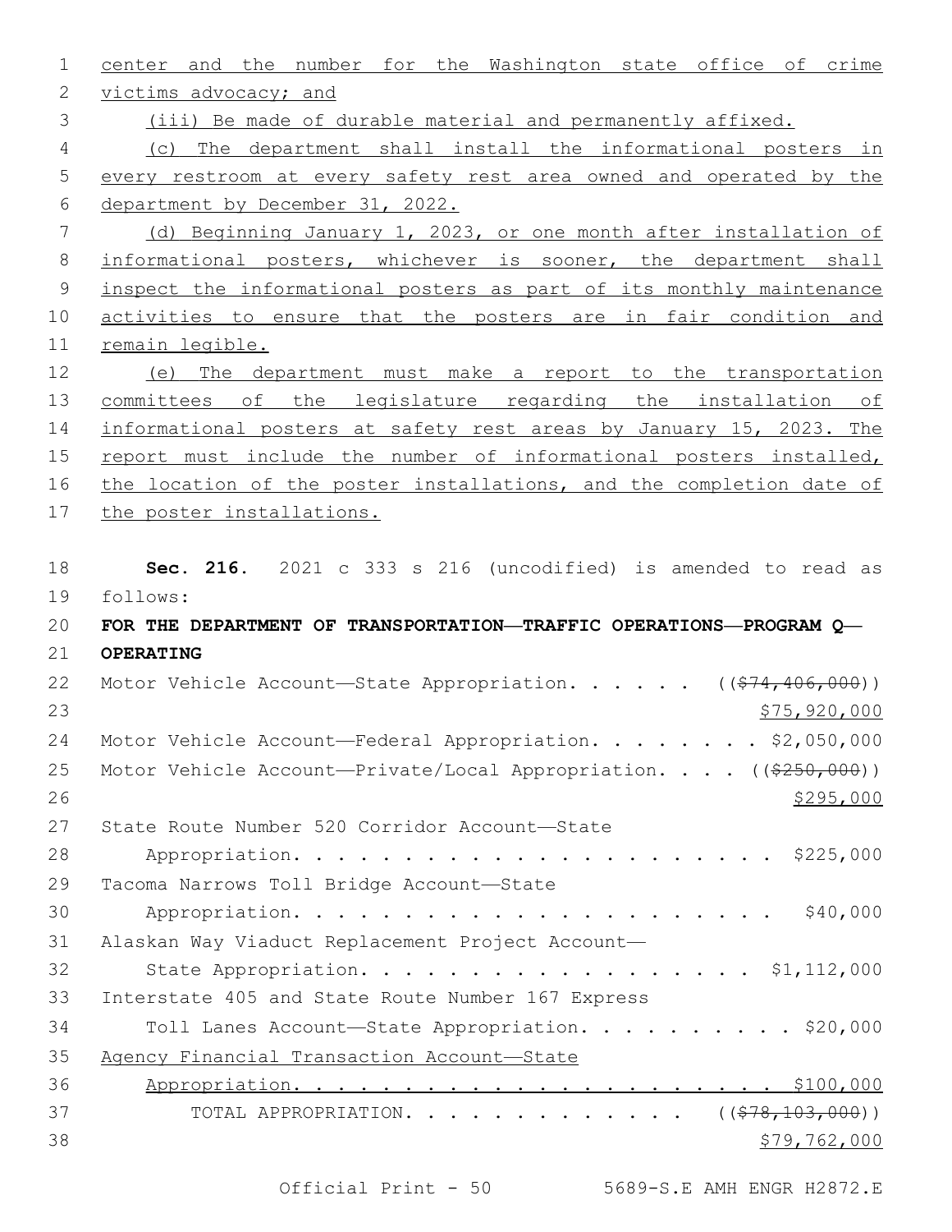center and the number for the Washington state office of crime victims advocacy; and

(iii) Be made of durable material and permanently affixed.

(c) The department shall install the informational posters in every restroom at every safety rest area owned and operated by the department by December 31, 2022.

(d) Beginning January 1, 2023, or one month after installation of informational posters, whichever is sooner, the department shall inspect the informational posters as part of its monthly maintenance activities to ensure that the posters are in fair condition and remain legible.

(e) The department must make a report to the transportation committees of the legislature regarding the installation of informational posters at safety rest areas by January 15, 2023. The report must include the number of informational posters installed, the location of the poster installations, and the completion date of the poster installations.

**Sec. 216.** 2021 c 333 s 216 (uncodified) is amended to read as follows:

**FOR THE DEPARTMENT OF TRANSPORTATION—TRAFFIC OPERATIONS—PROGRAM Q—OPERATING**

Motor Vehicle Account—State Appropriation. . . . . . ((~~$74,406,000~~)) $75,920,000

Motor Vehicle Account—Federal Appropriation. . . . . . . . $2,050,000

Motor Vehicle Account—Private/Local Appropriation. . . . ((~~$250,000~~)) $295,000

State Route Number 520 Corridor Account—State Appropriation. . . . . . . . . . . . . . . . . . . . . . . $225,000

Tacoma Narrows Toll Bridge Account—State Appropriation. . . . . . . . . . . . . . . . . . . . . . . $40,000

Alaskan Way Viaduct Replacement Project Account—State Appropriation. . . . . . . . . . . . . . . . . . $1,112,000

Interstate 405 and State Route Number 167 Express Toll Lanes Account—State Appropriation. . . . . . . . . . . $20,000

Agency Financial Transaction Account—State Appropriation. . . . . . . . . . . . . . . . . . . . . . . $100,000

TOTAL APPROPRIATION. . . . . . . . . . . . . . ((~~$78,103,000~~)) $79,762,000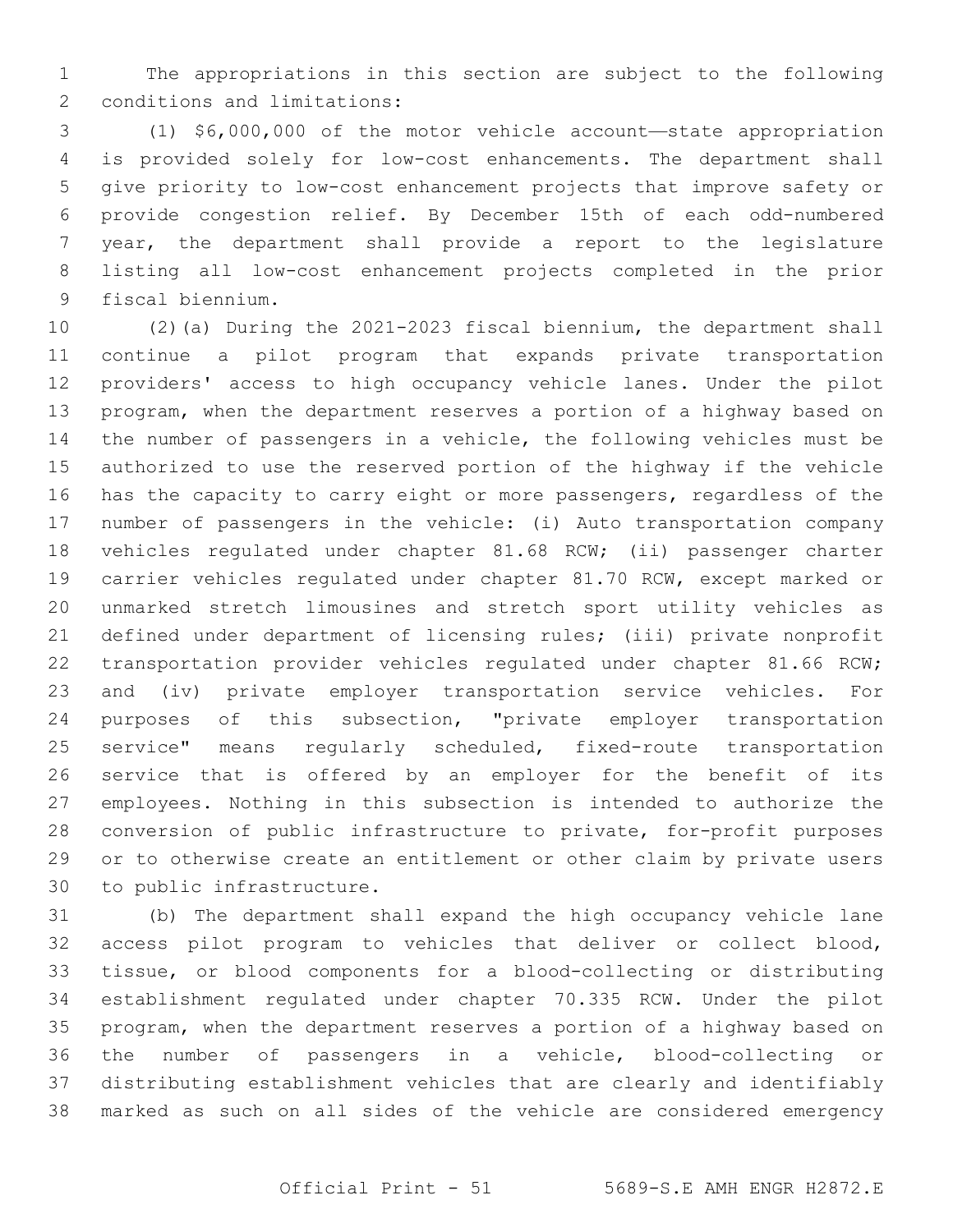The appropriations in this section are subject to the following conditions and limitations:

(1) $6,000,000 of the motor vehicle account—state appropriation is provided solely for low-cost enhancements. The department shall give priority to low-cost enhancement projects that improve safety or provide congestion relief. By December 15th of each odd-numbered year, the department shall provide a report to the legislature listing all low-cost enhancement projects completed in the prior fiscal biennium.

(2)(a) During the 2021-2023 fiscal biennium, the department shall continue a pilot program that expands private transportation providers' access to high occupancy vehicle lanes. Under the pilot program, when the department reserves a portion of a highway based on the number of passengers in a vehicle, the following vehicles must be authorized to use the reserved portion of the highway if the vehicle has the capacity to carry eight or more passengers, regardless of the number of passengers in the vehicle: (i) Auto transportation company vehicles regulated under chapter 81.68 RCW; (ii) passenger charter carrier vehicles regulated under chapter 81.70 RCW, except marked or unmarked stretch limousines and stretch sport utility vehicles as defined under department of licensing rules; (iii) private nonprofit transportation provider vehicles regulated under chapter 81.66 RCW; and (iv) private employer transportation service vehicles. For purposes of this subsection, "private employer transportation service" means regularly scheduled, fixed-route transportation service that is offered by an employer for the benefit of its employees. Nothing in this subsection is intended to authorize the conversion of public infrastructure to private, for-profit purposes or to otherwise create an entitlement or other claim by private users to public infrastructure.

(b) The department shall expand the high occupancy vehicle lane access pilot program to vehicles that deliver or collect blood, tissue, or blood components for a blood-collecting or distributing establishment regulated under chapter 70.335 RCW. Under the pilot program, when the department reserves a portion of a highway based on the number of passengers in a vehicle, blood-collecting or distributing establishment vehicles that are clearly and identifiably marked as such on all sides of the vehicle are considered emergency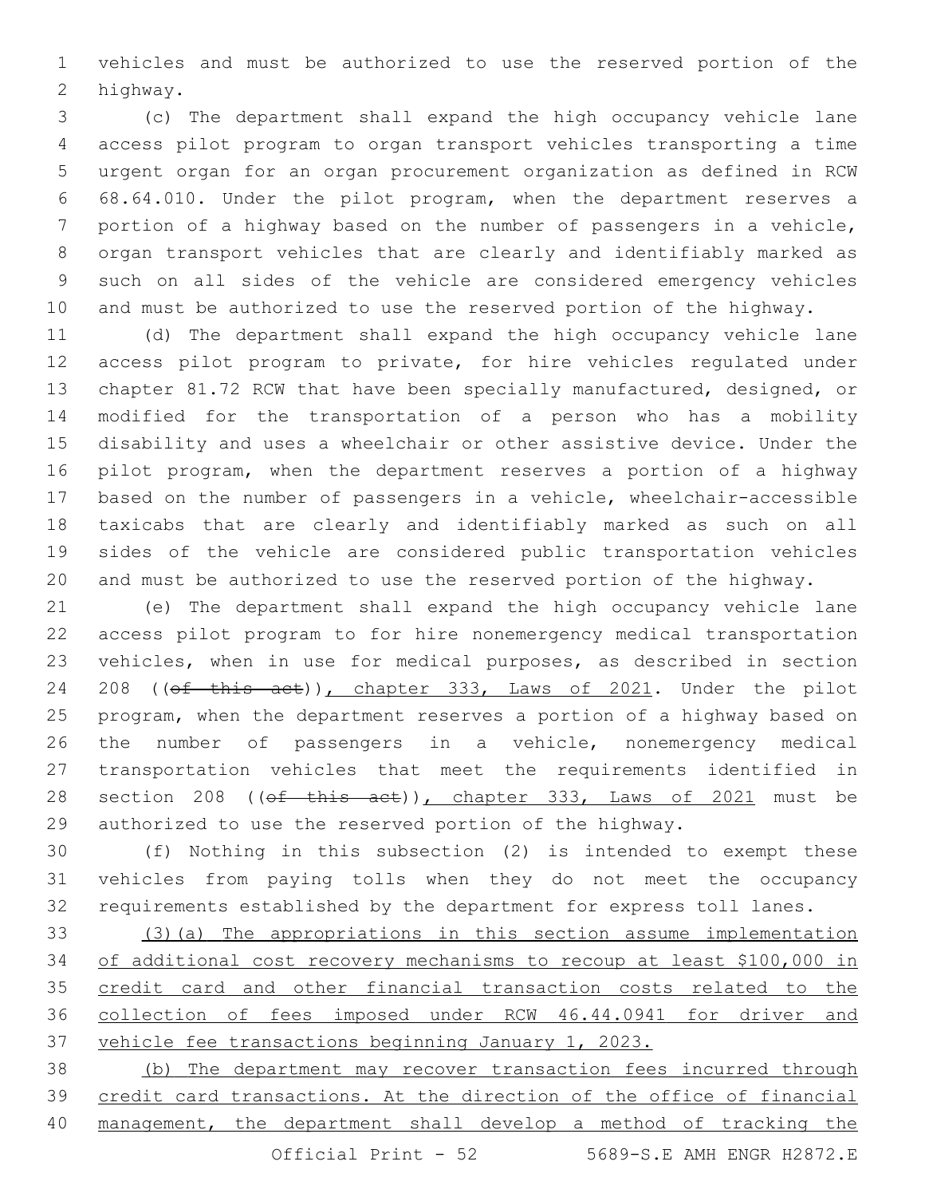vehicles and must be authorized to use the reserved portion of the highway.

(c) The department shall expand the high occupancy vehicle lane access pilot program to organ transport vehicles transporting a time urgent organ for an organ procurement organization as defined in RCW 68.64.010. Under the pilot program, when the department reserves a portion of a highway based on the number of passengers in a vehicle, organ transport vehicles that are clearly and identifiably marked as such on all sides of the vehicle are considered emergency vehicles and must be authorized to use the reserved portion of the highway.

(d) The department shall expand the high occupancy vehicle lane access pilot program to private, for hire vehicles regulated under chapter 81.72 RCW that have been specially manufactured, designed, or modified for the transportation of a person who has a mobility disability and uses a wheelchair or other assistive device. Under the pilot program, when the department reserves a portion of a highway based on the number of passengers in a vehicle, wheelchair-accessible taxicabs that are clearly and identifiably marked as such on all sides of the vehicle are considered public transportation vehicles and must be authorized to use the reserved portion of the highway.

(e) The department shall expand the high occupancy vehicle lane access pilot program to for hire nonemergency medical transportation vehicles, when in use for medical purposes, as described in section 208 ((~~of this act~~)), chapter 333, Laws of 2021. Under the pilot program, when the department reserves a portion of a highway based on the number of passengers in a vehicle, nonemergency medical transportation vehicles that meet the requirements identified in section 208 ((~~of this act~~)), chapter 333, Laws of 2021 must be authorized to use the reserved portion of the highway.

(f) Nothing in this subsection (2) is intended to exempt these vehicles from paying tolls when they do not meet the occupancy requirements established by the department for express toll lanes.

(3)(a) The appropriations in this section assume implementation of additional cost recovery mechanisms to recoup at least $100,000 in credit card and other financial transaction costs related to the collection of fees imposed under RCW 46.44.0941 for driver and vehicle fee transactions beginning January 1, 2023.

(b) The department may recover transaction fees incurred through credit card transactions. At the direction of the office of financial management, the department shall develop a method of tracking the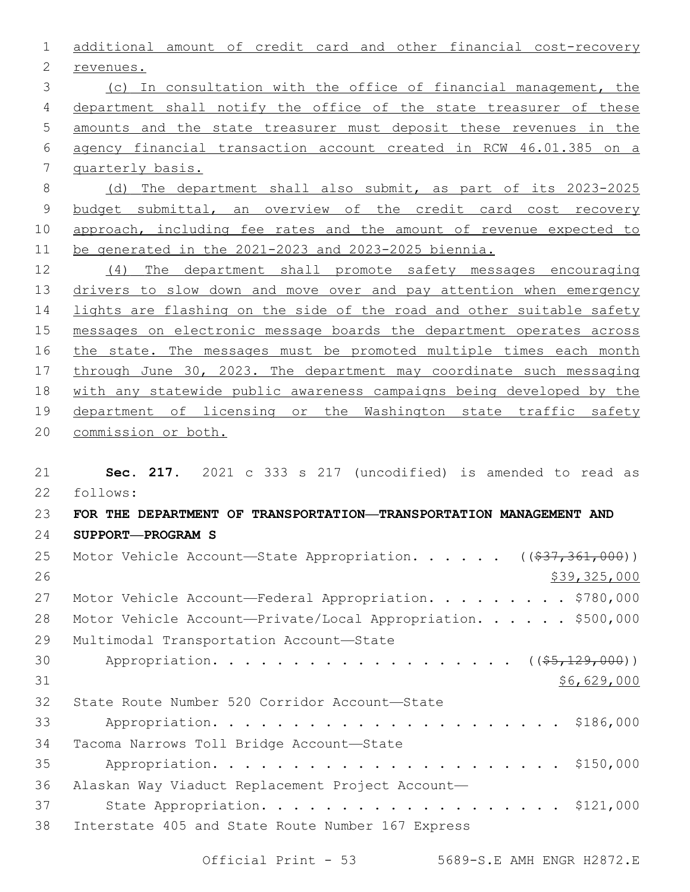additional amount of credit card and other financial cost-recovery revenues.

(c) In consultation with the office of financial management, the department shall notify the office of the state treasurer of these amounts and the state treasurer must deposit these revenues in the agency financial transaction account created in RCW 46.01.385 on a quarterly basis.

(d) The department shall also submit, as part of its 2023-2025 budget submittal, an overview of the credit card cost recovery approach, including fee rates and the amount of revenue expected to be generated in the 2021-2023 and 2023-2025 biennia.

(4) The department shall promote safety messages encouraging drivers to slow down and move over and pay attention when emergency lights are flashing on the side of the road and other suitable safety messages on electronic message boards the department operates across the state. The messages must be promoted multiple times each month through June 30, 2023. The department may coordinate such messaging with any statewide public awareness campaigns being developed by the department of licensing or the Washington state traffic safety commission or both.

**Sec. 217.** 2021 c 333 s 217 (uncodified) is amended to read as follows:

**FOR THE DEPARTMENT OF TRANSPORTATION—TRANSPORTATION MANAGEMENT AND SUPPORT—PROGRAM S**

Motor Vehicle Account—State Appropriation. . . . . . ((~~$37,361,000~~)) $39,325,000

Motor Vehicle Account—Federal Appropriation. . . . . . . . . $780,000

Motor Vehicle Account—Private/Local Appropriation. . . . . . $500,000

Multimodal Transportation Account—State Appropriation. . . . . . . . . . . . . . . . . . . ((~~$5,129,000~~)) $6,629,000

State Route Number 520 Corridor Account—State Appropriation. . . . . . . . . . . . . . . . . . . . . . $186,000

Tacoma Narrows Toll Bridge Account—State Appropriation. . . . . . . . . . . . . . . . . . . . . . $150,000

Alaskan Way Viaduct Replacement Project Account—State Appropriation. . . . . . . . . . . . . . . . . . . $121,000

Interstate 405 and State Route Number 167 Express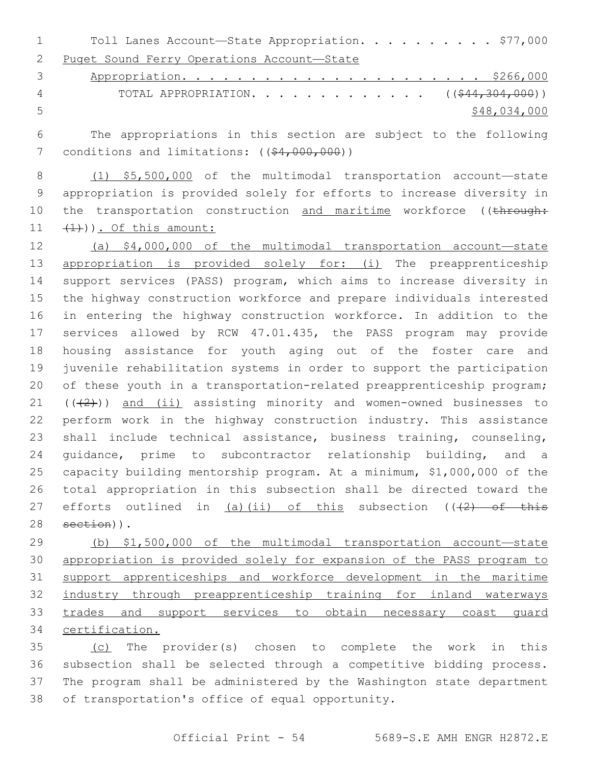Toll Lanes Account—State Appropriation. . . . . . . . . . $77,000

Puget Sound Ferry Operations Account—State
Appropriation. . . . . . . . . . . . . . . . . . . . . . $266,000

TOTAL APPROPRIATION. . . . . . . . . . . . . (($44,304,000))
$48,034,000

The appropriations in this section are subject to the following conditions and limitations: (($4,000,000))

(1) $5,500,000 of the multimodal transportation account—state appropriation is provided solely for efforts to increase diversity in the transportation construction and maritime workforce ((through: (1))). Of this amount:

(a) $4,000,000 of the multimodal transportation account—state appropriation is provided solely for: (i) The preapprenticeship support services (PASS) program, which aims to increase diversity in the highway construction workforce and prepare individuals interested in entering the highway construction workforce. In addition to the services allowed by RCW 47.01.435, the PASS program may provide housing assistance for youth aging out of the foster care and juvenile rehabilitation systems in order to support the participation of these youth in a transportation-related preapprenticeship program; (((2))) and (ii) assisting minority and women-owned businesses to perform work in the highway construction industry. This assistance shall include technical assistance, business training, counseling, guidance, prime to subcontractor relationship building, and a capacity building mentorship program. At a minimum, $1,000,000 of the total appropriation in this subsection shall be directed toward the efforts outlined in (a)(ii) of this subsection (((2) of this section)).

(b) $1,500,000 of the multimodal transportation account—state appropriation is provided solely for expansion of the PASS program to support apprenticeships and workforce development in the maritime industry through preapprenticeship training for inland waterways trades and support services to obtain necessary coast guard certification.

(c) The provider(s) chosen to complete the work in this subsection shall be selected through a competitive bidding process. The program shall be administered by the Washington state department of transportation's office of equal opportunity.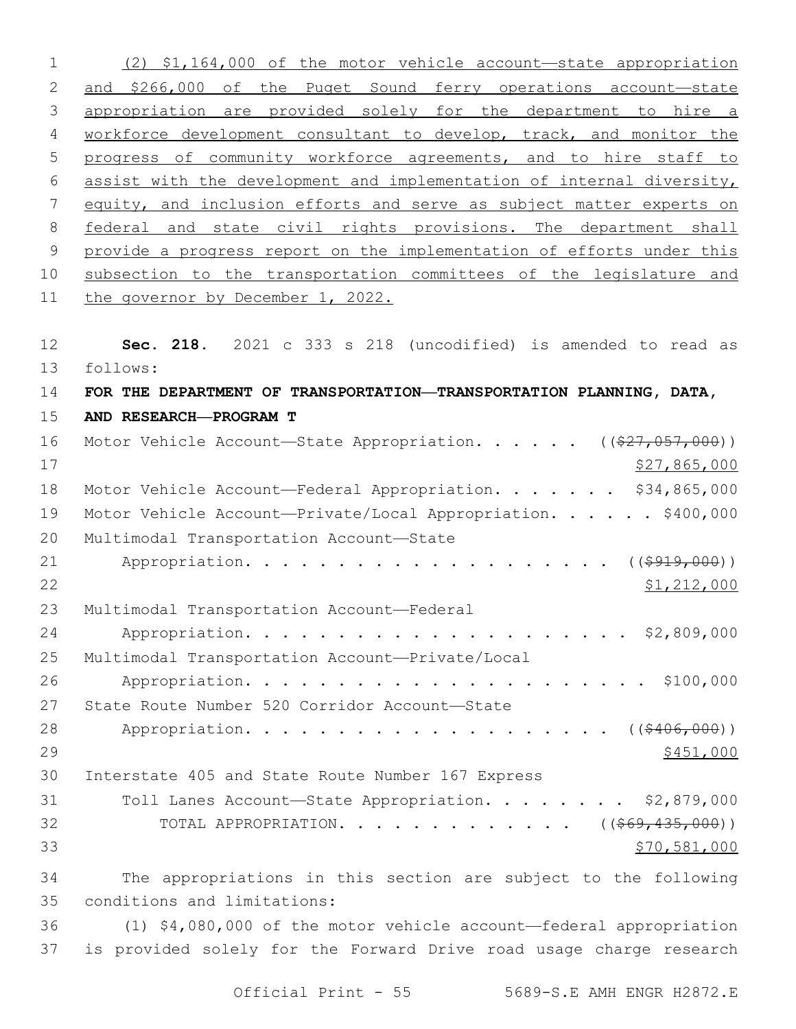(2) $1,164,000 of the motor vehicle account—state appropriation and $266,000 of the Puget Sound ferry operations account—state appropriation are provided solely for the department to hire a workforce development consultant to develop, track, and monitor the progress of community workforce agreements, and to hire staff to assist with the development and implementation of internal diversity, equity, and inclusion efforts and serve as subject matter experts on federal and state civil rights provisions. The department shall provide a progress report on the implementation of efforts under this subsection to the transportation committees of the legislature and the governor by December 1, 2022.

**Sec. 218.** 2021 c 333 s 218 (uncodified) is amended to read as follows:

**FOR THE DEPARTMENT OF TRANSPORTATION—TRANSPORTATION PLANNING, DATA, AND RESEARCH—PROGRAM T**

Motor Vehicle Account—State Appropriation. . . . . . (( ~~$27,057,000~~ )) $27,865,000

Motor Vehicle Account—Federal Appropriation. . . . . . . $34,865,000

Motor Vehicle Account—Private/Local Appropriation. . . . . . $400,000

Multimodal Transportation Account—State Appropriation. . . . . . . . . . . . . . . . . . . . (( ~~$919,000~~ )) $1,212,000

Multimodal Transportation Account—Federal Appropriation. . . . . . . . . . . . . . . . . . . . . $2,809,000

Multimodal Transportation Account—Private/Local Appropriation. . . . . . . . . . . . . . . . . . . . . . $100,000

State Route Number 520 Corridor Account—State Appropriation. . . . . . . . . . . . . . . . . . . . (( ~~$406,000~~ )) $451,000

Interstate 405 and State Route Number 167 Express Toll Lanes Account—State Appropriation. . . . . . . . . $2,879,000

TOTAL APPROPRIATION. . . . . . . . . . . . . (( ~~$69,435,000~~ )) $70,581,000

The appropriations in this section are subject to the following conditions and limitations:

(1) $4,080,000 of the motor vehicle account—federal appropriation is provided solely for the Forward Drive road usage charge research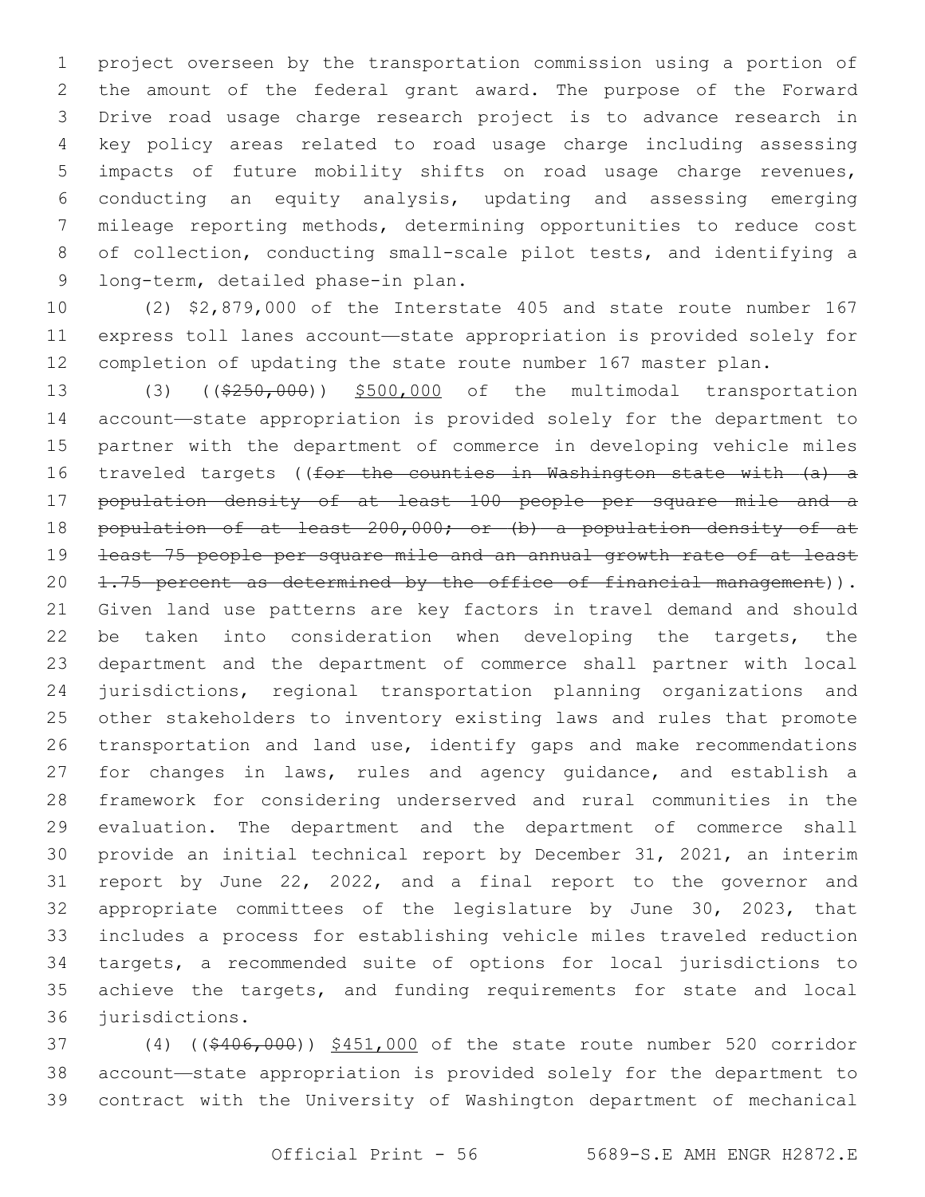project overseen by the transportation commission using a portion of the amount of the federal grant award. The purpose of the Forward Drive road usage charge research project is to advance research in key policy areas related to road usage charge including assessing impacts of future mobility shifts on road usage charge revenues, conducting an equity analysis, updating and assessing emerging mileage reporting methods, determining opportunities to reduce cost of collection, conducting small-scale pilot tests, and identifying a long-term, detailed phase-in plan.

(2) $2,879,000 of the Interstate 405 and state route number 167 express toll lanes account—state appropriation is provided solely for completion of updating the state route number 167 master plan.

(3) ((~~$250,000~~)) $500,000 of the multimodal transportation account—state appropriation is provided solely for the department to partner with the department of commerce in developing vehicle miles traveled targets ((~~for the counties in Washington state with (a) a population density of at least 100 people per square mile and a population of at least 200,000; or (b) a population density of at least 75 people per square mile and an annual growth rate of at least 1.75 percent as determined by the office of financial management~~)). Given land use patterns are key factors in travel demand and should be taken into consideration when developing the targets, the department and the department of commerce shall partner with local jurisdictions, regional transportation planning organizations and other stakeholders to inventory existing laws and rules that promote transportation and land use, identify gaps and make recommendations for changes in laws, rules and agency guidance, and establish a framework for considering underserved and rural communities in the evaluation. The department and the department of commerce shall provide an initial technical report by December 31, 2021, an interim report by June 22, 2022, and a final report to the governor and appropriate committees of the legislature by June 30, 2023, that includes a process for establishing vehicle miles traveled reduction targets, a recommended suite of options for local jurisdictions to achieve the targets, and funding requirements for state and local jurisdictions.

(4) ((~~$406,000~~)) $451,000 of the state route number 520 corridor account—state appropriation is provided solely for the department to contract with the University of Washington department of mechanical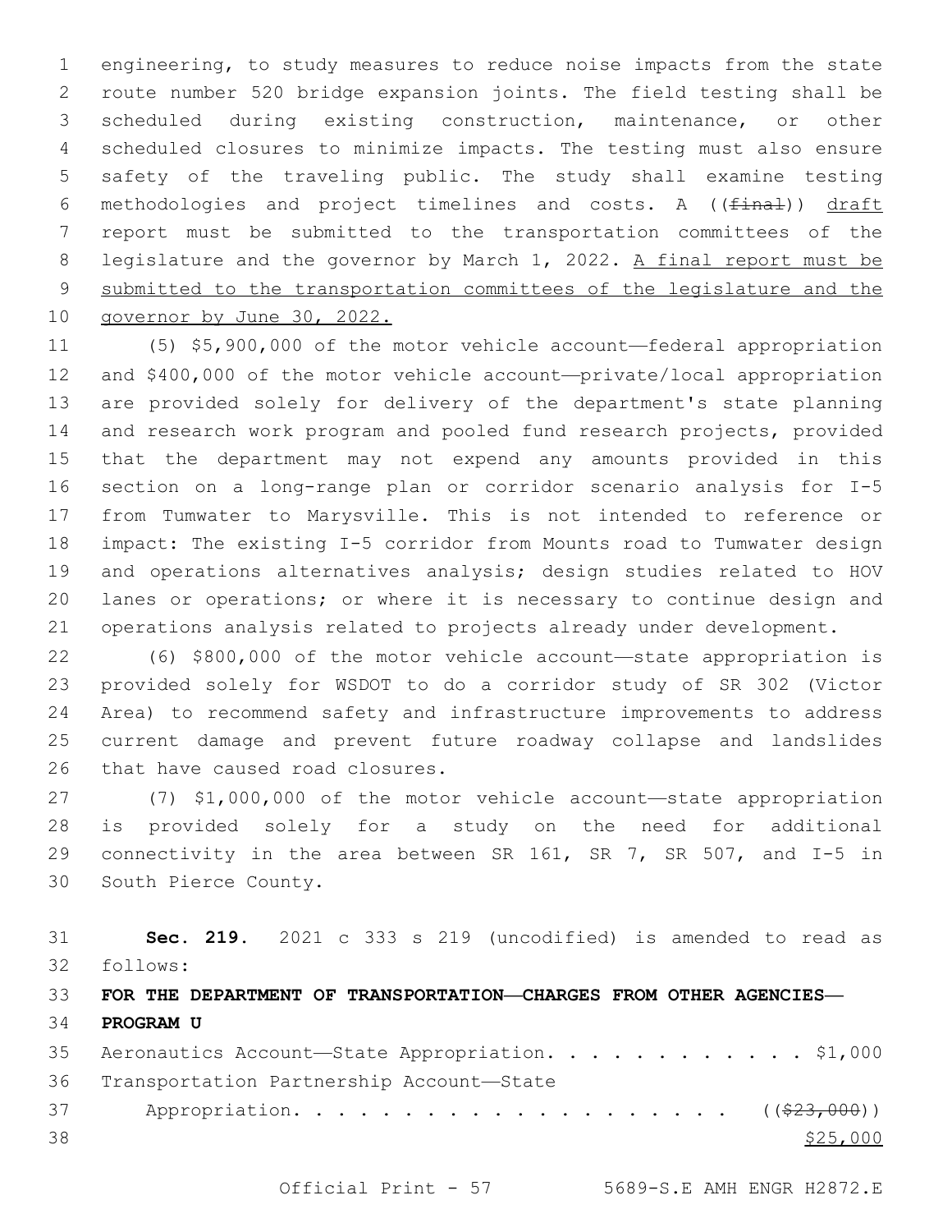engineering, to study measures to reduce noise impacts from the state route number 520 bridge expansion joints. The field testing shall be scheduled during existing construction, maintenance, or other scheduled closures to minimize impacts. The testing must also ensure safety of the traveling public. The study shall examine testing methodologies and project timelines and costs. A ((~~final~~)) draft report must be submitted to the transportation committees of the legislature and the governor by March 1, 2022. A final report must be submitted to the transportation committees of the legislature and the governor by June 30, 2022.

(5) $5,900,000 of the motor vehicle account—federal appropriation and $400,000 of the motor vehicle account—private/local appropriation are provided solely for delivery of the department's state planning and research work program and pooled fund research projects, provided that the department may not expend any amounts provided in this section on a long-range plan or corridor scenario analysis for I-5 from Tumwater to Marysville. This is not intended to reference or impact: The existing I-5 corridor from Mounts road to Tumwater design and operations alternatives analysis; design studies related to HOV lanes or operations; or where it is necessary to continue design and operations analysis related to projects already under development.

(6) $800,000 of the motor vehicle account—state appropriation is provided solely for WSDOT to do a corridor study of SR 302 (Victor Area) to recommend safety and infrastructure improvements to address current damage and prevent future roadway collapse and landslides that have caused road closures.

(7) $1,000,000 of the motor vehicle account—state appropriation is provided solely for a study on the need for additional connectivity in the area between SR 161, SR 7, SR 507, and I-5 in South Pierce County.

**Sec. 219.** 2021 c 333 s 219 (uncodified) is amended to read as follows:

**FOR THE DEPARTMENT OF TRANSPORTATION—CHARGES FROM OTHER AGENCIES—PROGRAM U**

Aeronautics Account—State Appropriation. . . . . . . . . . . . . $1,000

Transportation Partnership Account—State Appropriation. . . . . . . . . . . . . . . . . . . . . ((~~$23,000~~)) $25,000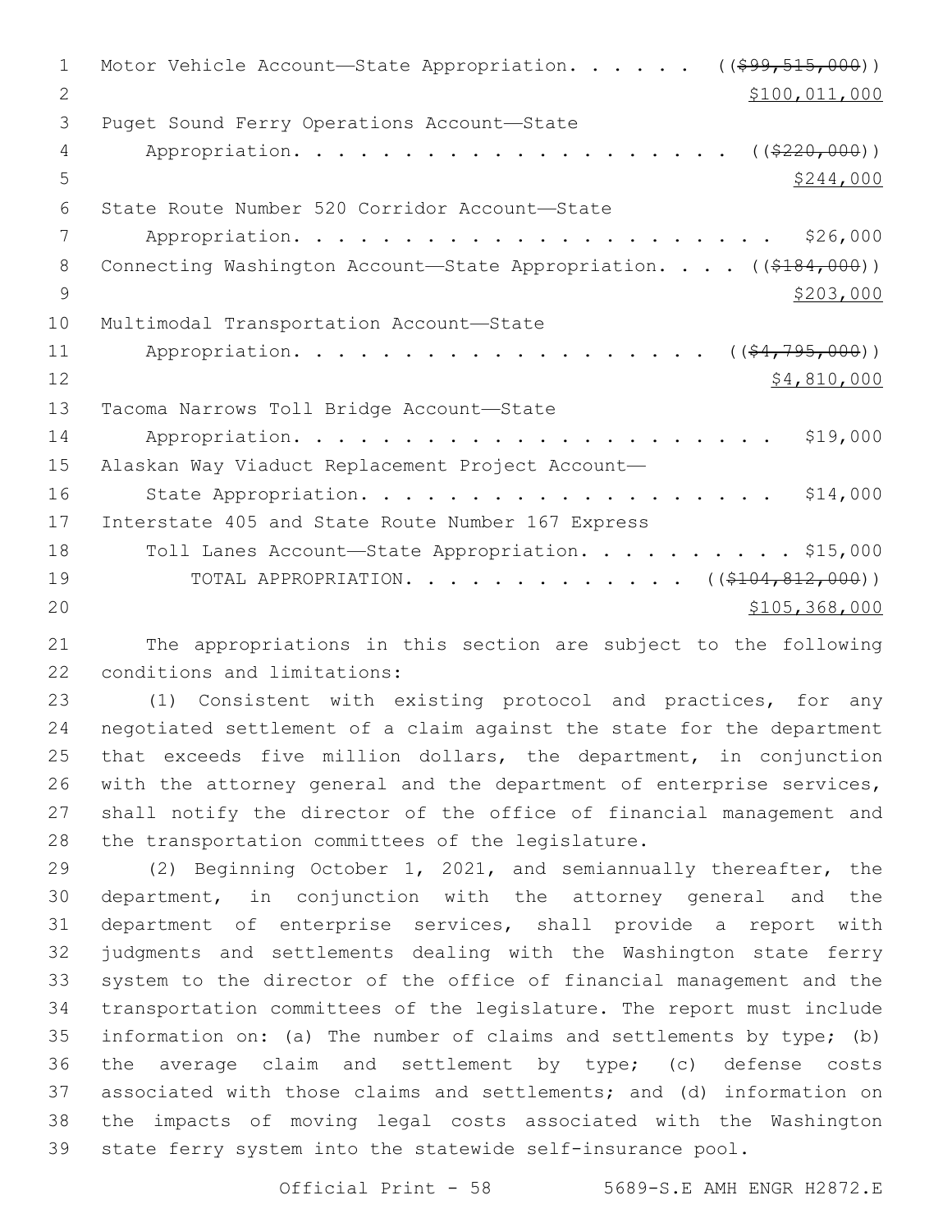Motor Vehicle Account—State Appropriation. . . . . . ((~~$99,515,000~~))
$100,011,000

Puget Sound Ferry Operations Account—State Appropriation. . . . . . . . . . . . . . . . . . . . ((~~$220,000~~))
$244,000

State Route Number 520 Corridor Account—State Appropriation. . . . . . . . . . . . . . . . . . . . . . $26,000

Connecting Washington Account—State Appropriation. . . . ((~~$184,000~~))
$203,000

Multimodal Transportation Account—State Appropriation. . . . . . . . . . . . . . . . . . . . ((~~$4,795,000~~))
$4,810,000

Tacoma Narrows Toll Bridge Account—State Appropriation. . . . . . . . . . . . . . . . . . . . . . $19,000

Alaskan Way Viaduct Replacement Project Account—State Appropriation. . . . . . . . . . . . . . . . . . . . $14,000

Interstate 405 and State Route Number 167 Express Toll Lanes Account—State Appropriation. . . . . . . . . . . $15,000

TOTAL APPROPRIATION. . . . . . . . . . . . . . ((~~$104,812,000~~))
$105,368,000

The appropriations in this section are subject to the following conditions and limitations:

(1) Consistent with existing protocol and practices, for any negotiated settlement of a claim against the state for the department that exceeds five million dollars, the department, in conjunction with the attorney general and the department of enterprise services, shall notify the director of the office of financial management and the transportation committees of the legislature.

(2) Beginning October 1, 2021, and semiannually thereafter, the department, in conjunction with the attorney general and the department of enterprise services, shall provide a report with judgments and settlements dealing with the Washington state ferry system to the director of the office of financial management and the transportation committees of the legislature. The report must include information on: (a) The number of claims and settlements by type; (b) the average claim and settlement by type; (c) defense costs associated with those claims and settlements; and (d) information on the impacts of moving legal costs associated with the Washington state ferry system into the statewide self-insurance pool.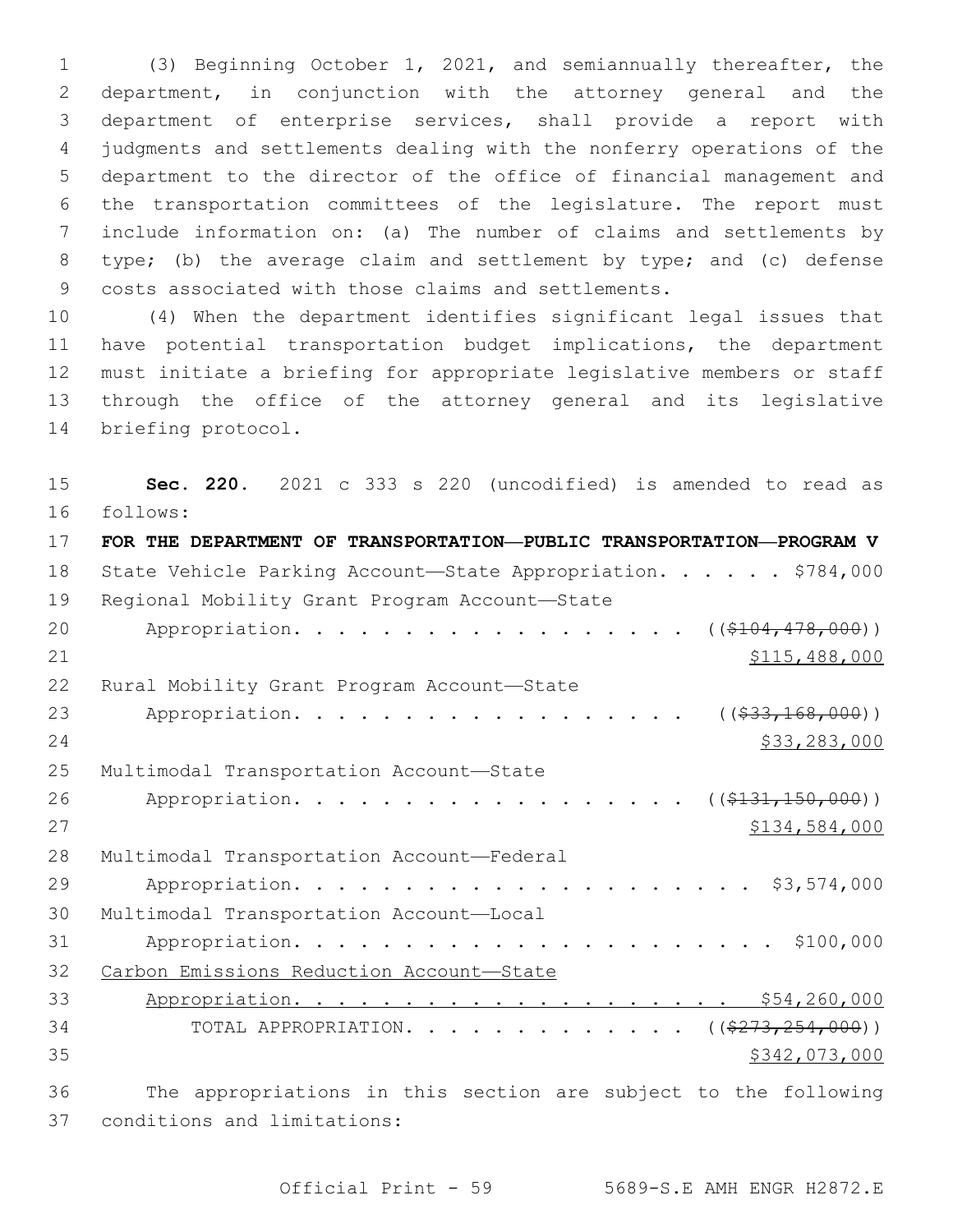(3) Beginning October 1, 2021, and semiannually thereafter, the department, in conjunction with the attorney general and the department of enterprise services, shall provide a report with judgments and settlements dealing with the nonferry operations of the department to the director of the office of financial management and the transportation committees of the legislature. The report must include information on: (a) The number of claims and settlements by type; (b) the average claim and settlement by type; and (c) defense costs associated with those claims and settlements.

(4) When the department identifies significant legal issues that have potential transportation budget implications, the department must initiate a briefing for appropriate legislative members or staff through the office of the attorney general and its legislative briefing protocol.

**Sec. 220.** 2021 c 333 s 220 (uncodified) is amended to read as follows:

**FOR THE DEPARTMENT OF TRANSPORTATION—PUBLIC TRANSPORTATION—PROGRAM V**

State Vehicle Parking Account—State Appropriation. . . . . . $784,000

Regional Mobility Grant Program Account—State Appropriation. . . . . . . . . . . . . . . . . . ((~~$104,478,000~~)) $115,488,000

Rural Mobility Grant Program Account—State Appropriation. . . . . . . . . . . . . . . . . . ((~~$33,168,000~~)) $33,283,000

Multimodal Transportation Account—State Appropriation. . . . . . . . . . . . . . . . . . ((~~$131,150,000~~)) $134,584,000

Multimodal Transportation Account—Federal Appropriation. . . . . . . . . . . . . . . . . . . . . $3,574,000

Multimodal Transportation Account—Local Appropriation. . . . . . . . . . . . . . . . . . . . . $100,000

Carbon Emissions Reduction Account—State Appropriation. . . . . . . . . . . . . . . . . . . . . $54,260,000

TOTAL APPROPRIATION. . . . . . . . . . . . . . ((~~$273,254,000~~)) $342,073,000

The appropriations in this section are subject to the following conditions and limitations: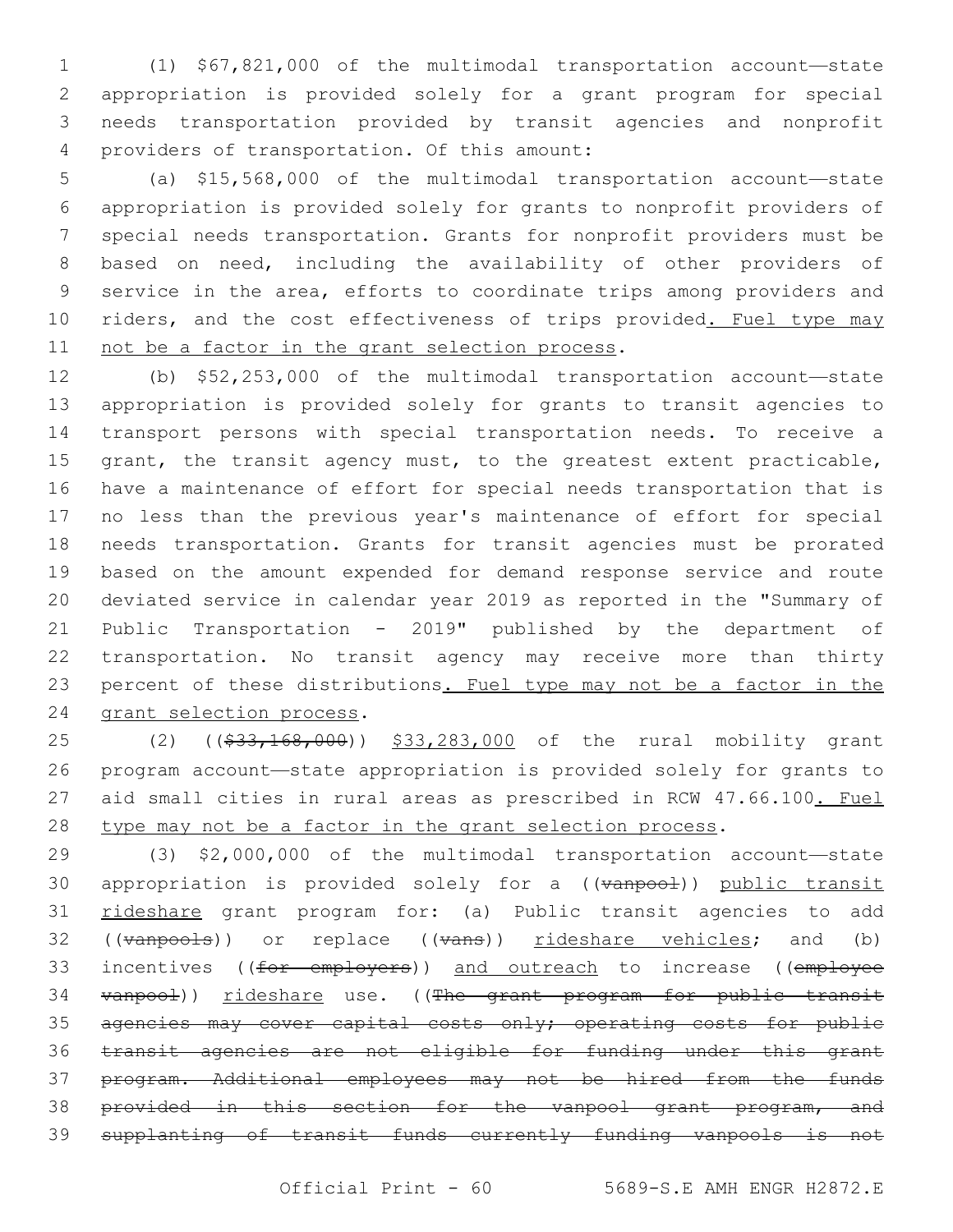(1) $67,821,000 of the multimodal transportation account—state appropriation is provided solely for a grant program for special needs transportation provided by transit agencies and nonprofit providers of transportation. Of this amount:

(a) $15,568,000 of the multimodal transportation account—state appropriation is provided solely for grants to nonprofit providers of special needs transportation. Grants for nonprofit providers must be based on need, including the availability of other providers of service in the area, efforts to coordinate trips among providers and riders, and the cost effectiveness of trips provided<u>. Fuel type may not be a factor in the grant selection process</u>.

(b) $52,253,000 of the multimodal transportation account—state appropriation is provided solely for grants to transit agencies to transport persons with special transportation needs. To receive a grant, the transit agency must, to the greatest extent practicable, have a maintenance of effort for special needs transportation that is no less than the previous year's maintenance of effort for special needs transportation. Grants for transit agencies must be prorated based on the amount expended for demand response service and route deviated service in calendar year 2019 as reported in the "Summary of Public Transportation - 2019" published by the department of transportation. No transit agency may receive more than thirty percent of these distributions<u>. Fuel type may not be a factor in the grant selection process</u>.

(2) ((~~$33,168,000~~)) <u>$33,283,000</u> of the rural mobility grant program account—state appropriation is provided solely for grants to aid small cities in rural areas as prescribed in RCW 47.66.100<u>. Fuel type may not be a factor in the grant selection process</u>.

(3) $2,000,000 of the multimodal transportation account—state appropriation is provided solely for a ((~~vanpool~~)) <u>public transit rideshare</u> grant program for: (a) Public transit agencies to add ((~~vanpools~~)) or replace ((~~vans~~)) <u>rideshare vehicles</u>; and (b) incentives ((~~for employers~~)) <u>and outreach</u> to increase ((~~employee vanpool~~)) <u>rideshare</u> use. ((~~The grant program for public transit agencies may cover capital costs only; operating costs for public transit agencies are not eligible for funding under this grant program. Additional employees may not be hired from the funds provided in this section for the vanpool grant program, and supplanting of transit funds currently funding vanpools is not~~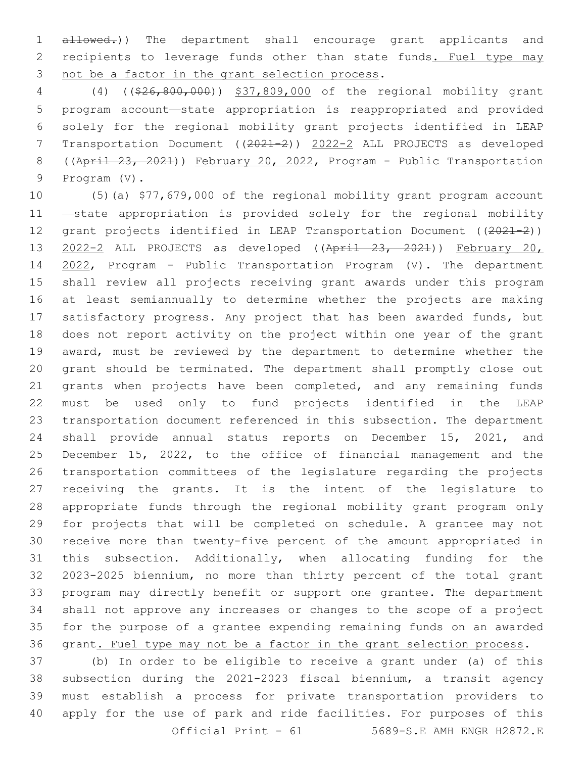allowed.)) The department shall encourage grant applicants and recipients to leverage funds other than state funds. Fuel type may not be a factor in the grant selection process.

(4) (($26,800,000)) $37,809,000 of the regional mobility grant program account—state appropriation is reappropriated and provided solely for the regional mobility grant projects identified in LEAP Transportation Document ((2021-2)) 2022-2 ALL PROJECTS as developed ((April 23, 2021)) February 20, 2022, Program - Public Transportation Program (V).

(5)(a) $77,679,000 of the regional mobility grant program account—state appropriation is provided solely for the regional mobility grant projects identified in LEAP Transportation Document ((2021-2)) 2022-2 ALL PROJECTS as developed ((April 23, 2021)) February 20, 2022, Program - Public Transportation Program (V). The department shall review all projects receiving grant awards under this program at least semiannually to determine whether the projects are making satisfactory progress. Any project that has been awarded funds, but does not report activity on the project within one year of the grant award, must be reviewed by the department to determine whether the grant should be terminated. The department shall promptly close out grants when projects have been completed, and any remaining funds must be used only to fund projects identified in the LEAP transportation document referenced in this subsection. The department shall provide annual status reports on December 15, 2021, and December 15, 2022, to the office of financial management and the transportation committees of the legislature regarding the projects receiving the grants. It is the intent of the legislature to appropriate funds through the regional mobility grant program only for projects that will be completed on schedule. A grantee may not receive more than twenty-five percent of the amount appropriated in this subsection. Additionally, when allocating funding for the 2023-2025 biennium, no more than thirty percent of the total grant program may directly benefit or support one grantee. The department shall not approve any increases or changes to the scope of a project for the purpose of a grantee expending remaining funds on an awarded grant. Fuel type may not be a factor in the grant selection process.

(b) In order to be eligible to receive a grant under (a) of this subsection during the 2021-2023 fiscal biennium, a transit agency must establish a process for private transportation providers to apply for the use of park and ride facilities. For purposes of this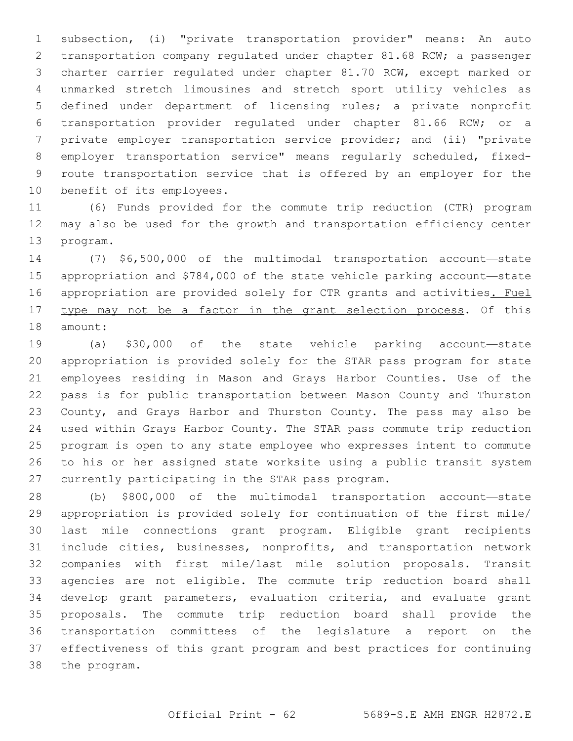subsection, (i) "private transportation provider" means: An auto transportation company regulated under chapter 81.68 RCW; a passenger charter carrier regulated under chapter 81.70 RCW, except marked or unmarked stretch limousines and stretch sport utility vehicles as defined under department of licensing rules; a private nonprofit transportation provider regulated under chapter 81.66 RCW; or a private employer transportation service provider; and (ii) "private employer transportation service" means regularly scheduled, fixed-route transportation service that is offered by an employer for the benefit of its employees.

(6) Funds provided for the commute trip reduction (CTR) program may also be used for the growth and transportation efficiency center program.

(7) $6,500,000 of the multimodal transportation account—state appropriation and $784,000 of the state vehicle parking account—state appropriation are provided solely for CTR grants and activities<u>. Fuel type may not be a factor in the grant selection process</u>. Of this amount:

(a) $30,000 of the state vehicle parking account—state appropriation is provided solely for the STAR pass program for state employees residing in Mason and Grays Harbor Counties. Use of the pass is for public transportation between Mason County and Thurston County, and Grays Harbor and Thurston County. The pass may also be used within Grays Harbor County. The STAR pass commute trip reduction program is open to any state employee who expresses intent to commute to his or her assigned state worksite using a public transit system currently participating in the STAR pass program.

(b) $800,000 of the multimodal transportation account—state appropriation is provided solely for continuation of the first mile/last mile connections grant program. Eligible grant recipients include cities, businesses, nonprofits, and transportation network companies with first mile/last mile solution proposals. Transit agencies are not eligible. The commute trip reduction board shall develop grant parameters, evaluation criteria, and evaluate grant proposals. The commute trip reduction board shall provide the transportation committees of the legislature a report on the effectiveness of this grant program and best practices for continuing the program.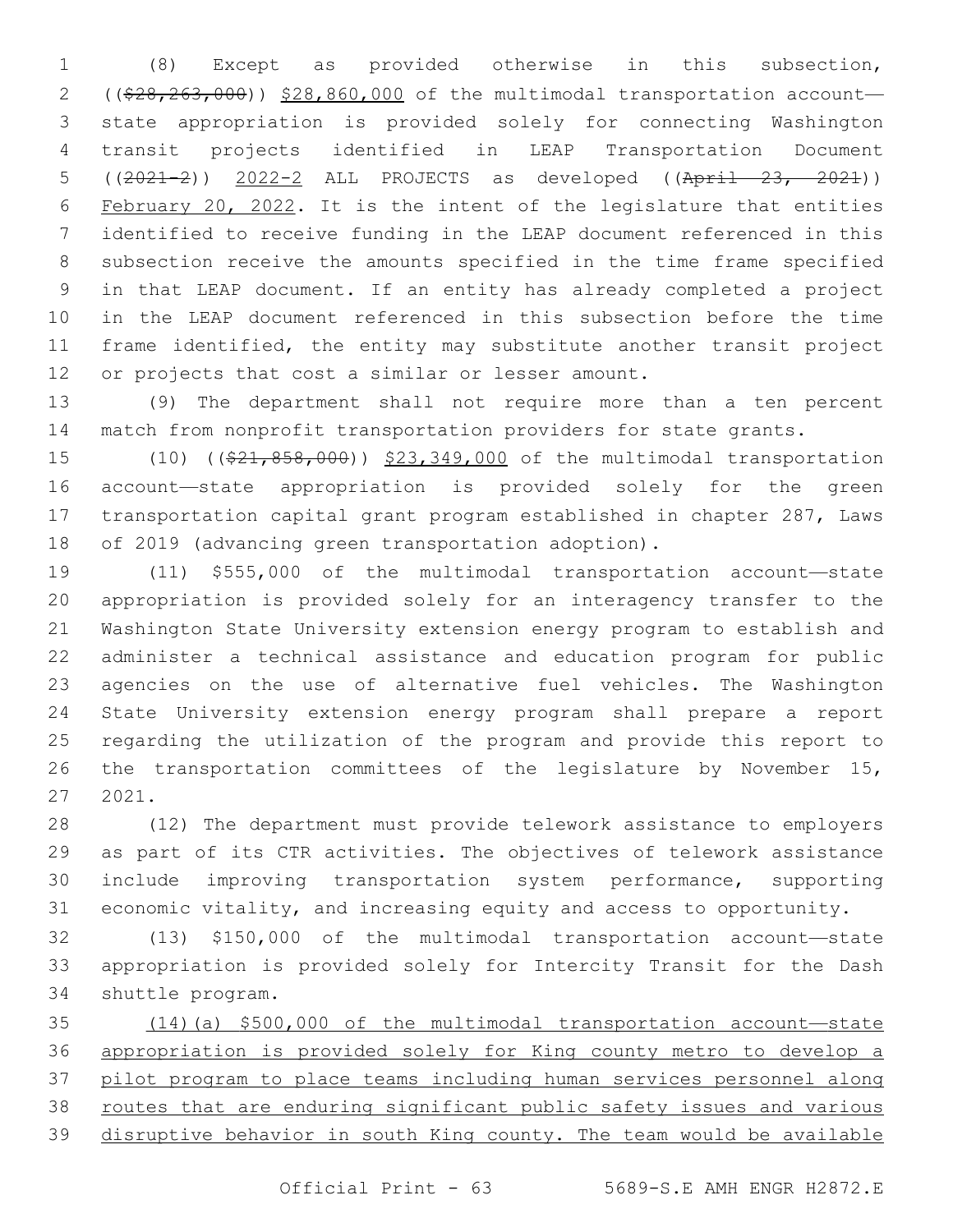(8) Except as provided otherwise in this subsection, ((~~$28,263,000~~)) $28,860,000 of the multimodal transportation account—state appropriation is provided solely for connecting Washington transit projects identified in LEAP Transportation Document ((~~2021-2~~)) 2022-2 ALL PROJECTS as developed ((~~April 23, 2021~~)) February 20, 2022. It is the intent of the legislature that entities identified to receive funding in the LEAP document referenced in this subsection receive the amounts specified in the time frame specified in that LEAP document. If an entity has already completed a project in the LEAP document referenced in this subsection before the time frame identified, the entity may substitute another transit project or projects that cost a similar or lesser amount.

(9) The department shall not require more than a ten percent match from nonprofit transportation providers for state grants.

(10) ((~~$21,858,000~~)) $23,349,000 of the multimodal transportation account—state appropriation is provided solely for the green transportation capital grant program established in chapter 287, Laws of 2019 (advancing green transportation adoption).

(11) $555,000 of the multimodal transportation account—state appropriation is provided solely for an interagency transfer to the Washington State University extension energy program to establish and administer a technical assistance and education program for public agencies on the use of alternative fuel vehicles. The Washington State University extension energy program shall prepare a report regarding the utilization of the program and provide this report to the transportation committees of the legislature by November 15, 2021.

(12) The department must provide telework assistance to employers as part of its CTR activities. The objectives of telework assistance include improving transportation system performance, supporting economic vitality, and increasing equity and access to opportunity.

(13) $150,000 of the multimodal transportation account—state appropriation is provided solely for Intercity Transit for the Dash shuttle program.

(14)(a) $500,000 of the multimodal transportation account—state appropriation is provided solely for King county metro to develop a pilot program to place teams including human services personnel along routes that are enduring significant public safety issues and various disruptive behavior in south King county. The team would be available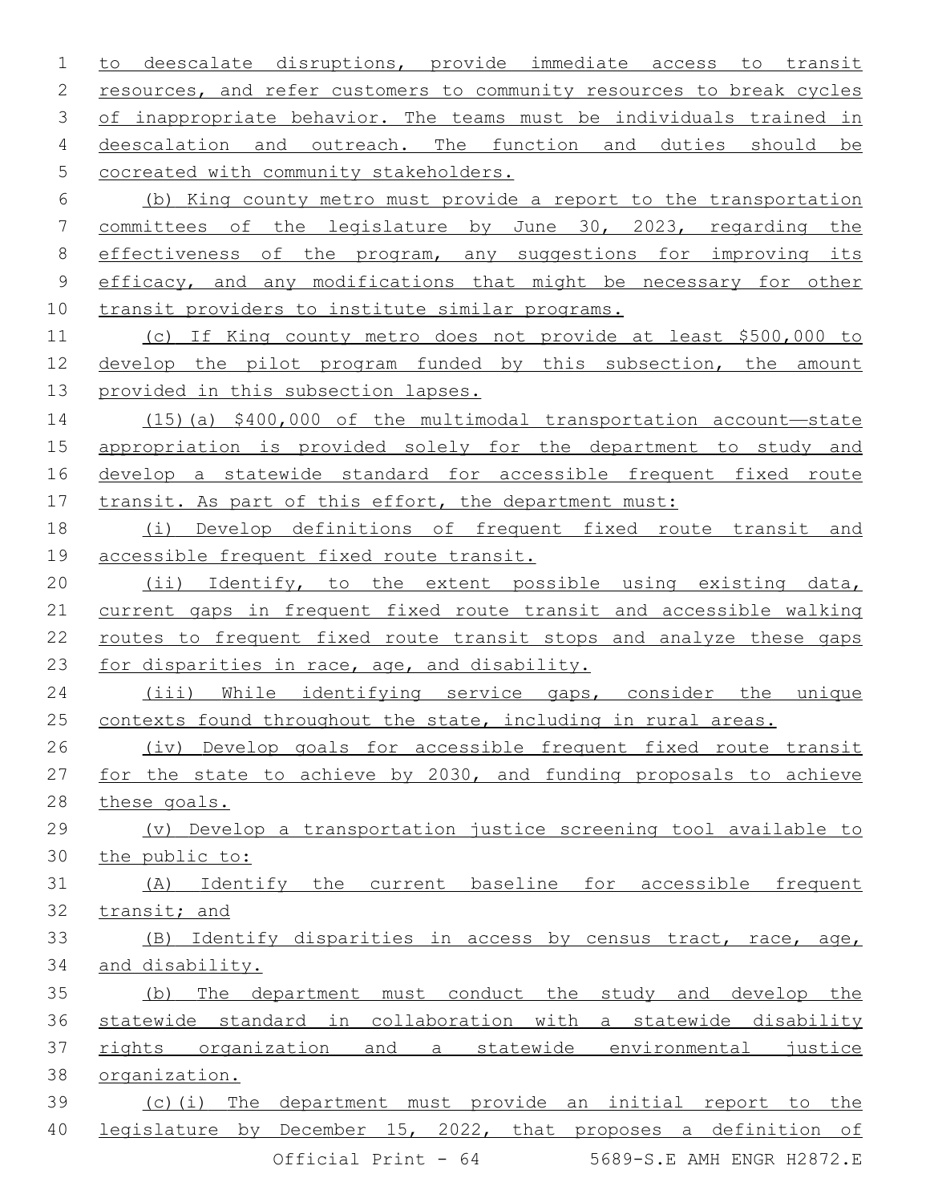to deescalate disruptions, provide immediate access to transit resources, and refer customers to community resources to break cycles of inappropriate behavior. The teams must be individuals trained in deescalation and outreach. The function and duties should be cocreated with community stakeholders.

(b) King county metro must provide a report to the transportation committees of the legislature by June 30, 2023, regarding the effectiveness of the program, any suggestions for improving its efficacy, and any modifications that might be necessary for other transit providers to institute similar programs.

(c) If King county metro does not provide at least $500,000 to develop the pilot program funded by this subsection, the amount provided in this subsection lapses.

(15)(a) $400,000 of the multimodal transportation account—state appropriation is provided solely for the department to study and develop a statewide standard for accessible frequent fixed route transit. As part of this effort, the department must:

(i) Develop definitions of frequent fixed route transit and accessible frequent fixed route transit.

(ii) Identify, to the extent possible using existing data, current gaps in frequent fixed route transit and accessible walking routes to frequent fixed route transit stops and analyze these gaps for disparities in race, age, and disability.

(iii) While identifying service gaps, consider the unique contexts found throughout the state, including in rural areas.

(iv) Develop goals for accessible frequent fixed route transit for the state to achieve by 2030, and funding proposals to achieve these goals.

(v) Develop a transportation justice screening tool available to the public to:

(A) Identify the current baseline for accessible frequent transit; and

(B) Identify disparities in access by census tract, race, age, and disability.

(b) The department must conduct the study and develop the statewide standard in collaboration with a statewide disability rights organization and a statewide environmental justice organization.

(c)(i) The department must provide an initial report to the legislature by December 15, 2022, that proposes a definition of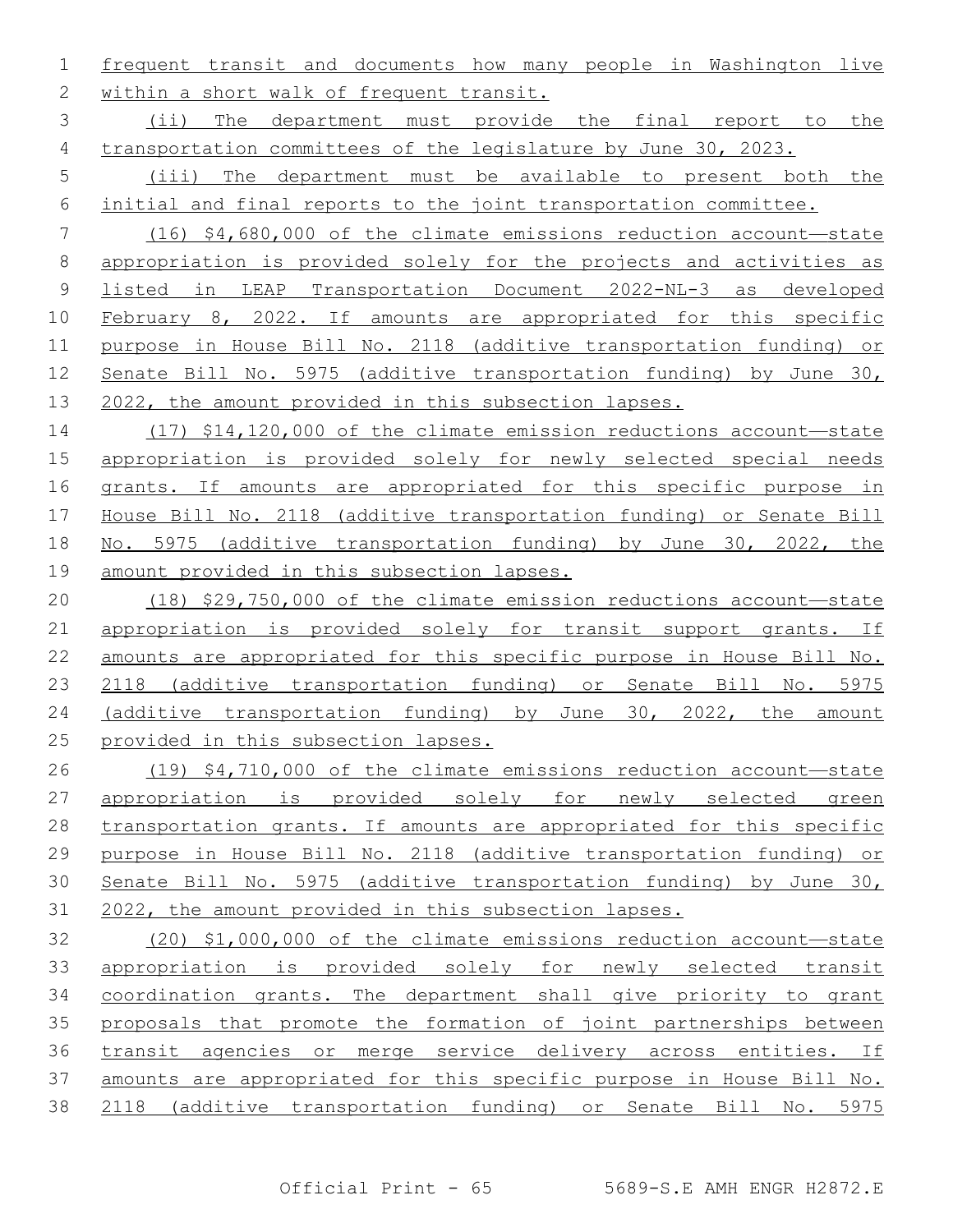frequent transit and documents how many people in Washington live within a short walk of frequent transit.

(ii) The department must provide the final report to the transportation committees of the legislature by June 30, 2023.

(iii) The department must be available to present both the initial and final reports to the joint transportation committee.

(16) $4,680,000 of the climate emissions reduction account—state appropriation is provided solely for the projects and activities as listed in LEAP Transportation Document 2022-NL-3 as developed February 8, 2022. If amounts are appropriated for this specific purpose in House Bill No. 2118 (additive transportation funding) or Senate Bill No. 5975 (additive transportation funding) by June 30, 2022, the amount provided in this subsection lapses.

(17) $14,120,000 of the climate emission reductions account—state appropriation is provided solely for newly selected special needs grants. If amounts are appropriated for this specific purpose in House Bill No. 2118 (additive transportation funding) or Senate Bill No. 5975 (additive transportation funding) by June 30, 2022, the amount provided in this subsection lapses.

(18) $29,750,000 of the climate emission reductions account—state appropriation is provided solely for transit support grants. If amounts are appropriated for this specific purpose in House Bill No. 2118 (additive transportation funding) or Senate Bill No. 5975 (additive transportation funding) by June 30, 2022, the amount provided in this subsection lapses.

(19) $4,710,000 of the climate emissions reduction account—state appropriation is provided solely for newly selected green transportation grants. If amounts are appropriated for this specific purpose in House Bill No. 2118 (additive transportation funding) or Senate Bill No. 5975 (additive transportation funding) by June 30, 2022, the amount provided in this subsection lapses.

(20) $1,000,000 of the climate emissions reduction account—state appropriation is provided solely for newly selected transit coordination grants. The department shall give priority to grant proposals that promote the formation of joint partnerships between transit agencies or merge service delivery across entities. If amounts are appropriated for this specific purpose in House Bill No. 2118 (additive transportation funding) or Senate Bill No. 5975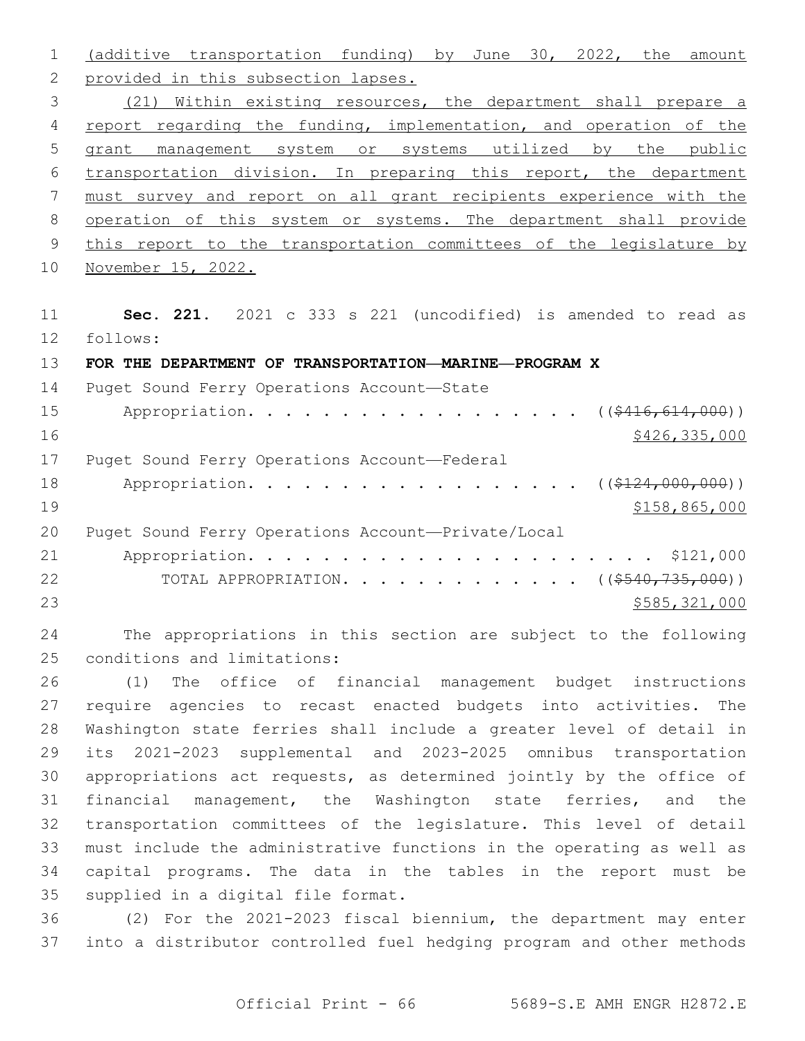(additive transportation funding) by June 30, 2022, the amount provided in this subsection lapses.

(21) Within existing resources, the department shall prepare a report regarding the funding, implementation, and operation of the grant management system or systems utilized by the public transportation division. In preparing this report, the department must survey and report on all grant recipients experience with the operation of this system or systems. The department shall provide this report to the transportation committees of the legislature by November 15, 2022.

**Sec. 221.** 2021 c 333 s 221 (uncodified) is amended to read as follows:

**FOR THE DEPARTMENT OF TRANSPORTATION—MARINE—PROGRAM X**

Puget Sound Ferry Operations Account—State
Appropriation. . . . . . . . . . . . . . . . . . . (( ~~$416,614,000~~ ))
$426,335,000

Puget Sound Ferry Operations Account—Federal
Appropriation. . . . . . . . . . . . . . . . . . . (( ~~$124,000,000~~ ))
$158,865,000

Puget Sound Ferry Operations Account—Private/Local
Appropriation. . . . . . . . . . . . . . . . . . . . . . . $121,000

TOTAL APPROPRIATION. . . . . . . . . . . . . . (( ~~$540,735,000~~ ))
$585,321,000

The appropriations in this section are subject to the following conditions and limitations:

(1) The office of financial management budget instructions require agencies to recast enacted budgets into activities. The Washington state ferries shall include a greater level of detail in its 2021-2023 supplemental and 2023-2025 omnibus transportation appropriations act requests, as determined jointly by the office of financial management, the Washington state ferries, and the transportation committees of the legislature. This level of detail must include the administrative functions in the operating as well as capital programs. The data in the tables in the report must be supplied in a digital file format.

(2) For the 2021-2023 fiscal biennium, the department may enter into a distributor controlled fuel hedging program and other methods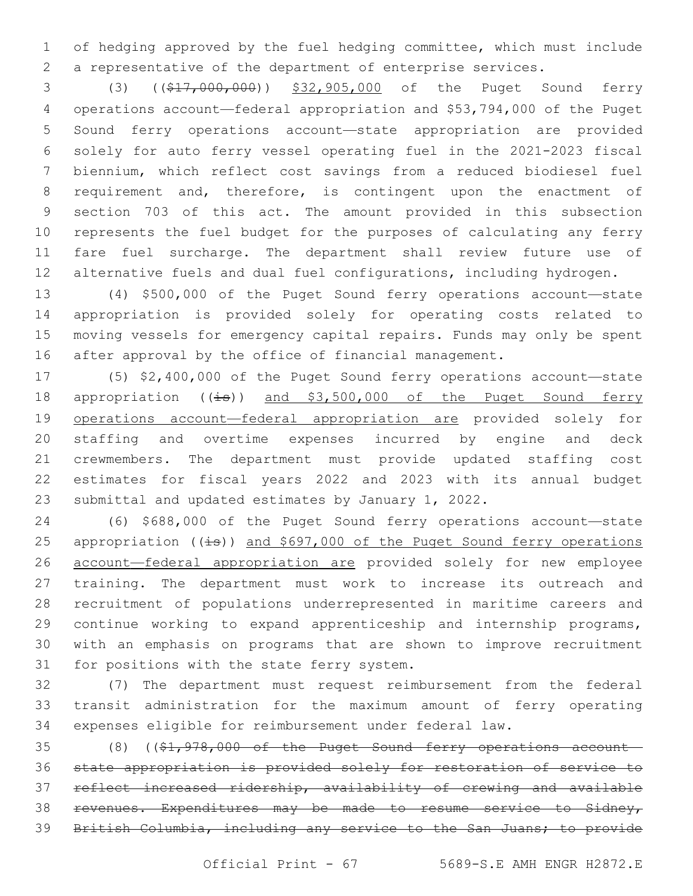of hedging approved by the fuel hedging committee, which must include a representative of the department of enterprise services.

(3) ((~~$17,000,000~~)) $32,905,000 of the Puget Sound ferry operations account—federal appropriation and $53,794,000 of the Puget Sound ferry operations account—state appropriation are provided solely for auto ferry vessel operating fuel in the 2021-2023 fiscal biennium, which reflect cost savings from a reduced biodiesel fuel requirement and, therefore, is contingent upon the enactment of section 703 of this act. The amount provided in this subsection represents the fuel budget for the purposes of calculating any ferry fare fuel surcharge. The department shall review future use of alternative fuels and dual fuel configurations, including hydrogen.

(4) $500,000 of the Puget Sound ferry operations account—state appropriation is provided solely for operating costs related to moving vessels for emergency capital repairs. Funds may only be spent after approval by the office of financial management.

(5) $2,400,000 of the Puget Sound ferry operations account—state appropriation ((~~is~~)) and $3,500,000 of the Puget Sound ferry operations account—federal appropriation are provided solely for staffing and overtime expenses incurred by engine and deck crewmembers. The department must provide updated staffing cost estimates for fiscal years 2022 and 2023 with its annual budget submittal and updated estimates by January 1, 2022.

(6) $688,000 of the Puget Sound ferry operations account—state appropriation ((~~is~~)) and $697,000 of the Puget Sound ferry operations account—federal appropriation are provided solely for new employee training. The department must work to increase its outreach and recruitment of populations underrepresented in maritime careers and continue working to expand apprenticeship and internship programs, with an emphasis on programs that are shown to improve recruitment for positions with the state ferry system.

(7) The department must request reimbursement from the federal transit administration for the maximum amount of ferry operating expenses eligible for reimbursement under federal law.

(8) ((~~$1,978,000 of the Puget Sound ferry operations account—state appropriation is provided solely for restoration of service to reflect increased ridership, availability of crewing and available revenues. Expenditures may be made to resume service to Sidney, British Columbia, including any service to the San Juans; to provide~~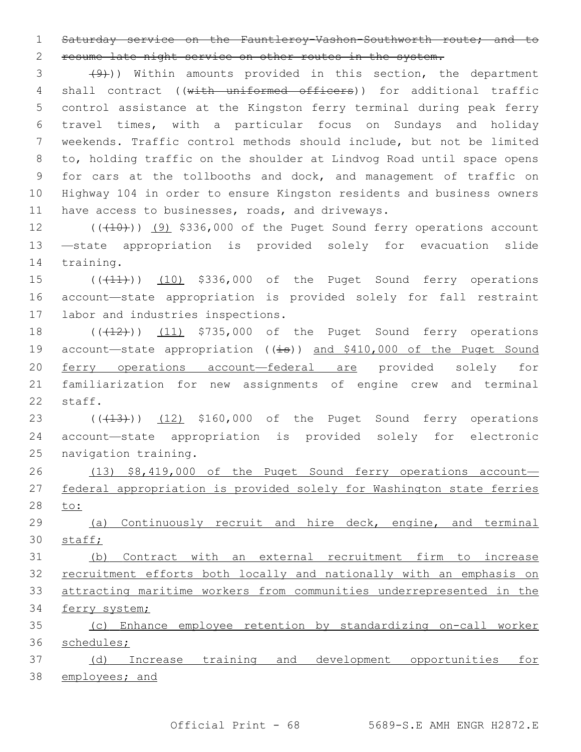Saturday service on the Fauntleroy-Vashon-Southworth route; and to resume late night service on other routes in the system.

(9))) Within amounts provided in this section, the department shall contract ((with uniformed officers)) for additional traffic control assistance at the Kingston ferry terminal during peak ferry travel times, with a particular focus on Sundays and holiday weekends. Traffic control methods should include, but not be limited to, holding traffic on the shoulder at Lindvog Road until space opens for cars at the tollbooths and dock, and management of traffic on Highway 104 in order to ensure Kingston residents and business owners have access to businesses, roads, and driveways.

(((10))) (9) $336,000 of the Puget Sound ferry operations account—state appropriation is provided solely for evacuation slide training.

(((11))) (10) $336,000 of the Puget Sound ferry operations account—state appropriation is provided solely for fall restraint labor and industries inspections.

(((12))) (11) $735,000 of the Puget Sound ferry operations account—state appropriation ((is)) and $410,000 of the Puget Sound ferry operations account—federal are provided solely for familiarization for new assignments of engine crew and terminal staff.

(((13))) (12) $160,000 of the Puget Sound ferry operations account—state appropriation is provided solely for electronic navigation training.

(13) $8,419,000 of the Puget Sound ferry operations account—federal appropriation is provided solely for Washington state ferries to:

(a) Continuously recruit and hire deck, engine, and terminal staff;

(b) Contract with an external recruitment firm to increase recruitment efforts both locally and nationally with an emphasis on attracting maritime workers from communities underrepresented in the ferry system;

(c) Enhance employee retention by standardizing on-call worker schedules;

(d) Increase training and development opportunities for employees; and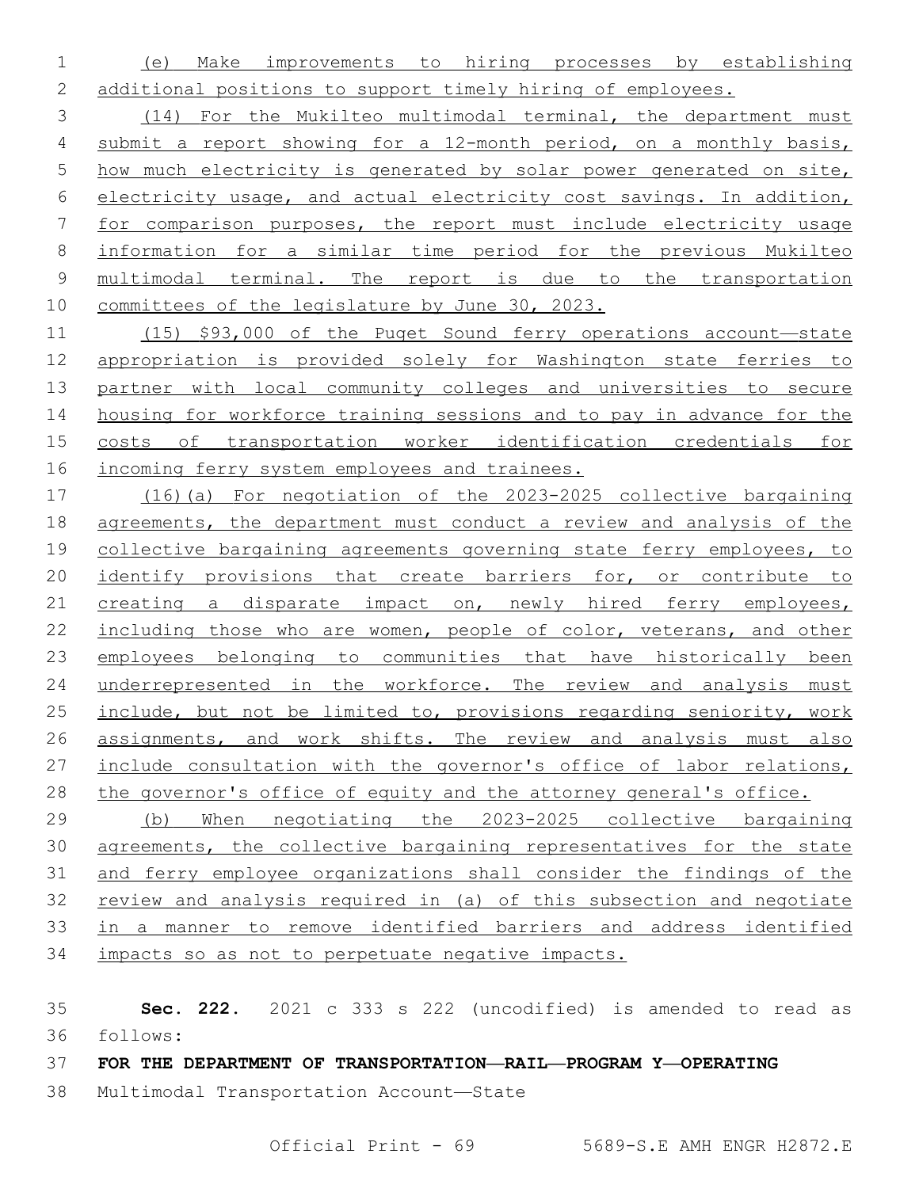(e) Make improvements to hiring processes by establishing additional positions to support timely hiring of employees.

(14) For the Mukilteo multimodal terminal, the department must submit a report showing for a 12-month period, on a monthly basis, how much electricity is generated by solar power generated on site, electricity usage, and actual electricity cost savings. In addition, for comparison purposes, the report must include electricity usage information for a similar time period for the previous Mukilteo multimodal terminal. The report is due to the transportation committees of the legislature by June 30, 2023.

(15) $93,000 of the Puget Sound ferry operations account—state appropriation is provided solely for Washington state ferries to partner with local community colleges and universities to secure housing for workforce training sessions and to pay in advance for the costs of transportation worker identification credentials for incoming ferry system employees and trainees.

(16)(a) For negotiation of the 2023-2025 collective bargaining agreements, the department must conduct a review and analysis of the collective bargaining agreements governing state ferry employees, to identify provisions that create barriers for, or contribute to creating a disparate impact on, newly hired ferry employees, including those who are women, people of color, veterans, and other employees belonging to communities that have historically been underrepresented in the workforce. The review and analysis must include, but not be limited to, provisions regarding seniority, work assignments, and work shifts. The review and analysis must also include consultation with the governor's office of labor relations, the governor's office of equity and the attorney general's office.

(b) When negotiating the 2023-2025 collective bargaining agreements, the collective bargaining representatives for the state and ferry employee organizations shall consider the findings of the review and analysis required in (a) of this subsection and negotiate in a manner to remove identified barriers and address identified impacts so as not to perpetuate negative impacts.

**Sec. 222.** 2021 c 333 s 222 (uncodified) is amended to read as follows:

**FOR THE DEPARTMENT OF TRANSPORTATION—RAIL—PROGRAM Y—OPERATING**

Multimodal Transportation Account—State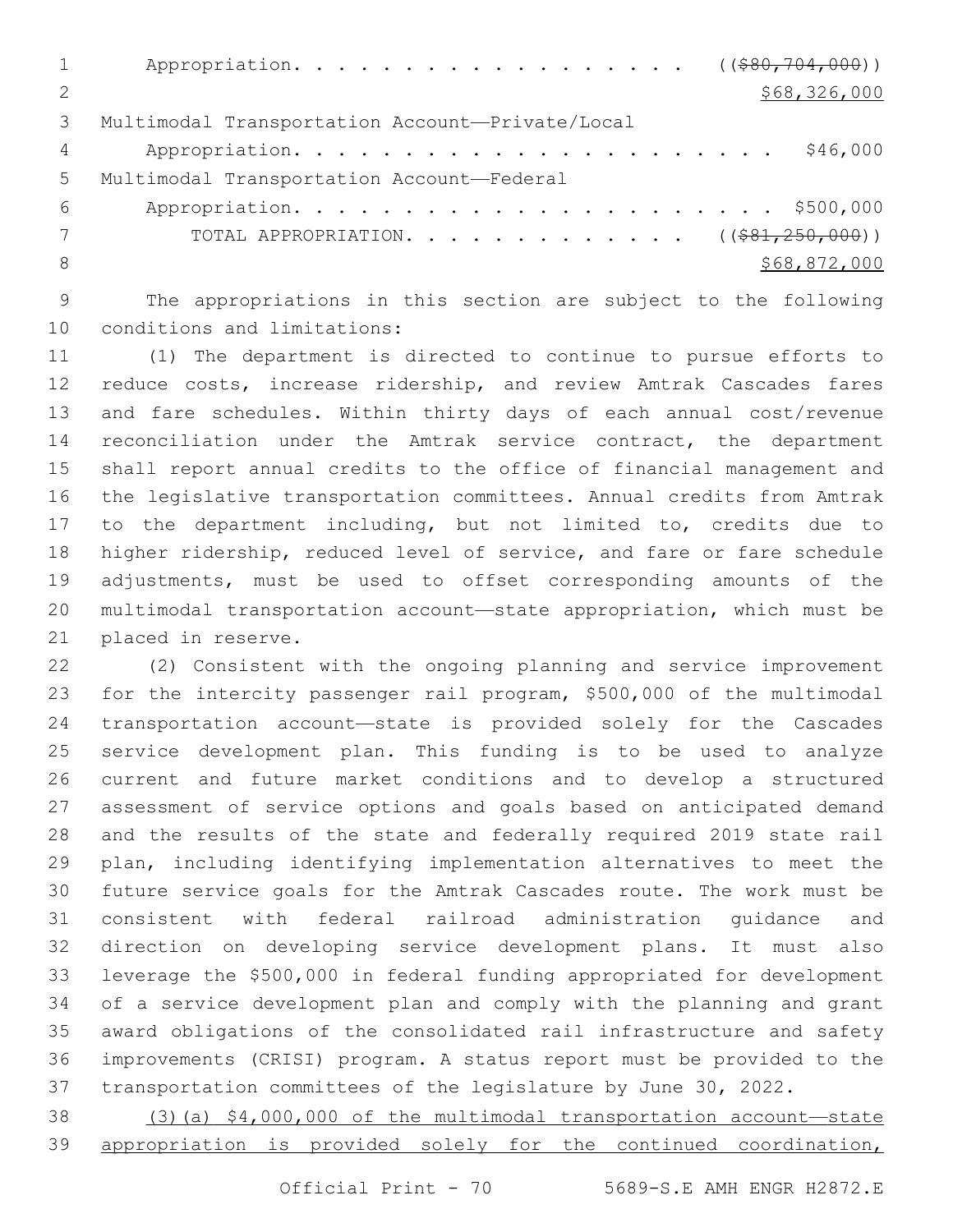Appropriation. . . . . . . . . . . . . . . . . . . ((~~$80,704,000~~))
<u>$68,326,000</u>

Multimodal Transportation Account—Private/Local
Appropriation. . . . . . . . . . . . . . . . . . . . . . . $46,000

Multimodal Transportation Account—Federal
Appropriation. . . . . . . . . . . . . . . . . . . . . . . $500,000

TOTAL APPROPRIATION. . . . . . . . . . . . . . ((~~$81,250,000~~))
<u>$68,872,000</u>

The appropriations in this section are subject to the following conditions and limitations:

(1) The department is directed to continue to pursue efforts to reduce costs, increase ridership, and review Amtrak Cascades fares and fare schedules. Within thirty days of each annual cost/revenue reconciliation under the Amtrak service contract, the department shall report annual credits to the office of financial management and the legislative transportation committees. Annual credits from Amtrak to the department including, but not limited to, credits due to higher ridership, reduced level of service, and fare or fare schedule adjustments, must be used to offset corresponding amounts of the multimodal transportation account—state appropriation, which must be placed in reserve.

(2) Consistent with the ongoing planning and service improvement for the intercity passenger rail program, $500,000 of the multimodal transportation account—state is provided solely for the Cascades service development plan. This funding is to be used to analyze current and future market conditions and to develop a structured assessment of service options and goals based on anticipated demand and the results of the state and federally required 2019 state rail plan, including identifying implementation alternatives to meet the future service goals for the Amtrak Cascades route. The work must be consistent with federal railroad administration guidance and direction on developing service development plans. It must also leverage the $500,000 in federal funding appropriated for development of a service development plan and comply with the planning and grant award obligations of the consolidated rail infrastructure and safety improvements (CRISI) program. A status report must be provided to the transportation committees of the legislature by June 30, 2022.

<u>(3)(a) $4,000,000 of the multimodal transportation account—state appropriation is provided solely for the continued coordination,</u>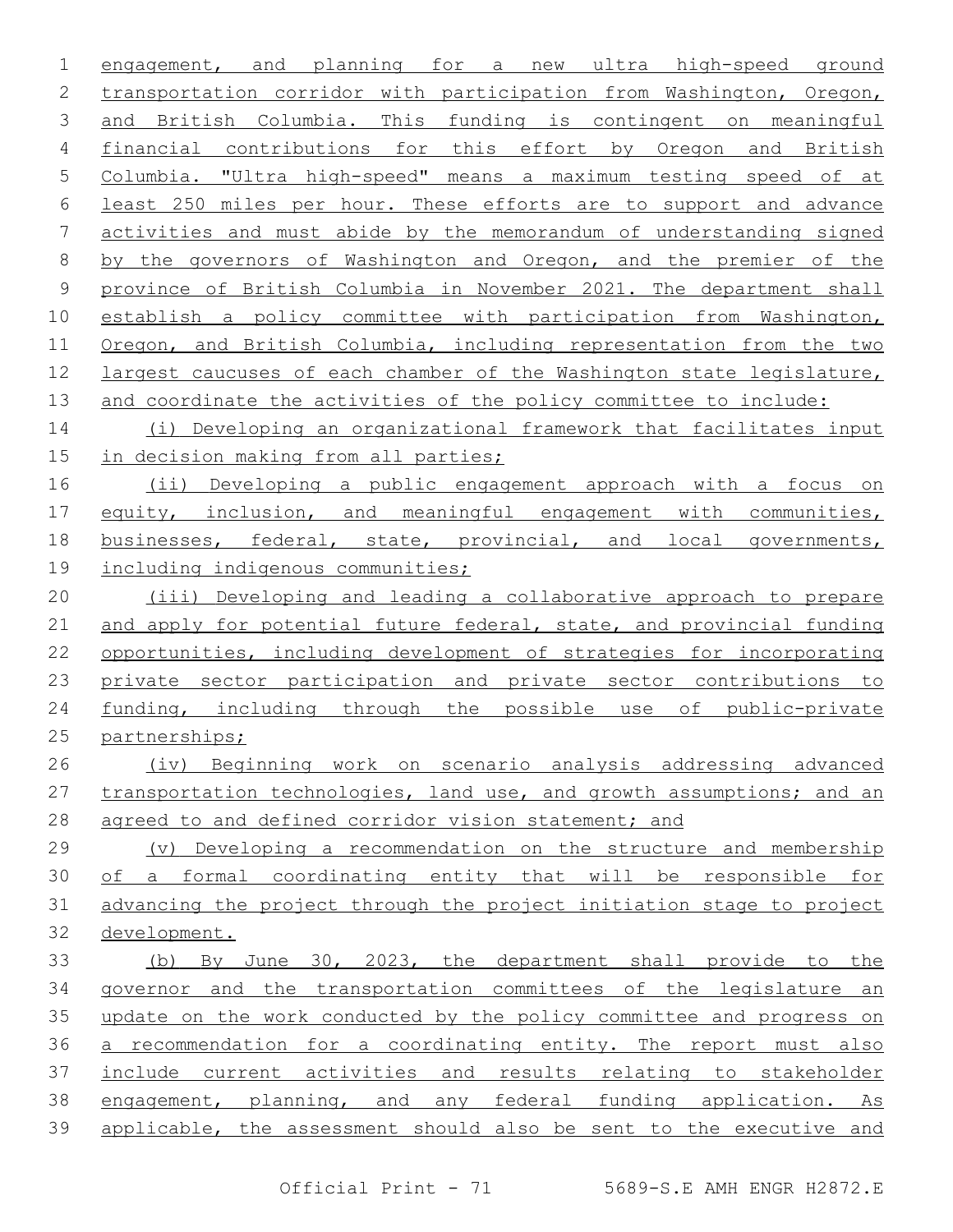engagement, and planning for a new ultra high-speed ground transportation corridor with participation from Washington, Oregon, and British Columbia. This funding is contingent on meaningful financial contributions for this effort by Oregon and British Columbia. "Ultra high-speed" means a maximum testing speed of at least 250 miles per hour. These efforts are to support and advance activities and must abide by the memorandum of understanding signed by the governors of Washington and Oregon, and the premier of the province of British Columbia in November 2021. The department shall establish a policy committee with participation from Washington, Oregon, and British Columbia, including representation from the two largest caucuses of each chamber of the Washington state legislature, and coordinate the activities of the policy committee to include:

(i) Developing an organizational framework that facilitates input in decision making from all parties;

(ii) Developing a public engagement approach with a focus on equity, inclusion, and meaningful engagement with communities, businesses, federal, state, provincial, and local governments, including indigenous communities;

(iii) Developing and leading a collaborative approach to prepare and apply for potential future federal, state, and provincial funding opportunities, including development of strategies for incorporating private sector participation and private sector contributions to funding, including through the possible use of public-private partnerships;

(iv) Beginning work on scenario analysis addressing advanced transportation technologies, land use, and growth assumptions; and an agreed to and defined corridor vision statement; and

(v) Developing a recommendation on the structure and membership of a formal coordinating entity that will be responsible for advancing the project through the project initiation stage to project development.

(b) By June 30, 2023, the department shall provide to the governor and the transportation committees of the legislature an update on the work conducted by the policy committee and progress on a recommendation for a coordinating entity. The report must also include current activities and results relating to stakeholder engagement, planning, and any federal funding application. As applicable, the assessment should also be sent to the executive and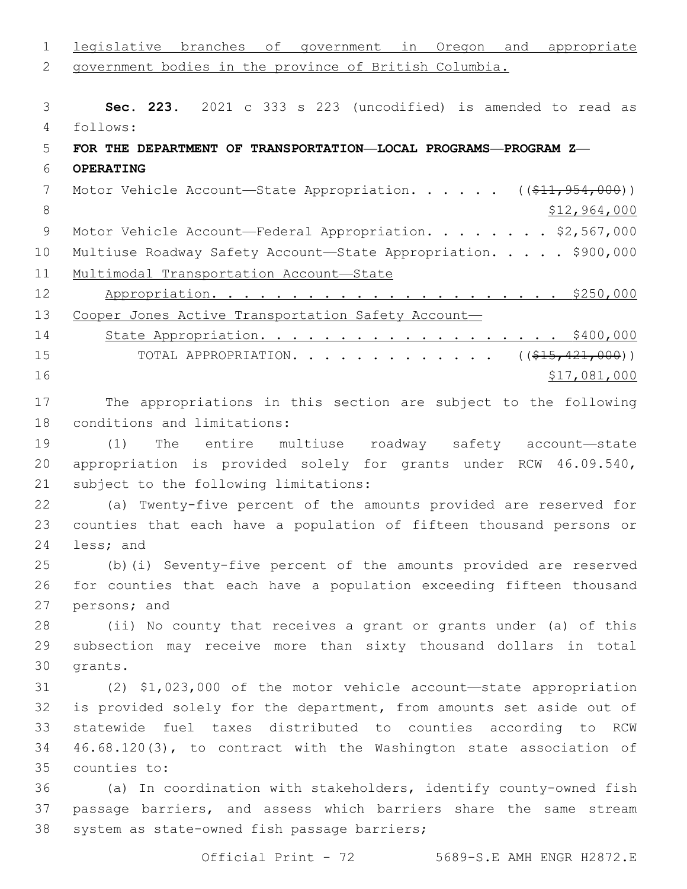legislative branches of government in Oregon and appropriate government bodies in the province of British Columbia.

**Sec. 223.** 2021 c 333 s 223 (uncodified) is amended to read as follows:

**FOR THE DEPARTMENT OF TRANSPORTATION—LOCAL PROGRAMS—PROGRAM Z—OPERATING**

Motor Vehicle Account—State Appropriation. . . . . . ((~~$11,954,000~~)) $12,964,000

Motor Vehicle Account—Federal Appropriation. . . . . . . . $2,567,000

Multiuse Roadway Safety Account—State Appropriation. . . . . $900,000

Multimodal Transportation Account—State Appropriation. . . . . . . . . . . . . . . . . . . . . . . $250,000

Cooper Jones Active Transportation Safety Account—State Appropriation. . . . . . . . . . . . . . . . . . . . $400,000

TOTAL APPROPRIATION. . . . . . . . . . . . . ((~~$15,421,000~~)) $17,081,000

The appropriations in this section are subject to the following conditions and limitations:

(1) The entire multiuse roadway safety account—state appropriation is provided solely for grants under RCW 46.09.540, subject to the following limitations:

(a) Twenty-five percent of the amounts provided are reserved for counties that each have a population of fifteen thousand persons or less; and

(b)(i) Seventy-five percent of the amounts provided are reserved for counties that each have a population exceeding fifteen thousand persons; and

(ii) No county that receives a grant or grants under (a) of this subsection may receive more than sixty thousand dollars in total grants.

(2) $1,023,000 of the motor vehicle account—state appropriation is provided solely for the department, from amounts set aside out of statewide fuel taxes distributed to counties according to RCW 46.68.120(3), to contract with the Washington state association of counties to:

(a) In coordination with stakeholders, identify county-owned fish passage barriers, and assess which barriers share the same stream system as state-owned fish passage barriers;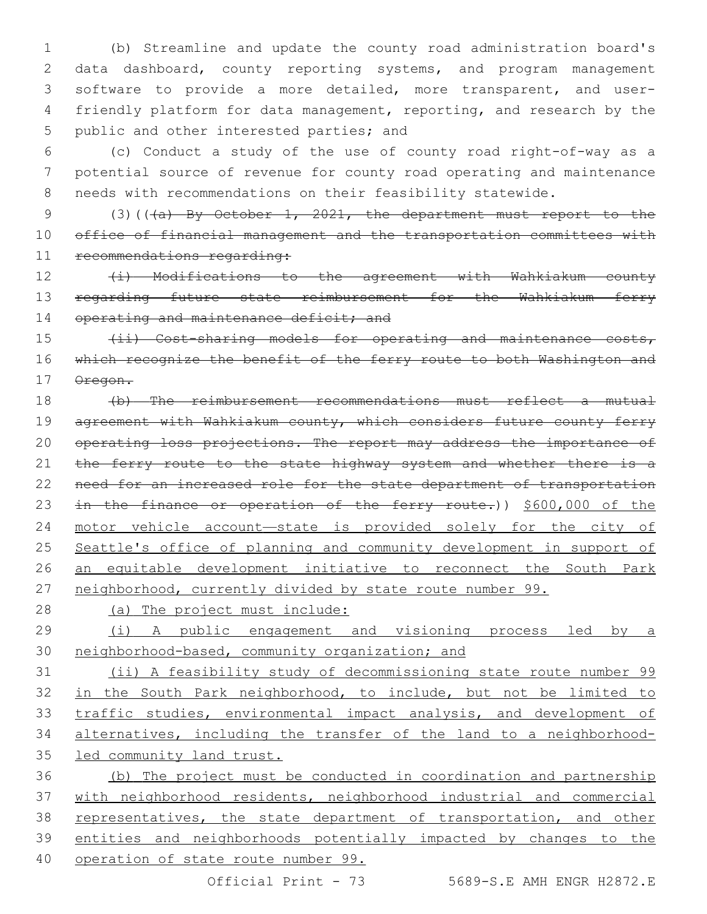(b) Streamline and update the county road administration board's data dashboard, county reporting systems, and program management software to provide a more detailed, more transparent, and user-friendly platform for data management, reporting, and research by the public and other interested parties; and

(c) Conduct a study of the use of county road right-of-way as a potential source of revenue for county road operating and maintenance needs with recommendations on their feasibility statewide.

(3)((~~(a) By October 1, 2021, the department must report to the office of financial management and the transportation committees with recommendations regarding:~~

~~(i) Modifications to the agreement with Wahkiakum county regarding future state reimbursement for the Wahkiakum ferry operating and maintenance deficit; and~~

~~(ii) Cost-sharing models for operating and maintenance costs, which recognize the benefit of the ferry route to both Washington and Oregon.~~

~~(b) The reimbursement recommendations must reflect a mutual agreement with Wahkiakum county, which considers future county ferry operating loss projections. The report may address the importance of the ferry route to the state highway system and whether there is a need for an increased role for the state department of transportation in the finance or operation of the ferry route.~~)) <u>$600,000 of the motor vehicle account—state is provided solely for the city of Seattle's office of planning and community development in support of an equitable development initiative to reconnect the South Park neighborhood, currently divided by state route number 99.</u>

<u>(a) The project must include:</u>

<u>(i) A public engagement and visioning process led by a neighborhood-based, community organization; and</u>

<u>(ii) A feasibility study of decommissioning state route number 99 in the South Park neighborhood, to include, but not be limited to traffic studies, environmental impact analysis, and development of alternatives, including the transfer of the land to a neighborhood-led community land trust.</u>

<u>(b) The project must be conducted in coordination and partnership with neighborhood residents, neighborhood industrial and commercial representatives, the state department of transportation, and other entities and neighborhoods potentially impacted by changes to the operation of state route number 99.</u>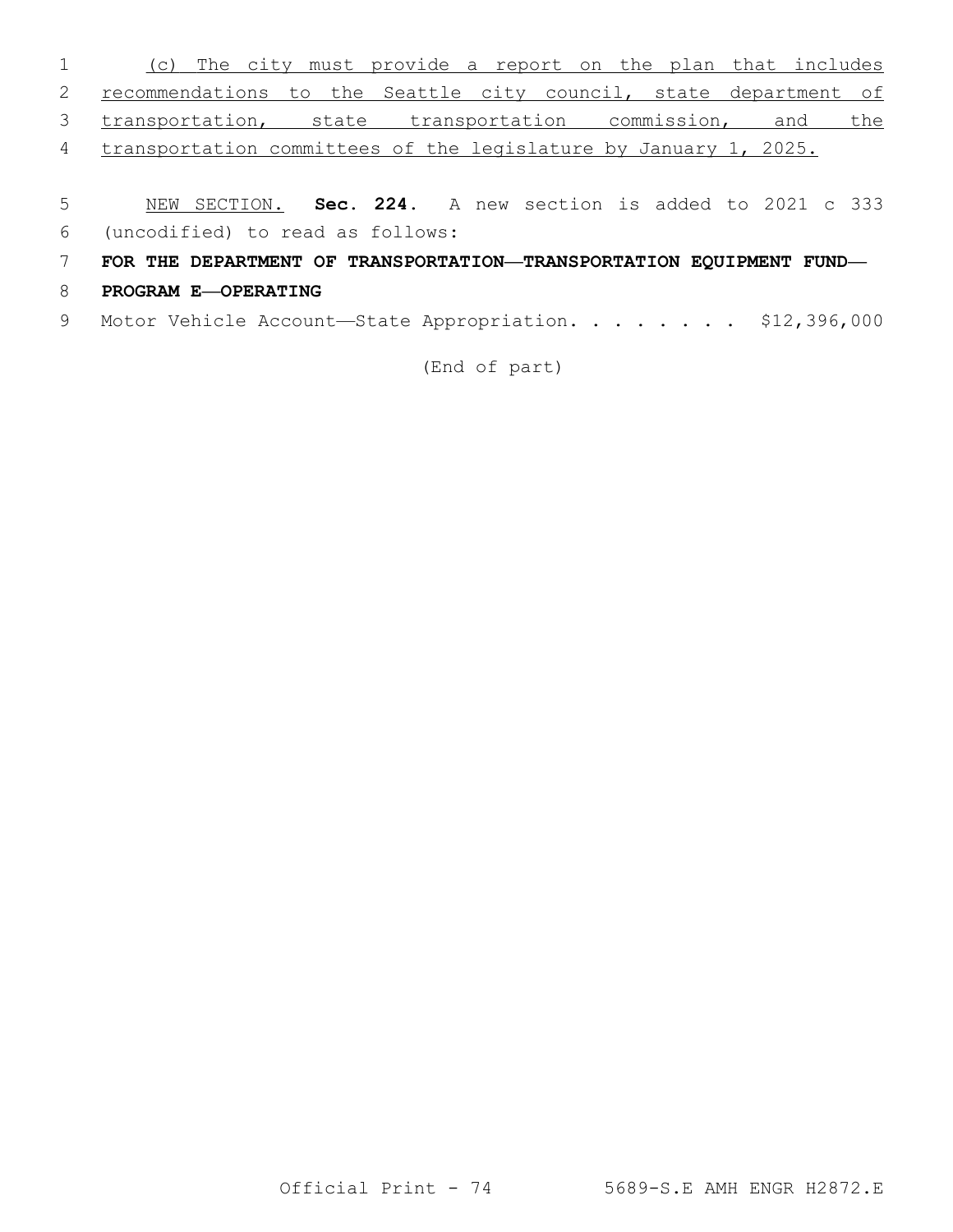(c) The city must provide a report on the plan that includes recommendations to the Seattle city council, state department of transportation, state transportation commission, and the transportation committees of the legislature by January 1, 2025.

NEW SECTION. **Sec. 224.** A new section is added to 2021 c 333 (uncodified) to read as follows:

**FOR THE DEPARTMENT OF TRANSPORTATION—TRANSPORTATION EQUIPMENT FUND—PROGRAM E—OPERATING**

Motor Vehicle Account—State Appropriation. . . . . . . . $12,396,000

(End of part)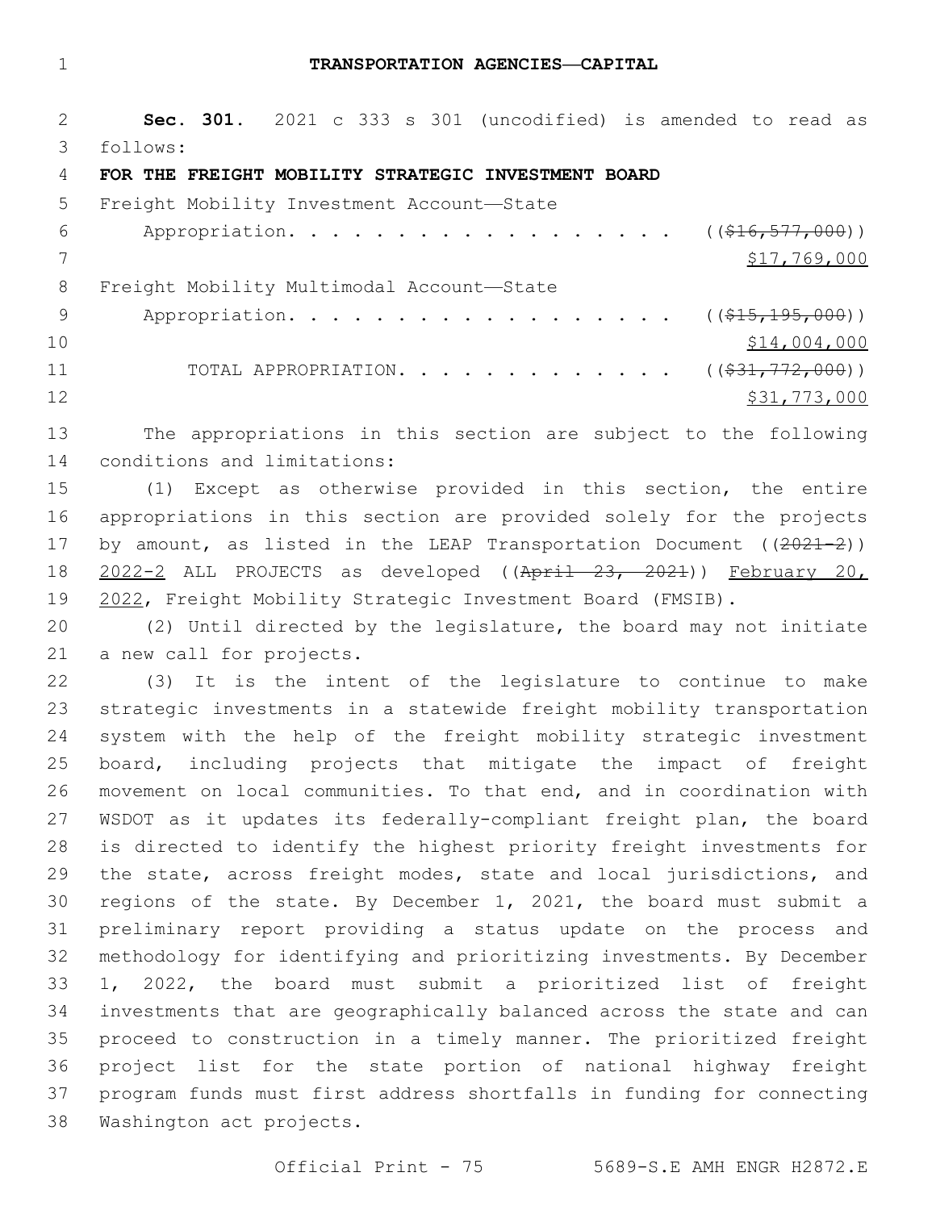**TRANSPORTATION AGENCIES—CAPITAL**

**Sec. 301.** 2021 c 333 s 301 (uncodified) is amended to read as follows:

**FOR THE FREIGHT MOBILITY STRATEGIC INVESTMENT BOARD**

Freight Mobility Investment Account—State
Appropriation. . . . . . . . . . . . . . . . . . ((~~$16,577,000~~))
$17,769,000

Freight Mobility Multimodal Account—State
Appropriation. . . . . . . . . . . . . . . . . . ((~~$15,195,000~~))
$14,004,000

TOTAL APPROPRIATION. . . . . . . . . . . . . ((~~$31,772,000~~))
$31,773,000

The appropriations in this section are subject to the following conditions and limitations:

(1) Except as otherwise provided in this section, the entire appropriations in this section are provided solely for the projects by amount, as listed in the LEAP Transportation Document ((~~2021-2~~)) 2022-2 ALL PROJECTS as developed ((~~April 23, 2021~~)) February 20, 2022, Freight Mobility Strategic Investment Board (FMSIB).

(2) Until directed by the legislature, the board may not initiate a new call for projects.

(3) It is the intent of the legislature to continue to make strategic investments in a statewide freight mobility transportation system with the help of the freight mobility strategic investment board, including projects that mitigate the impact of freight movement on local communities. To that end, and in coordination with WSDOT as it updates its federally-compliant freight plan, the board is directed to identify the highest priority freight investments for the state, across freight modes, state and local jurisdictions, and regions of the state. By December 1, 2021, the board must submit a preliminary report providing a status update on the process and methodology for identifying and prioritizing investments. By December 1, 2022, the board must submit a prioritized list of freight investments that are geographically balanced across the state and can proceed to construction in a timely manner. The prioritized freight project list for the state portion of national highway freight program funds must first address shortfalls in funding for connecting Washington act projects.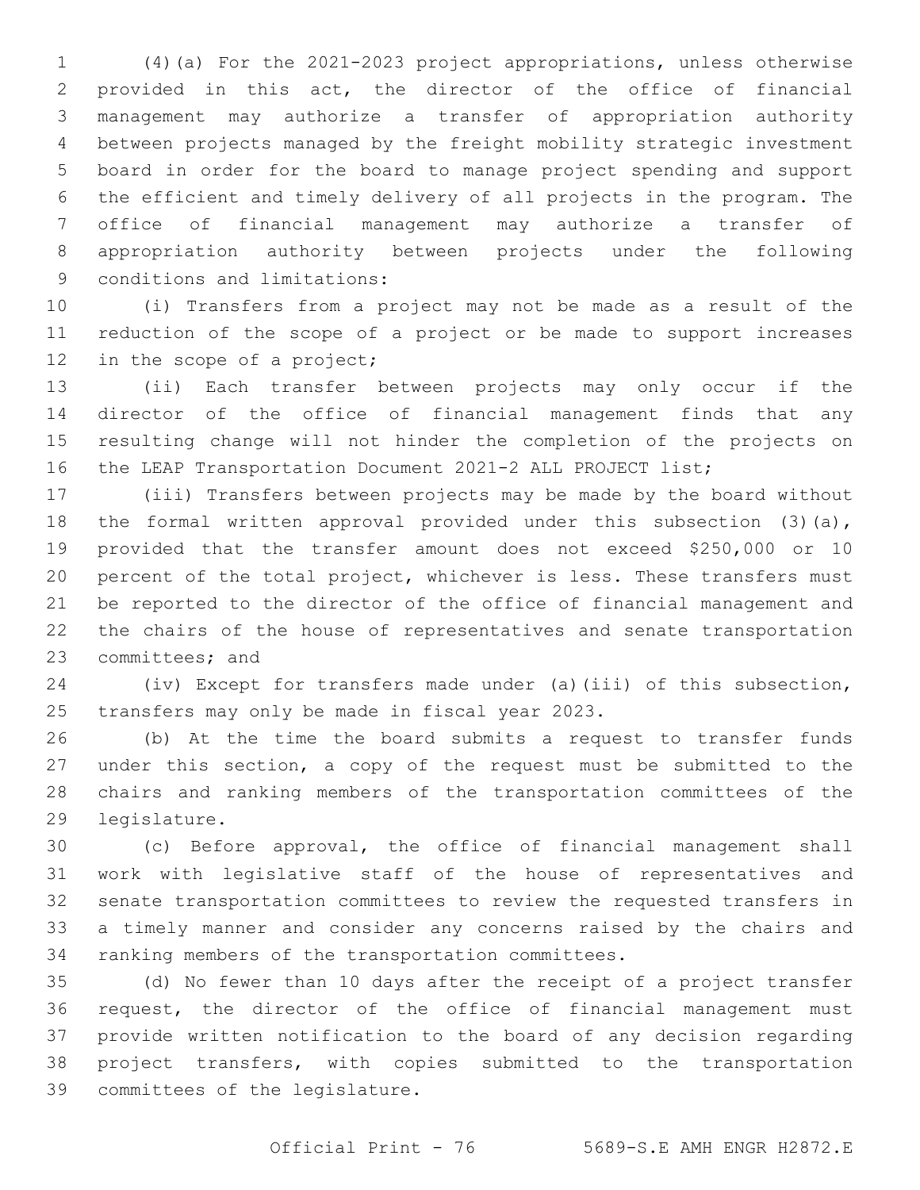(4)(a) For the 2021-2023 project appropriations, unless otherwise provided in this act, the director of the office of financial management may authorize a transfer of appropriation authority between projects managed by the freight mobility strategic investment board in order for the board to manage project spending and support the efficient and timely delivery of all projects in the program. The office of financial management may authorize a transfer of appropriation authority between projects under the following conditions and limitations:

(i) Transfers from a project may not be made as a result of the reduction of the scope of a project or be made to support increases in the scope of a project;

(ii) Each transfer between projects may only occur if the director of the office of financial management finds that any resulting change will not hinder the completion of the projects on the LEAP Transportation Document 2021-2 ALL PROJECT list;

(iii) Transfers between projects may be made by the board without the formal written approval provided under this subsection (3)(a), provided that the transfer amount does not exceed $250,000 or 10 percent of the total project, whichever is less. These transfers must be reported to the director of the office of financial management and the chairs of the house of representatives and senate transportation committees; and

(iv) Except for transfers made under (a)(iii) of this subsection, transfers may only be made in fiscal year 2023.

(b) At the time the board submits a request to transfer funds under this section, a copy of the request must be submitted to the chairs and ranking members of the transportation committees of the legislature.

(c) Before approval, the office of financial management shall work with legislative staff of the house of representatives and senate transportation committees to review the requested transfers in a timely manner and consider any concerns raised by the chairs and ranking members of the transportation committees.

(d) No fewer than 10 days after the receipt of a project transfer request, the director of the office of financial management must provide written notification to the board of any decision regarding project transfers, with copies submitted to the transportation committees of the legislature.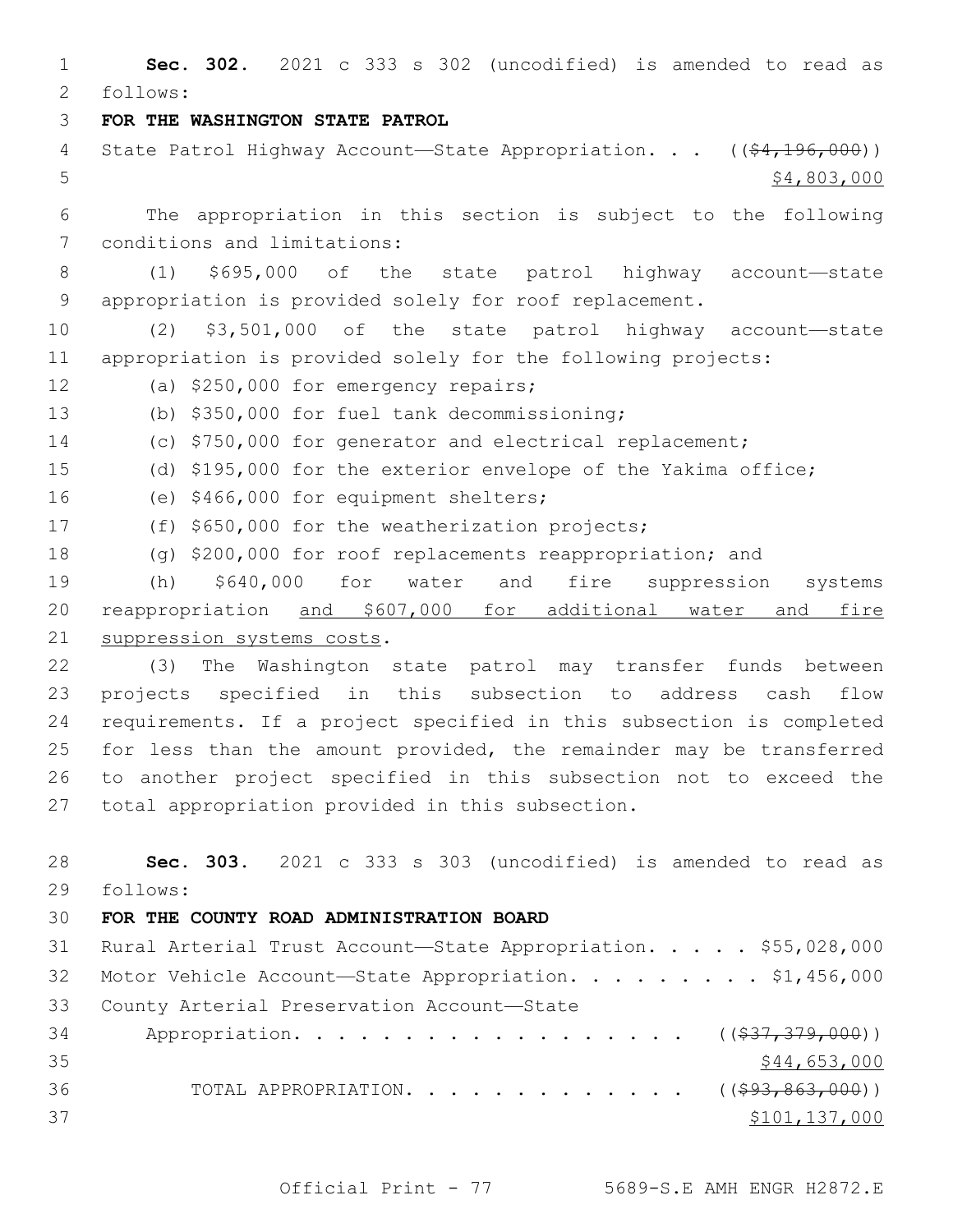**Sec. 302.** 2021 c 333 s 302 (uncodified) is amended to read as follows:

**FOR THE WASHINGTON STATE PATROL**

State Patrol Highway Account—State Appropriation. . . ((~~$4,196,000~~))
<u>$4,803,000</u>

The appropriation in this section is subject to the following conditions and limitations:

(1) $695,000 of the state patrol highway account—state appropriation is provided solely for roof replacement.

(2) $3,501,000 of the state patrol highway account—state appropriation is provided solely for the following projects:

(a) $250,000 for emergency repairs;

(b) $350,000 for fuel tank decommissioning;

(c) $750,000 for generator and electrical replacement;

(d) $195,000 for the exterior envelope of the Yakima office;

(e) $466,000 for equipment shelters;

(f) $650,000 for the weatherization projects;

(g) $200,000 for roof replacements reappropriation; and

(h) $640,000 for water and fire suppression systems reappropriation <u>and $607,000 for additional water and fire suppression systems costs</u>.

(3) The Washington state patrol may transfer funds between projects specified in this subsection to address cash flow requirements. If a project specified in this subsection is completed for less than the amount provided, the remainder may be transferred to another project specified in this subsection not to exceed the total appropriation provided in this subsection.

**Sec. 303.** 2021 c 333 s 303 (uncodified) is amended to read as follows:

**FOR THE COUNTY ROAD ADMINISTRATION BOARD**

Rural Arterial Trust Account—State Appropriation. . . . . $55,028,000

Motor Vehicle Account—State Appropriation. . . . . . . . . $1,456,000

County Arterial Preservation Account—State Appropriation. . . . . . . . . . . . . . . . . . ((~~$37,379,000~~))
<u>$44,653,000</u>

TOTAL APPROPRIATION. . . . . . . . . . . . . ((~~$93,863,000~~))
<u>$101,137,000</u>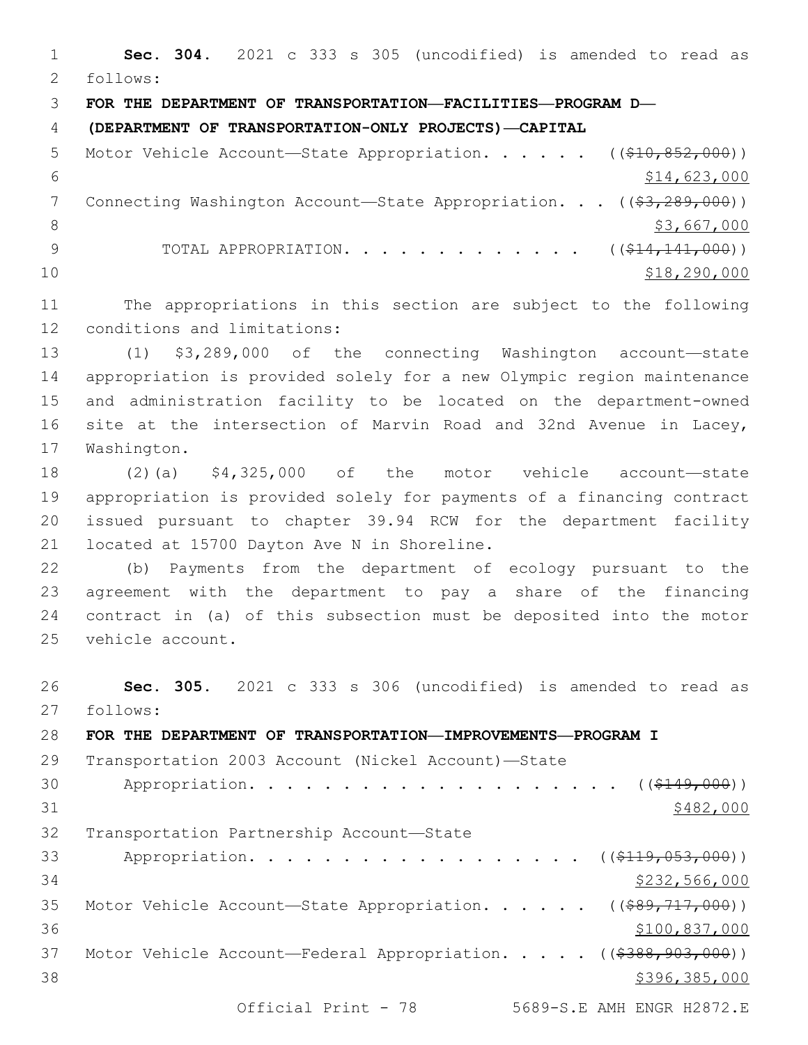**Sec. 304.** 2021 c 333 s 305 (uncodified) is amended to read as follows:

**FOR THE DEPARTMENT OF TRANSPORTATION—FACILITIES—PROGRAM D—(DEPARTMENT OF TRANSPORTATION-ONLY PROJECTS)—CAPITAL**

Motor Vehicle Account—State Appropriation. . . . . . ((~~$10,852,000~~))
$14,623,000

Connecting Washington Account—State Appropriation. . . ((~~$3,289,000~~))
$3,667,000

TOTAL APPROPRIATION. . . . . . . . . . . . . . ((~~$14,141,000~~))
$18,290,000

The appropriations in this section are subject to the following conditions and limitations:

(1) $3,289,000 of the connecting Washington account—state appropriation is provided solely for a new Olympic region maintenance and administration facility to be located on the department-owned site at the intersection of Marvin Road and 32nd Avenue in Lacey, Washington.

(2)(a) $4,325,000 of the motor vehicle account—state appropriation is provided solely for payments of a financing contract issued pursuant to chapter 39.94 RCW for the department facility located at 15700 Dayton Ave N in Shoreline.

(b) Payments from the department of ecology pursuant to the agreement with the department to pay a share of the financing contract in (a) of this subsection must be deposited into the motor vehicle account.

**Sec. 305.** 2021 c 333 s 306 (uncodified) is amended to read as follows:

**FOR THE DEPARTMENT OF TRANSPORTATION—IMPROVEMENTS—PROGRAM I**

Transportation 2003 Account (Nickel Account)—State Appropriation. . . . . . . . . . . . . . . . . . . . ((~~$149,000~~))
$482,000

Transportation Partnership Account—State Appropriation. . . . . . . . . . . . . . . . . . ((~~$119,053,000~~))
$232,566,000

Motor Vehicle Account—State Appropriation. . . . . . ((~~$89,717,000~~))
$100,837,000

Motor Vehicle Account—Federal Appropriation. . . . . ((~~$388,903,000~~))
$396,385,000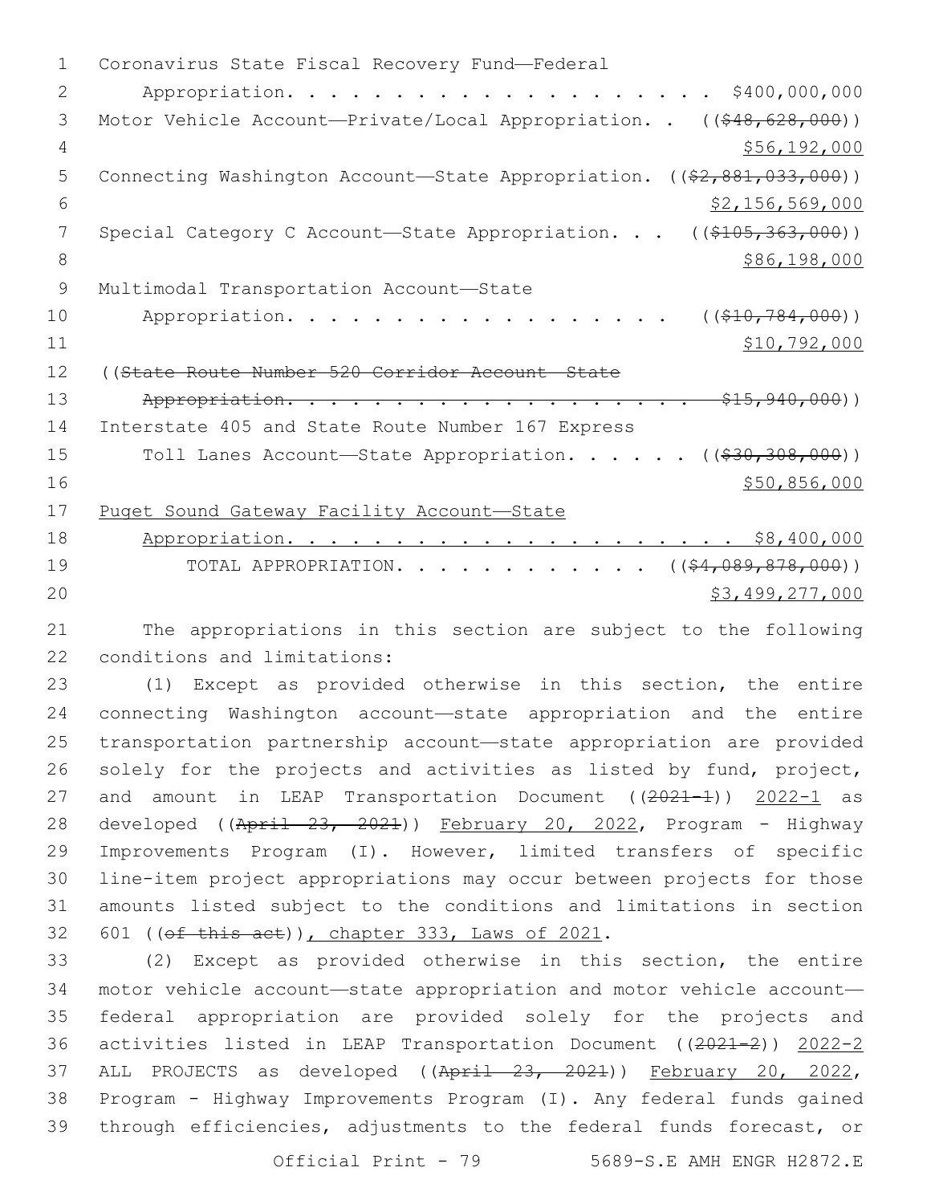Coronavirus State Fiscal Recovery Fund—Federal Appropriation. . . . . . . . . . . . . . . . . . . . . $400,000,000

Motor Vehicle Account—Private/Local Appropriation. . ((~~$48,628,000~~)) $56,192,000

Connecting Washington Account—State Appropriation. ((~~$2,881,033,000~~)) $2,156,569,000

Special Category C Account—State Appropriation. . . ((~~$105,363,000~~)) $86,198,000

Multimodal Transportation Account—State Appropriation. . . . . . . . . . . . . . . . . . ((~~$10,784,000~~)) $10,792,000

((~~State Route Number 520 Corridor Account—State Appropriation. . . . . . . . . . . . . . . . . . . . . $15,940,000~~))

Interstate 405 and State Route Number 167 Express Toll Lanes Account—State Appropriation. . . . . . ((~~$30,308,000~~)) $50,856,000

Puget Sound Gateway Facility Account—State Appropriation. . . . . . . . . . . . . . . . . . . . . $8,400,000

TOTAL APPROPRIATION. . . . . . . . . . . . . ((~~$4,089,878,000~~)) $3,499,277,000

The appropriations in this section are subject to the following conditions and limitations:

(1) Except as provided otherwise in this section, the entire connecting Washington account—state appropriation and the entire transportation partnership account—state appropriation are provided solely for the projects and activities as listed by fund, project, and amount in LEAP Transportation Document ((~~2021-1~~)) 2022-1 as developed ((~~April 23, 2021~~)) February 20, 2022, Program - Highway Improvements Program (I). However, limited transfers of specific line-item project appropriations may occur between projects for those amounts listed subject to the conditions and limitations in section 601 ((~~of this act~~)), chapter 333, Laws of 2021.

(2) Except as provided otherwise in this section, the entire motor vehicle account—state appropriation and motor vehicle account—federal appropriation are provided solely for the projects and activities listed in LEAP Transportation Document ((~~2021-2~~)) 2022-2 ALL PROJECTS as developed ((~~April 23, 2021~~)) February 20, 2022, Program - Highway Improvements Program (I). Any federal funds gained through efficiencies, adjustments to the federal funds forecast, or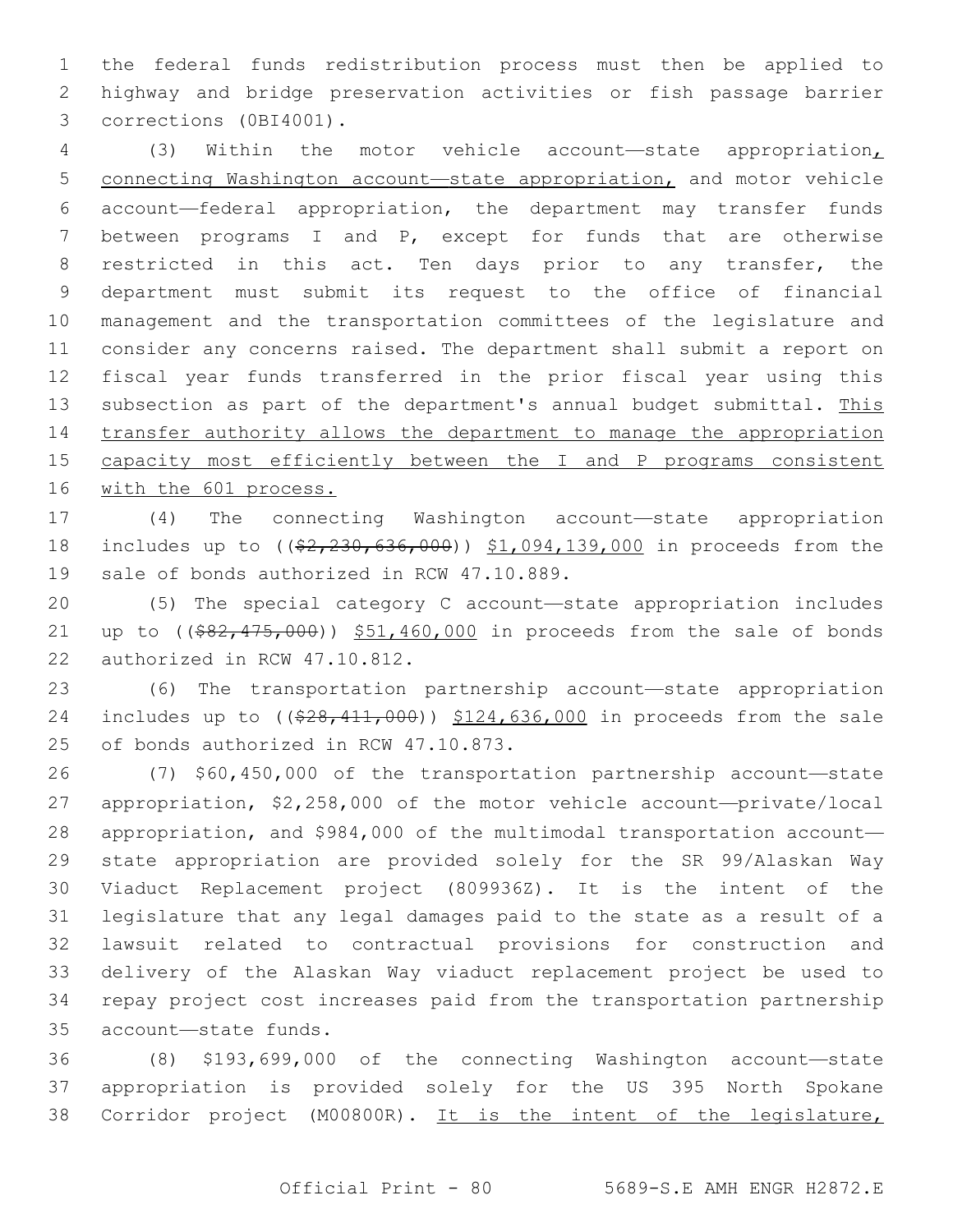the federal funds redistribution process must then be applied to highway and bridge preservation activities or fish passage barrier corrections (0BI4001).

(3) Within the motor vehicle account—state appropriation, connecting Washington account—state appropriation, and motor vehicle account—federal appropriation, the department may transfer funds between programs I and P, except for funds that are otherwise restricted in this act. Ten days prior to any transfer, the department must submit its request to the office of financial management and the transportation committees of the legislature and consider any concerns raised. The department shall submit a report on fiscal year funds transferred in the prior fiscal year using this subsection as part of the department's annual budget submittal. This transfer authority allows the department to manage the appropriation capacity most efficiently between the I and P programs consistent with the 601 process.

(4) The connecting Washington account—state appropriation includes up to (($2,230,636,000)) $1,094,139,000 in proceeds from the sale of bonds authorized in RCW 47.10.889.

(5) The special category C account—state appropriation includes up to (($82,475,000)) $51,460,000 in proceeds from the sale of bonds authorized in RCW 47.10.812.

(6) The transportation partnership account—state appropriation includes up to (($28,411,000)) $124,636,000 in proceeds from the sale of bonds authorized in RCW 47.10.873.

(7) $60,450,000 of the transportation partnership account—state appropriation, $2,258,000 of the motor vehicle account—private/local appropriation, and $984,000 of the multimodal transportation account—state appropriation are provided solely for the SR 99/Alaskan Way Viaduct Replacement project (809936Z). It is the intent of the legislature that any legal damages paid to the state as a result of a lawsuit related to contractual provisions for construction and delivery of the Alaskan Way viaduct replacement project be used to repay project cost increases paid from the transportation partnership account—state funds.

(8) $193,699,000 of the connecting Washington account—state appropriation is provided solely for the US 395 North Spokane Corridor project (M00800R). It is the intent of the legislature,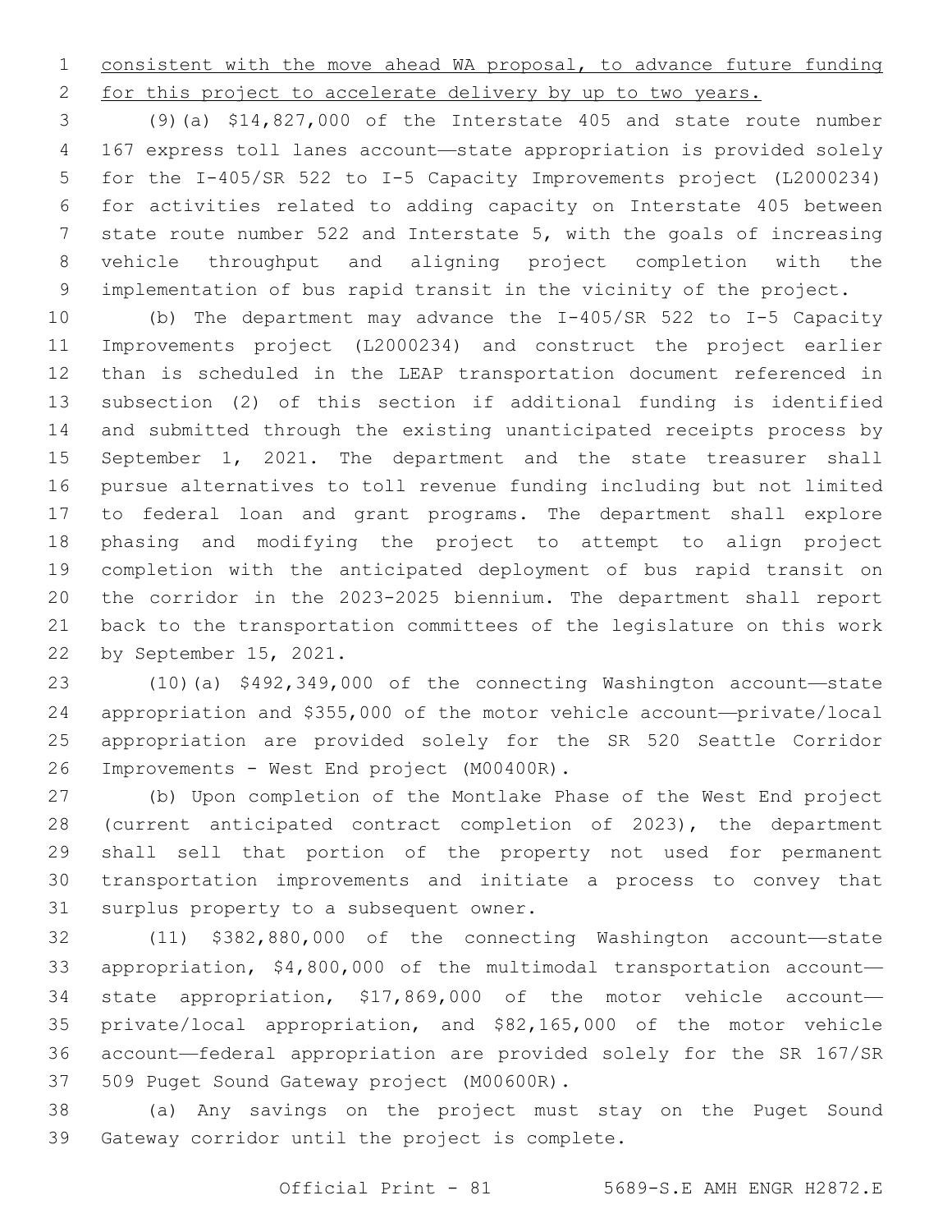consistent with the move ahead WA proposal, to advance future funding for this project to accelerate delivery by up to two years.

(9)(a) $14,827,000 of the Interstate 405 and state route number 167 express toll lanes account—state appropriation is provided solely for the I-405/SR 522 to I-5 Capacity Improvements project (L2000234) for activities related to adding capacity on Interstate 405 between state route number 522 and Interstate 5, with the goals of increasing vehicle throughput and aligning project completion with the implementation of bus rapid transit in the vicinity of the project.

(b) The department may advance the I-405/SR 522 to I-5 Capacity Improvements project (L2000234) and construct the project earlier than is scheduled in the LEAP transportation document referenced in subsection (2) of this section if additional funding is identified and submitted through the existing unanticipated receipts process by September 1, 2021. The department and the state treasurer shall pursue alternatives to toll revenue funding including but not limited to federal loan and grant programs. The department shall explore phasing and modifying the project to attempt to align project completion with the anticipated deployment of bus rapid transit on the corridor in the 2023-2025 biennium. The department shall report back to the transportation committees of the legislature on this work by September 15, 2021.

(10)(a) $492,349,000 of the connecting Washington account—state appropriation and $355,000 of the motor vehicle account—private/local appropriation are provided solely for the SR 520 Seattle Corridor Improvements - West End project (M00400R).

(b) Upon completion of the Montlake Phase of the West End project (current anticipated contract completion of 2023), the department shall sell that portion of the property not used for permanent transportation improvements and initiate a process to convey that surplus property to a subsequent owner.

(11) $382,880,000 of the connecting Washington account—state appropriation, $4,800,000 of the multimodal transportation account—state appropriation, $17,869,000 of the motor vehicle account—private/local appropriation, and $82,165,000 of the motor vehicle account—federal appropriation are provided solely for the SR 167/SR 509 Puget Sound Gateway project (M00600R).

(a) Any savings on the project must stay on the Puget Sound Gateway corridor until the project is complete.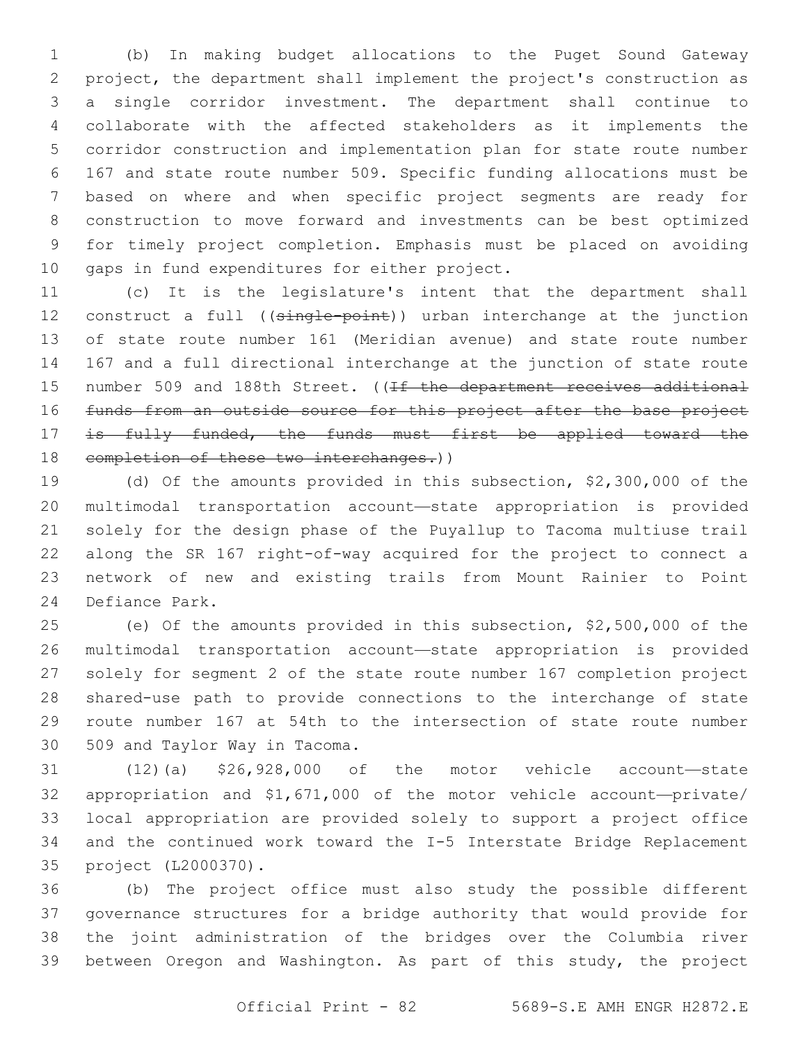(b) In making budget allocations to the Puget Sound Gateway project, the department shall implement the project's construction as a single corridor investment. The department shall continue to collaborate with the affected stakeholders as it implements the corridor construction and implementation plan for state route number 167 and state route number 509. Specific funding allocations must be based on where and when specific project segments are ready for construction to move forward and investments can be best optimized for timely project completion. Emphasis must be placed on avoiding gaps in fund expenditures for either project.

(c) It is the legislature's intent that the department shall construct a full ((~~single-point~~)) urban interchange at the junction of state route number 161 (Meridian avenue) and state route number 167 and a full directional interchange at the junction of state route number 509 and 188th Street. ((~~If the department receives additional funds from an outside source for this project after the base project is fully funded, the funds must first be applied toward the completion of these two interchanges.~~))

(d) Of the amounts provided in this subsection, $2,300,000 of the multimodal transportation account—state appropriation is provided solely for the design phase of the Puyallup to Tacoma multiuse trail along the SR 167 right-of-way acquired for the project to connect a network of new and existing trails from Mount Rainier to Point Defiance Park.

(e) Of the amounts provided in this subsection, $2,500,000 of the multimodal transportation account—state appropriation is provided solely for segment 2 of the state route number 167 completion project shared-use path to provide connections to the interchange of state route number 167 at 54th to the intersection of state route number 509 and Taylor Way in Tacoma.

(12)(a) $26,928,000 of the motor vehicle account—state appropriation and $1,671,000 of the motor vehicle account—private/local appropriation are provided solely to support a project office and the continued work toward the I-5 Interstate Bridge Replacement project (L2000370).

(b) The project office must also study the possible different governance structures for a bridge authority that would provide for the joint administration of the bridges over the Columbia river between Oregon and Washington. As part of this study, the project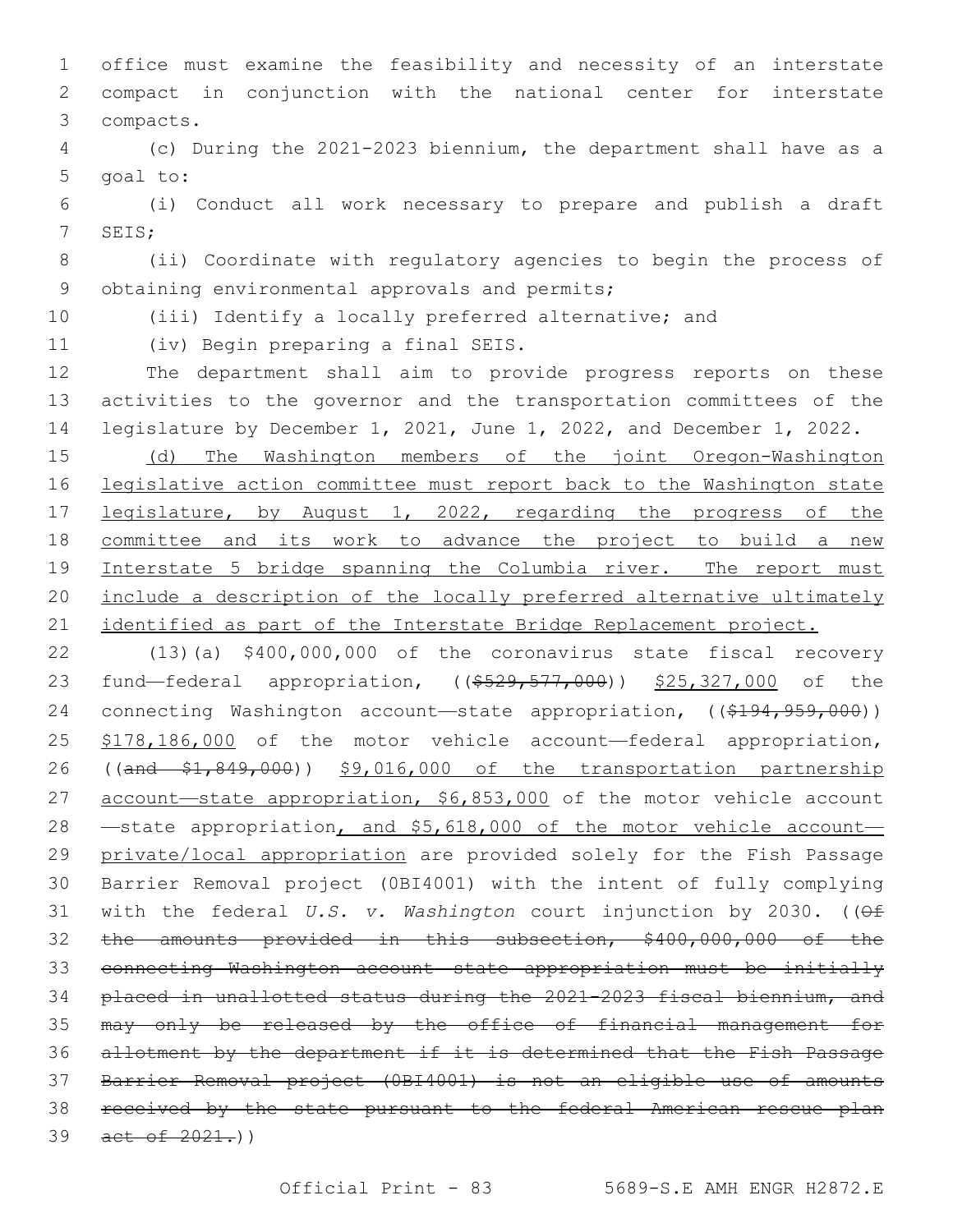office must examine the feasibility and necessity of an interstate compact in conjunction with the national center for interstate compacts.

(c) During the 2021-2023 biennium, the department shall have as a goal to:

(i) Conduct all work necessary to prepare and publish a draft SEIS;

(ii) Coordinate with regulatory agencies to begin the process of obtaining environmental approvals and permits;

(iii) Identify a locally preferred alternative; and

(iv) Begin preparing a final SEIS.

The department shall aim to provide progress reports on these activities to the governor and the transportation committees of the legislature by December 1, 2021, June 1, 2022, and December 1, 2022.

<u>(d) The Washington members of the joint Oregon-Washington legislative action committee must report back to the Washington state legislature, by August 1, 2022, regarding the progress of the committee and its work to advance the project to build a new Interstate 5 bridge spanning the Columbia river. The report must include a description of the locally preferred alternative ultimately identified as part of the Interstate Bridge Replacement project.</u>

(13)(a) $400,000,000 of the coronavirus state fiscal recovery fund—federal appropriation, ((~~$529,577,000~~)) <u>$25,327,000</u> of the connecting Washington account—state appropriation, ((~~$194,959,000~~)) <u>$178,186,000</u> of the motor vehicle account—federal appropriation, ((~~and $1,849,000~~)) <u>$9,016,000 of the transportation partnership account—state appropriation, $6,853,000</u> of the motor vehicle account—state appropriation<u>, and $5,618,000 of the motor vehicle account—private/local appropriation</u> are provided solely for the Fish Passage Barrier Removal project (0BI4001) with the intent of fully complying with the federal *U.S. v. Washington* court injunction by 2030. ((~~Of the amounts provided in this subsection, $400,000,000 of the connecting Washington account—state appropriation must be initially placed in unallotted status during the 2021-2023 fiscal biennium, and may only be released by the office of financial management for allotment by the department if it is determined that the Fish Passage Barrier Removal project (0BI4001) is not an eligible use of amounts received by the state pursuant to the federal American rescue plan act of 2021.~~))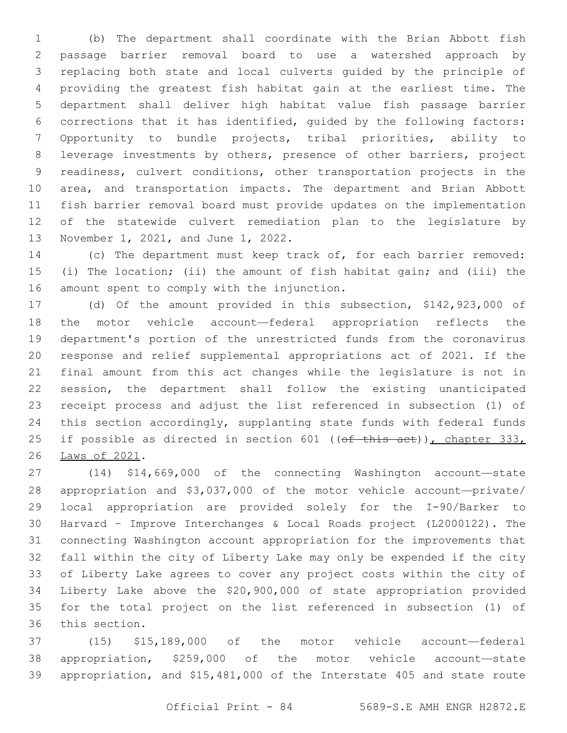(b) The department shall coordinate with the Brian Abbott fish passage barrier removal board to use a watershed approach by replacing both state and local culverts guided by the principle of providing the greatest fish habitat gain at the earliest time. The department shall deliver high habitat value fish passage barrier corrections that it has identified, guided by the following factors: Opportunity to bundle projects, tribal priorities, ability to leverage investments by others, presence of other barriers, project readiness, culvert conditions, other transportation projects in the area, and transportation impacts. The department and Brian Abbott fish barrier removal board must provide updates on the implementation of the statewide culvert remediation plan to the legislature by November 1, 2021, and June 1, 2022.

(c) The department must keep track of, for each barrier removed: (i) The location; (ii) the amount of fish habitat gain; and (iii) the amount spent to comply with the injunction.

(d) Of the amount provided in this subsection, $142,923,000 of the motor vehicle account—federal appropriation reflects the department's portion of the unrestricted funds from the coronavirus response and relief supplemental appropriations act of 2021. If the final amount from this act changes while the legislature is not in session, the department shall follow the existing unanticipated receipt process and adjust the list referenced in subsection (1) of this section accordingly, supplanting state funds with federal funds if possible as directed in section 601 ((~~of this act~~)), chapter 333, Laws of 2021.

(14) $14,669,000 of the connecting Washington account—state appropriation and $3,037,000 of the motor vehicle account—private/local appropriation are provided solely for the I-90/Barker to Harvard - Improve Interchanges & Local Roads project (L2000122). The connecting Washington account appropriation for the improvements that fall within the city of Liberty Lake may only be expended if the city of Liberty Lake agrees to cover any project costs within the city of Liberty Lake above the $20,900,000 of state appropriation provided for the total project on the list referenced in subsection (1) of this section.

(15) $15,189,000 of the motor vehicle account—federal appropriation, $259,000 of the motor vehicle account—state appropriation, and $15,481,000 of the Interstate 405 and state route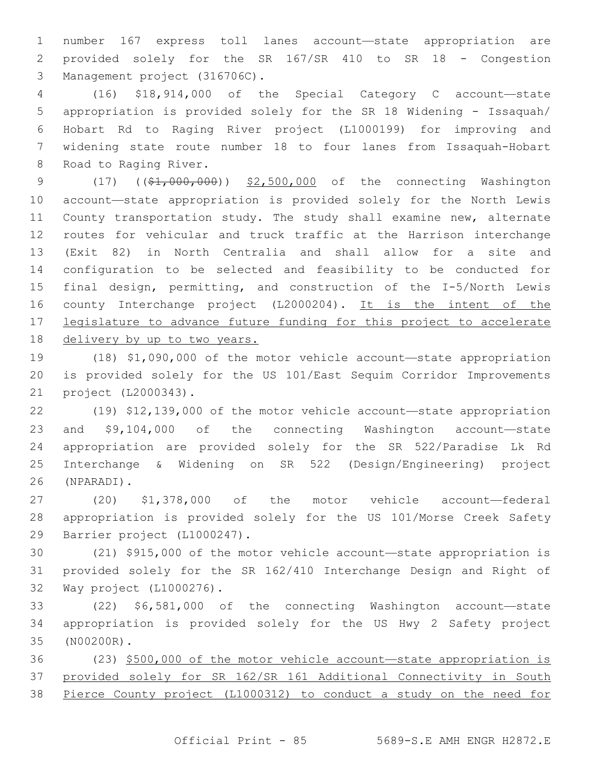number 167 express toll lanes account—state appropriation are provided solely for the SR 167/SR 410 to SR 18 - Congestion Management project (316706C).

(16) $18,914,000 of the Special Category C account—state appropriation is provided solely for the SR 18 Widening - Issaquah/Hobart Rd to Raging River project (L1000199) for improving and widening state route number 18 to four lanes from Issaquah-Hobart Road to Raging River.

(17) ((~~$1,000,000~~)) <u>$2,500,000</u> of the connecting Washington account—state appropriation is provided solely for the North Lewis County transportation study. The study shall examine new, alternate routes for vehicular and truck traffic at the Harrison interchange (Exit 82) in North Centralia and shall allow for a site and configuration to be selected and feasibility to be conducted for final design, permitting, and construction of the I-5/North Lewis county Interchange project (L2000204). <u>It is the intent of the legislature to advance future funding for this project to accelerate delivery by up to two years.</u>

(18) $1,090,000 of the motor vehicle account—state appropriation is provided solely for the US 101/East Sequim Corridor Improvements project (L2000343).

(19) $12,139,000 of the motor vehicle account—state appropriation and $9,104,000 of the connecting Washington account—state appropriation are provided solely for the SR 522/Paradise Lk Rd Interchange & Widening on SR 522 (Design/Engineering) project (NPARADI).

(20) $1,378,000 of the motor vehicle account—federal appropriation is provided solely for the US 101/Morse Creek Safety Barrier project (L1000247).

(21) $915,000 of the motor vehicle account—state appropriation is provided solely for the SR 162/410 Interchange Design and Right of Way project (L1000276).

(22) $6,581,000 of the connecting Washington account—state appropriation is provided solely for the US Hwy 2 Safety project (N00200R).

(23) <u>$500,000 of the motor vehicle account—state appropriation is provided solely for SR 162/SR 161 Additional Connectivity in South Pierce County project (L1000312) to conduct a study on the need for</u>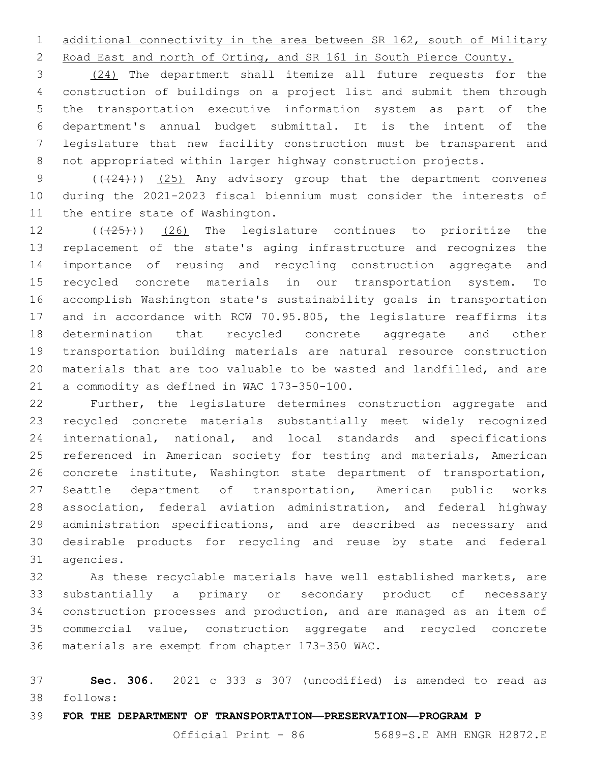additional connectivity in the area between SR 162, south of Military Road East and north of Orting, and SR 161 in South Pierce County.

(24) The department shall itemize all future requests for the construction of buildings on a project list and submit them through the transportation executive information system as part of the department's annual budget submittal. It is the intent of the legislature that new facility construction must be transparent and not appropriated within larger highway construction projects.

(((24))) (25) Any advisory group that the department convenes during the 2021-2023 fiscal biennium must consider the interests of the entire state of Washington.

(((25))) (26) The legislature continues to prioritize the replacement of the state's aging infrastructure and recognizes the importance of reusing and recycling construction aggregate and recycled concrete materials in our transportation system. To accomplish Washington state's sustainability goals in transportation and in accordance with RCW 70.95.805, the legislature reaffirms its determination that recycled concrete aggregate and other transportation building materials are natural resource construction materials that are too valuable to be wasted and landfilled, and are a commodity as defined in WAC 173-350-100.

Further, the legislature determines construction aggregate and recycled concrete materials substantially meet widely recognized international, national, and local standards and specifications referenced in American society for testing and materials, American concrete institute, Washington state department of transportation, Seattle department of transportation, American public works association, federal aviation administration, and federal highway administration specifications, and are described as necessary and desirable products for recycling and reuse by state and federal agencies.

As these recyclable materials have well established markets, are substantially a primary or secondary product of necessary construction processes and production, and are managed as an item of commercial value, construction aggregate and recycled concrete materials are exempt from chapter 173-350 WAC.

**Sec. 306.** 2021 c 333 s 307 (uncodified) is amended to read as follows:

**FOR THE DEPARTMENT OF TRANSPORTATION—PRESERVATION—PROGRAM P**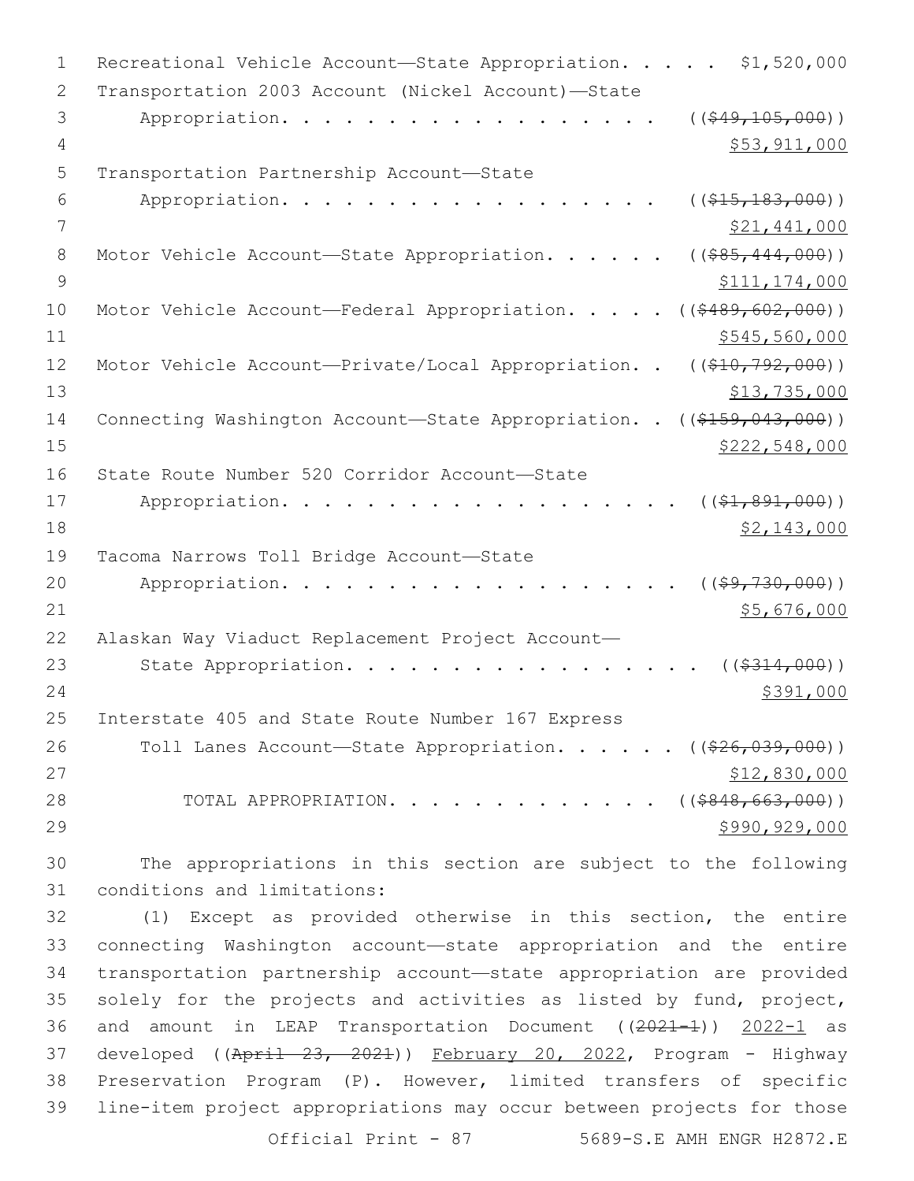Recreational Vehicle Account—State Appropriation. . . . . $1,520,000

Transportation 2003 Account (Nickel Account)—State Appropriation. . . . . . . . . . . . . . . . . . . (($49,105,000))

$53,911,000

Transportation Partnership Account—State Appropriation. . . . . . . . . . . . . . . . . . . (($15,183,000))

$21,441,000

Motor Vehicle Account—State Appropriation. . . . . . (($85,444,000))

$111,174,000

Motor Vehicle Account—Federal Appropriation. . . . . (($489,602,000))

$545,560,000

Motor Vehicle Account—Private/Local Appropriation. . (($10,792,000))

$13,735,000

Connecting Washington Account—State Appropriation. . (($159,043,000))

$222,548,000

State Route Number 520 Corridor Account—State Appropriation. . . . . . . . . . . . . . . . . . . (($1,891,000))

$2,143,000

Tacoma Narrows Toll Bridge Account—State Appropriation. . . . . . . . . . . . . . . . . . . (($9,730,000))

$5,676,000

Alaskan Way Viaduct Replacement Project Account—State Appropriation. . . . . . . . . . . . . . . . . (($314,000))

$391,000

Interstate 405 and State Route Number 167 Express Toll Lanes Account—State Appropriation. . . . . . (($26,039,000))

$12,830,000

TOTAL APPROPRIATION. . . . . . . . . . . . . . (($848,663,000))

$990,929,000

The appropriations in this section are subject to the following conditions and limitations:

(1) Except as provided otherwise in this section, the entire connecting Washington account—state appropriation and the entire transportation partnership account—state appropriation are provided solely for the projects and activities as listed by fund, project, and amount in LEAP Transportation Document ((2021-1)) 2022-1 as developed ((April 23, 2021)) February 20, 2022, Program - Highway Preservation Program (P). However, limited transfers of specific line-item project appropriations may occur between projects for those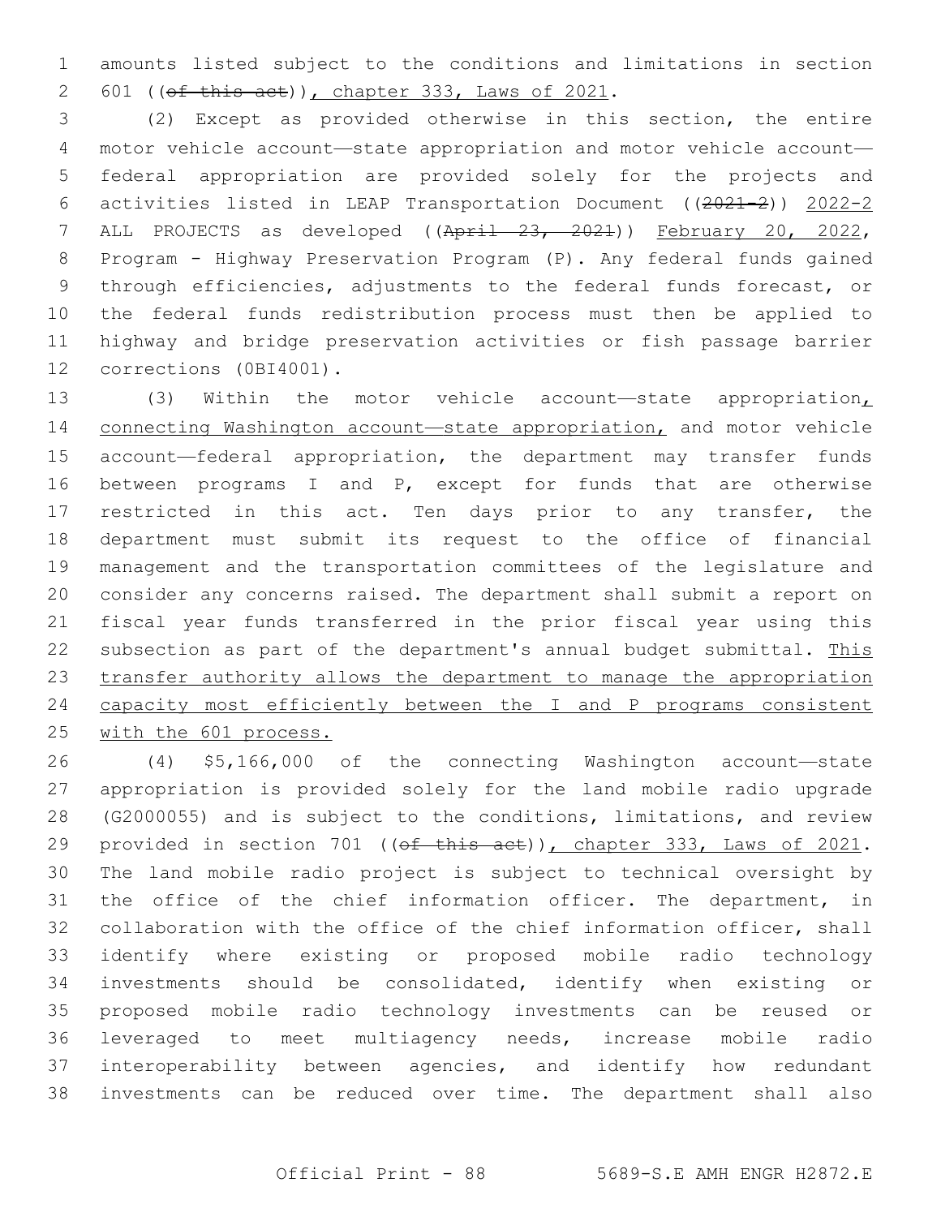amounts listed subject to the conditions and limitations in section 601 ((~~of this act~~)), chapter 333, Laws of 2021.

(2) Except as provided otherwise in this section, the entire motor vehicle account—state appropriation and motor vehicle account—federal appropriation are provided solely for the projects and activities listed in LEAP Transportation Document ((~~2021-2~~)) 2022-2 ALL PROJECTS as developed ((~~April 23, 2021~~)) February 20, 2022, Program - Highway Preservation Program (P). Any federal funds gained through efficiencies, adjustments to the federal funds forecast, or the federal funds redistribution process must then be applied to highway and bridge preservation activities or fish passage barrier corrections (0BI4001).

(3) Within the motor vehicle account—state appropriation, connecting Washington account—state appropriation, and motor vehicle account—federal appropriation, the department may transfer funds between programs I and P, except for funds that are otherwise restricted in this act. Ten days prior to any transfer, the department must submit its request to the office of financial management and the transportation committees of the legislature and consider any concerns raised. The department shall submit a report on fiscal year funds transferred in the prior fiscal year using this subsection as part of the department's annual budget submittal. This transfer authority allows the department to manage the appropriation capacity most efficiently between the I and P programs consistent with the 601 process.

(4) $5,166,000 of the connecting Washington account—state appropriation is provided solely for the land mobile radio upgrade (G2000055) and is subject to the conditions, limitations, and review provided in section 701 ((~~of this act~~)), chapter 333, Laws of 2021. The land mobile radio project is subject to technical oversight by the office of the chief information officer. The department, in collaboration with the office of the chief information officer, shall identify where existing or proposed mobile radio technology investments should be consolidated, identify when existing or proposed mobile radio technology investments can be reused or leveraged to meet multiagency needs, increase mobile radio interoperability between agencies, and identify how redundant investments can be reduced over time. The department shall also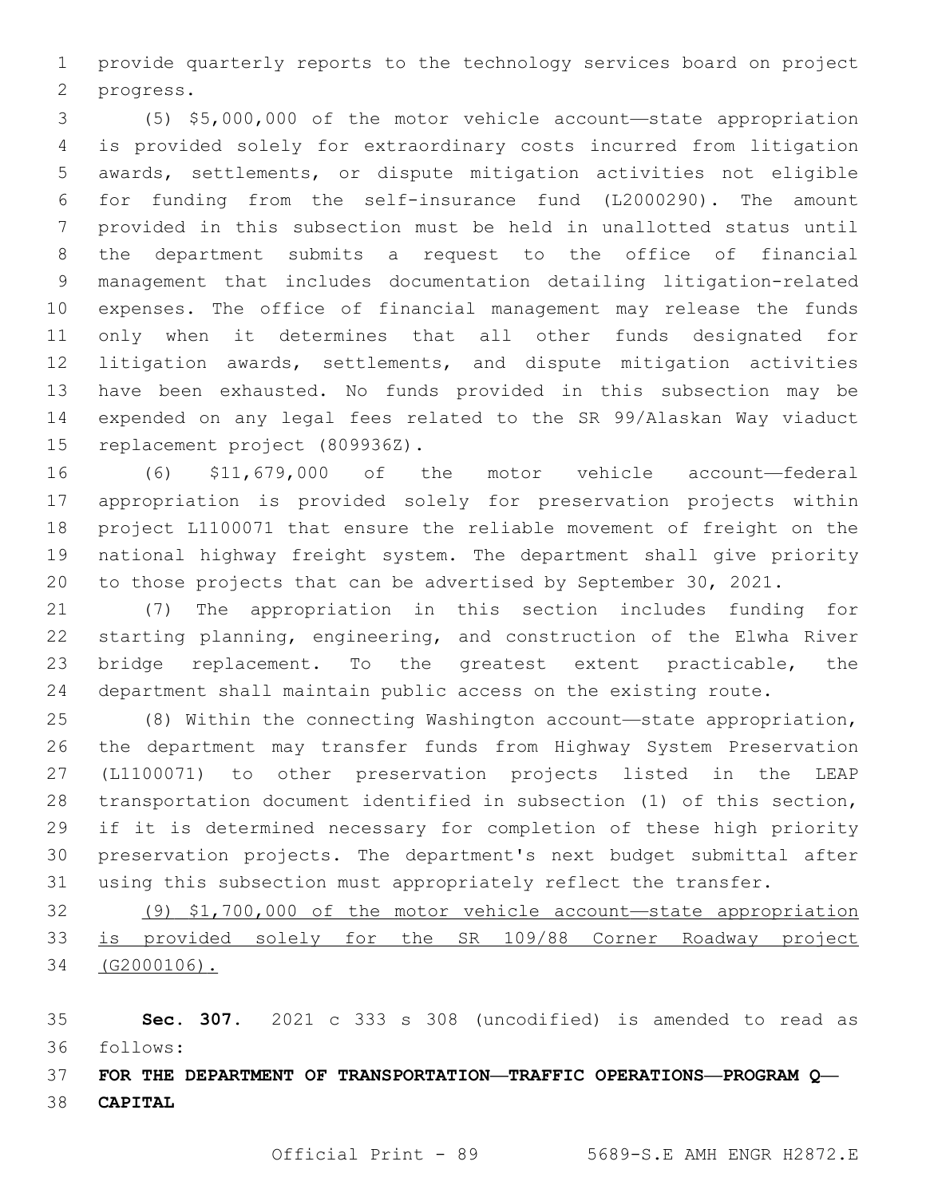provide quarterly reports to the technology services board on project progress.

(5) $5,000,000 of the motor vehicle account—state appropriation is provided solely for extraordinary costs incurred from litigation awards, settlements, or dispute mitigation activities not eligible for funding from the self-insurance fund (L2000290). The amount provided in this subsection must be held in unallotted status until the department submits a request to the office of financial management that includes documentation detailing litigation-related expenses. The office of financial management may release the funds only when it determines that all other funds designated for litigation awards, settlements, and dispute mitigation activities have been exhausted. No funds provided in this subsection may be expended on any legal fees related to the SR 99/Alaskan Way viaduct replacement project (809936Z).

(6) $11,679,000 of the motor vehicle account—federal appropriation is provided solely for preservation projects within project L1100071 that ensure the reliable movement of freight on the national highway freight system. The department shall give priority to those projects that can be advertised by September 30, 2021.

(7) The appropriation in this section includes funding for starting planning, engineering, and construction of the Elwha River bridge replacement. To the greatest extent practicable, the department shall maintain public access on the existing route.

(8) Within the connecting Washington account—state appropriation, the department may transfer funds from Highway System Preservation (L1100071) to other preservation projects listed in the LEAP transportation document identified in subsection (1) of this section, if it is determined necessary for completion of these high priority preservation projects. The department's next budget submittal after using this subsection must appropriately reflect the transfer.

<u>(9) $1,700,000 of the motor vehicle account—state appropriation is provided solely for the SR 109/88 Corner Roadway project (G2000106).</u>

**Sec. 307.** 2021 c 333 s 308 (uncodified) is amended to read as follows:

**FOR THE DEPARTMENT OF TRANSPORTATION—TRAFFIC OPERATIONS—PROGRAM Q—CAPITAL**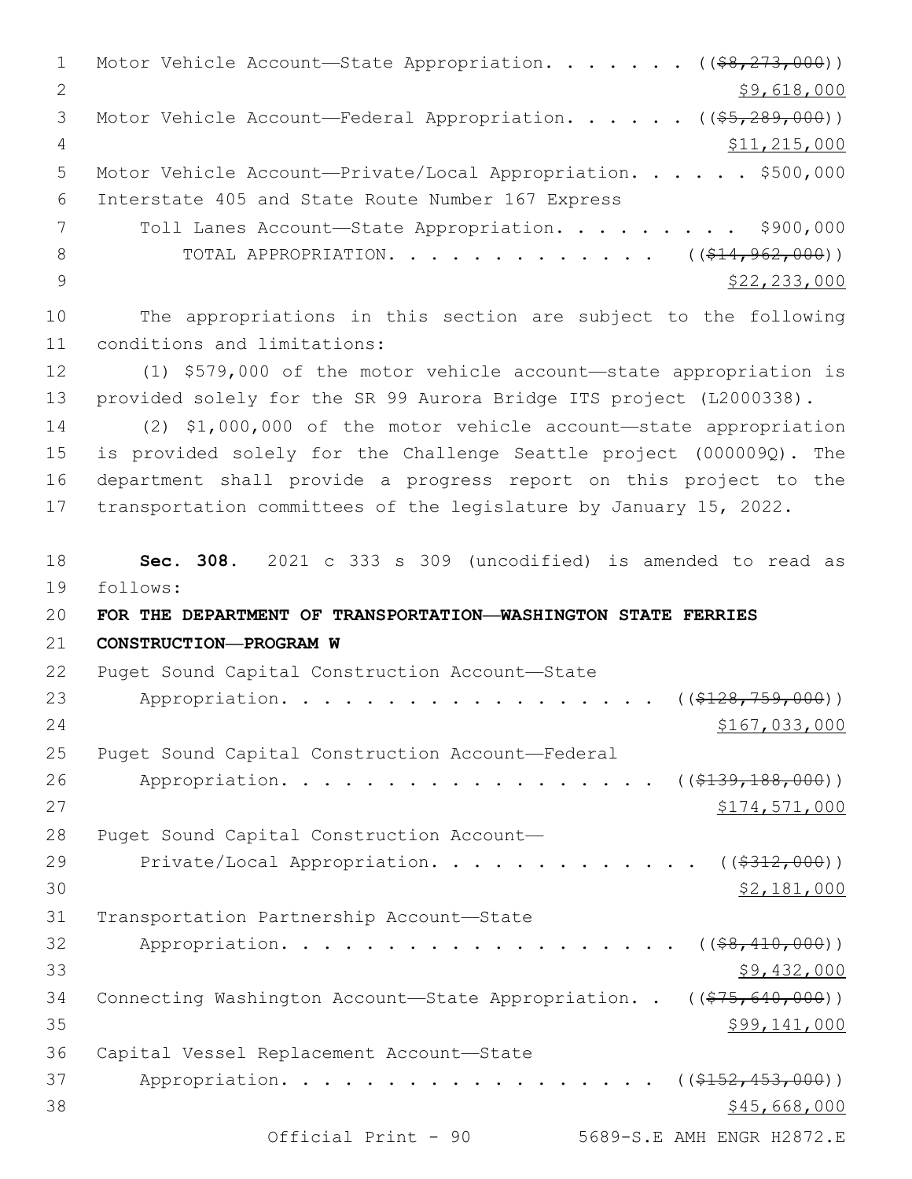Motor Vehicle Account—State Appropriation. . . . . . . ((~~$8,273,000~~))
$9,618,000

Motor Vehicle Account—Federal Appropriation. . . . . . ((~~$5,289,000~~))
$11,215,000

Motor Vehicle Account—Private/Local Appropriation. . . . . . $500,000

Interstate 405 and State Route Number 167 Express Toll Lanes Account—State Appropriation. . . . . . . . . $900,000

TOTAL APPROPRIATION. . . . . . . . . . . . . . ((~~$14,962,000~~))
$22,233,000

The appropriations in this section are subject to the following conditions and limitations:

(1) $579,000 of the motor vehicle account—state appropriation is provided solely for the SR 99 Aurora Bridge ITS project (L2000338).

(2) $1,000,000 of the motor vehicle account—state appropriation is provided solely for the Challenge Seattle project (000009Q). The department shall provide a progress report on this project to the transportation committees of the legislature by January 15, 2022.

**Sec. 308.** 2021 c 333 s 309 (uncodified) is amended to read as follows:

**FOR THE DEPARTMENT OF TRANSPORTATION—WASHINGTON STATE FERRIES CONSTRUCTION—PROGRAM W**

Puget Sound Capital Construction Account—State Appropriation. . . . . . . . . . . . . . . . . . ((~~$128,759,000~~))
$167,033,000

Puget Sound Capital Construction Account—Federal Appropriation. . . . . . . . . . . . . . . . . . ((~~$139,188,000~~))
$174,571,000

Puget Sound Capital Construction Account—Private/Local Appropriation. . . . . . . . . . . . . ((~~$312,000~~))
$2,181,000

Transportation Partnership Account—State Appropriation. . . . . . . . . . . . . . . . . . . ((~~$8,410,000~~))
$9,432,000

Connecting Washington Account—State Appropriation. . ((~~$75,640,000~~))
$99,141,000

Capital Vessel Replacement Account—State Appropriation. . . . . . . . . . . . . . . . . . . ((~~$152,453,000~~))
$45,668,000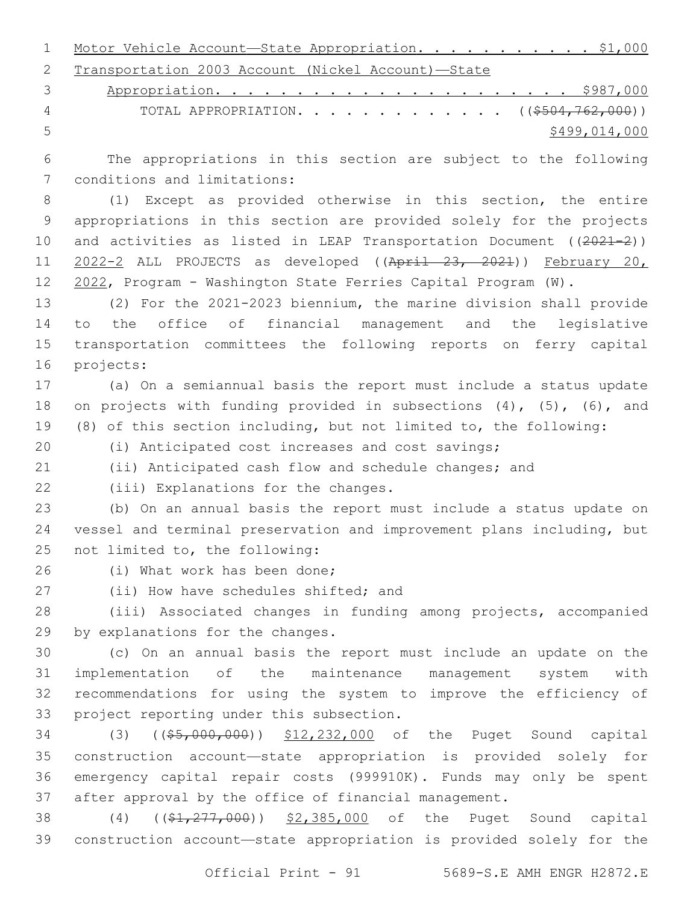<u>Motor Vehicle Account—State Appropriation. . . . . . . . . . . $1,000</u>

<u>Transportation 2003 Account (Nickel Account)—State Appropriation. . . . . . . . . . . . . . . . . . . . . . $987,000</u>

TOTAL APPROPRIATION. . . . . . . . . . . . . (~~($504,762,000)~~)
<u>$499,014,000</u>

The appropriations in this section are subject to the following conditions and limitations:

(1) Except as provided otherwise in this section, the entire appropriations in this section are provided solely for the projects and activities as listed in LEAP Transportation Document ((~~2021-2~~)) <u>2022-2</u> ALL PROJECTS as developed ((~~April 23, 2021~~)) <u>February 20, 2022</u>, Program - Washington State Ferries Capital Program (W).

(2) For the 2021-2023 biennium, the marine division shall provide to the office of financial management and the legislative transportation committees the following reports on ferry capital projects:

(a) On a semiannual basis the report must include a status update on projects with funding provided in subsections (4), (5), (6), and (8) of this section including, but not limited to, the following:

(i) Anticipated cost increases and cost savings;

(ii) Anticipated cash flow and schedule changes; and

(iii) Explanations for the changes.

(b) On an annual basis the report must include a status update on vessel and terminal preservation and improvement plans including, but not limited to, the following:

(i) What work has been done;

(ii) How have schedules shifted; and

(iii) Associated changes in funding among projects, accompanied by explanations for the changes.

(c) On an annual basis the report must include an update on the implementation of the maintenance management system with recommendations for using the system to improve the efficiency of project reporting under this subsection.

(3) ((~~$5,000,000~~)) <u>$12,232,000</u> of the Puget Sound capital construction account—state appropriation is provided solely for emergency capital repair costs (999910K). Funds may only be spent after approval by the office of financial management.

(4) ((~~$1,277,000~~)) <u>$2,385,000</u> of the Puget Sound capital construction account—state appropriation is provided solely for the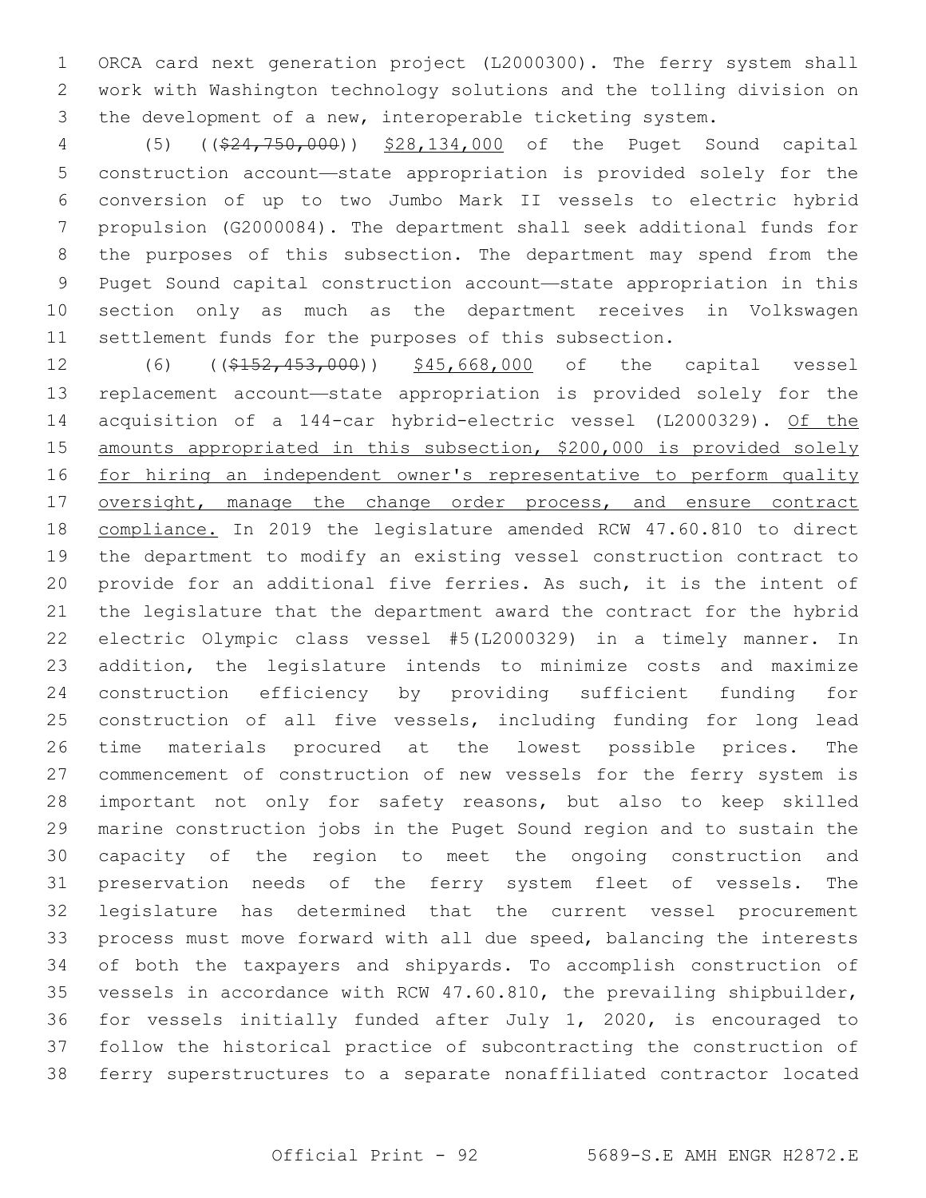ORCA card next generation project (L2000300). The ferry system shall work with Washington technology solutions and the tolling division on the development of a new, interoperable ticketing system.

(5) ((~~$24,750,000~~)) <u>$28,134,000</u> of the Puget Sound capital construction account—state appropriation is provided solely for the conversion of up to two Jumbo Mark II vessels to electric hybrid propulsion (G2000084). The department shall seek additional funds for the purposes of this subsection. The department may spend from the Puget Sound capital construction account—state appropriation in this section only as much as the department receives in Volkswagen settlement funds for the purposes of this subsection.

(6) ((~~$152,453,000~~)) <u>$45,668,000</u> of the capital vessel replacement account—state appropriation is provided solely for the acquisition of a 144-car hybrid-electric vessel (L2000329). <u>Of the amounts appropriated in this subsection, $200,000 is provided solely for hiring an independent owner's representative to perform quality oversight, manage the change order process, and ensure contract compliance.</u> In 2019 the legislature amended RCW 47.60.810 to direct the department to modify an existing vessel construction contract to provide for an additional five ferries. As such, it is the intent of the legislature that the department award the contract for the hybrid electric Olympic class vessel #5(L2000329) in a timely manner. In addition, the legislature intends to minimize costs and maximize construction efficiency by providing sufficient funding for construction of all five vessels, including funding for long lead time materials procured at the lowest possible prices. The commencement of construction of new vessels for the ferry system is important not only for safety reasons, but also to keep skilled marine construction jobs in the Puget Sound region and to sustain the capacity of the region to meet the ongoing construction and preservation needs of the ferry system fleet of vessels. The legislature has determined that the current vessel procurement process must move forward with all due speed, balancing the interests of both the taxpayers and shipyards. To accomplish construction of vessels in accordance with RCW 47.60.810, the prevailing shipbuilder, for vessels initially funded after July 1, 2020, is encouraged to follow the historical practice of subcontracting the construction of ferry superstructures to a separate nonaffiliated contractor located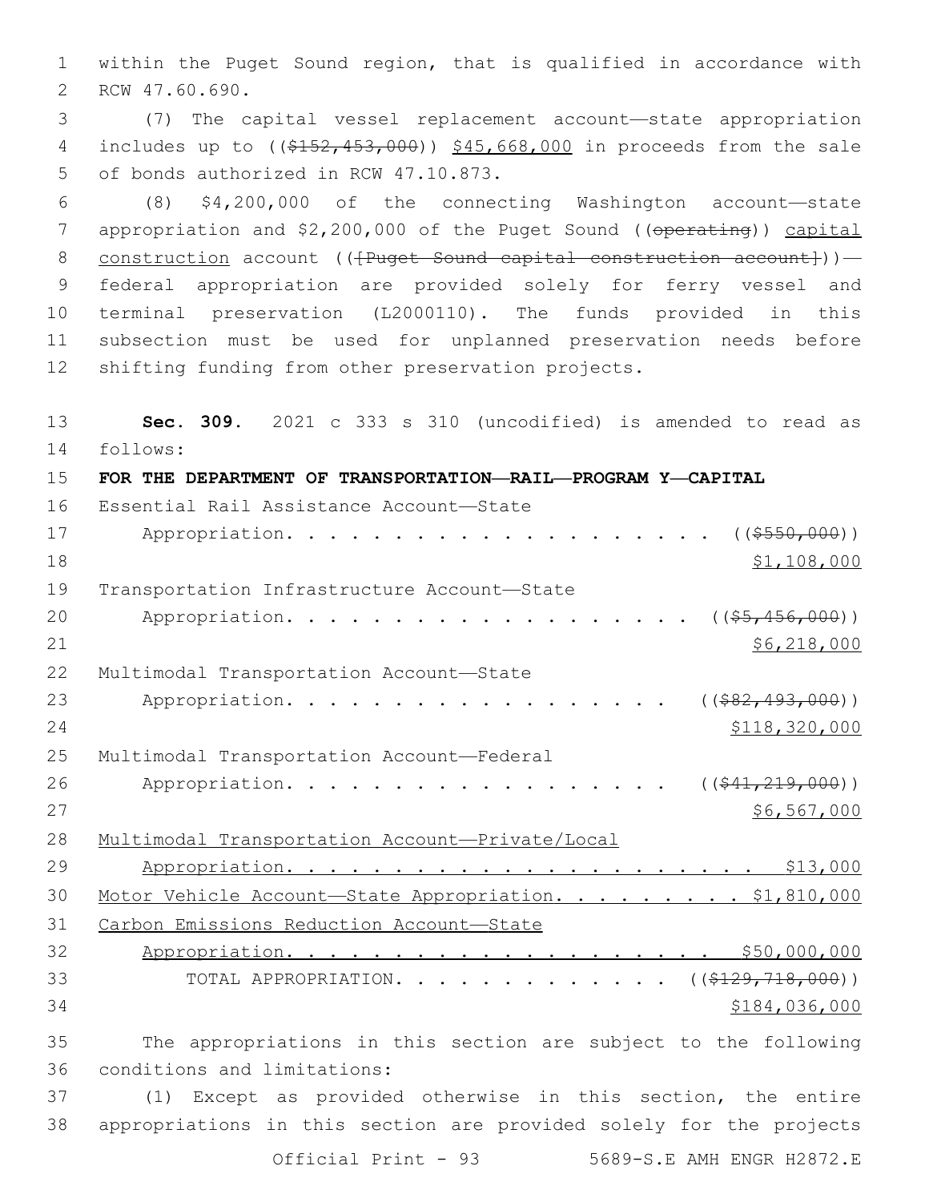within the Puget Sound region, that is qualified in accordance with RCW 47.60.690.

(7) The capital vessel replacement account—state appropriation includes up to ((~~$152,453,000~~)) <u>$45,668,000</u> in proceeds from the sale of bonds authorized in RCW 47.10.873.

(8) $4,200,000 of the connecting Washington account—state appropriation and $2,200,000 of the Puget Sound ((~~operating~~)) <u>capital construction</u> account ((~~[Puget Sound capital construction account]~~))—federal appropriation are provided solely for ferry vessel and terminal preservation (L2000110). The funds provided in this subsection must be used for unplanned preservation needs before shifting funding from other preservation projects.

**Sec. 309.** 2021 c 333 s 310 (uncodified) is amended to read as follows:

**FOR THE DEPARTMENT OF TRANSPORTATION—RAIL—PROGRAM Y—CAPITAL**

Essential Rail Assistance Account—State Appropriation. . . . . . . . . . . . . . . . . . . . ((~~$550,000~~)) <u>$1,108,000</u>

Transportation Infrastructure Account—State Appropriation. . . . . . . . . . . . . . . . . . . . ((~~$5,456,000~~)) <u>$6,218,000</u>

Multimodal Transportation Account—State Appropriation. . . . . . . . . . . . . . . . . . . ((~~$82,493,000~~)) <u>$118,320,000</u>

Multimodal Transportation Account—Federal Appropriation. . . . . . . . . . . . . . . . . . . ((~~$41,219,000~~)) <u>$6,567,000</u>

<u>Multimodal Transportation Account—Private/Local Appropriation. . . . . . . . . . . . . . . . . . . . . . . . $13,000</u>

<u>Motor Vehicle Account—State Appropriation. . . . . . . . . $1,810,000</u>

<u>Carbon Emissions Reduction Account—State Appropriation. . . . . . . . . . . . . . . . . . . . . $50,000,000</u>

TOTAL APPROPRIATION. . . . . . . . . . . . . . ((~~$129,718,000~~)) <u>$184,036,000</u>

The appropriations in this section are subject to the following conditions and limitations:

(1) Except as provided otherwise in this section, the entire appropriations in this section are provided solely for the projects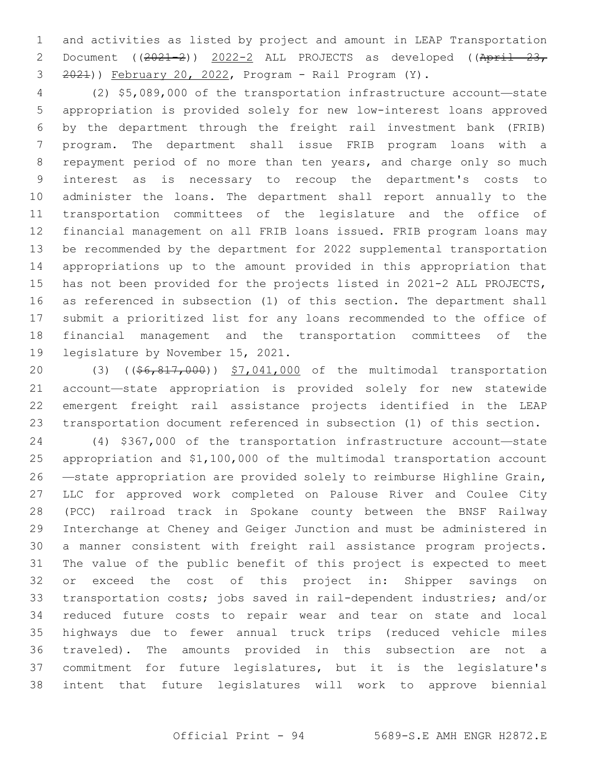and activities as listed by project and amount in LEAP Transportation Document ((~~2021-2~~)) 2022-2 ALL PROJECTS as developed ((~~April 23, 2021~~)) February 20, 2022, Program - Rail Program (Y).

(2) $5,089,000 of the transportation infrastructure account—state appropriation is provided solely for new low-interest loans approved by the department through the freight rail investment bank (FRIB) program. The department shall issue FRIB program loans with a repayment period of no more than ten years, and charge only so much interest as is necessary to recoup the department's costs to administer the loans. The department shall report annually to the transportation committees of the legislature and the office of financial management on all FRIB loans issued. FRIB program loans may be recommended by the department for 2022 supplemental transportation appropriations up to the amount provided in this appropriation that has not been provided for the projects listed in 2021-2 ALL PROJECTS, as referenced in subsection (1) of this section. The department shall submit a prioritized list for any loans recommended to the office of financial management and the transportation committees of the legislature by November 15, 2021.

(3) ((~~$6,817,000~~)) $7,041,000 of the multimodal transportation account—state appropriation is provided solely for new statewide emergent freight rail assistance projects identified in the LEAP transportation document referenced in subsection (1) of this section.

(4) $367,000 of the transportation infrastructure account—state appropriation and $1,100,000 of the multimodal transportation account—state appropriation are provided solely to reimburse Highline Grain, LLC for approved work completed on Palouse River and Coulee City (PCC) railroad track in Spokane county between the BNSF Railway Interchange at Cheney and Geiger Junction and must be administered in a manner consistent with freight rail assistance program projects. The value of the public benefit of this project is expected to meet or exceed the cost of this project in: Shipper savings on transportation costs; jobs saved in rail-dependent industries; and/or reduced future costs to repair wear and tear on state and local highways due to fewer annual truck trips (reduced vehicle miles traveled). The amounts provided in this subsection are not a commitment for future legislatures, but it is the legislature's intent that future legislatures will work to approve biennial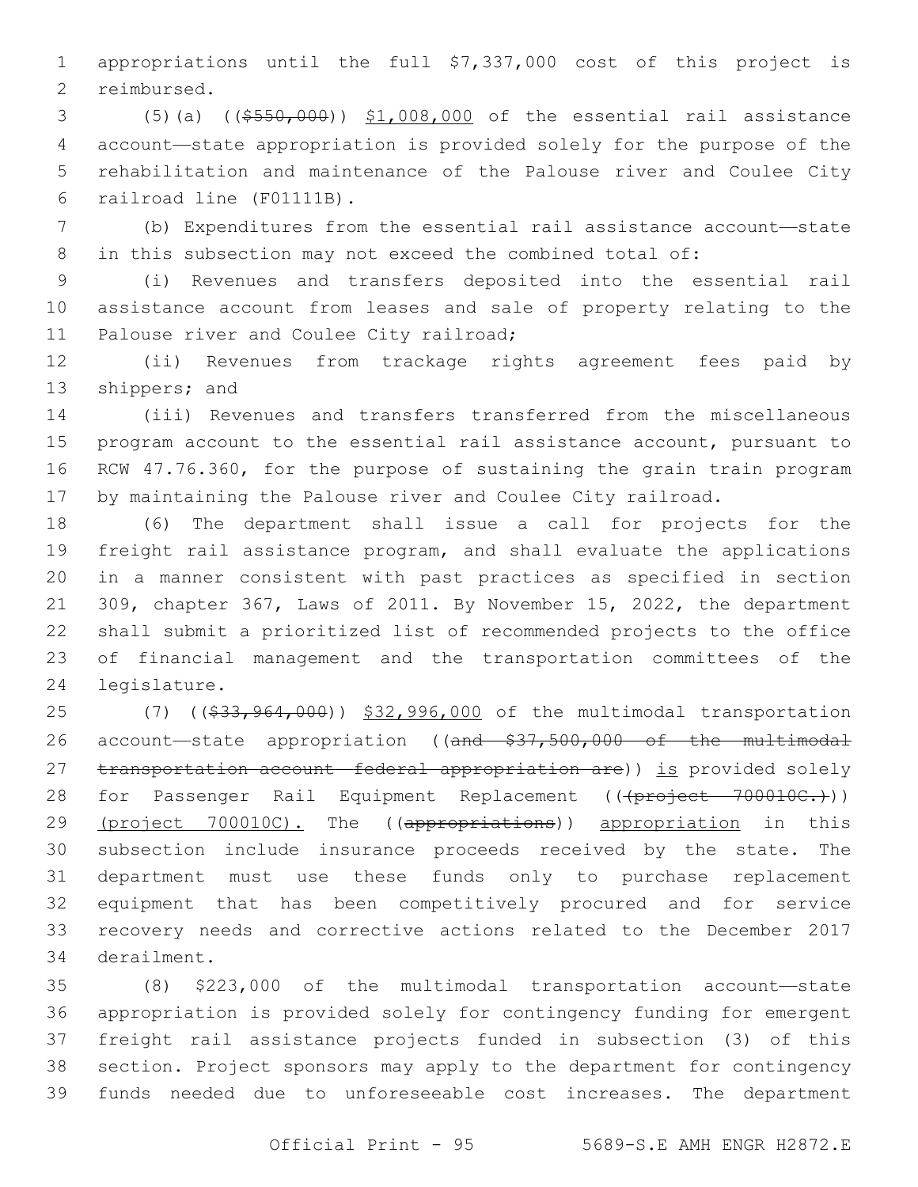appropriations until the full $7,337,000 cost of this project is reimbursed.

(5)(a) (($550,000)) $1,008,000 of the essential rail assistance account—state appropriation is provided solely for the purpose of the rehabilitation and maintenance of the Palouse river and Coulee City railroad line (F01111B).

(b) Expenditures from the essential rail assistance account—state in this subsection may not exceed the combined total of:

(i) Revenues and transfers deposited into the essential rail assistance account from leases and sale of property relating to the Palouse river and Coulee City railroad;

(ii) Revenues from trackage rights agreement fees paid by shippers; and

(iii) Revenues and transfers transferred from the miscellaneous program account to the essential rail assistance account, pursuant to RCW 47.76.360, for the purpose of sustaining the grain train program by maintaining the Palouse river and Coulee City railroad.

(6) The department shall issue a call for projects for the freight rail assistance program, and shall evaluate the applications in a manner consistent with past practices as specified in section 309, chapter 367, Laws of 2011. By November 15, 2022, the department shall submit a prioritized list of recommended projects to the office of financial management and the transportation committees of the legislature.

(7) (($33,964,000)) $32,996,000 of the multimodal transportation account—state appropriation ((and $37,500,000 of the multimodal transportation account—federal appropriation are)) is provided solely for Passenger Rail Equipment Replacement (((project 700010C.))) (project 700010C). The ((appropriations)) appropriation in this subsection include insurance proceeds received by the state. The department must use these funds only to purchase replacement equipment that has been competitively procured and for service recovery needs and corrective actions related to the December 2017 derailment.

(8) $223,000 of the multimodal transportation account—state appropriation is provided solely for contingency funding for emergent freight rail assistance projects funded in subsection (3) of this section. Project sponsors may apply to the department for contingency funds needed due to unforeseeable cost increases. The department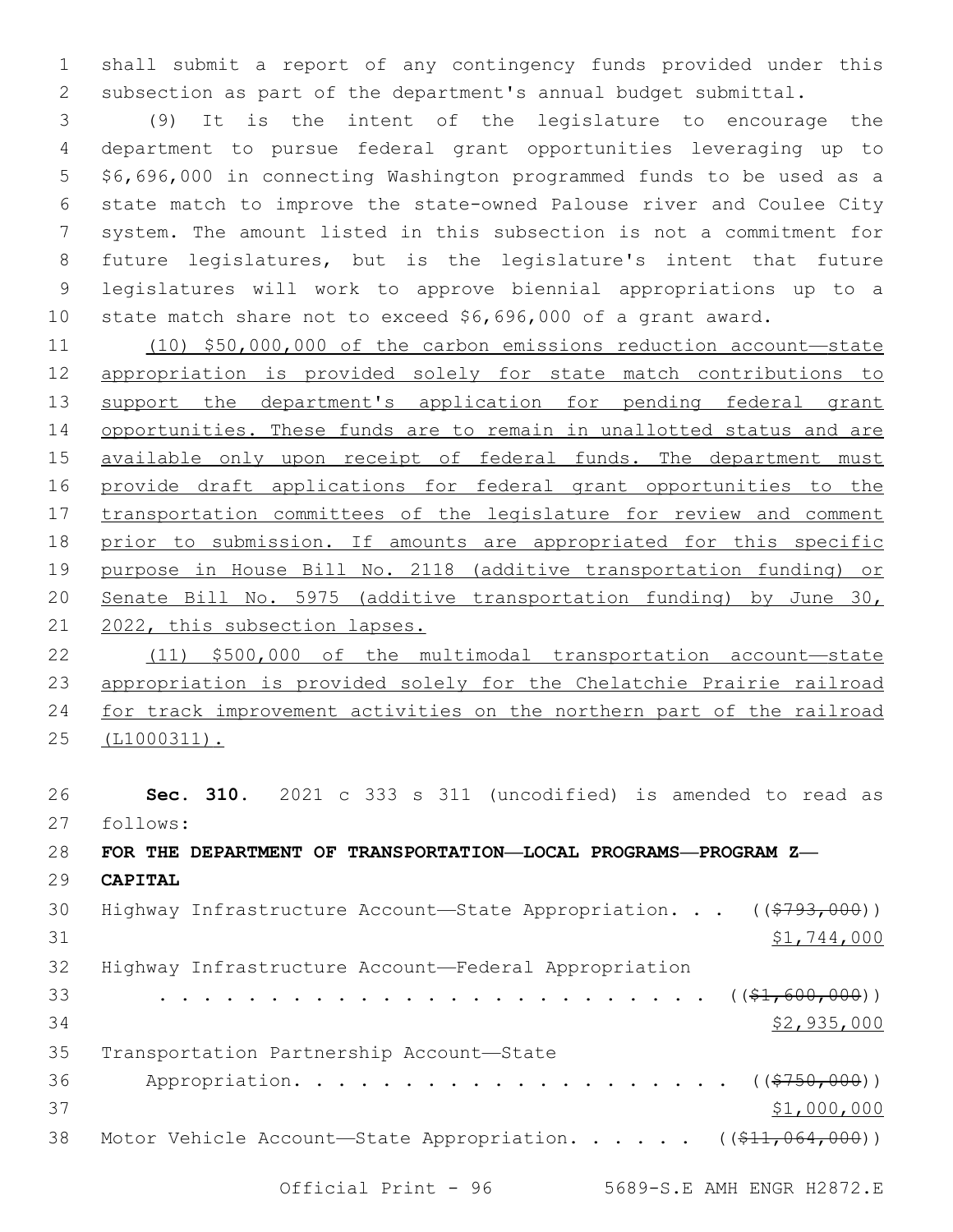shall submit a report of any contingency funds provided under this subsection as part of the department's annual budget submittal.

(9) It is the intent of the legislature to encourage the department to pursue federal grant opportunities leveraging up to $6,696,000 in connecting Washington programmed funds to be used as a state match to improve the state-owned Palouse river and Coulee City system. The amount listed in this subsection is not a commitment for future legislatures, but is the legislature's intent that future legislatures will work to approve biennial appropriations up to a state match share not to exceed $6,696,000 of a grant award.

(10) $50,000,000 of the carbon emissions reduction account—state appropriation is provided solely for state match contributions to support the department's application for pending federal grant opportunities. These funds are to remain in unallotted status and are available only upon receipt of federal funds. The department must provide draft applications for federal grant opportunities to the transportation committees of the legislature for review and comment prior to submission. If amounts are appropriated for this specific purpose in House Bill No. 2118 (additive transportation funding) or Senate Bill No. 5975 (additive transportation funding) by June 30, 2022, this subsection lapses.

(11) $500,000 of the multimodal transportation account—state appropriation is provided solely for the Chelatchie Prairie railroad for track improvement activities on the northern part of the railroad (L1000311).

**Sec. 310.** 2021 c 333 s 311 (uncodified) is amended to read as follows:

**FOR THE DEPARTMENT OF TRANSPORTATION—LOCAL PROGRAMS—PROGRAM Z—CAPITAL**

Highway Infrastructure Account—State Appropriation. . . ((~~$793,000~~)) $1,744,000

Highway Infrastructure Account—Federal Appropriation . . . . . . . . . . . . . . . . . . . . . . . . . . ((~~$1,600,000~~)) $2,935,000

Transportation Partnership Account—State Appropriation. . . . . . . . . . . . . . . . . . . . . ((~~$750,000~~)) $1,000,000

Motor Vehicle Account—State Appropriation. . . . . . ((~~$11,064,000~~))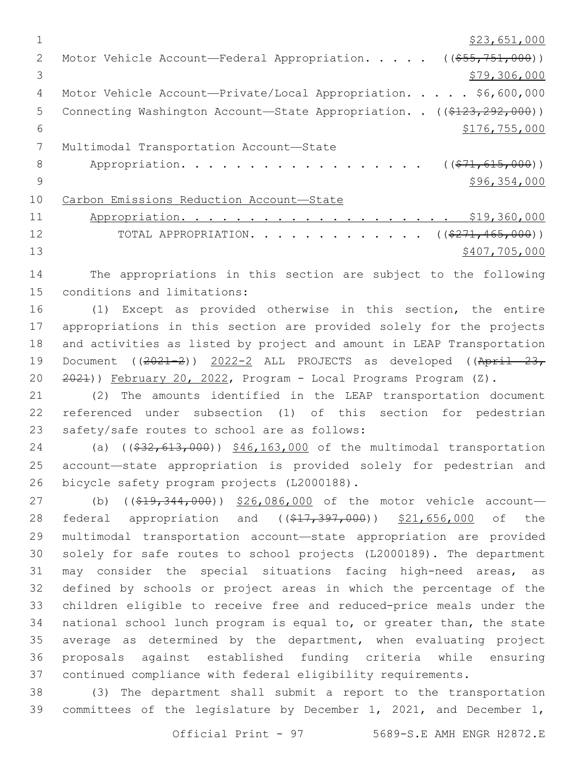$23,651,000

Motor Vehicle Account—Federal Appropriation. . . . . (($55,751,000))

$79,306,000

Motor Vehicle Account—Private/Local Appropriation. . . . . $6,600,000

Connecting Washington Account—State Appropriation. . (($123,292,000))

$176,755,000

Multimodal Transportation Account—State Appropriation. . . . . . . . . . . . . . . . . . (($71,615,000))

$96,354,000

Carbon Emissions Reduction Account—State Appropriation. . . . . . . . . . . . . . . . . . . . $19,360,000

TOTAL APPROPRIATION. . . . . . . . . . . . . (($271,465,000))

$407,705,000

The appropriations in this section are subject to the following conditions and limitations:

(1) Except as provided otherwise in this section, the entire appropriations in this section are provided solely for the projects and activities as listed by project and amount in LEAP Transportation Document ((2021-2)) 2022-2 ALL PROJECTS as developed ((April 23, 2021)) February 20, 2022, Program - Local Programs Program (Z).

(2) The amounts identified in the LEAP transportation document referenced under subsection (1) of this section for pedestrian safety/safe routes to school are as follows:

(a) (($32,613,000)) $46,163,000 of the multimodal transportation account—state appropriation is provided solely for pedestrian and bicycle safety program projects (L2000188).

(b) (($19,344,000)) $26,086,000 of the motor vehicle account—federal appropriation and (($17,397,000)) $21,656,000 of the multimodal transportation account—state appropriation are provided solely for safe routes to school projects (L2000189). The department may consider the special situations facing high-need areas, as defined by schools or project areas in which the percentage of the children eligible to receive free and reduced-price meals under the national school lunch program is equal to, or greater than, the state average as determined by the department, when evaluating project proposals against established funding criteria while ensuring continued compliance with federal eligibility requirements.

(3) The department shall submit a report to the transportation committees of the legislature by December 1, 2021, and December 1,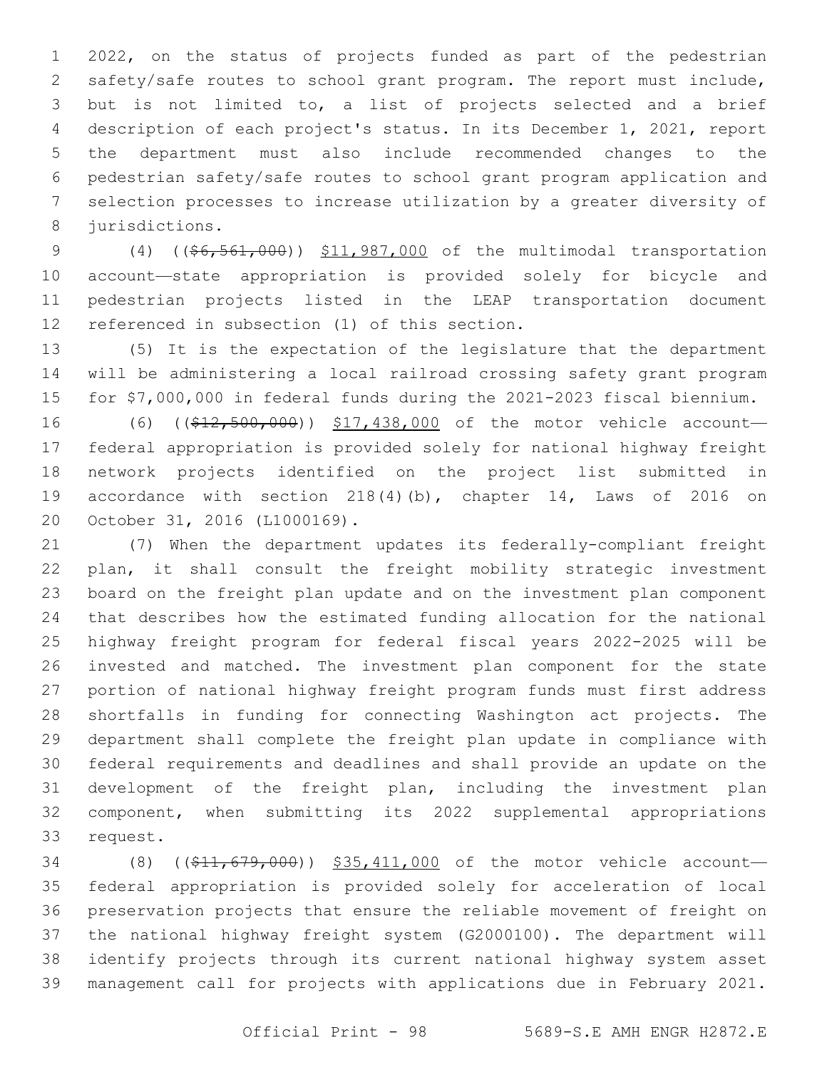2022, on the status of projects funded as part of the pedestrian safety/safe routes to school grant program. The report must include, but is not limited to, a list of projects selected and a brief description of each project's status. In its December 1, 2021, report the department must also include recommended changes to the pedestrian safety/safe routes to school grant program application and selection processes to increase utilization by a greater diversity of jurisdictions.

(4) ((~~$6,561,000~~)) $11,987,000 of the multimodal transportation account—state appropriation is provided solely for bicycle and pedestrian projects listed in the LEAP transportation document referenced in subsection (1) of this section.

(5) It is the expectation of the legislature that the department will be administering a local railroad crossing safety grant program for $7,000,000 in federal funds during the 2021-2023 fiscal biennium.

(6) ((~~$12,500,000~~)) $17,438,000 of the motor vehicle account—federal appropriation is provided solely for national highway freight network projects identified on the project list submitted in accordance with section 218(4)(b), chapter 14, Laws of 2016 on October 31, 2016 (L1000169).

(7) When the department updates its federally-compliant freight plan, it shall consult the freight mobility strategic investment board on the freight plan update and on the investment plan component that describes how the estimated funding allocation for the national highway freight program for federal fiscal years 2022-2025 will be invested and matched. The investment plan component for the state portion of national highway freight program funds must first address shortfalls in funding for connecting Washington act projects. The department shall complete the freight plan update in compliance with federal requirements and deadlines and shall provide an update on the development of the freight plan, including the investment plan component, when submitting its 2022 supplemental appropriations request.

(8) ((~~$11,679,000~~)) $35,411,000 of the motor vehicle account—federal appropriation is provided solely for acceleration of local preservation projects that ensure the reliable movement of freight on the national highway freight system (G2000100). The department will identify projects through its current national highway system asset management call for projects with applications due in February 2021.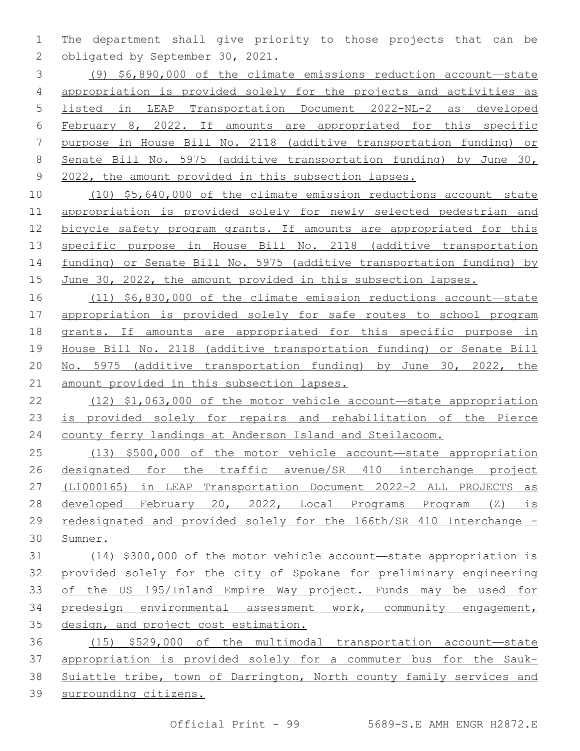The department shall give priority to those projects that can be obligated by September 30, 2021.

(9) $6,890,000 of the climate emissions reduction account—state appropriation is provided solely for the projects and activities as listed in LEAP Transportation Document 2022-NL-2 as developed February 8, 2022. If amounts are appropriated for this specific purpose in House Bill No. 2118 (additive transportation funding) or Senate Bill No. 5975 (additive transportation funding) by June 30, 2022, the amount provided in this subsection lapses.

(10) $5,640,000 of the climate emission reductions account—state appropriation is provided solely for newly selected pedestrian and bicycle safety program grants. If amounts are appropriated for this specific purpose in House Bill No. 2118 (additive transportation funding) or Senate Bill No. 5975 (additive transportation funding) by June 30, 2022, the amount provided in this subsection lapses.

(11) $6,830,000 of the climate emission reductions account—state appropriation is provided solely for safe routes to school program grants. If amounts are appropriated for this specific purpose in House Bill No. 2118 (additive transportation funding) or Senate Bill No. 5975 (additive transportation funding) by June 30, 2022, the amount provided in this subsection lapses.

(12) $1,063,000 of the motor vehicle account—state appropriation is provided solely for repairs and rehabilitation of the Pierce county ferry landings at Anderson Island and Steilacoom.

(13) $500,000 of the motor vehicle account—state appropriation designated for the traffic avenue/SR 410 interchange project (L1000165) in LEAP Transportation Document 2022-2 ALL PROJECTS as developed February 20, 2022, Local Programs Program (Z) is redesignated and provided solely for the 166th/SR 410 Interchange - Sumner.

(14) $300,000 of the motor vehicle account—state appropriation is provided solely for the city of Spokane for preliminary engineering of the US 195/Inland Empire Way project. Funds may be used for predesign environmental assessment work, community engagement, design, and project cost estimation.

(15) $529,000 of the multimodal transportation account—state appropriation is provided solely for a commuter bus for the Sauk-Suiattle tribe, town of Darrington, North county family services and surrounding citizens.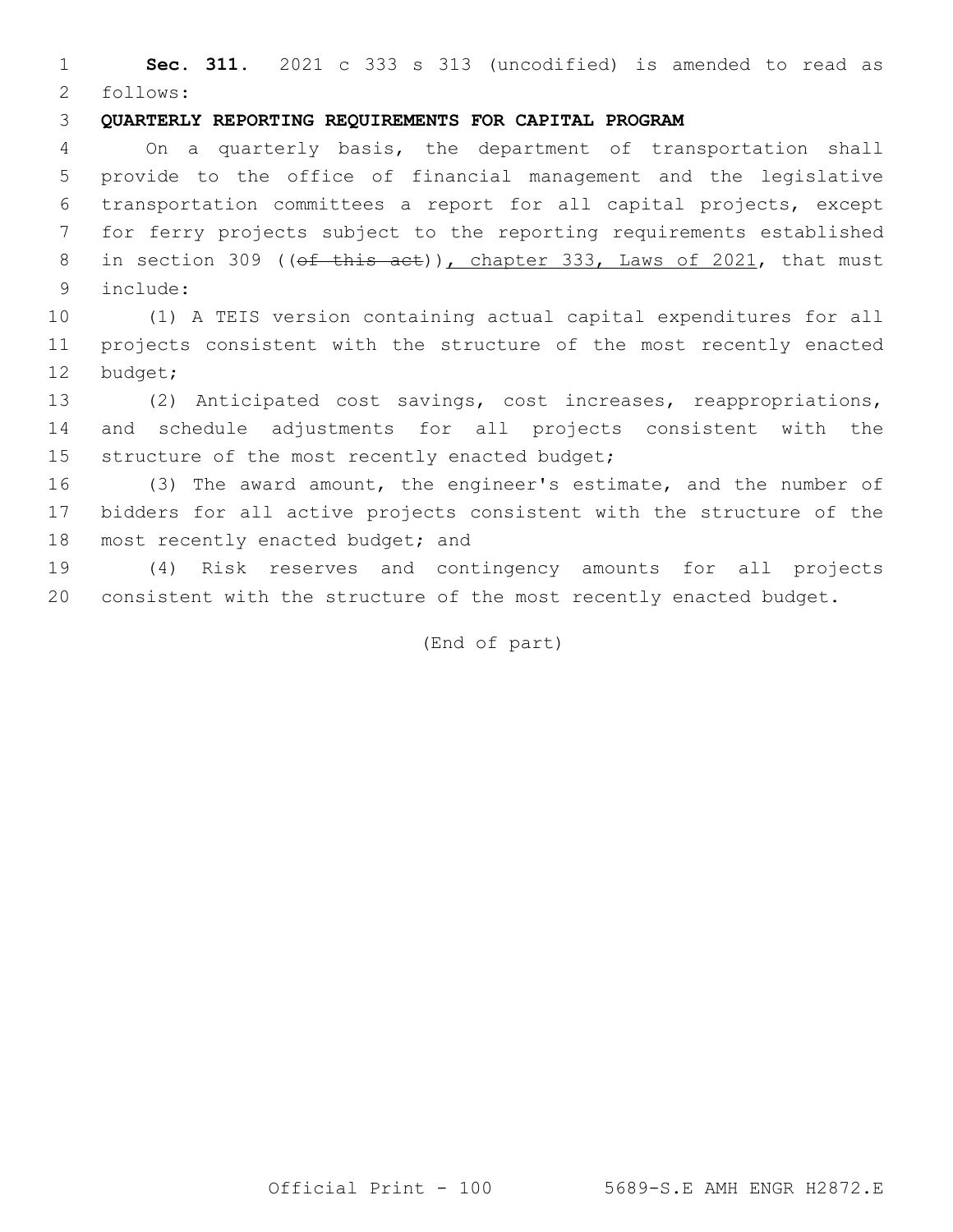**Sec. 311.** 2021 c 333 s 313 (uncodified) is amended to read as follows:

**QUARTERLY REPORTING REQUIREMENTS FOR CAPITAL PROGRAM**

On a quarterly basis, the department of transportation shall provide to the office of financial management and the legislative transportation committees a report for all capital projects, except for ferry projects subject to the reporting requirements established in section 309 ((~~of this act~~)), chapter 333, Laws of 2021, that must include:

(1) A TEIS version containing actual capital expenditures for all projects consistent with the structure of the most recently enacted budget;

(2) Anticipated cost savings, cost increases, reappropriations, and schedule adjustments for all projects consistent with the structure of the most recently enacted budget;

(3) The award amount, the engineer's estimate, and the number of bidders for all active projects consistent with the structure of the most recently enacted budget; and

(4) Risk reserves and contingency amounts for all projects consistent with the structure of the most recently enacted budget.

(End of part)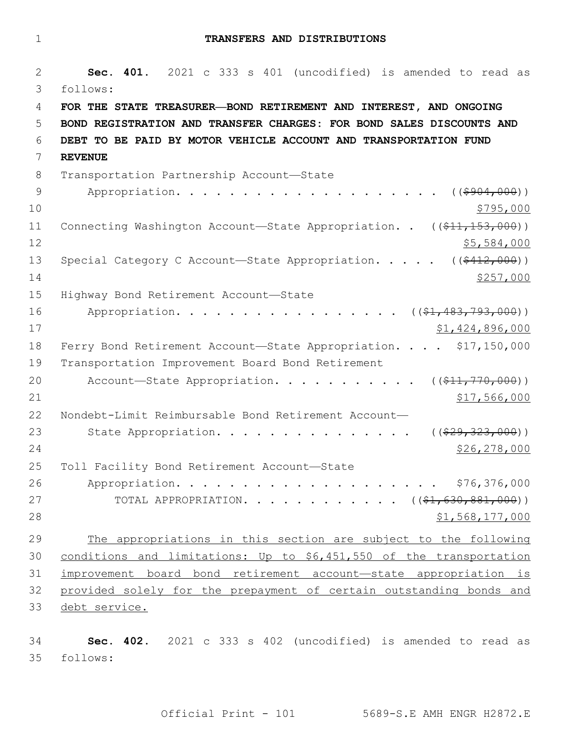## TRANSFERS AND DISTRIBUTIONS

**Sec. 401.** 2021 c 333 s 401 (uncodified) is amended to read as follows:

**FOR THE STATE TREASURER—BOND RETIREMENT AND INTEREST, AND ONGOING BOND REGISTRATION AND TRANSFER CHARGES: FOR BOND SALES DISCOUNTS AND DEBT TO BE PAID BY MOTOR VEHICLE ACCOUNT AND TRANSPORTATION FUND REVENUE**

Transportation Partnership Account—State Appropriation. . . . . . . . . . . . . . . . . . . . (( ~~$904,000~~ )) $795,000

Connecting Washington Account—State Appropriation. . (( ~~$11,153,000~~ )) $5,584,000

Special Category C Account—State Appropriation. . . . . (( ~~$412,000~~ )) $257,000

Highway Bond Retirement Account—State Appropriation. . . . . . . . . . . . . . . . . . (( ~~$1,483,793,000~~ )) $1,424,896,000

Ferry Bond Retirement Account—State Appropriation. . . . $17,150,000

Transportation Improvement Board Bond Retirement Account—State Appropriation. . . . . . . . . . . (( ~~$11,770,000~~ )) $17,566,000

Nondebt-Limit Reimbursable Bond Retirement Account—State Appropriation. . . . . . . . . . . . . . . . (( ~~$29,323,000~~ )) $26,278,000

Toll Facility Bond Retirement Account—State Appropriation. . . . . . . . . . . . . . . . . . . . . $76,376,000

TOTAL APPROPRIATION. . . . . . . . . . . . . (( ~~$1,630,881,000~~ )) $1,568,177,000

The appropriations in this section are subject to the following conditions and limitations: Up to $6,451,550 of the transportation improvement board bond retirement account—state appropriation is provided solely for the prepayment of certain outstanding bonds and debt service.

**Sec. 402.** 2021 c 333 s 402 (uncodified) is amended to read as follows: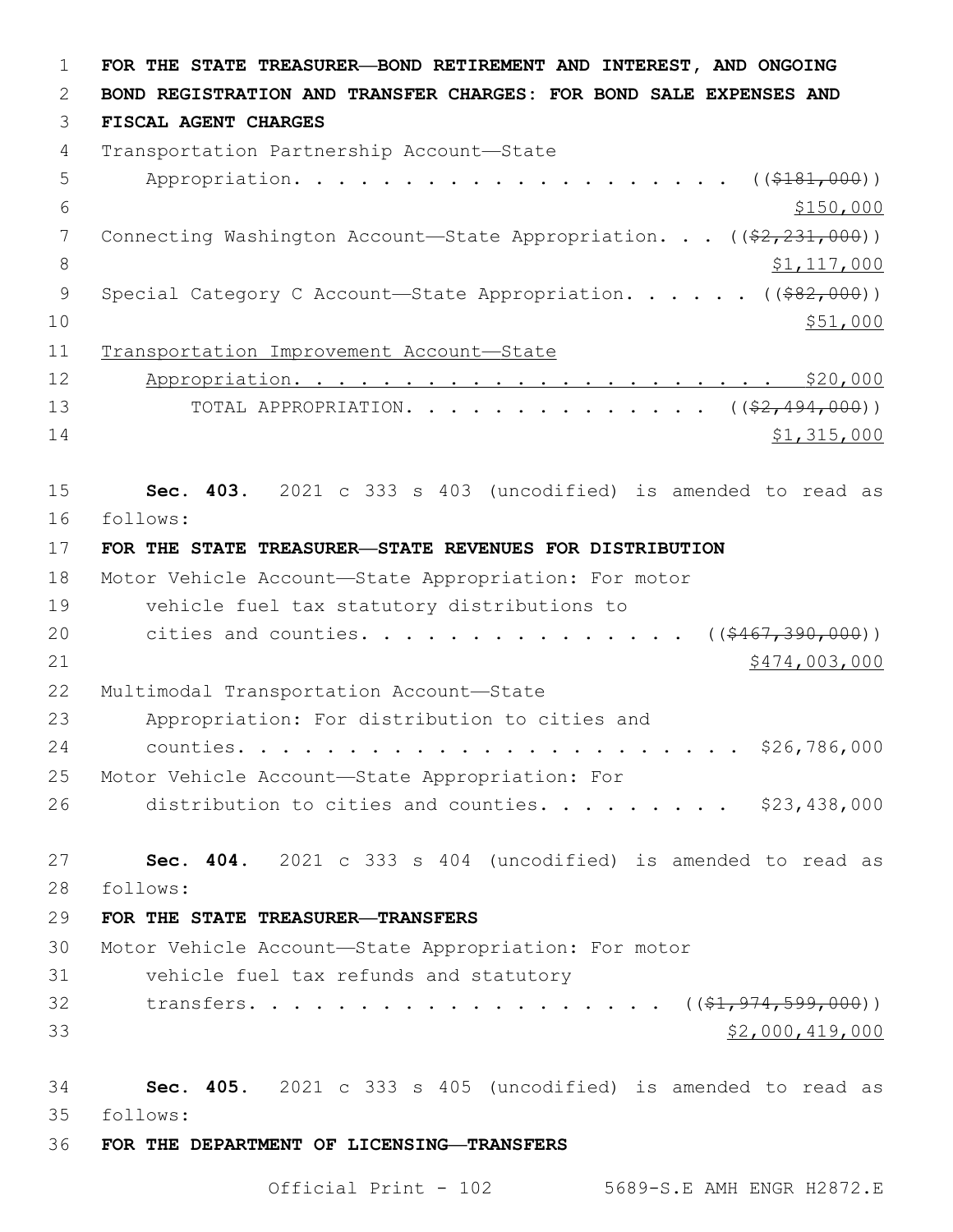**FOR THE STATE TREASURER—BOND RETIREMENT AND INTEREST, AND ONGOING BOND REGISTRATION AND TRANSFER CHARGES: FOR BOND SALE EXPENSES AND FISCAL AGENT CHARGES**

Transportation Partnership Account—State Appropriation. . . . . . . . . . . . . . . . . . . . ((~~$181,000~~)) <u>$150,000</u>

Connecting Washington Account—State Appropriation. . . ((~~$2,231,000~~)) <u>$1,117,000</u>

Special Category C Account—State Appropriation. . . . . . ((~~$82,000~~)) <u>$51,000</u>

<u>Transportation Improvement Account—State Appropriation. . . . . . . . . . . . . . . . . . . . . . $20,000</u>

TOTAL APPROPRIATION. . . . . . . . . . . . . . . ((~~$2,494,000~~)) <u>$1,315,000</u>

**Sec. 403.** 2021 c 333 s 403 (uncodified) is amended to read as follows:

**FOR THE STATE TREASURER—STATE REVENUES FOR DISTRIBUTION**

Motor Vehicle Account—State Appropriation: For motor vehicle fuel tax statutory distributions to cities and counties. . . . . . . . . . . . . . . ((~~$467,390,000~~)) <u>$474,003,000</u>

Multimodal Transportation Account—State Appropriation: For distribution to cities and counties. . . . . . . . . . . . . . . . . . . . . . . . $26,786,000

Motor Vehicle Account—State Appropriation: For distribution to cities and counties. . . . . . . . . $23,438,000

**Sec. 404.** 2021 c 333 s 404 (uncodified) is amended to read as follows:

**FOR THE STATE TREASURER—TRANSFERS**

Motor Vehicle Account—State Appropriation: For motor vehicle fuel tax refunds and statutory transfers. . . . . . . . . . . . . . . . . . . . ((~~$1,974,599,000~~)) <u>$2,000,419,000</u>

**Sec. 405.** 2021 c 333 s 405 (uncodified) is amended to read as follows:

**FOR THE DEPARTMENT OF LICENSING—TRANSFERS**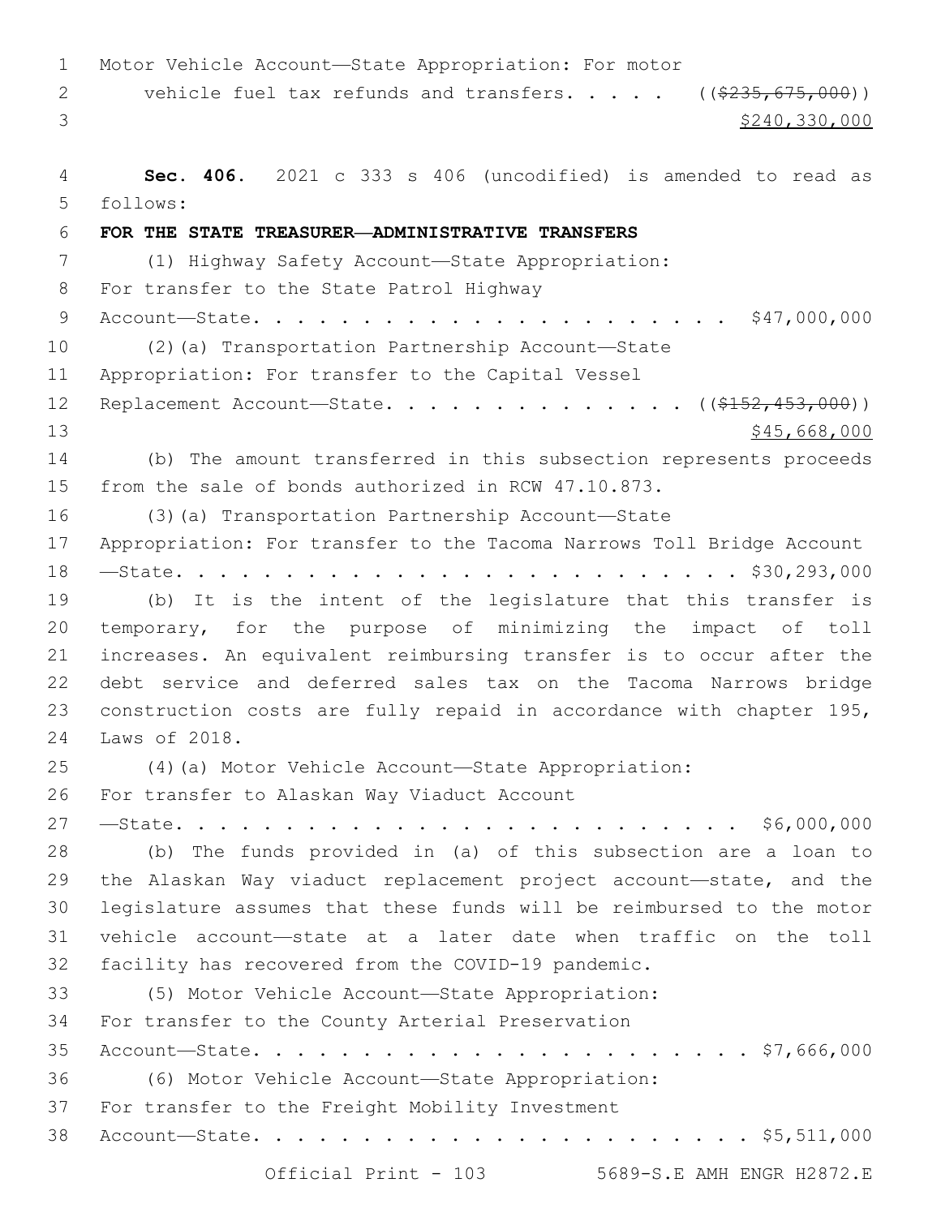Motor Vehicle Account—State Appropriation: For motor vehicle fuel tax refunds and transfers. . . . . ((~~$235,675,000~~)) $240,330,000

**Sec. 406.** 2021 c 333 s 406 (uncodified) is amended to read as follows:

**FOR THE STATE TREASURER—ADMINISTRATIVE TRANSFERS**

(1) Highway Safety Account—State Appropriation: For transfer to the State Patrol Highway Account—State. . . . . . . . . . . . . . . . . . . . . . . $47,000,000

(2)(a) Transportation Partnership Account—State Appropriation: For transfer to the Capital Vessel Replacement Account—State. . . . . . . . . . . . . . ((~~$152,453,000~~)) $45,668,000

(b) The amount transferred in this subsection represents proceeds from the sale of bonds authorized in RCW 47.10.873.

(3)(a) Transportation Partnership Account—State Appropriation: For transfer to the Tacoma Narrows Toll Bridge Account —State. . . . . . . . . . . . . . . . . . . . . . . . . . $30,293,000

(b) It is the intent of the legislature that this transfer is temporary, for the purpose of minimizing the impact of toll increases. An equivalent reimbursing transfer is to occur after the debt service and deferred sales tax on the Tacoma Narrows bridge construction costs are fully repaid in accordance with chapter 195, Laws of 2018.

(4)(a) Motor Vehicle Account—State Appropriation: For transfer to Alaskan Way Viaduct Account —State. . . . . . . . . . . . . . . . . . . . . . . . . . . $6,000,000

(b) The funds provided in (a) of this subsection are a loan to the Alaskan Way viaduct replacement project account—state, and the legislature assumes that these funds will be reimbursed to the motor vehicle account—state at a later date when traffic on the toll facility has recovered from the COVID-19 pandemic.

(5) Motor Vehicle Account—State Appropriation: For transfer to the County Arterial Preservation Account—State. . . . . . . . . . . . . . . . . . . . . . . . $7,666,000

(6) Motor Vehicle Account—State Appropriation: For transfer to the Freight Mobility Investment Account—State. . . . . . . . . . . . . . . . . . . . . . . . $5,511,000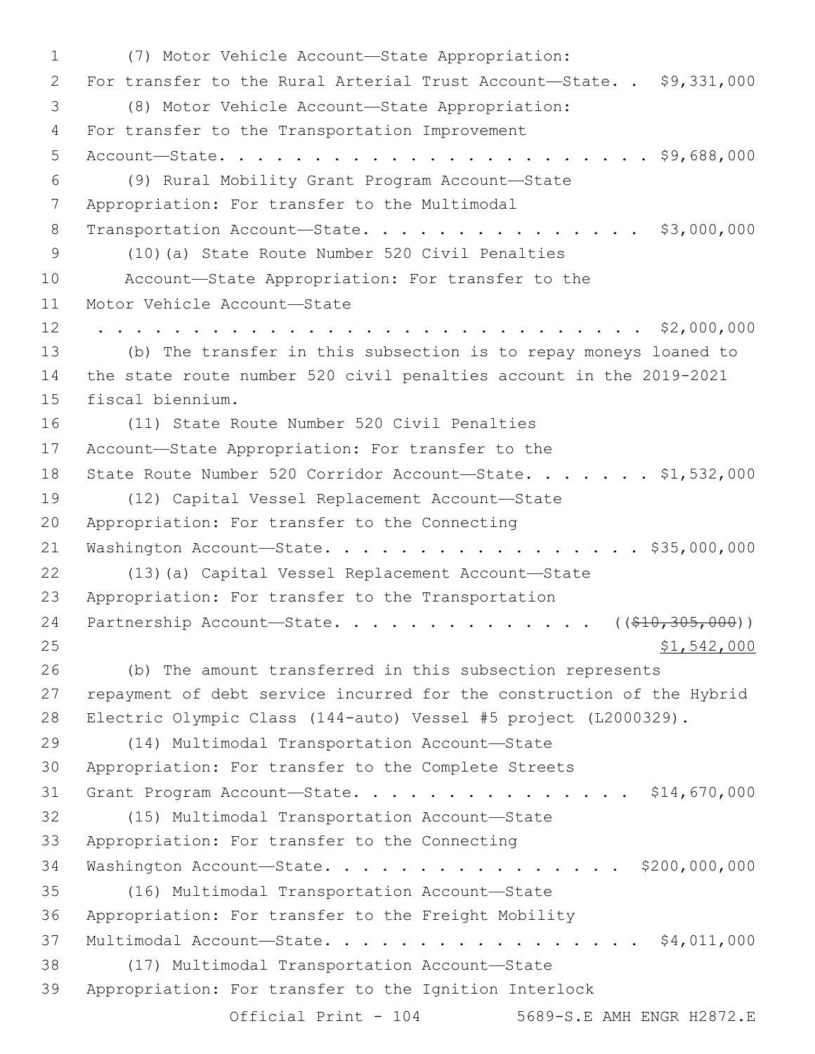(7) Motor Vehicle Account—State Appropriation: For transfer to the Rural Arterial Trust Account—State. . $9,331,000

(8) Motor Vehicle Account—State Appropriation: For transfer to the Transportation Improvement Account—State. . . . . . . . . . . . . . . . . . . . . . . . $9,688,000

(9) Rural Mobility Grant Program Account—State Appropriation: For transfer to the Multimodal Transportation Account—State. . . . . . . . . . . . . . . . $3,000,000

(10)(a) State Route Number 520 Civil Penalties Account—State Appropriation: For transfer to the Motor Vehicle Account—State . . . . . . . . . . . . . . . . . . . . . . . . . . . . . . . . $2,000,000

(b) The transfer in this subsection is to repay moneys loaned to the state route number 520 civil penalties account in the 2019-2021 fiscal biennium.

(11) State Route Number 520 Civil Penalties Account—State Appropriation: For transfer to the State Route Number 520 Corridor Account—State. . . . . . . $1,532,000

(12) Capital Vessel Replacement Account—State Appropriation: For transfer to the Connecting Washington Account—State. . . . . . . . . . . . . . . . . . $35,000,000

(13)(a) Capital Vessel Replacement Account—State Appropriation: For transfer to the Transportation Partnership Account—State. . . . . . . . . . . . . . . ((~~$10,305,000~~)) $1,542,000

(b) The amount transferred in this subsection represents repayment of debt service incurred for the construction of the Hybrid Electric Olympic Class (144-auto) Vessel #5 project (L2000329).

(14) Multimodal Transportation Account—State Appropriation: For transfer to the Complete Streets Grant Program Account—State. . . . . . . . . . . . . . . . $14,670,000

(15) Multimodal Transportation Account—State Appropriation: For transfer to the Connecting Washington Account—State. . . . . . . . . . . . . . . . . $200,000,000

(16) Multimodal Transportation Account—State Appropriation: For transfer to the Freight Mobility Multimodal Account—State. . . . . . . . . . . . . . . . . . $4,011,000

(17) Multimodal Transportation Account—State Appropriation: For transfer to the Ignition Interlock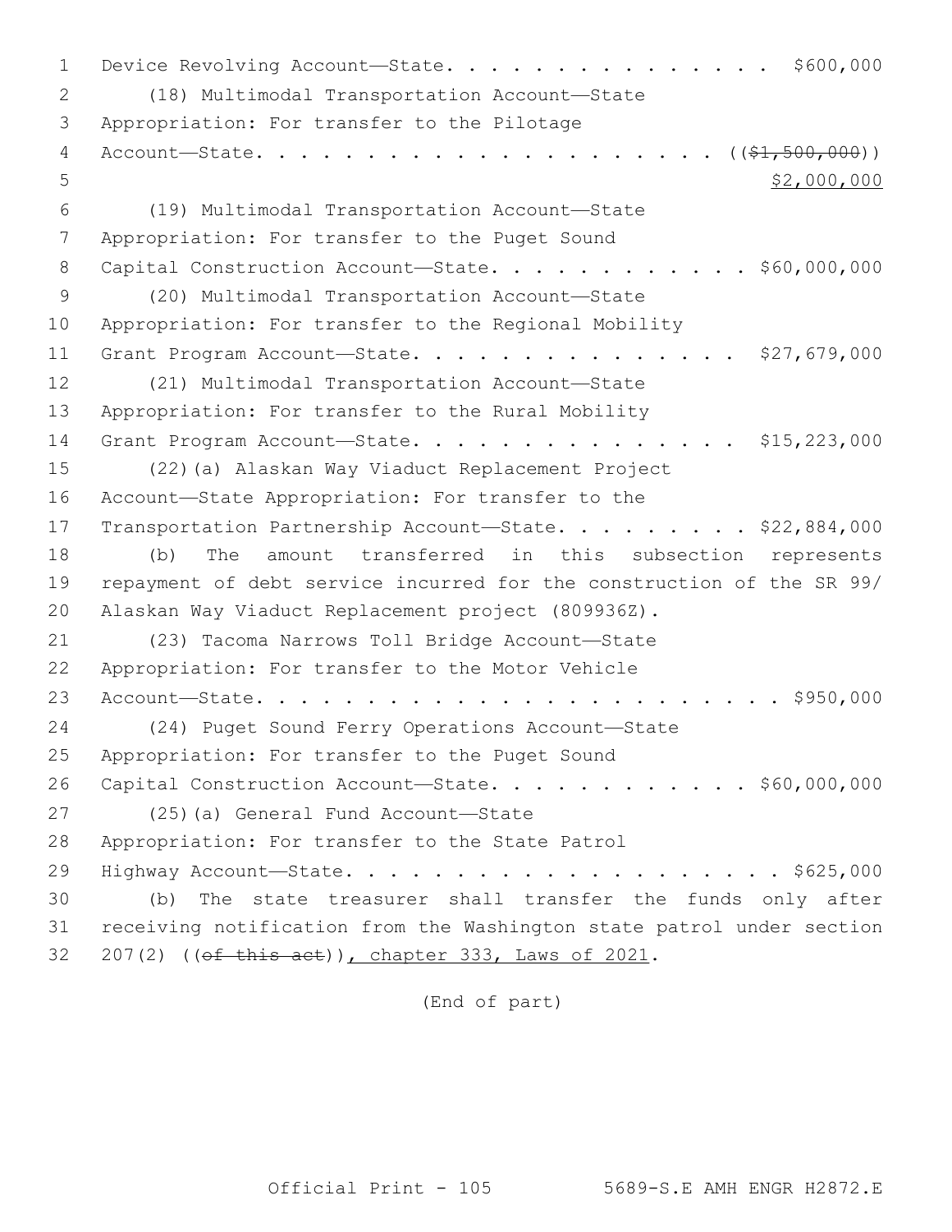Device Revolving Account—State. . . . . . . . . . . . . . . . $600,000

(18) Multimodal Transportation Account—State Appropriation: For transfer to the Pilotage Account—State. . . . . . . . . . . . . . . . . . . . . ((~~$1,500,000~~)) $2,000,000

(19) Multimodal Transportation Account—State Appropriation: For transfer to the Puget Sound Capital Construction Account—State. . . . . . . . . . . . $60,000,000

(20) Multimodal Transportation Account—State Appropriation: For transfer to the Regional Mobility Grant Program Account—State. . . . . . . . . . . . . . . $27,679,000

(21) Multimodal Transportation Account—State Appropriation: For transfer to the Rural Mobility Grant Program Account—State. . . . . . . . . . . . . . . $15,223,000

(22)(a) Alaskan Way Viaduct Replacement Project Account—State Appropriation: For transfer to the Transportation Partnership Account—State. . . . . . . . . $22,884,000

(b) The amount transferred in this subsection represents repayment of debt service incurred for the construction of the SR 99/Alaskan Way Viaduct Replacement project (809936Z).

(23) Tacoma Narrows Toll Bridge Account—State Appropriation: For transfer to the Motor Vehicle Account—State. . . . . . . . . . . . . . . . . . . . . . . . $950,000

(24) Puget Sound Ferry Operations Account—State Appropriation: For transfer to the Puget Sound Capital Construction Account—State. . . . . . . . . . . . $60,000,000

(25)(a) General Fund Account—State Appropriation: For transfer to the State Patrol Highway Account—State. . . . . . . . . . . . . . . . . . . . $625,000

(b) The state treasurer shall transfer the funds only after receiving notification from the Washington state patrol under section 207(2) ((~~of this act~~)), chapter 333, Laws of 2021.

(End of part)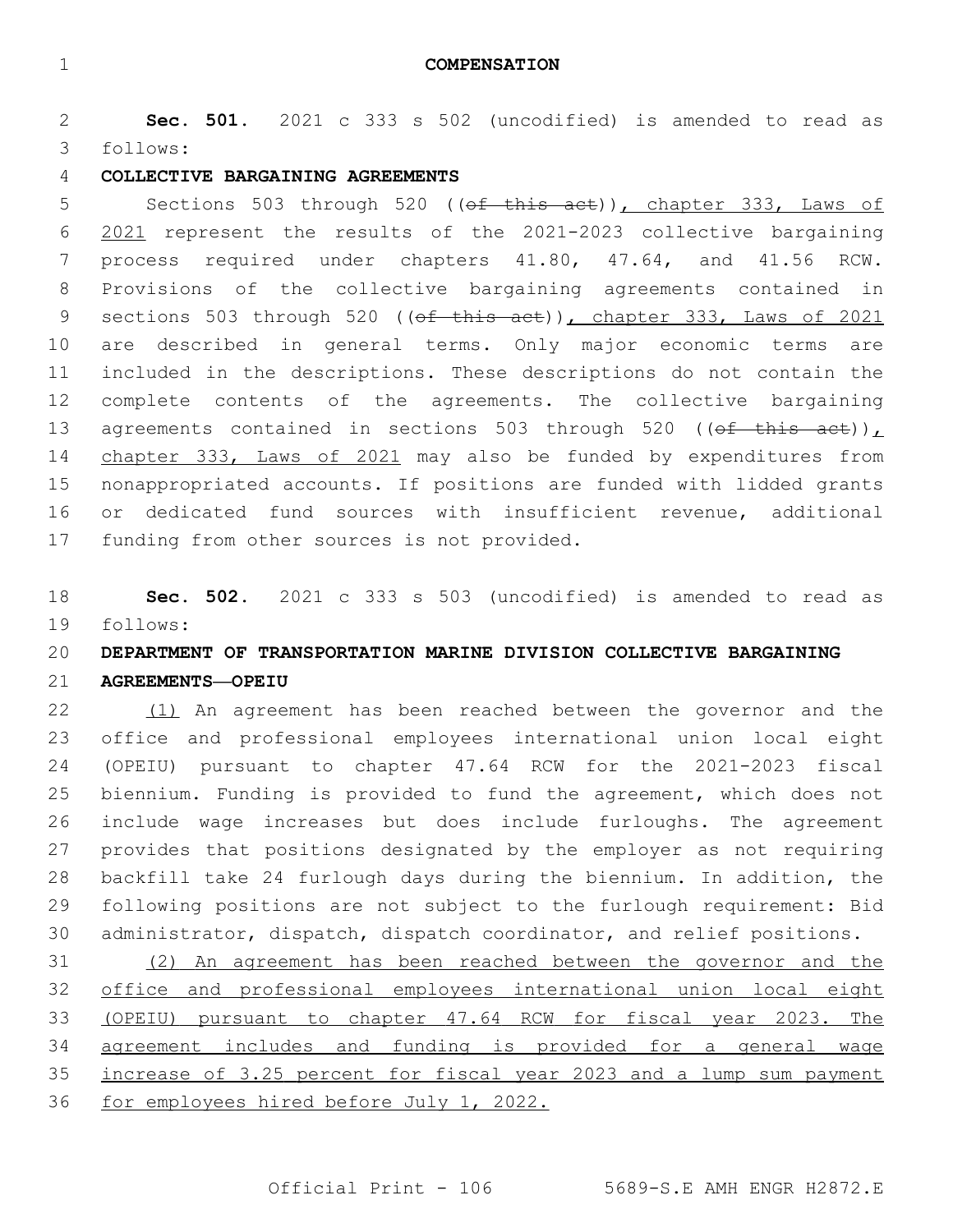**COMPENSATION**

**Sec. 501.** 2021 c 333 s 502 (uncodified) is amended to read as follows:

**COLLECTIVE BARGAINING AGREEMENTS**

Sections 503 through 520 ((~~of this act~~)), chapter 333, Laws of 2021 represent the results of the 2021-2023 collective bargaining process required under chapters 41.80, 47.64, and 41.56 RCW. Provisions of the collective bargaining agreements contained in sections 503 through 520 ((~~of this act~~)), chapter 333, Laws of 2021 are described in general terms. Only major economic terms are included in the descriptions. These descriptions do not contain the complete contents of the agreements. The collective bargaining agreements contained in sections 503 through 520 ((~~of this act~~)), chapter 333, Laws of 2021 may also be funded by expenditures from nonappropriated accounts. If positions are funded with lidded grants or dedicated fund sources with insufficient revenue, additional funding from other sources is not provided.

**Sec. 502.** 2021 c 333 s 503 (uncodified) is amended to read as follows:

**DEPARTMENT OF TRANSPORTATION MARINE DIVISION COLLECTIVE BARGAINING AGREEMENTS—OPEIU**

(1) An agreement has been reached between the governor and the office and professional employees international union local eight (OPEIU) pursuant to chapter 47.64 RCW for the 2021-2023 fiscal biennium. Funding is provided to fund the agreement, which does not include wage increases but does include furloughs. The agreement provides that positions designated by the employer as not requiring backfill take 24 furlough days during the biennium. In addition, the following positions are not subject to the furlough requirement: Bid administrator, dispatch, dispatch coordinator, and relief positions.

(2) An agreement has been reached between the governor and the office and professional employees international union local eight (OPEIU) pursuant to chapter 47.64 RCW for fiscal year 2023. The agreement includes and funding is provided for a general wage increase of 3.25 percent for fiscal year 2023 and a lump sum payment for employees hired before July 1, 2022.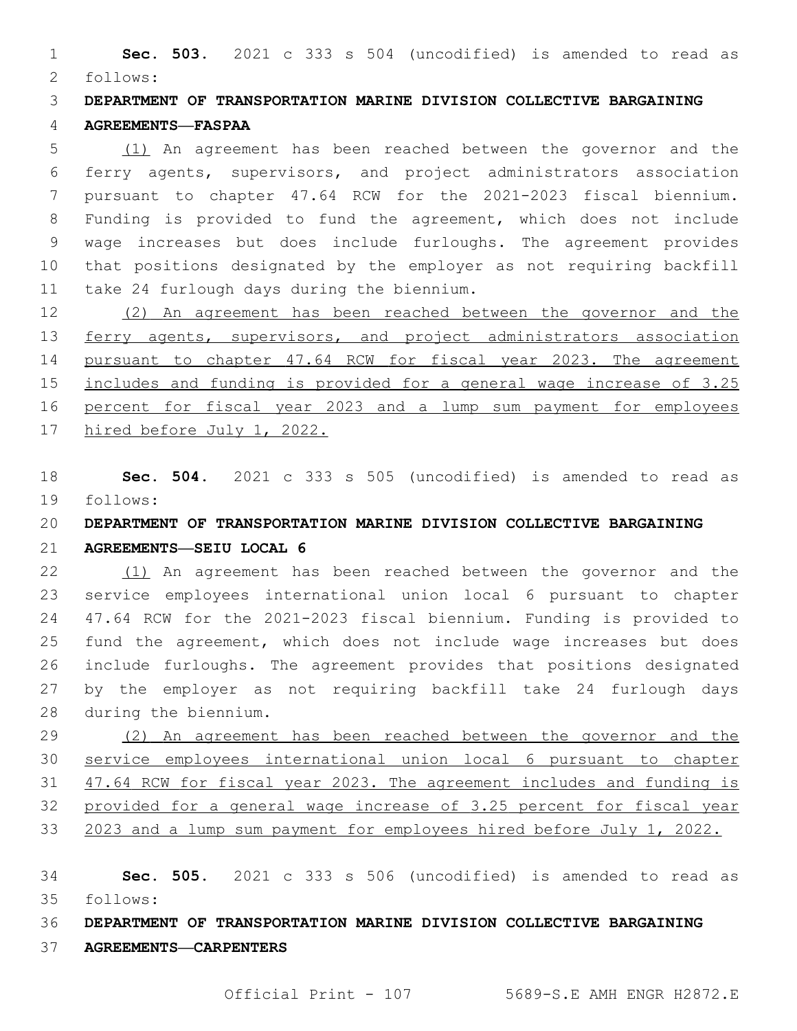**Sec. 503.** 2021 c 333 s 504 (uncodified) is amended to read as follows:

**DEPARTMENT OF TRANSPORTATION MARINE DIVISION COLLECTIVE BARGAINING AGREEMENTS—FASPAA**

(1) An agreement has been reached between the governor and the ferry agents, supervisors, and project administrators association pursuant to chapter 47.64 RCW for the 2021-2023 fiscal biennium. Funding is provided to fund the agreement, which does not include wage increases but does include furloughs. The agreement provides that positions designated by the employer as not requiring backfill take 24 furlough days during the biennium.

(2) An agreement has been reached between the governor and the ferry agents, supervisors, and project administrators association pursuant to chapter 47.64 RCW for fiscal year 2023. The agreement includes and funding is provided for a general wage increase of 3.25 percent for fiscal year 2023 and a lump sum payment for employees hired before July 1, 2022.

**Sec. 504.** 2021 c 333 s 505 (uncodified) is amended to read as follows:

**DEPARTMENT OF TRANSPORTATION MARINE DIVISION COLLECTIVE BARGAINING AGREEMENTS—SEIU LOCAL 6**

(1) An agreement has been reached between the governor and the service employees international union local 6 pursuant to chapter 47.64 RCW for the 2021-2023 fiscal biennium. Funding is provided to fund the agreement, which does not include wage increases but does include furloughs. The agreement provides that positions designated by the employer as not requiring backfill take 24 furlough days during the biennium.

(2) An agreement has been reached between the governor and the service employees international union local 6 pursuant to chapter 47.64 RCW for fiscal year 2023. The agreement includes and funding is provided for a general wage increase of 3.25 percent for fiscal year 2023 and a lump sum payment for employees hired before July 1, 2022.

**Sec. 505.** 2021 c 333 s 506 (uncodified) is amended to read as follows:

**DEPARTMENT OF TRANSPORTATION MARINE DIVISION COLLECTIVE BARGAINING AGREEMENTS—CARPENTERS**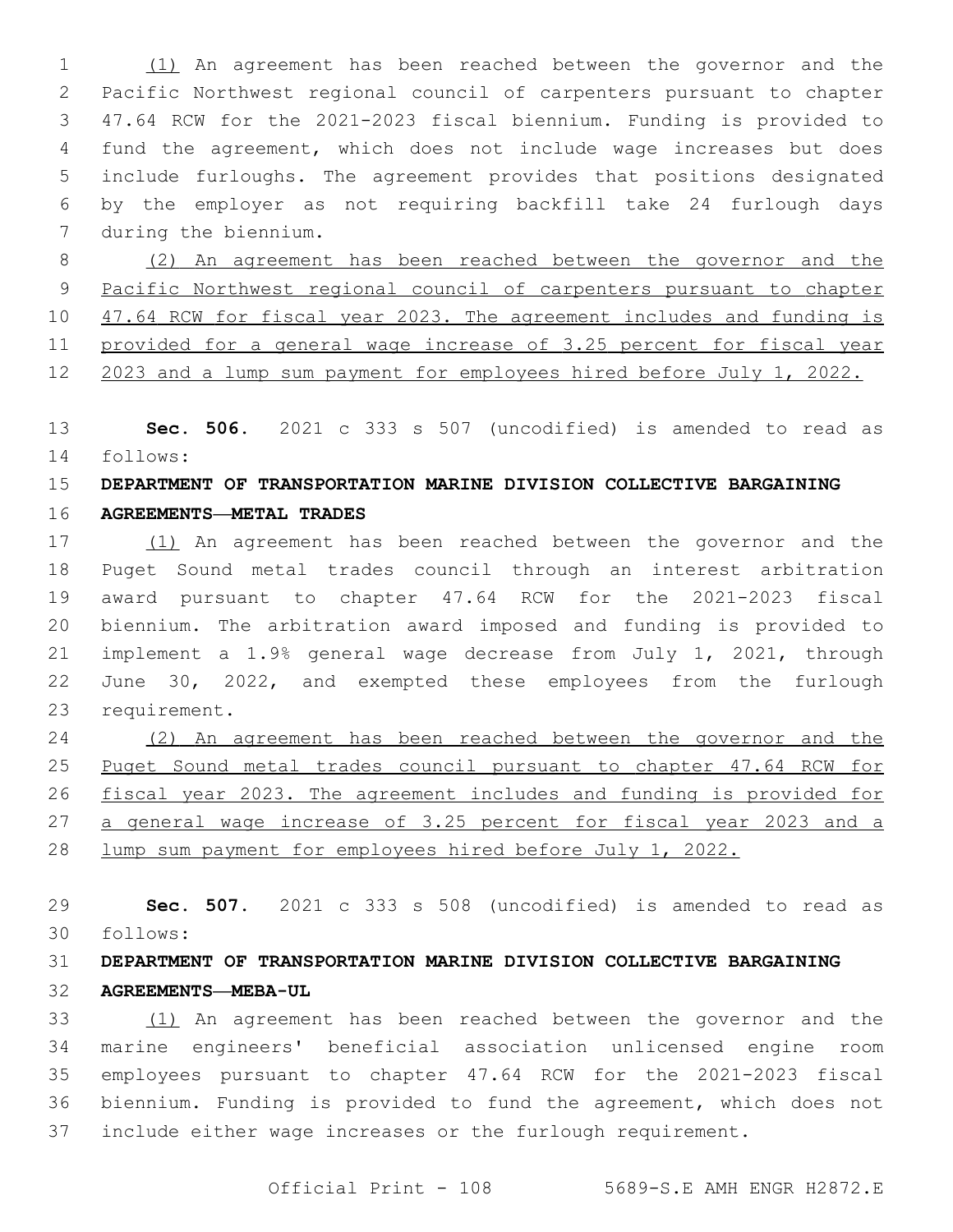(1) An agreement has been reached between the governor and the Pacific Northwest regional council of carpenters pursuant to chapter 47.64 RCW for the 2021-2023 fiscal biennium. Funding is provided to fund the agreement, which does not include wage increases but does include furloughs. The agreement provides that positions designated by the employer as not requiring backfill take 24 furlough days during the biennium.

(2) An agreement has been reached between the governor and the Pacific Northwest regional council of carpenters pursuant to chapter 47.64 RCW for fiscal year 2023. The agreement includes and funding is provided for a general wage increase of 3.25 percent for fiscal year 2023 and a lump sum payment for employees hired before July 1, 2022.

**Sec. 506.** 2021 c 333 s 507 (uncodified) is amended to read as follows:

**DEPARTMENT OF TRANSPORTATION MARINE DIVISION COLLECTIVE BARGAINING AGREEMENTS—METAL TRADES**

(1) An agreement has been reached between the governor and the Puget Sound metal trades council through an interest arbitration award pursuant to chapter 47.64 RCW for the 2021-2023 fiscal biennium. The arbitration award imposed and funding is provided to implement a 1.9% general wage decrease from July 1, 2021, through June 30, 2022, and exempted these employees from the furlough requirement.

(2) An agreement has been reached between the governor and the Puget Sound metal trades council pursuant to chapter 47.64 RCW for fiscal year 2023. The agreement includes and funding is provided for a general wage increase of 3.25 percent for fiscal year 2023 and a lump sum payment for employees hired before July 1, 2022.

**Sec. 507.** 2021 c 333 s 508 (uncodified) is amended to read as follows:

**DEPARTMENT OF TRANSPORTATION MARINE DIVISION COLLECTIVE BARGAINING AGREEMENTS—MEBA-UL**

(1) An agreement has been reached between the governor and the marine engineers' beneficial association unlicensed engine room employees pursuant to chapter 47.64 RCW for the 2021-2023 fiscal biennium. Funding is provided to fund the agreement, which does not include either wage increases or the furlough requirement.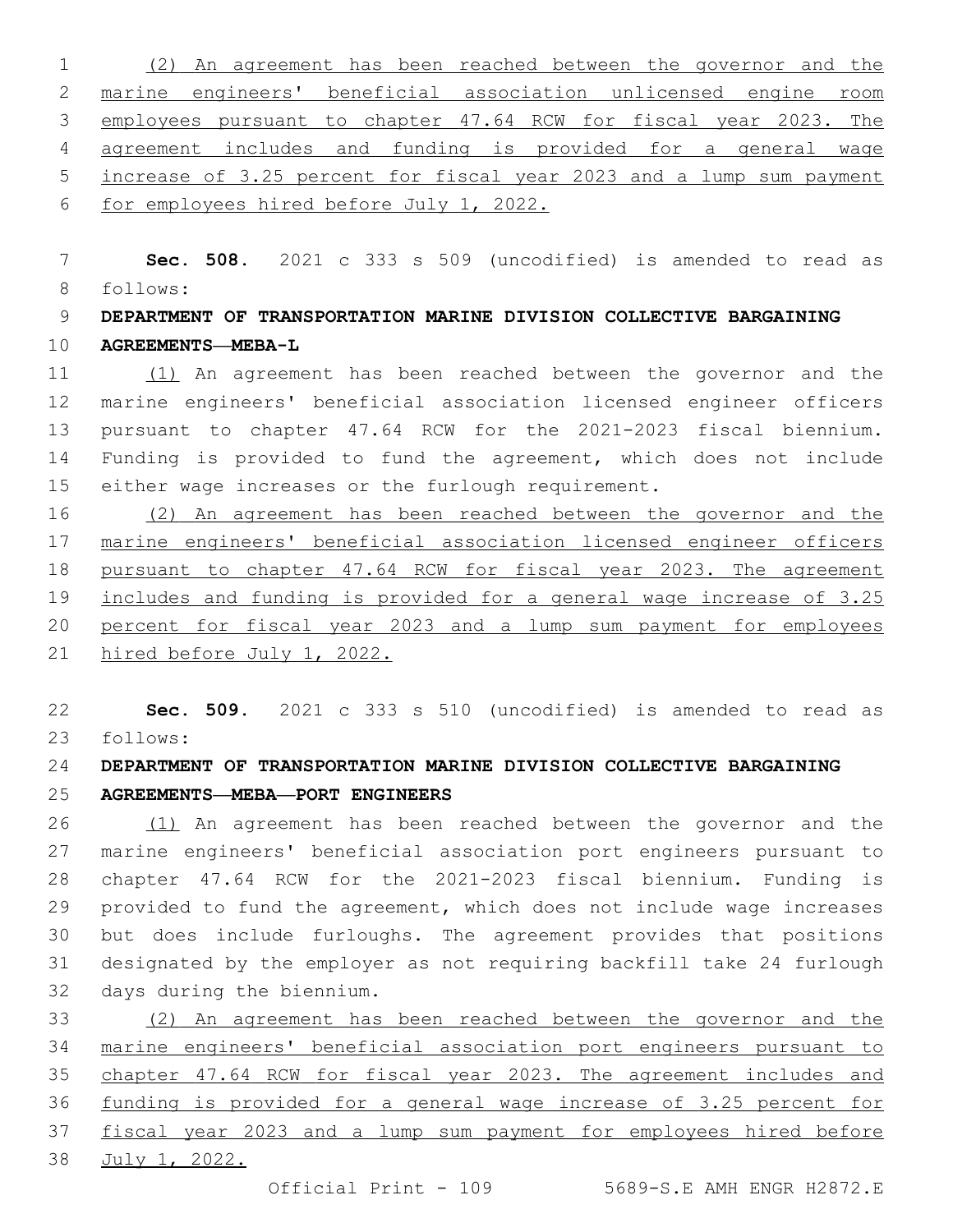(2) An agreement has been reached between the governor and the marine engineers' beneficial association unlicensed engine room employees pursuant to chapter 47.64 RCW for fiscal year 2023. The agreement includes and funding is provided for a general wage increase of 3.25 percent for fiscal year 2023 and a lump sum payment for employees hired before July 1, 2022.

**Sec. 508.** 2021 c 333 s 509 (uncodified) is amended to read as follows:

**DEPARTMENT OF TRANSPORTATION MARINE DIVISION COLLECTIVE BARGAINING AGREEMENTS—MEBA-L**

(1) An agreement has been reached between the governor and the marine engineers' beneficial association licensed engineer officers pursuant to chapter 47.64 RCW for the 2021-2023 fiscal biennium. Funding is provided to fund the agreement, which does not include either wage increases or the furlough requirement.

(2) An agreement has been reached between the governor and the marine engineers' beneficial association licensed engineer officers pursuant to chapter 47.64 RCW for fiscal year 2023. The agreement includes and funding is provided for a general wage increase of 3.25 percent for fiscal year 2023 and a lump sum payment for employees hired before July 1, 2022.

**Sec. 509.** 2021 c 333 s 510 (uncodified) is amended to read as follows:

**DEPARTMENT OF TRANSPORTATION MARINE DIVISION COLLECTIVE BARGAINING AGREEMENTS—MEBA—PORT ENGINEERS**

(1) An agreement has been reached between the governor and the marine engineers' beneficial association port engineers pursuant to chapter 47.64 RCW for the 2021-2023 fiscal biennium. Funding is provided to fund the agreement, which does not include wage increases but does include furloughs. The agreement provides that positions designated by the employer as not requiring backfill take 24 furlough days during the biennium.

(2) An agreement has been reached between the governor and the marine engineers' beneficial association port engineers pursuant to chapter 47.64 RCW for fiscal year 2023. The agreement includes and funding is provided for a general wage increase of 3.25 percent for fiscal year 2023 and a lump sum payment for employees hired before July 1, 2022.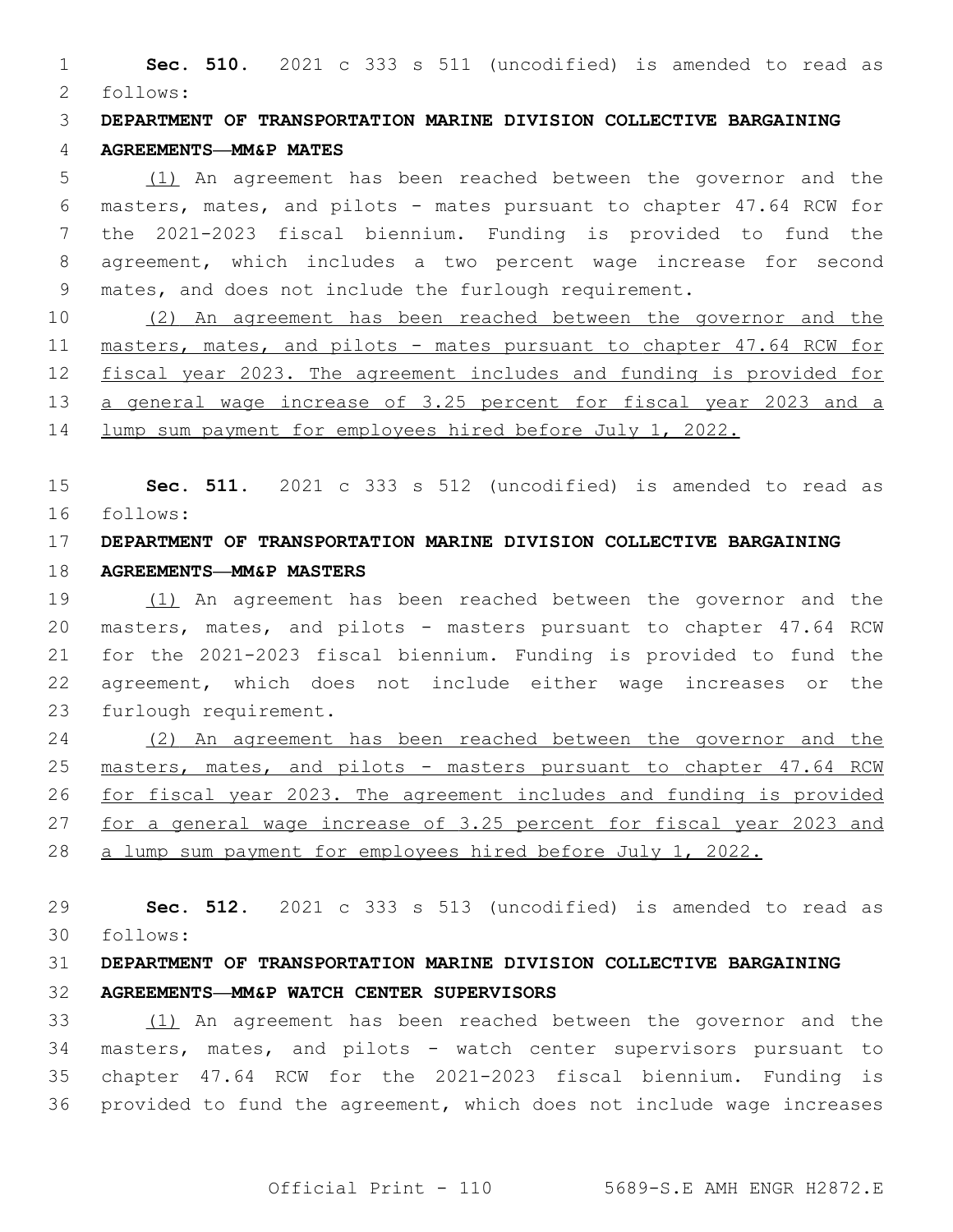**Sec. 510.** 2021 c 333 s 511 (uncodified) is amended to read as follows:

**DEPARTMENT OF TRANSPORTATION MARINE DIVISION COLLECTIVE BARGAINING AGREEMENTS—MM&P MATES**

<u>(1)</u> An agreement has been reached between the governor and the masters, mates, and pilots - mates pursuant to chapter 47.64 RCW for the 2021-2023 fiscal biennium. Funding is provided to fund the agreement, which includes a two percent wage increase for second mates, and does not include the furlough requirement.

<u>(2) An agreement has been reached between the governor and the masters, mates, and pilots - mates pursuant to chapter 47.64 RCW for fiscal year 2023. The agreement includes and funding is provided for a general wage increase of 3.25 percent for fiscal year 2023 and a lump sum payment for employees hired before July 1, 2022.</u>

**Sec. 511.** 2021 c 333 s 512 (uncodified) is amended to read as follows:

**DEPARTMENT OF TRANSPORTATION MARINE DIVISION COLLECTIVE BARGAINING AGREEMENTS—MM&P MASTERS**

<u>(1)</u> An agreement has been reached between the governor and the masters, mates, and pilots - masters pursuant to chapter 47.64 RCW for the 2021-2023 fiscal biennium. Funding is provided to fund the agreement, which does not include either wage increases or the furlough requirement.

<u>(2) An agreement has been reached between the governor and the masters, mates, and pilots - masters pursuant to chapter 47.64 RCW for fiscal year 2023. The agreement includes and funding is provided for a general wage increase of 3.25 percent for fiscal year 2023 and a lump sum payment for employees hired before July 1, 2022.</u>

**Sec. 512.** 2021 c 333 s 513 (uncodified) is amended to read as follows:

**DEPARTMENT OF TRANSPORTATION MARINE DIVISION COLLECTIVE BARGAINING AGREEMENTS—MM&P WATCH CENTER SUPERVISORS**

<u>(1)</u> An agreement has been reached between the governor and the masters, mates, and pilots - watch center supervisors pursuant to chapter 47.64 RCW for the 2021-2023 fiscal biennium. Funding is provided to fund the agreement, which does not include wage increases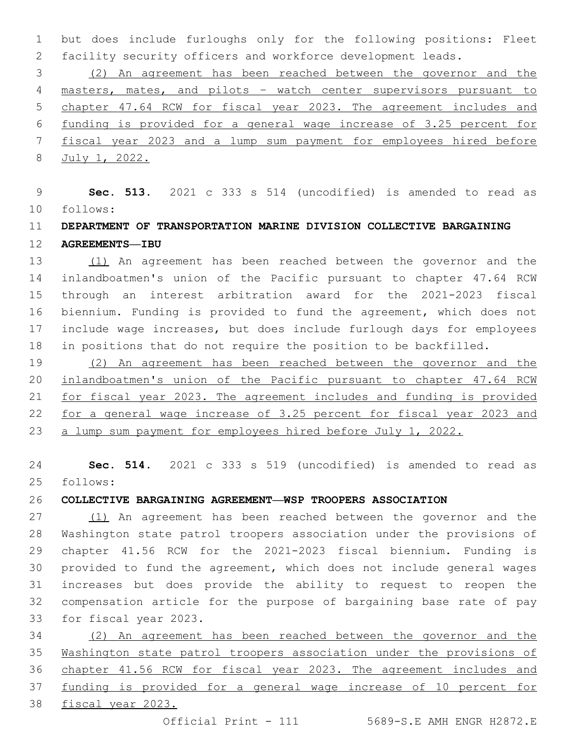but does include furloughs only for the following positions: Fleet facility security officers and workforce development leads.

(2) An agreement has been reached between the governor and the masters, mates, and pilots - watch center supervisors pursuant to chapter 47.64 RCW for fiscal year 2023. The agreement includes and funding is provided for a general wage increase of 3.25 percent for fiscal year 2023 and a lump sum payment for employees hired before July 1, 2022.

**Sec. 513.** 2021 c 333 s 514 (uncodified) is amended to read as follows:

**DEPARTMENT OF TRANSPORTATION MARINE DIVISION COLLECTIVE BARGAINING AGREEMENTS—IBU**

(1) An agreement has been reached between the governor and the inlandboatmen's union of the Pacific pursuant to chapter 47.64 RCW through an interest arbitration award for the 2021-2023 fiscal biennium. Funding is provided to fund the agreement, which does not include wage increases, but does include furlough days for employees in positions that do not require the position to be backfilled.

(2) An agreement has been reached between the governor and the inlandboatmen's union of the Pacific pursuant to chapter 47.64 RCW for fiscal year 2023. The agreement includes and funding is provided for a general wage increase of 3.25 percent for fiscal year 2023 and a lump sum payment for employees hired before July 1, 2022.

**Sec. 514.** 2021 c 333 s 519 (uncodified) is amended to read as follows:

**COLLECTIVE BARGAINING AGREEMENT—WSP TROOPERS ASSOCIATION**

(1) An agreement has been reached between the governor and the Washington state patrol troopers association under the provisions of chapter 41.56 RCW for the 2021-2023 fiscal biennium. Funding is provided to fund the agreement, which does not include general wages increases but does provide the ability to request to reopen the compensation article for the purpose of bargaining base rate of pay for fiscal year 2023.

(2) An agreement has been reached between the governor and the Washington state patrol troopers association under the provisions of chapter 41.56 RCW for fiscal year 2023. The agreement includes and funding is provided for a general wage increase of 10 percent for fiscal year 2023.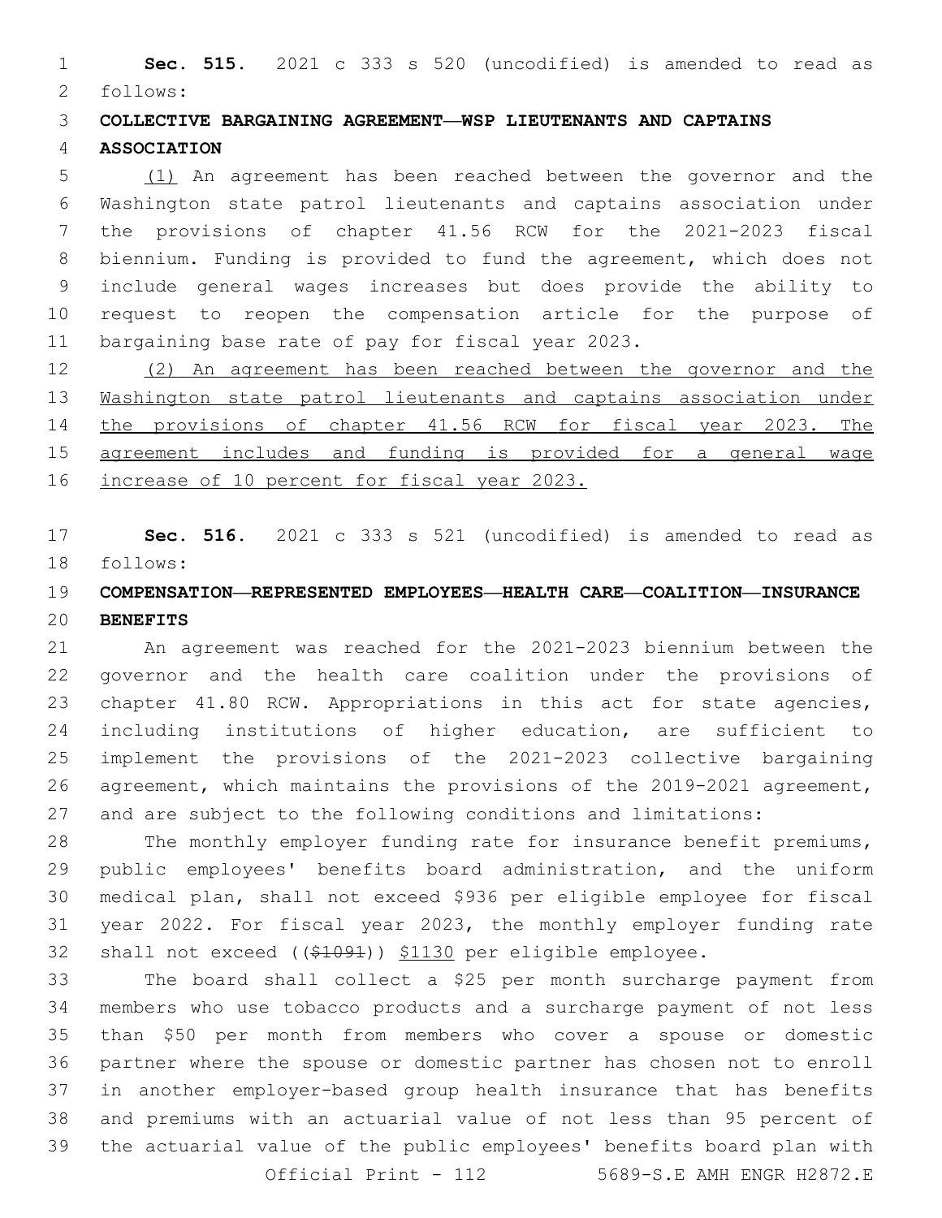**Sec. 515.** 2021 c 333 s 520 (uncodified) is amended to read as follows:

**COLLECTIVE BARGAINING AGREEMENT—WSP LIEUTENANTS AND CAPTAINS ASSOCIATION**

<u>(1)</u> An agreement has been reached between the governor and the Washington state patrol lieutenants and captains association under the provisions of chapter 41.56 RCW for the 2021-2023 fiscal biennium. Funding is provided to fund the agreement, which does not include general wages increases but does provide the ability to request to reopen the compensation article for the purpose of bargaining base rate of pay for fiscal year 2023.

<u>(2) An agreement has been reached between the governor and the Washington state patrol lieutenants and captains association under the provisions of chapter 41.56 RCW for fiscal year 2023. The agreement includes and funding is provided for a general wage increase of 10 percent for fiscal year 2023.</u>

**Sec. 516.** 2021 c 333 s 521 (uncodified) is amended to read as follows:

**COMPENSATION—REPRESENTED EMPLOYEES—HEALTH CARE—COALITION—INSURANCE BENEFITS**

An agreement was reached for the 2021-2023 biennium between the governor and the health care coalition under the provisions of chapter 41.80 RCW. Appropriations in this act for state agencies, including institutions of higher education, are sufficient to implement the provisions of the 2021-2023 collective bargaining agreement, which maintains the provisions of the 2019-2021 agreement, and are subject to the following conditions and limitations:

The monthly employer funding rate for insurance benefit premiums, public employees' benefits board administration, and the uniform medical plan, shall not exceed $936 per eligible employee for fiscal year 2022. For fiscal year 2023, the monthly employer funding rate shall not exceed ((~~$1091~~)) <u>$1130</u> per eligible employee.

The board shall collect a $25 per month surcharge payment from members who use tobacco products and a surcharge payment of not less than $50 per month from members who cover a spouse or domestic partner where the spouse or domestic partner has chosen not to enroll in another employer-based group health insurance that has benefits and premiums with an actuarial value of not less than 95 percent of the actuarial value of the public employees' benefits board plan with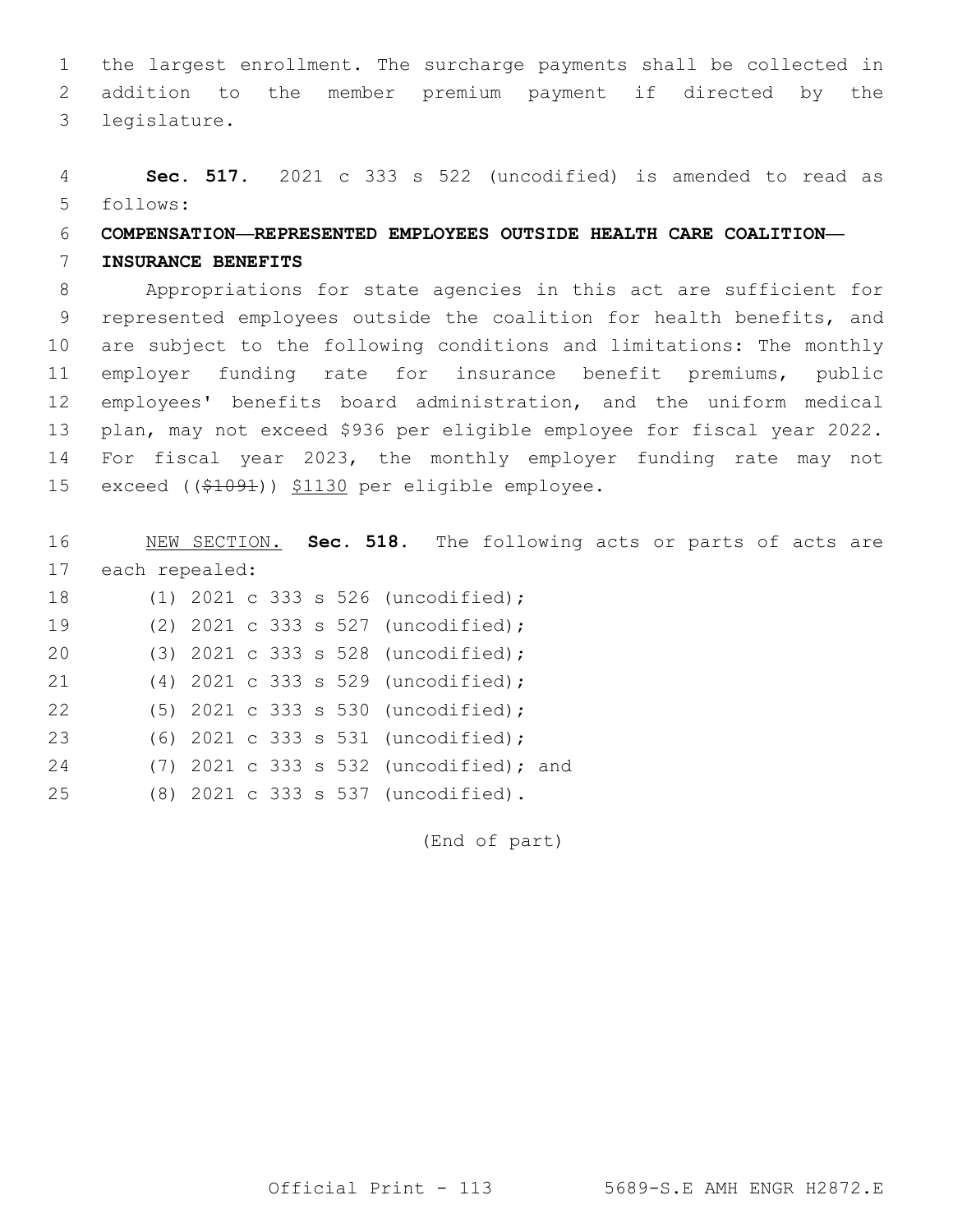the largest enrollment. The surcharge payments shall be collected in addition to the member premium payment if directed by the legislature.

**Sec. 517.** 2021 c 333 s 522 (uncodified) is amended to read as follows:

**COMPENSATION—REPRESENTED EMPLOYEES OUTSIDE HEALTH CARE COALITION—INSURANCE BENEFITS**

Appropriations for state agencies in this act are sufficient for represented employees outside the coalition for health benefits, and are subject to the following conditions and limitations: The monthly employer funding rate for insurance benefit premiums, public employees' benefits board administration, and the uniform medical plan, may not exceed $936 per eligible employee for fiscal year 2022. For fiscal year 2023, the monthly employer funding rate may not exceed ((~~$1091~~)) $1130 per eligible employee.

NEW SECTION. **Sec. 518.** The following acts or parts of acts are each repealed:

(1) 2021 c 333 s 526 (uncodified);

(2) 2021 c 333 s 527 (uncodified);

(3) 2021 c 333 s 528 (uncodified);

(4) 2021 c 333 s 529 (uncodified);

(5) 2021 c 333 s 530 (uncodified);

(6) 2021 c 333 s 531 (uncodified);

(7) 2021 c 333 s 532 (uncodified); and

(8) 2021 c 333 s 537 (uncodified).

(End of part)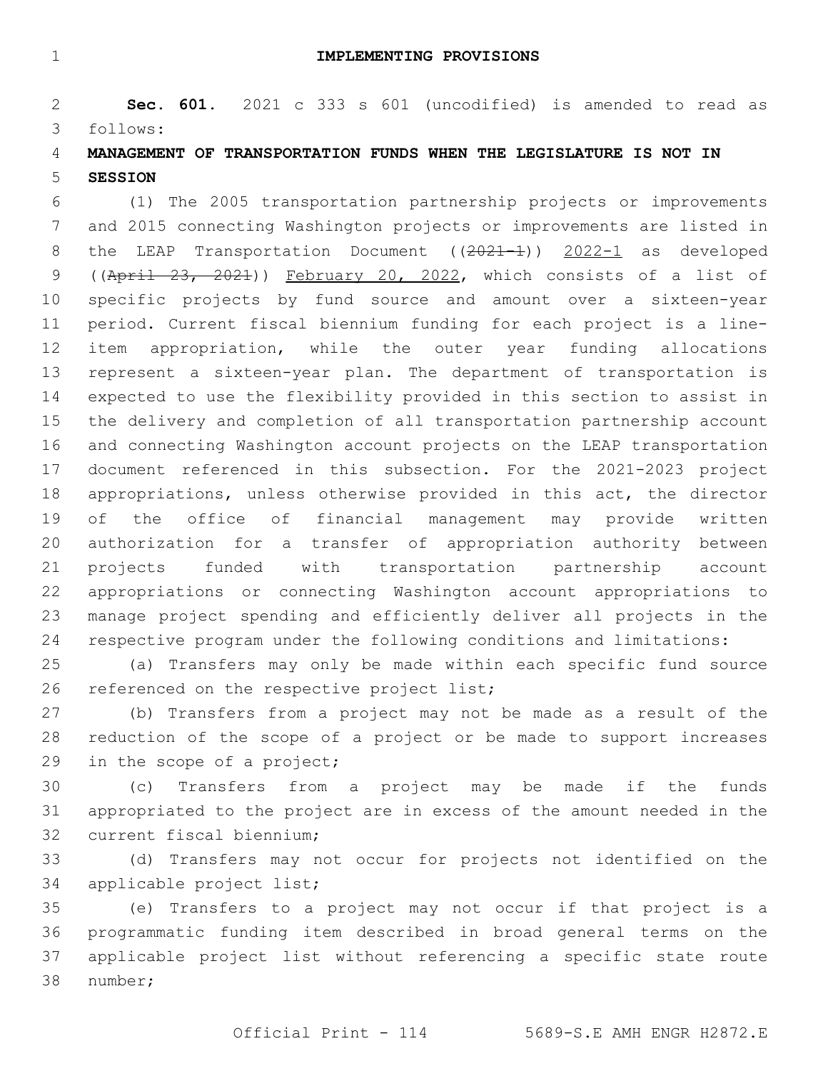## IMPLEMENTING PROVISIONS

**Sec. 601.** 2021 c 333 s 601 (uncodified) is amended to read as follows:

**MANAGEMENT OF TRANSPORTATION FUNDS WHEN THE LEGISLATURE IS NOT IN SESSION**

(1) The 2005 transportation partnership projects or improvements and 2015 connecting Washington projects or improvements are listed in the LEAP Transportation Document ((~~2021-1~~)) <u>2022-1</u> as developed ((~~April 23, 2021~~)) <u>February 20, 2022</u>, which consists of a list of specific projects by fund source and amount over a sixteen-year period. Current fiscal biennium funding for each project is a line-item appropriation, while the outer year funding allocations represent a sixteen-year plan. The department of transportation is expected to use the flexibility provided in this section to assist in the delivery and completion of all transportation partnership account and connecting Washington account projects on the LEAP transportation document referenced in this subsection. For the 2021-2023 project appropriations, unless otherwise provided in this act, the director of the office of financial management may provide written authorization for a transfer of appropriation authority between projects funded with transportation partnership account appropriations or connecting Washington account appropriations to manage project spending and efficiently deliver all projects in the respective program under the following conditions and limitations:

(a) Transfers may only be made within each specific fund source referenced on the respective project list;

(b) Transfers from a project may not be made as a result of the reduction of the scope of a project or be made to support increases in the scope of a project;

(c) Transfers from a project may be made if the funds appropriated to the project are in excess of the amount needed in the current fiscal biennium;

(d) Transfers may not occur for projects not identified on the applicable project list;

(e) Transfers to a project may not occur if that project is a programmatic funding item described in broad general terms on the applicable project list without referencing a specific state route number;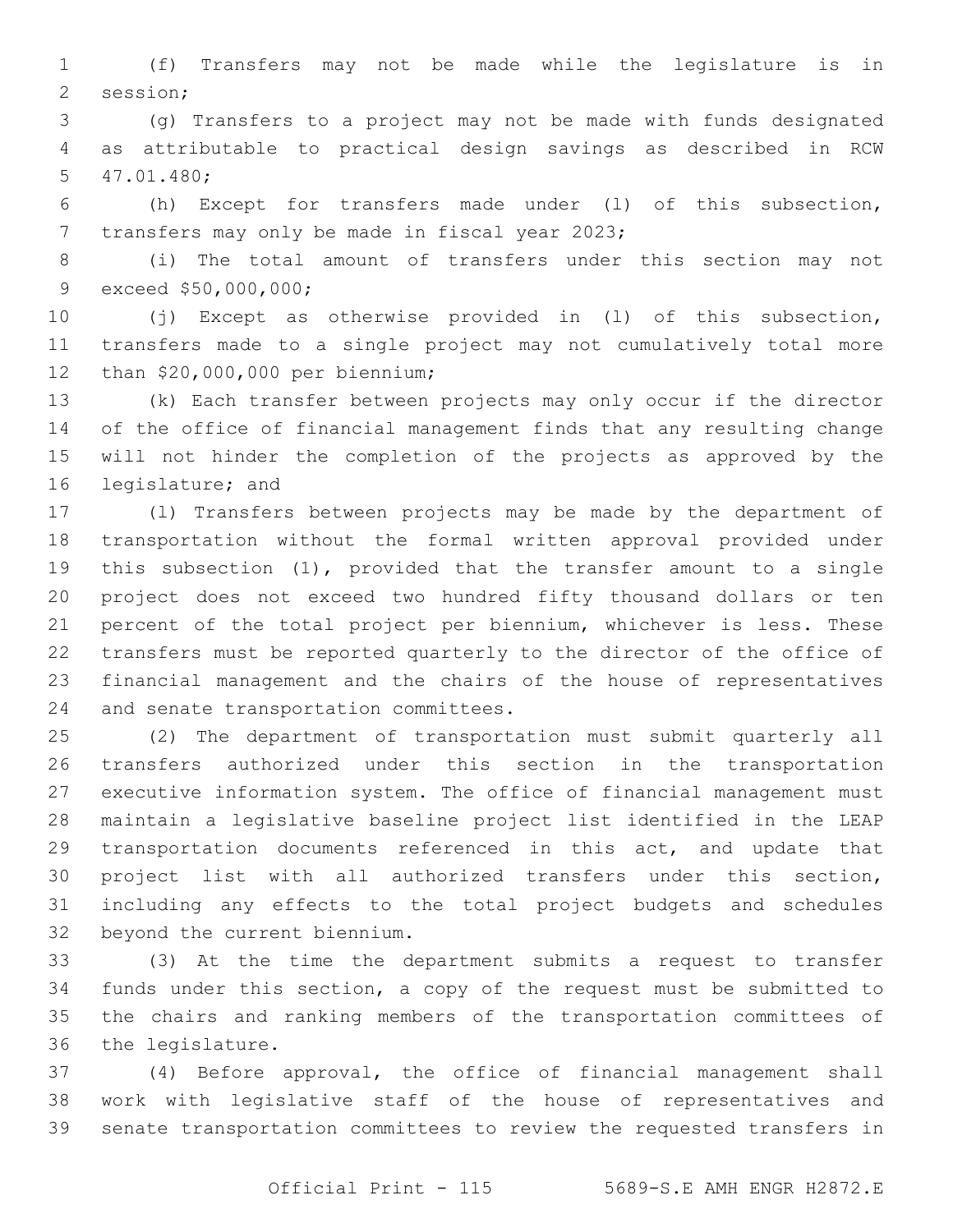(f) Transfers may not be made while the legislature is in session;

(g) Transfers to a project may not be made with funds designated as attributable to practical design savings as described in RCW 47.01.480;

(h) Except for transfers made under (l) of this subsection, transfers may only be made in fiscal year 2023;

(i) The total amount of transfers under this section may not exceed $50,000,000;

(j) Except as otherwise provided in (l) of this subsection, transfers made to a single project may not cumulatively total more than $20,000,000 per biennium;

(k) Each transfer between projects may only occur if the director of the office of financial management finds that any resulting change will not hinder the completion of the projects as approved by the legislature; and

(l) Transfers between projects may be made by the department of transportation without the formal written approval provided under this subsection (1), provided that the transfer amount to a single project does not exceed two hundred fifty thousand dollars or ten percent of the total project per biennium, whichever is less. These transfers must be reported quarterly to the director of the office of financial management and the chairs of the house of representatives and senate transportation committees.

(2) The department of transportation must submit quarterly all transfers authorized under this section in the transportation executive information system. The office of financial management must maintain a legislative baseline project list identified in the LEAP transportation documents referenced in this act, and update that project list with all authorized transfers under this section, including any effects to the total project budgets and schedules beyond the current biennium.

(3) At the time the department submits a request to transfer funds under this section, a copy of the request must be submitted to the chairs and ranking members of the transportation committees of the legislature.

(4) Before approval, the office of financial management shall work with legislative staff of the house of representatives and senate transportation committees to review the requested transfers in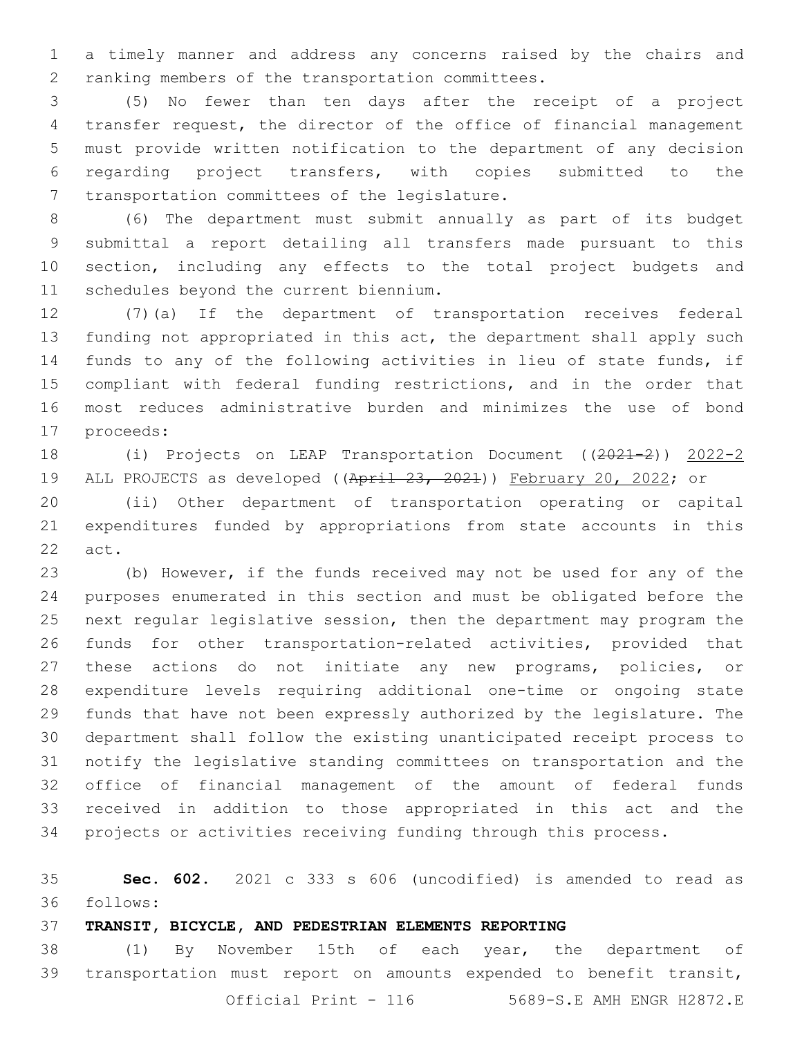a timely manner and address any concerns raised by the chairs and ranking members of the transportation committees.

(5) No fewer than ten days after the receipt of a project transfer request, the director of the office of financial management must provide written notification to the department of any decision regarding project transfers, with copies submitted to the transportation committees of the legislature.

(6) The department must submit annually as part of its budget submittal a report detailing all transfers made pursuant to this section, including any effects to the total project budgets and schedules beyond the current biennium.

(7)(a) If the department of transportation receives federal funding not appropriated in this act, the department shall apply such funds to any of the following activities in lieu of state funds, if compliant with federal funding restrictions, and in the order that most reduces administrative burden and minimizes the use of bond proceeds:

(i) Projects on LEAP Transportation Document ((~~2021-2~~)) <u>2022-2</u> ALL PROJECTS as developed ((~~April 23, 2021~~)) <u>February 20, 2022</u>; or

(ii) Other department of transportation operating or capital expenditures funded by appropriations from state accounts in this act.

(b) However, if the funds received may not be used for any of the purposes enumerated in this section and must be obligated before the next regular legislative session, then the department may program the funds for other transportation-related activities, provided that these actions do not initiate any new programs, policies, or expenditure levels requiring additional one-time or ongoing state funds that have not been expressly authorized by the legislature. The department shall follow the existing unanticipated receipt process to notify the legislative standing committees on transportation and the office of financial management of the amount of federal funds received in addition to those appropriated in this act and the projects or activities receiving funding through this process.

**Sec. 602.** 2021 c 333 s 606 (uncodified) is amended to read as follows:

**TRANSIT, BICYCLE, AND PEDESTRIAN ELEMENTS REPORTING**

(1) By November 15th of each year, the department of transportation must report on amounts expended to benefit transit,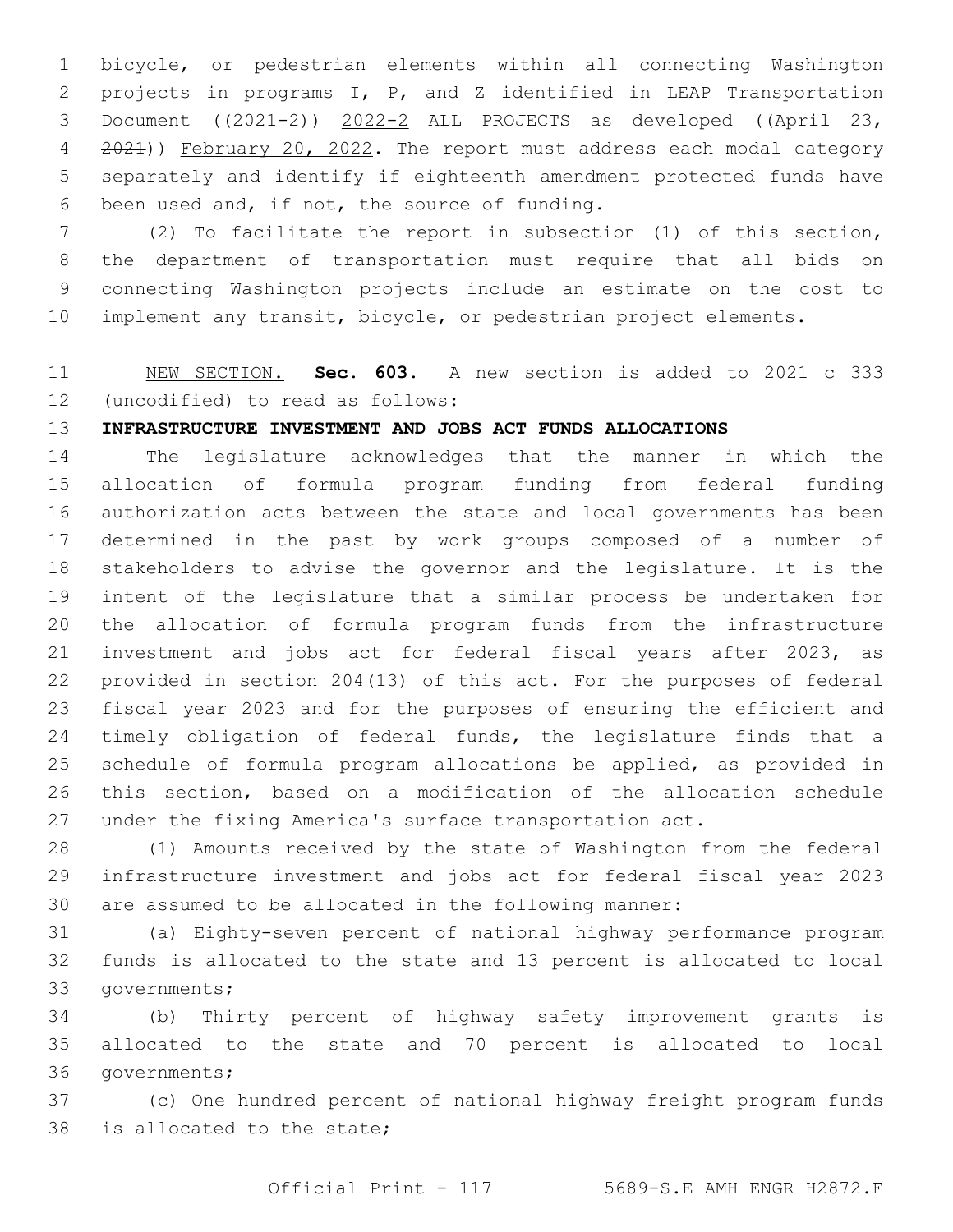bicycle, or pedestrian elements within all connecting Washington projects in programs I, P, and Z identified in LEAP Transportation Document ((~~2021-2~~)) 2022-2 ALL PROJECTS as developed ((~~April 23, 2021~~)) February 20, 2022. The report must address each modal category separately and identify if eighteenth amendment protected funds have been used and, if not, the source of funding.

(2) To facilitate the report in subsection (1) of this section, the department of transportation must require that all bids on connecting Washington projects include an estimate on the cost to implement any transit, bicycle, or pedestrian project elements.

NEW SECTION. **Sec. 603.** A new section is added to 2021 c 333 (uncodified) to read as follows:

**INFRASTRUCTURE INVESTMENT AND JOBS ACT FUNDS ALLOCATIONS**

The legislature acknowledges that the manner in which the allocation of formula program funding from federal funding authorization acts between the state and local governments has been determined in the past by work groups composed of a number of stakeholders to advise the governor and the legislature. It is the intent of the legislature that a similar process be undertaken for the allocation of formula program funds from the infrastructure investment and jobs act for federal fiscal years after 2023, as provided in section 204(13) of this act. For the purposes of federal fiscal year 2023 and for the purposes of ensuring the efficient and timely obligation of federal funds, the legislature finds that a schedule of formula program allocations be applied, as provided in this section, based on a modification of the allocation schedule under the fixing America's surface transportation act.

(1) Amounts received by the state of Washington from the federal infrastructure investment and jobs act for federal fiscal year 2023 are assumed to be allocated in the following manner:

(a) Eighty-seven percent of national highway performance program funds is allocated to the state and 13 percent is allocated to local governments;

(b) Thirty percent of highway safety improvement grants is allocated to the state and 70 percent is allocated to local governments;

(c) One hundred percent of national highway freight program funds is allocated to the state;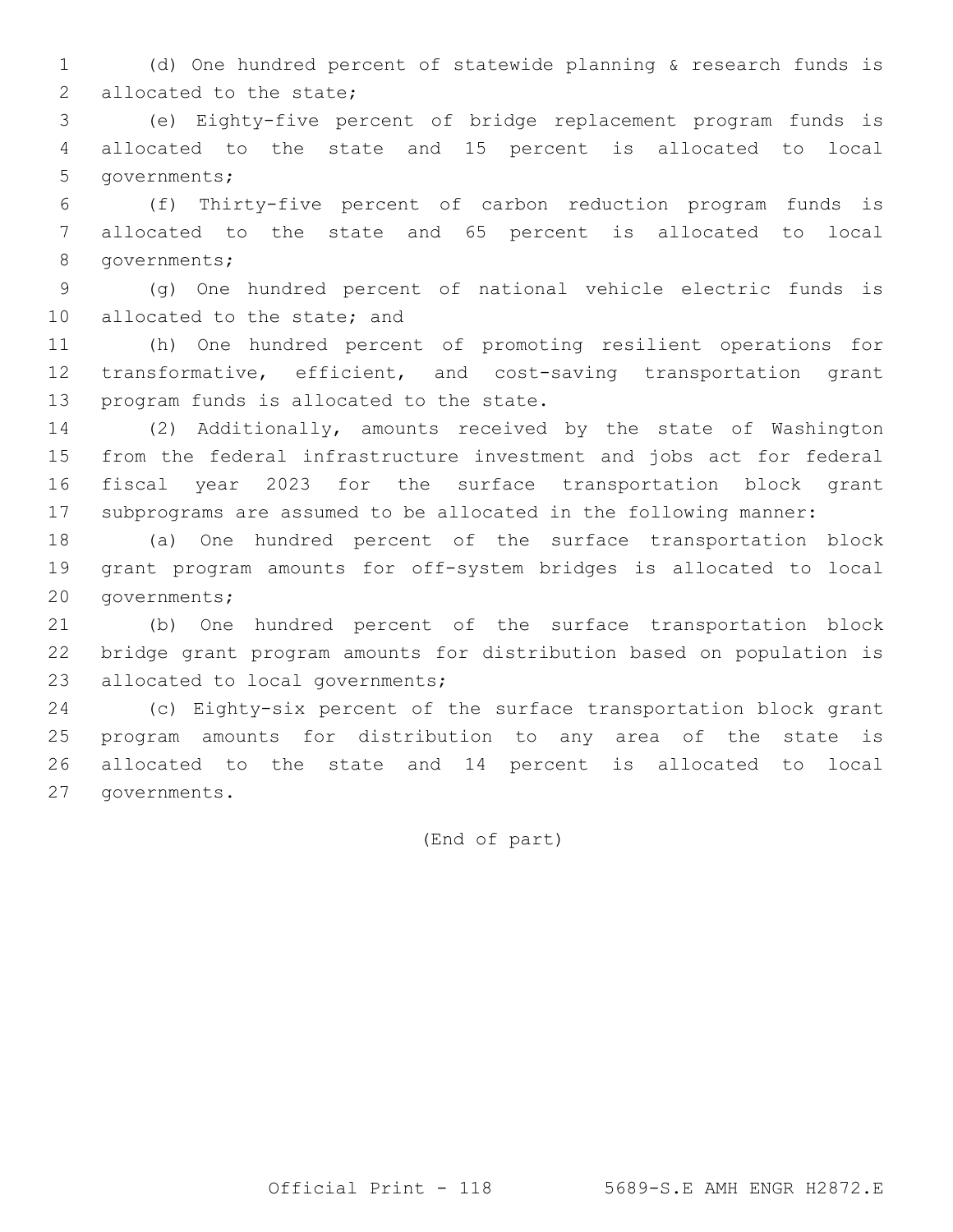(d) One hundred percent of statewide planning & research funds is allocated to the state;

(e) Eighty-five percent of bridge replacement program funds is allocated to the state and 15 percent is allocated to local governments;

(f) Thirty-five percent of carbon reduction program funds is allocated to the state and 65 percent is allocated to local governments;

(g) One hundred percent of national vehicle electric funds is allocated to the state; and

(h) One hundred percent of promoting resilient operations for transformative, efficient, and cost-saving transportation grant program funds is allocated to the state.

(2) Additionally, amounts received by the state of Washington from the federal infrastructure investment and jobs act for federal fiscal year 2023 for the surface transportation block grant subprograms are assumed to be allocated in the following manner:

(a) One hundred percent of the surface transportation block grant program amounts for off-system bridges is allocated to local governments;

(b) One hundred percent of the surface transportation block bridge grant program amounts for distribution based on population is allocated to local governments;

(c) Eighty-six percent of the surface transportation block grant program amounts for distribution to any area of the state is allocated to the state and 14 percent is allocated to local governments.

(End of part)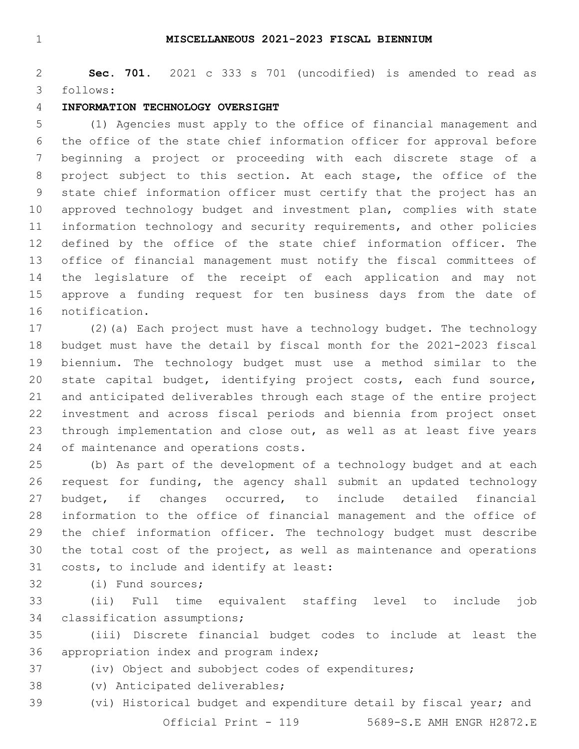# MISCELLANEOUS 2021-2023 FISCAL BIENNIUM

**Sec. 701.** 2021 c 333 s 701 (uncodified) is amended to read as follows:

**INFORMATION TECHNOLOGY OVERSIGHT**

(1) Agencies must apply to the office of financial management and the office of the state chief information officer for approval before beginning a project or proceeding with each discrete stage of a project subject to this section. At each stage, the office of the state chief information officer must certify that the project has an approved technology budget and investment plan, complies with state information technology and security requirements, and other policies defined by the office of the state chief information officer. The office of financial management must notify the fiscal committees of the legislature of the receipt of each application and may not approve a funding request for ten business days from the date of notification.

(2)(a) Each project must have a technology budget. The technology budget must have the detail by fiscal month for the 2021-2023 fiscal biennium. The technology budget must use a method similar to the state capital budget, identifying project costs, each fund source, and anticipated deliverables through each stage of the entire project investment and across fiscal periods and biennia from project onset through implementation and close out, as well as at least five years of maintenance and operations costs.

(b) As part of the development of a technology budget and at each request for funding, the agency shall submit an updated technology budget, if changes occurred, to include detailed financial information to the office of financial management and the office of the chief information officer. The technology budget must describe the total cost of the project, as well as maintenance and operations costs, to include and identify at least:

(i) Fund sources;

(ii) Full time equivalent staffing level to include job classification assumptions;

(iii) Discrete financial budget codes to include at least the appropriation index and program index;

(iv) Object and subobject codes of expenditures;

(v) Anticipated deliverables;

(vi) Historical budget and expenditure detail by fiscal year; and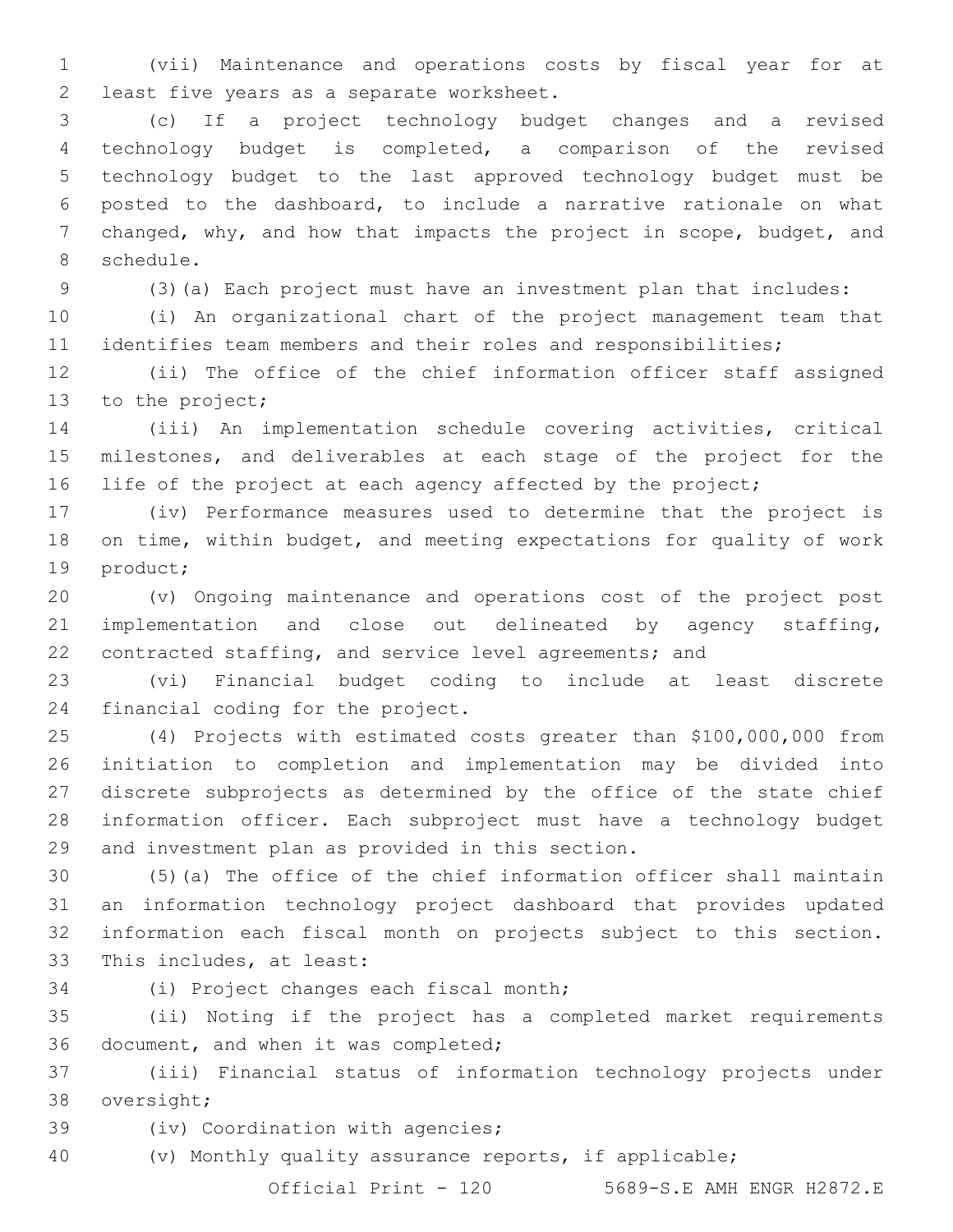(vii) Maintenance and operations costs by fiscal year for at least five years as a separate worksheet.

(c) If a project technology budget changes and a revised technology budget is completed, a comparison of the revised technology budget to the last approved technology budget must be posted to the dashboard, to include a narrative rationale on what changed, why, and how that impacts the project in scope, budget, and schedule.

(3)(a) Each project must have an investment plan that includes:

(i) An organizational chart of the project management team that identifies team members and their roles and responsibilities;

(ii) The office of the chief information officer staff assigned to the project;

(iii) An implementation schedule covering activities, critical milestones, and deliverables at each stage of the project for the life of the project at each agency affected by the project;

(iv) Performance measures used to determine that the project is on time, within budget, and meeting expectations for quality of work product;

(v) Ongoing maintenance and operations cost of the project post implementation and close out delineated by agency staffing, contracted staffing, and service level agreements; and

(vi) Financial budget coding to include at least discrete financial coding for the project.

(4) Projects with estimated costs greater than $100,000,000 from initiation to completion and implementation may be divided into discrete subprojects as determined by the office of the state chief information officer. Each subproject must have a technology budget and investment plan as provided in this section.

(5)(a) The office of the chief information officer shall maintain an information technology project dashboard that provides updated information each fiscal month on projects subject to this section. This includes, at least:

(i) Project changes each fiscal month;

(ii) Noting if the project has a completed market requirements document, and when it was completed;

(iii) Financial status of information technology projects under oversight;

(iv) Coordination with agencies;

(v) Monthly quality assurance reports, if applicable;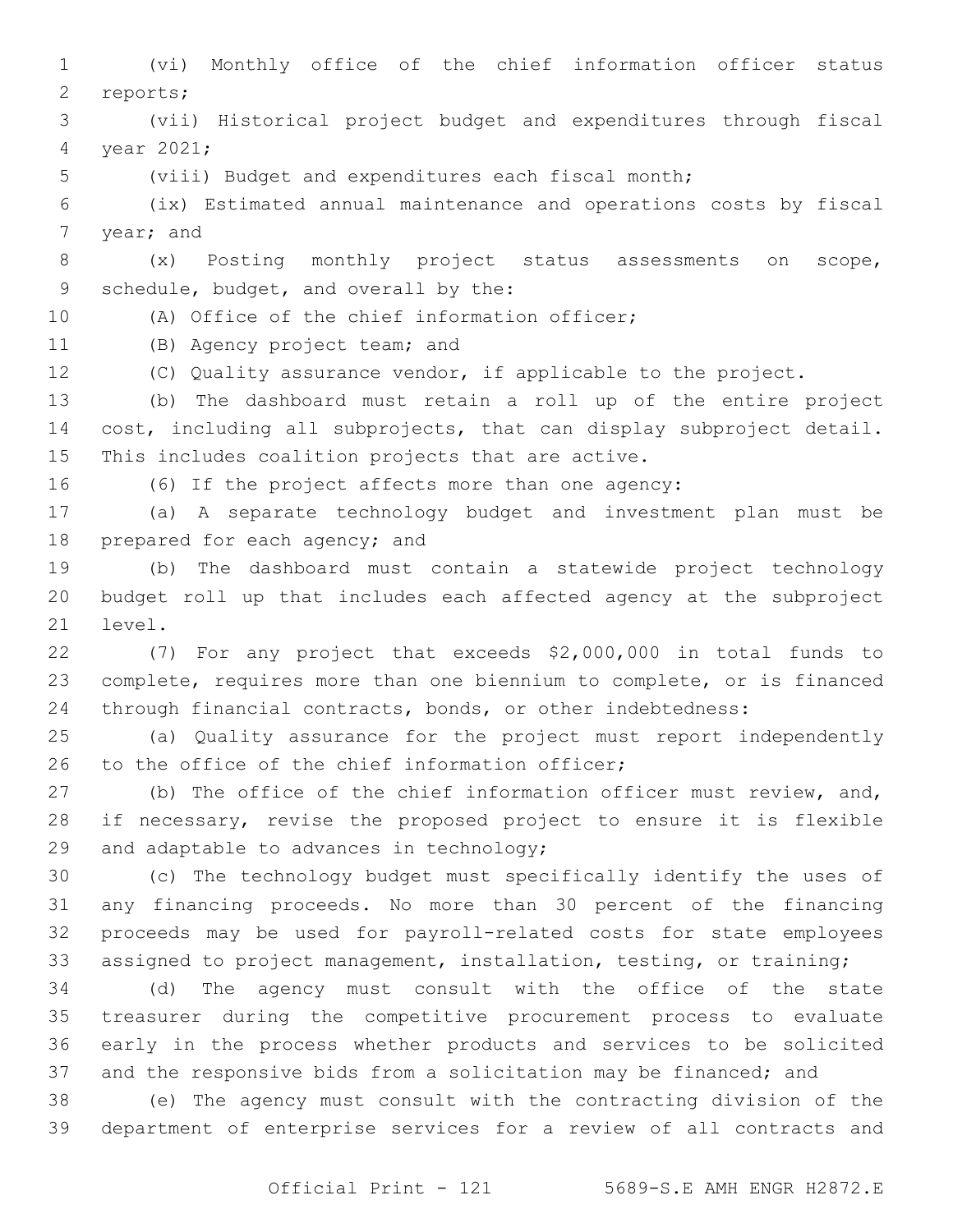(vi) Monthly office of the chief information officer status reports;

(vii) Historical project budget and expenditures through fiscal year 2021;

(viii) Budget and expenditures each fiscal month;

(ix) Estimated annual maintenance and operations costs by fiscal year; and

(x) Posting monthly project status assessments on scope, schedule, budget, and overall by the:

(A) Office of the chief information officer;

(B) Agency project team; and

(C) Quality assurance vendor, if applicable to the project.

(b) The dashboard must retain a roll up of the entire project cost, including all subprojects, that can display subproject detail. This includes coalition projects that are active.

(6) If the project affects more than one agency:

(a) A separate technology budget and investment plan must be prepared for each agency; and

(b) The dashboard must contain a statewide project technology budget roll up that includes each affected agency at the subproject level.

(7) For any project that exceeds $2,000,000 in total funds to complete, requires more than one biennium to complete, or is financed through financial contracts, bonds, or other indebtedness:

(a) Quality assurance for the project must report independently to the office of the chief information officer;

(b) The office of the chief information officer must review, and, if necessary, revise the proposed project to ensure it is flexible and adaptable to advances in technology;

(c) The technology budget must specifically identify the uses of any financing proceeds. No more than 30 percent of the financing proceeds may be used for payroll-related costs for state employees assigned to project management, installation, testing, or training;

(d) The agency must consult with the office of the state treasurer during the competitive procurement process to evaluate early in the process whether products and services to be solicited and the responsive bids from a solicitation may be financed; and

(e) The agency must consult with the contracting division of the department of enterprise services for a review of all contracts and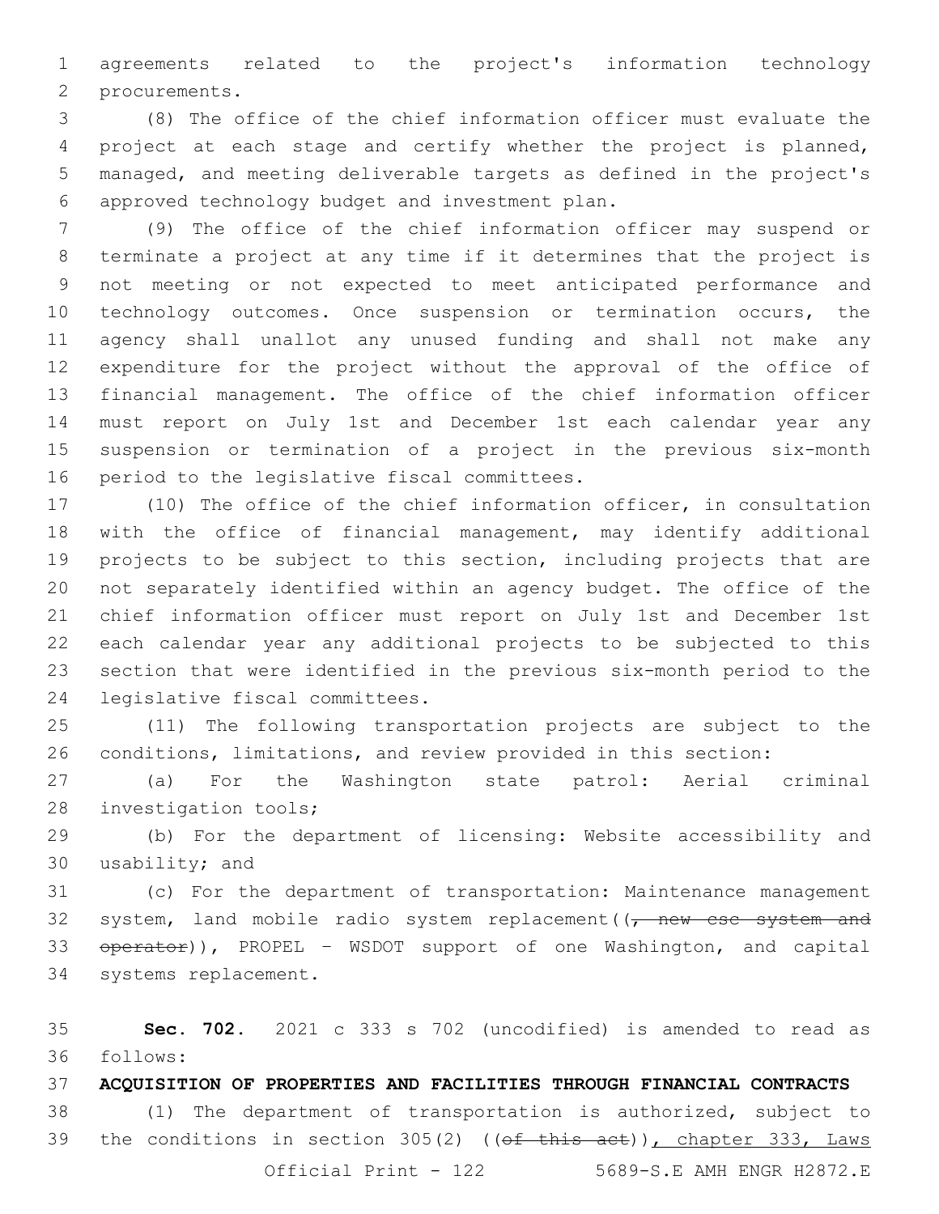agreements related to the project's information technology procurements.

(8) The office of the chief information officer must evaluate the project at each stage and certify whether the project is planned, managed, and meeting deliverable targets as defined in the project's approved technology budget and investment plan.

(9) The office of the chief information officer may suspend or terminate a project at any time if it determines that the project is not meeting or not expected to meet anticipated performance and technology outcomes. Once suspension or termination occurs, the agency shall unallot any unused funding and shall not make any expenditure for the project without the approval of the office of financial management. The office of the chief information officer must report on July 1st and December 1st each calendar year any suspension or termination of a project in the previous six-month period to the legislative fiscal committees.

(10) The office of the chief information officer, in consultation with the office of financial management, may identify additional projects to be subject to this section, including projects that are not separately identified within an agency budget. The office of the chief information officer must report on July 1st and December 1st each calendar year any additional projects to be subjected to this section that were identified in the previous six-month period to the legislative fiscal committees.

(11) The following transportation projects are subject to the conditions, limitations, and review provided in this section:

(a) For the Washington state patrol: Aerial criminal investigation tools;

(b) For the department of licensing: Website accessibility and usability; and

(c) For the department of transportation: Maintenance management system, land mobile radio system replacement((~~, new csc system and operator~~)), PROPEL – WSDOT support of one Washington, and capital systems replacement.

**Sec. 702.** 2021 c 333 s 702 (uncodified) is amended to read as follows:

**ACQUISITION OF PROPERTIES AND FACILITIES THROUGH FINANCIAL CONTRACTS**

(1) The department of transportation is authorized, subject to the conditions in section 305(2) ((~~of this act~~))<u>, chapter 333, Laws</u>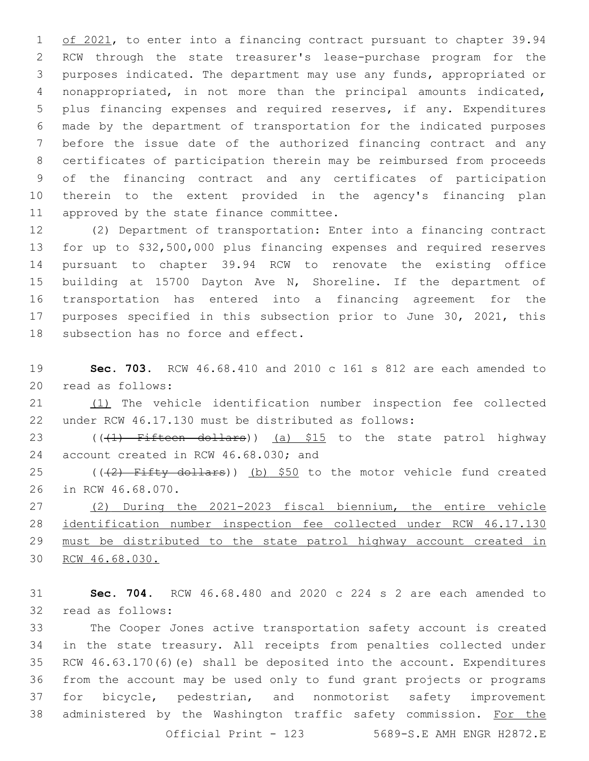of 2021, to enter into a financing contract pursuant to chapter 39.94 RCW through the state treasurer's lease-purchase program for the purposes indicated. The department may use any funds, appropriated or nonappropriated, in not more than the principal amounts indicated, plus financing expenses and required reserves, if any. Expenditures made by the department of transportation for the indicated purposes before the issue date of the authorized financing contract and any certificates of participation therein may be reimbursed from proceeds of the financing contract and any certificates of participation therein to the extent provided in the agency's financing plan approved by the state finance committee.

(2) Department of transportation: Enter into a financing contract for up to $32,500,000 plus financing expenses and required reserves pursuant to chapter 39.94 RCW to renovate the existing office building at 15700 Dayton Ave N, Shoreline. If the department of transportation has entered into a financing agreement for the purposes specified in this subsection prior to June 30, 2021, this subsection has no force and effect.

**Sec. 703.** RCW 46.68.410 and 2010 c 161 s 812 are each amended to read as follows:

(1) The vehicle identification number inspection fee collected under RCW 46.17.130 must be distributed as follows:

((~~(1) Fifteen dollars~~)) (a) $15 to the state patrol highway account created in RCW 46.68.030; and

((~~(2) Fifty dollars~~)) (b) $50 to the motor vehicle fund created in RCW 46.68.070.

(2) During the 2021-2023 fiscal biennium, the entire vehicle identification number inspection fee collected under RCW 46.17.130 must be distributed to the state patrol highway account created in RCW 46.68.030.

**Sec. 704.** RCW 46.68.480 and 2020 c 224 s 2 are each amended to read as follows:

The Cooper Jones active transportation safety account is created in the state treasury. All receipts from penalties collected under RCW 46.63.170(6)(e) shall be deposited into the account. Expenditures from the account may be used only to fund grant projects or programs for bicycle, pedestrian, and nonmotorist safety improvement administered by the Washington traffic safety commission. For the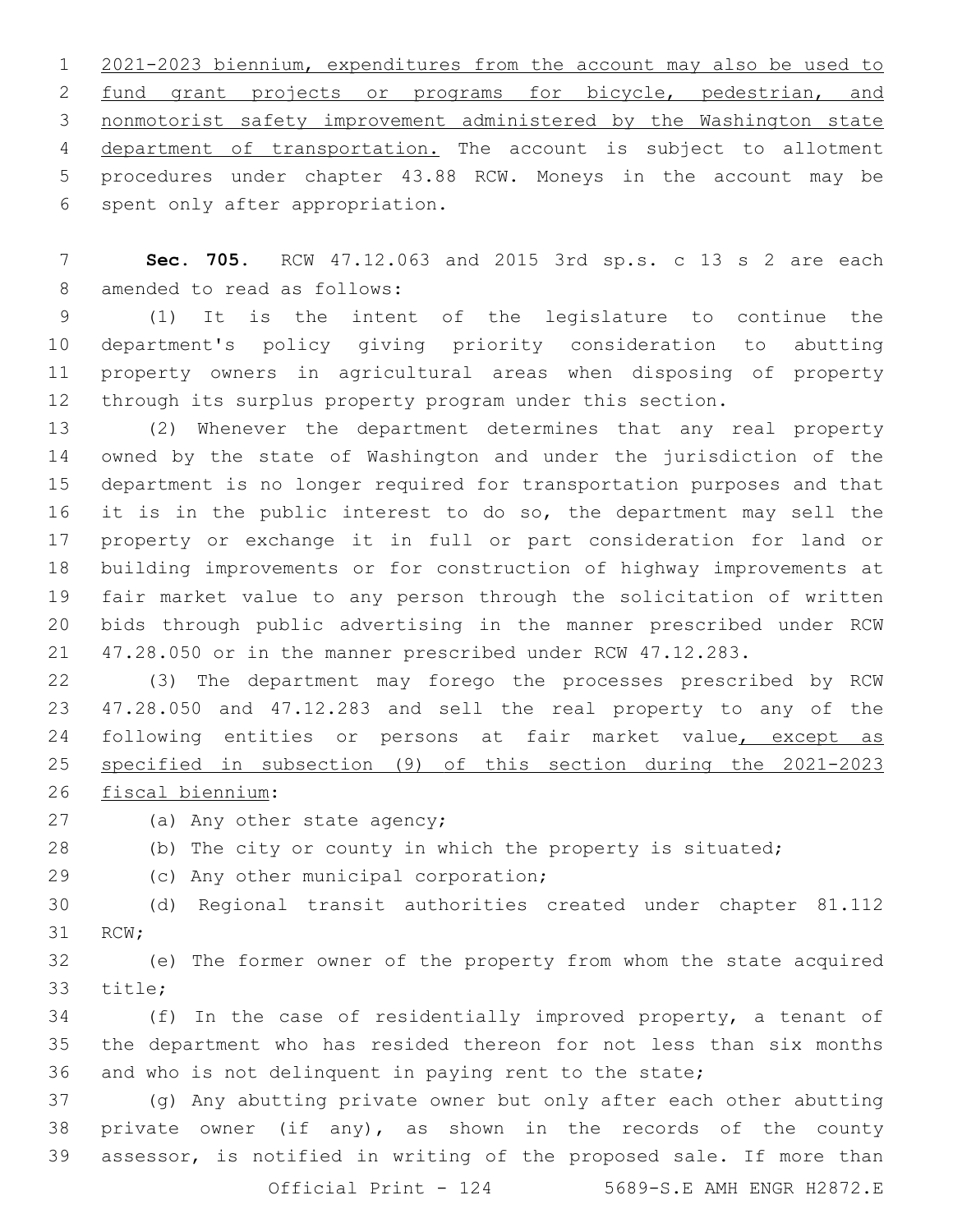2021-2023 biennium, expenditures from the account may also be used to fund grant projects or programs for bicycle, pedestrian, and nonmotorist safety improvement administered by the Washington state department of transportation. The account is subject to allotment procedures under chapter 43.88 RCW. Moneys in the account may be spent only after appropriation.

**Sec. 705.** RCW 47.12.063 and 2015 3rd sp.s. c 13 s 2 are each amended to read as follows:

(1) It is the intent of the legislature to continue the department's policy giving priority consideration to abutting property owners in agricultural areas when disposing of property through its surplus property program under this section.

(2) Whenever the department determines that any real property owned by the state of Washington and under the jurisdiction of the department is no longer required for transportation purposes and that it is in the public interest to do so, the department may sell the property or exchange it in full or part consideration for land or building improvements or for construction of highway improvements at fair market value to any person through the solicitation of written bids through public advertising in the manner prescribed under RCW 47.28.050 or in the manner prescribed under RCW 47.12.283.

(3) The department may forego the processes prescribed by RCW 47.28.050 and 47.12.283 and sell the real property to any of the following entities or persons at fair market value, except as specified in subsection (9) of this section during the 2021-2023 fiscal biennium:

(a) Any other state agency;

(b) The city or county in which the property is situated;

(c) Any other municipal corporation;

(d) Regional transit authorities created under chapter 81.112 RCW;

(e) The former owner of the property from whom the state acquired title;

(f) In the case of residentially improved property, a tenant of the department who has resided thereon for not less than six months and who is not delinquent in paying rent to the state;

(g) Any abutting private owner but only after each other abutting private owner (if any), as shown in the records of the county assessor, is notified in writing of the proposed sale. If more than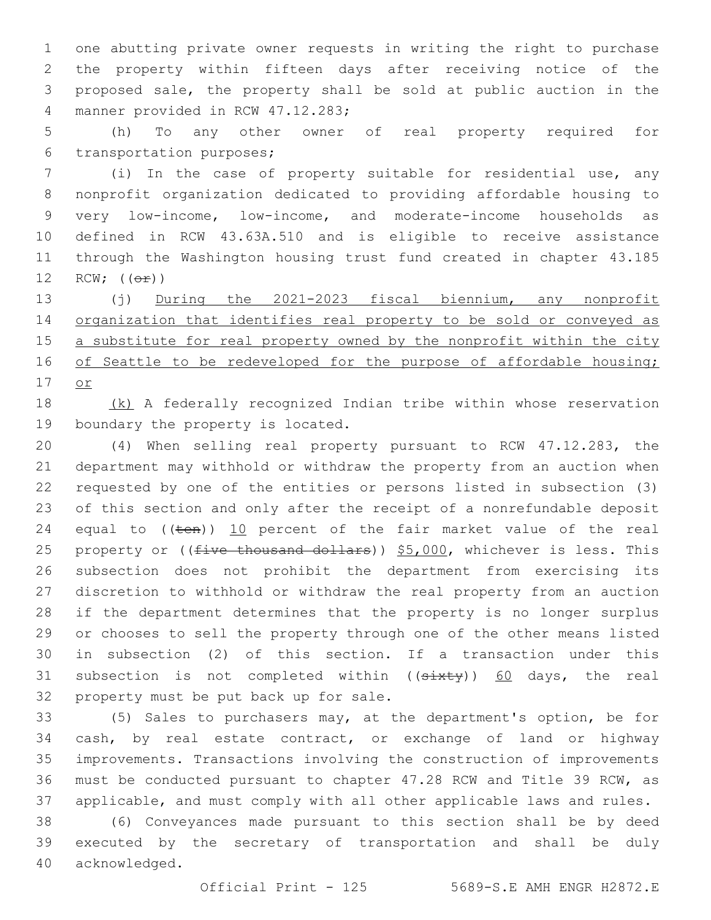one abutting private owner requests in writing the right to purchase the property within fifteen days after receiving notice of the proposed sale, the property shall be sold at public auction in the manner provided in RCW 47.12.283;

(h) To any other owner of real property required for transportation purposes;

(i) In the case of property suitable for residential use, any nonprofit organization dedicated to providing affordable housing to very low-income, low-income, and moderate-income households as defined in RCW 43.63A.510 and is eligible to receive assistance through the Washington housing trust fund created in chapter 43.185 RCW; ((~~or~~))

(j) <u>During the 2021-2023 fiscal biennium, any nonprofit organization that identifies real property to be sold or conveyed as a substitute for real property owned by the nonprofit within the city of Seattle to be redeveloped for the purpose of affordable housing; or</u>

<u>(k)</u> A federally recognized Indian tribe within whose reservation boundary the property is located.

(4) When selling real property pursuant to RCW 47.12.283, the department may withhold or withdraw the property from an auction when requested by one of the entities or persons listed in subsection (3) of this section and only after the receipt of a nonrefundable deposit equal to ((~~ten~~)) <u>10</u> percent of the fair market value of the real property or ((~~five thousand dollars~~)) <u>$5,000</u>, whichever is less. This subsection does not prohibit the department from exercising its discretion to withhold or withdraw the real property from an auction if the department determines that the property is no longer surplus or chooses to sell the property through one of the other means listed in subsection (2) of this section. If a transaction under this subsection is not completed within ((~~sixty~~)) <u>60</u> days, the real property must be put back up for sale.

(5) Sales to purchasers may, at the department's option, be for cash, by real estate contract, or exchange of land or highway improvements. Transactions involving the construction of improvements must be conducted pursuant to chapter 47.28 RCW and Title 39 RCW, as applicable, and must comply with all other applicable laws and rules.

(6) Conveyances made pursuant to this section shall be by deed executed by the secretary of transportation and shall be duly acknowledged.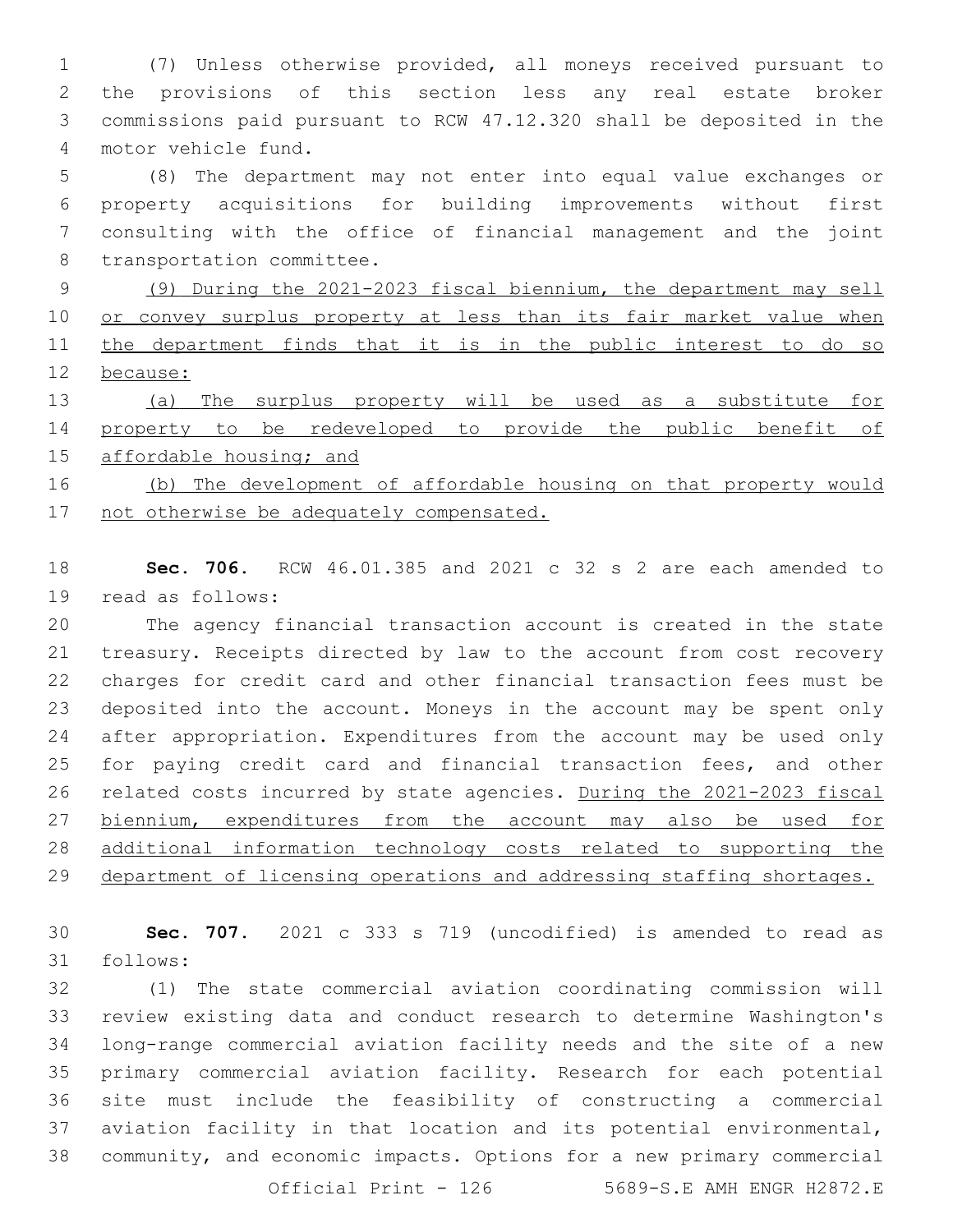(7) Unless otherwise provided, all moneys received pursuant to the provisions of this section less any real estate broker commissions paid pursuant to RCW 47.12.320 shall be deposited in the motor vehicle fund.

(8) The department may not enter into equal value exchanges or property acquisitions for building improvements without first consulting with the office of financial management and the joint transportation committee.

<u>(9) During the 2021-2023 fiscal biennium, the department may sell or convey surplus property at less than its fair market value when the department finds that it is in the public interest to do so because:</u>

<u>(a) The surplus property will be used as a substitute for property to be redeveloped to provide the public benefit of affordable housing; and</u>

<u>(b) The development of affordable housing on that property would not otherwise be adequately compensated.</u>

**Sec. 706.** RCW 46.01.385 and 2021 c 32 s 2 are each amended to read as follows:

The agency financial transaction account is created in the state treasury. Receipts directed by law to the account from cost recovery charges for credit card and other financial transaction fees must be deposited into the account. Moneys in the account may be spent only after appropriation. Expenditures from the account may be used only for paying credit card and financial transaction fees, and other related costs incurred by state agencies. <u>During the 2021-2023 fiscal biennium, expenditures from the account may also be used for additional information technology costs related to supporting the department of licensing operations and addressing staffing shortages.</u>

**Sec. 707.** 2021 c 333 s 719 (uncodified) is amended to read as follows:

(1) The state commercial aviation coordinating commission will review existing data and conduct research to determine Washington's long-range commercial aviation facility needs and the site of a new primary commercial aviation facility. Research for each potential site must include the feasibility of constructing a commercial aviation facility in that location and its potential environmental, community, and economic impacts. Options for a new primary commercial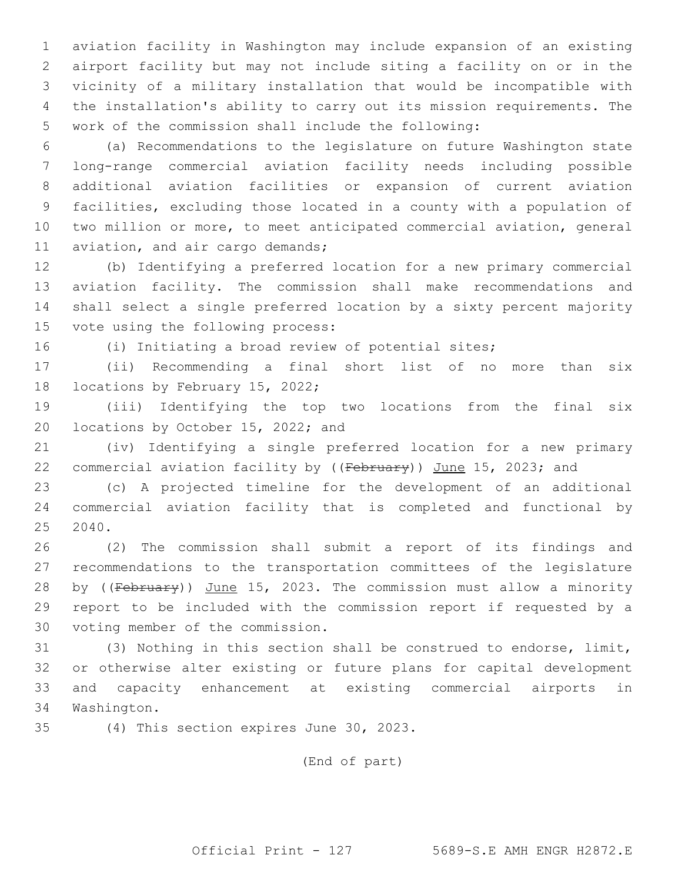aviation facility in Washington may include expansion of an existing airport facility but may not include siting a facility on or in the vicinity of a military installation that would be incompatible with the installation's ability to carry out its mission requirements. The work of the commission shall include the following:

(a) Recommendations to the legislature on future Washington state long-range commercial aviation facility needs including possible additional aviation facilities or expansion of current aviation facilities, excluding those located in a county with a population of two million or more, to meet anticipated commercial aviation, general aviation, and air cargo demands;

(b) Identifying a preferred location for a new primary commercial aviation facility. The commission shall make recommendations and shall select a single preferred location by a sixty percent majority vote using the following process:

(i) Initiating a broad review of potential sites;

(ii) Recommending a final short list of no more than six locations by February 15, 2022;

(iii) Identifying the top two locations from the final six locations by October 15, 2022; and

(iv) Identifying a single preferred location for a new primary commercial aviation facility by ((~~February~~)) <u>June</u> 15, 2023; and

(c) A projected timeline for the development of an additional commercial aviation facility that is completed and functional by 2040.

(2) The commission shall submit a report of its findings and recommendations to the transportation committees of the legislature by ((~~February~~)) <u>June</u> 15, 2023. The commission must allow a minority report to be included with the commission report if requested by a voting member of the commission.

(3) Nothing in this section shall be construed to endorse, limit, or otherwise alter existing or future plans for capital development and capacity enhancement at existing commercial airports in Washington.

(4) This section expires June 30, 2023.

(End of part)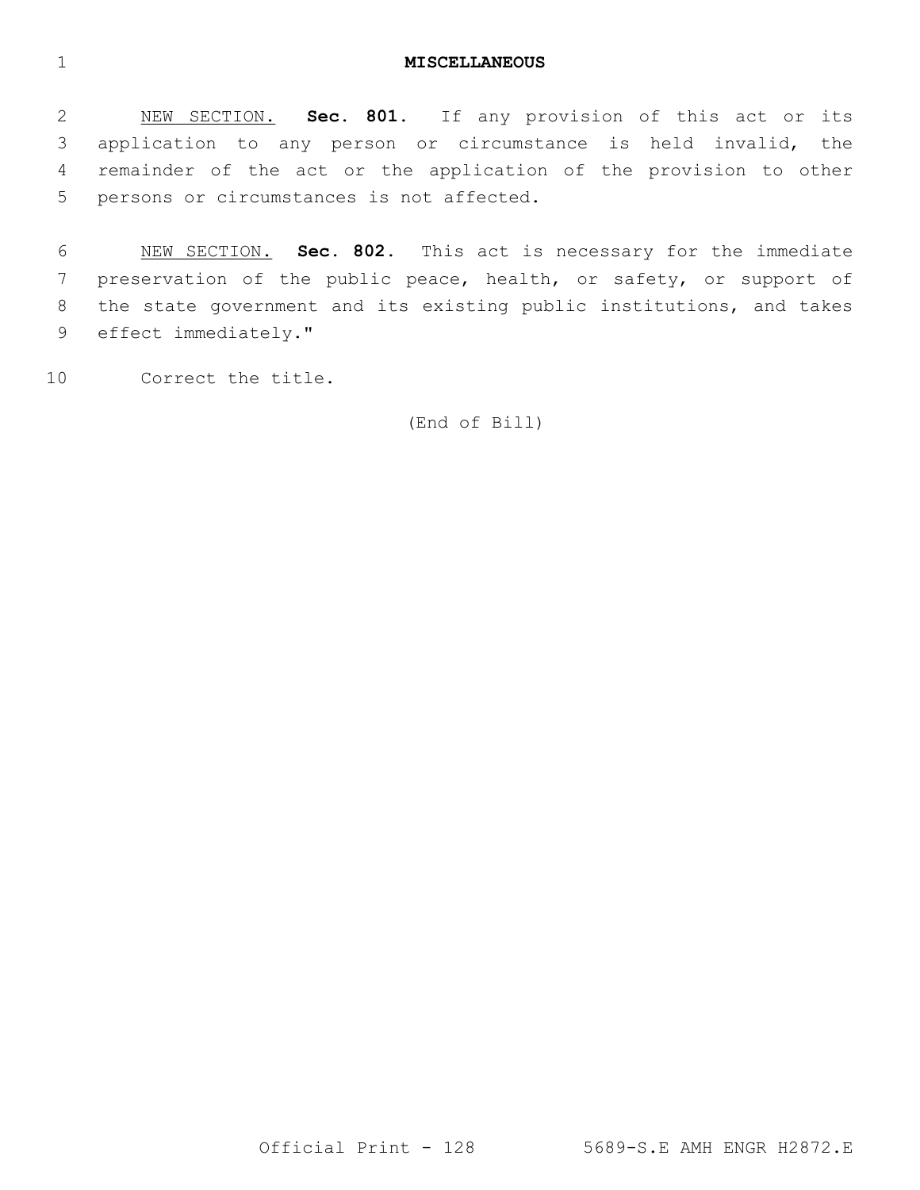**MISCELLANEOUS**

NEW SECTION. **Sec. 801.** If any provision of this act or its application to any person or circumstance is held invalid, the remainder of the act or the application of the provision to other persons or circumstances is not affected.

NEW SECTION. **Sec. 802.** This act is necessary for the immediate preservation of the public peace, health, or safety, or support of the state government and its existing public institutions, and takes effect immediately."

Correct the title.

(End of Bill)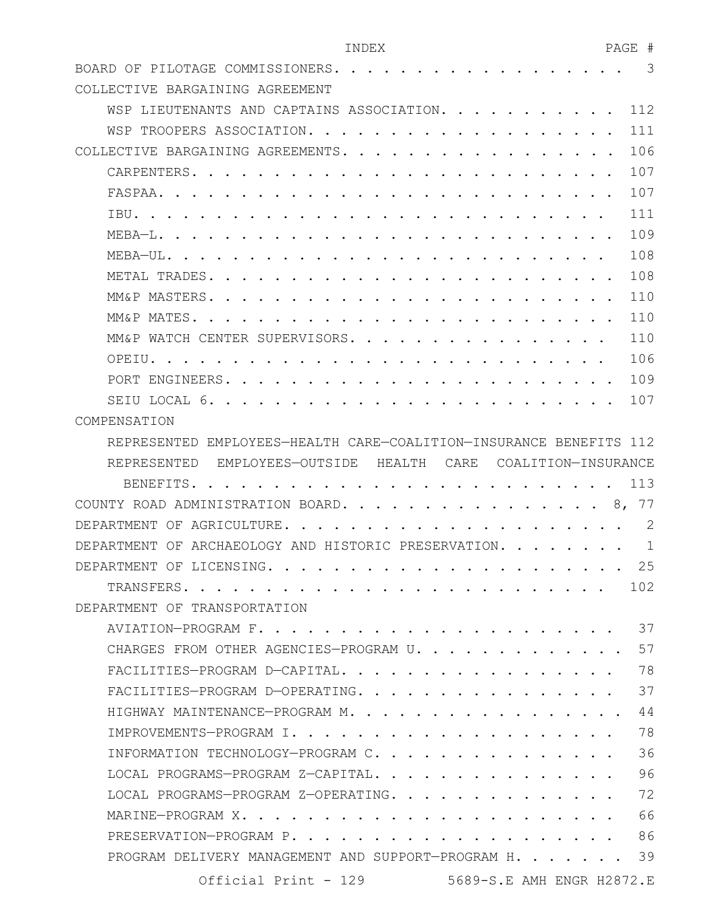INDEX PAGE #

BOARD OF PILOTAGE COMMISSIONERS. . . . . . . . . . . . . . . . . . . 3
COLLECTIVE BARGAINING AGREEMENT
- WSP LIEUTENANTS AND CAPTAINS ASSOCIATION. . . . . . . . . . . 112
- WSP TROOPERS ASSOCIATION. . . . . . . . . . . . . . . . . . . . 111

COLLECTIVE BARGAINING AGREEMENTS. . . . . . . . . . . . . . . . . . 106
- CARPENTERS. . . . . . . . . . . . . . . . . . . . . . . . . . 107
- FASPAA. . . . . . . . . . . . . . . . . . . . . . . . . . . . 107
- IBU. . . . . . . . . . . . . . . . . . . . . . . . . . . . . 111
- MEBA—L. . . . . . . . . . . . . . . . . . . . . . . . . . . . 109
- MEBA—UL. . . . . . . . . . . . . . . . . . . . . . . . . . . 108
- METAL TRADES. . . . . . . . . . . . . . . . . . . . . . . . . 108
- MM&P MASTERS. . . . . . . . . . . . . . . . . . . . . . . . . 110
- MM&P MATES. . . . . . . . . . . . . . . . . . . . . . . . . . 110
- MM&P WATCH CENTER SUPERVISORS. . . . . . . . . . . . . . . . 110
- OPEIU. . . . . . . . . . . . . . . . . . . . . . . . . . . . 106
- PORT ENGINEERS. . . . . . . . . . . . . . . . . . . . . . . . 109
- SEIU LOCAL 6. . . . . . . . . . . . . . . . . . . . . . . . . 107

COMPENSATION
- REPRESENTED EMPLOYEES—HEALTH CARE—COALITION—INSURANCE BENEFITS 112
- REPRESENTED EMPLOYEES—OUTSIDE HEALTH CARE COALITION—INSURANCE BENEFITS. . . . . . . . . . . . . . . . . . . . . . . . . . 113

COUNTY ROAD ADMINISTRATION BOARD. . . . . . . . . . . . . . . . . 8, 77
DEPARTMENT OF AGRICULTURE. . . . . . . . . . . . . . . . . . . . . 2
DEPARTMENT OF ARCHAEOLOGY AND HISTORIC PRESERVATION. . . . . . . . 1
DEPARTMENT OF LICENSING. . . . . . . . . . . . . . . . . . . . . . 25
- TRANSFERS. . . . . . . . . . . . . . . . . . . . . . . . . . 102

DEPARTMENT OF TRANSPORTATION
- AVIATION—PROGRAM F. . . . . . . . . . . . . . . . . . . . . . 37
- CHARGES FROM OTHER AGENCIES—PROGRAM U. . . . . . . . . . . . . 57
- FACILITIES—PROGRAM D—CAPITAL. . . . . . . . . . . . . . . . . 78
- FACILITIES—PROGRAM D—OPERATING. . . . . . . . . . . . . . . . 37
- HIGHWAY MAINTENANCE—PROGRAM M. . . . . . . . . . . . . . . . . 44
- IMPROVEMENTS—PROGRAM I. . . . . . . . . . . . . . . . . . . . 78
- INFORMATION TECHNOLOGY—PROGRAM C. . . . . . . . . . . . . . . 36
- LOCAL PROGRAMS—PROGRAM Z—CAPITAL. . . . . . . . . . . . . . . 96
- LOCAL PROGRAMS—PROGRAM Z—OPERATING. . . . . . . . . . . . . . 72
- MARINE—PROGRAM X. . . . . . . . . . . . . . . . . . . . . . . 66
- PRESERVATION—PROGRAM P. . . . . . . . . . . . . . . . . . . . 86
- PROGRAM DELIVERY MANAGEMENT AND SUPPORT—PROGRAM H. . . . . . . 39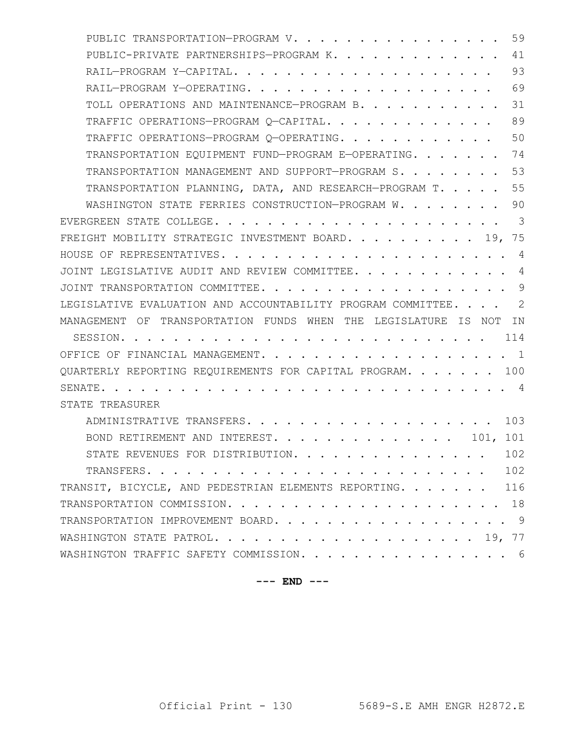PUBLIC TRANSPORTATION—PROGRAM V. . . . . . . . . . . . . . . . . 59
PUBLIC-PRIVATE PARTNERSHIPS—PROGRAM K. . . . . . . . . . . . . . 41
RAIL—PROGRAM Y—CAPITAL. . . . . . . . . . . . . . . . . . . . . 93
RAIL—PROGRAM Y—OPERATING. . . . . . . . . . . . . . . . . . . . 69
TOLL OPERATIONS AND MAINTENANCE—PROGRAM B. . . . . . . . . . . . 31
TRAFFIC OPERATIONS—PROGRAM Q—CAPITAL. . . . . . . . . . . . . . 89
TRAFFIC OPERATIONS—PROGRAM Q—OPERATING. . . . . . . . . . . . . 50
TRANSPORTATION EQUIPMENT FUND—PROGRAM E—OPERATING. . . . . . . 74
TRANSPORTATION MANAGEMENT AND SUPPORT—PROGRAM S. . . . . . . . . 53
TRANSPORTATION PLANNING, DATA, AND RESEARCH—PROGRAM T. . . . . 55
WASHINGTON STATE FERRIES CONSTRUCTION—PROGRAM W. . . . . . . . . 90

EVERGREEN STATE COLLEGE. . . . . . . . . . . . . . . . . . . . . 3
FREIGHT MOBILITY STRATEGIC INVESTMENT BOARD. . . . . . . . . . 19, 75
HOUSE OF REPRESENTATIVES. . . . . . . . . . . . . . . . . . . . . 4
JOINT LEGISLATIVE AUDIT AND REVIEW COMMITTEE. . . . . . . . . . . 4
JOINT TRANSPORTATION COMMITTEE. . . . . . . . . . . . . . . . . . 9
LEGISLATIVE EVALUATION AND ACCOUNTABILITY PROGRAM COMMITTEE. . . . 2
MANAGEMENT OF TRANSPORTATION FUNDS WHEN THE LEGISLATURE IS NOT IN SESSION. . . . . . . . . . . . . . . . . . . . . . . . . . . 114
OFFICE OF FINANCIAL MANAGEMENT. . . . . . . . . . . . . . . . . . 1
QUARTERLY REPORTING REQUIREMENTS FOR CAPITAL PROGRAM. . . . . . . 100
SENATE. . . . . . . . . . . . . . . . . . . . . . . . . . . . . . 4
STATE TREASURER

ADMINISTRATIVE TRANSFERS. . . . . . . . . . . . . . . . . . . 103
BOND RETIREMENT AND INTEREST. . . . . . . . . . . . . . . 101, 101
STATE REVENUES FOR DISTRIBUTION. . . . . . . . . . . . . . . 102
TRANSFERS. . . . . . . . . . . . . . . . . . . . . . . . . . 102

TRANSIT, BICYCLE, AND PEDESTRIAN ELEMENTS REPORTING. . . . . . . 116
TRANSPORTATION COMMISSION. . . . . . . . . . . . . . . . . . . . 18
TRANSPORTATION IMPROVEMENT BOARD. . . . . . . . . . . . . . . . . 9
WASHINGTON STATE PATROL. . . . . . . . . . . . . . . . . . . . 19, 77
WASHINGTON TRAFFIC SAFETY COMMISSION. . . . . . . . . . . . . . . 6

**--- END ---**